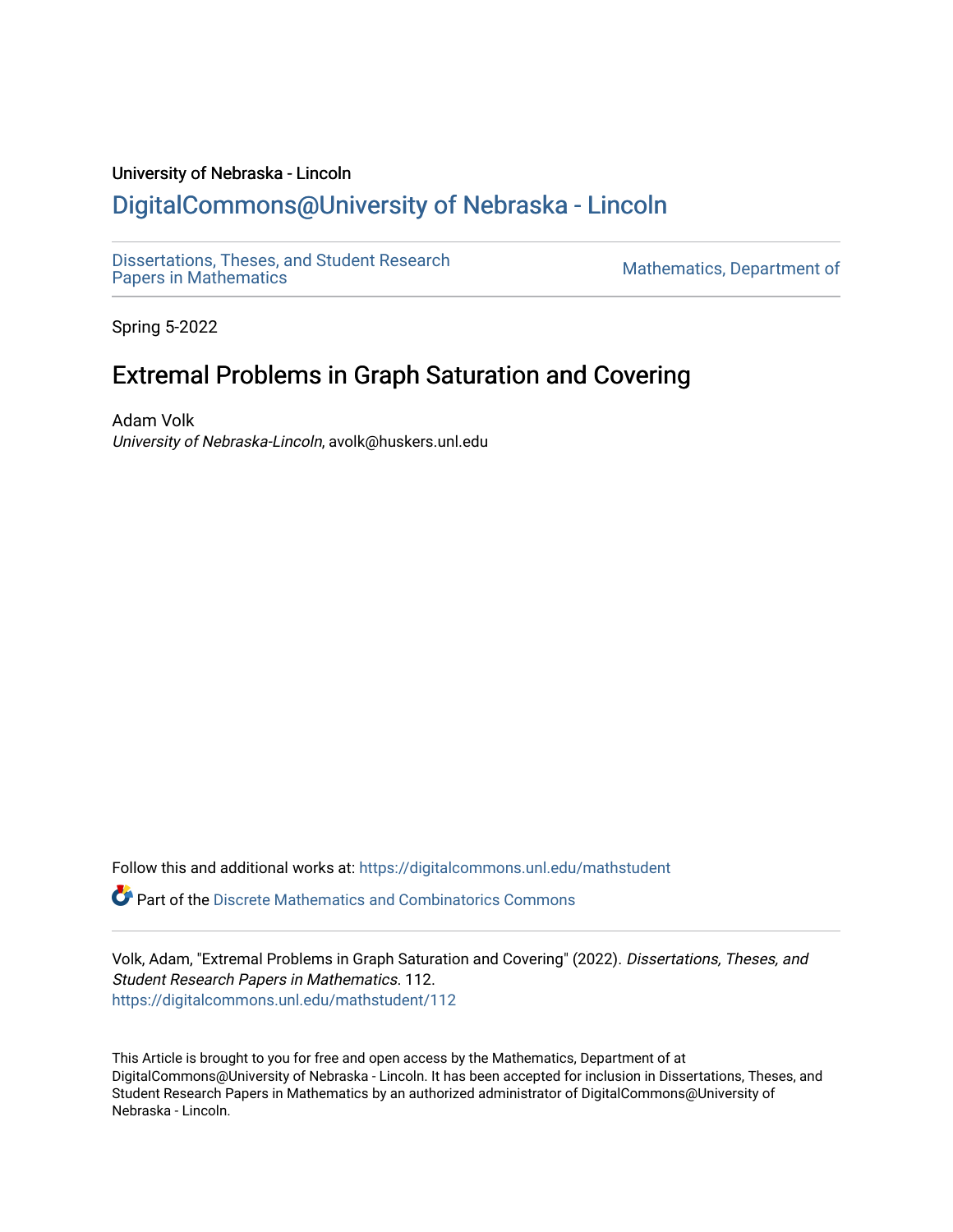University of Nebraska - Lincoln

# DigitalCommons@University of Nebraska - Lincoln

Dissertations, Theses, and Student Research Papers in Mathematics | Mathematics, Department of

Spring 5-2022

## Extremal Problems in Graph Saturation and Covering

Adam Volk
*University of Nebraska-Lincoln*, avolk@huskers.unl.edu

Follow this and additional works at: https://digitalcommons.unl.edu/mathstudent

Part of the Discrete Mathematics and Combinatorics Commons

Volk, Adam, "Extremal Problems in Graph Saturation and Covering" (2022). *Dissertations, Theses, and Student Research Papers in Mathematics*. 112.
https://digitalcommons.unl.edu/mathstudent/112

This Article is brought to you for free and open access by the Mathematics, Department of at DigitalCommons@University of Nebraska - Lincoln. It has been accepted for inclusion in Dissertations, Theses, and Student Research Papers in Mathematics by an authorized administrator of DigitalCommons@University of Nebraska - Lincoln.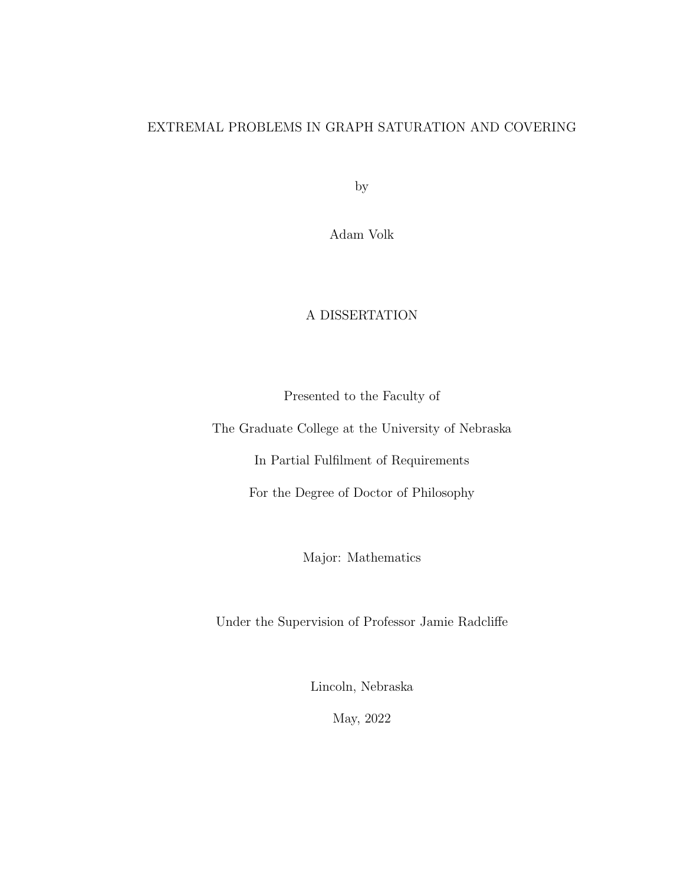EXTREMAL PROBLEMS IN GRAPH SATURATION AND COVERING

by

Adam Volk

A DISSERTATION

Presented to the Faculty of

The Graduate College at the University of Nebraska

In Partial Fulfilment of Requirements

For the Degree of Doctor of Philosophy

Major: Mathematics

Under the Supervision of Professor Jamie Radcliffe

Lincoln, Nebraska

May, 2022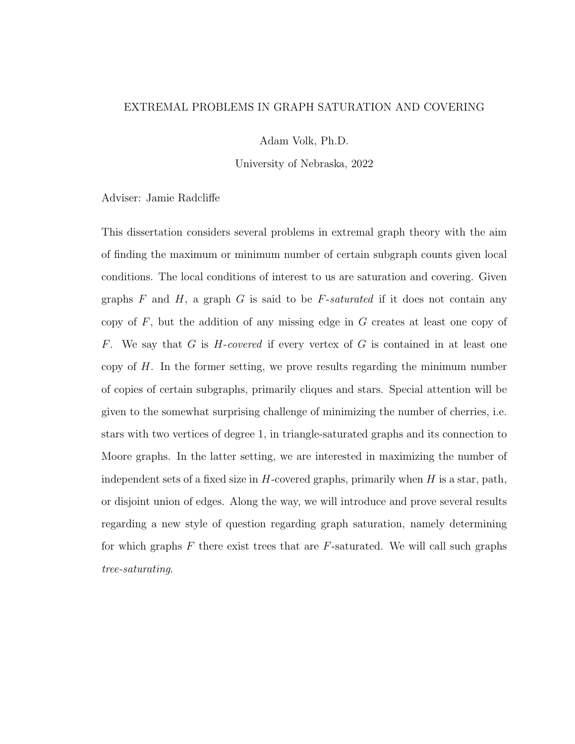EXTREMAL PROBLEMS IN GRAPH SATURATION AND COVERING

Adam Volk, Ph.D.

University of Nebraska, 2022

Adviser: Jamie Radcliffe

This dissertation considers several problems in extremal graph theory with the aim of finding the maximum or minimum number of certain subgraph counts given local conditions. The local conditions of interest to us are saturation and covering. Given graphs $F$ and $H$, a graph $G$ is said to be *$F$-saturated* if it does not contain any copy of $F$, but the addition of any missing edge in $G$ creates at least one copy of $F$. We say that $G$ is *$H$-covered* if every vertex of $G$ is contained in at least one copy of $H$. In the former setting, we prove results regarding the minimum number of copies of certain subgraphs, primarily cliques and stars. Special attention will be given to the somewhat surprising challenge of minimizing the number of cherries, i.e. stars with two vertices of degree 1, in triangle-saturated graphs and its connection to Moore graphs. In the latter setting, we are interested in maximizing the number of independent sets of a fixed size in $H$-covered graphs, primarily when $H$ is a star, path, or disjoint union of edges. Along the way, we will introduce and prove several results regarding a new style of question regarding graph saturation, namely determining for which graphs $F$ there exist trees that are $F$-saturated. We will call such graphs *tree-saturating*.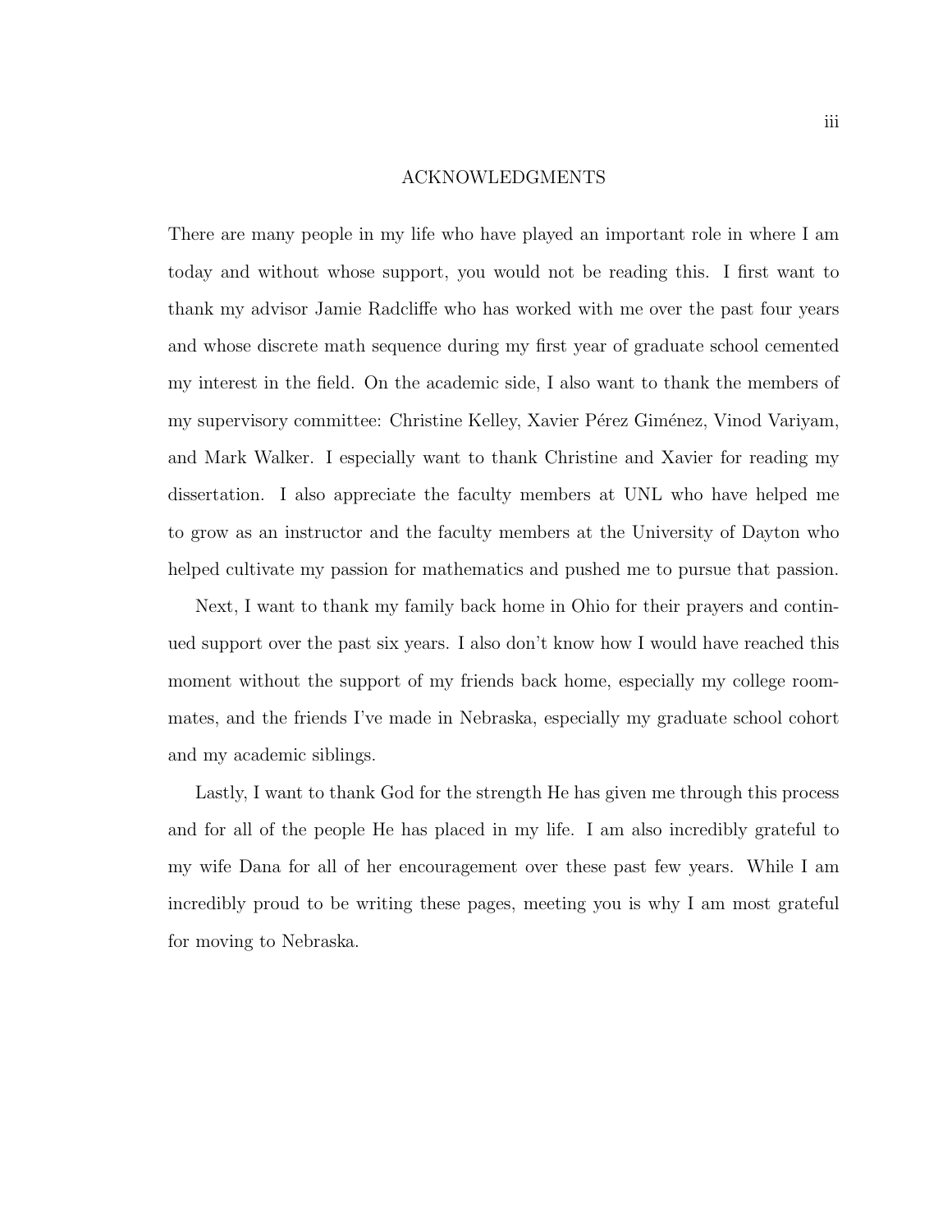# ACKNOWLEDGMENTS

There are many people in my life who have played an important role in where I am today and without whose support, you would not be reading this. I first want to thank my advisor Jamie Radcliffe who has worked with me over the past four years and whose discrete math sequence during my first year of graduate school cemented my interest in the field. On the academic side, I also want to thank the members of my supervisory committee: Christine Kelley, Xavier Pérez Giménez, Vinod Variyam, and Mark Walker. I especially want to thank Christine and Xavier for reading my dissertation. I also appreciate the faculty members at UNL who have helped me to grow as an instructor and the faculty members at the University of Dayton who helped cultivate my passion for mathematics and pushed me to pursue that passion.

Next, I want to thank my family back home in Ohio for their prayers and continued support over the past six years. I also don't know how I would have reached this moment without the support of my friends back home, especially my college roommates, and the friends I've made in Nebraska, especially my graduate school cohort and my academic siblings.

Lastly, I want to thank God for the strength He has given me through this process and for all of the people He has placed in my life. I am also incredibly grateful to my wife Dana for all of her encouragement over these past few years. While I am incredibly proud to be writing these pages, meeting you is why I am most grateful for moving to Nebraska.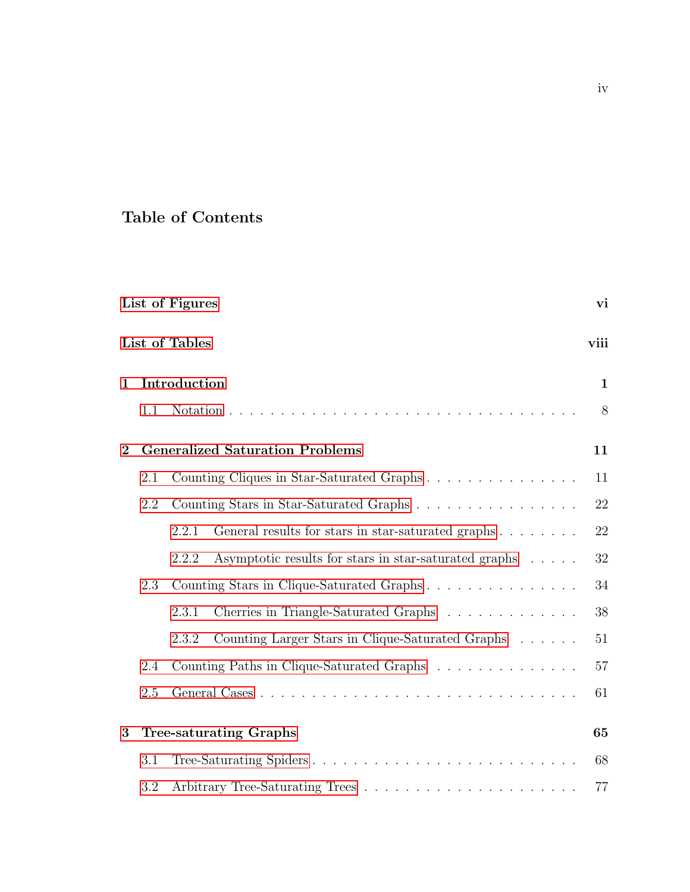# Table of Contents

**List of Figures** **vi**

**List of Tables** **viii**

**1 Introduction** **1**

- 1.1 Notation . . . . . . . . . . . . . . . . . . . . . . . . . . . . . . . . 8

**2 Generalized Saturation Problems** **11**

- 2.1 Counting Cliques in Star-Saturated Graphs . . . . . . . . . . . . . . . . 11
- 2.2 Counting Stars in Star-Saturated Graphs . . . . . . . . . . . . . . . . . 22
  - 2.2.1 General results for stars in star-saturated graphs . . . . . . . . . 22
  - 2.2.2 Asymptotic results for stars in star-saturated graphs . . . . . 32
- 2.3 Counting Stars in Clique-Saturated Graphs . . . . . . . . . . . . . . . . 34
  - 2.3.1 Cherries in Triangle-Saturated Graphs . . . . . . . . . . . . . . 38
  - 2.3.2 Counting Larger Stars in Clique-Saturated Graphs . . . . . . 51
- 2.4 Counting Paths in Clique-Saturated Graphs . . . . . . . . . . . . . . 57
- 2.5 General Cases . . . . . . . . . . . . . . . . . . . . . . . . . . . . . . 61

**3 Tree-saturating Graphs** **65**

- 3.1 Tree-Saturating Spiders . . . . . . . . . . . . . . . . . . . . . . . . . 68
- 3.2 Arbitrary Tree-Saturating Trees . . . . . . . . . . . . . . . . . . . . . 77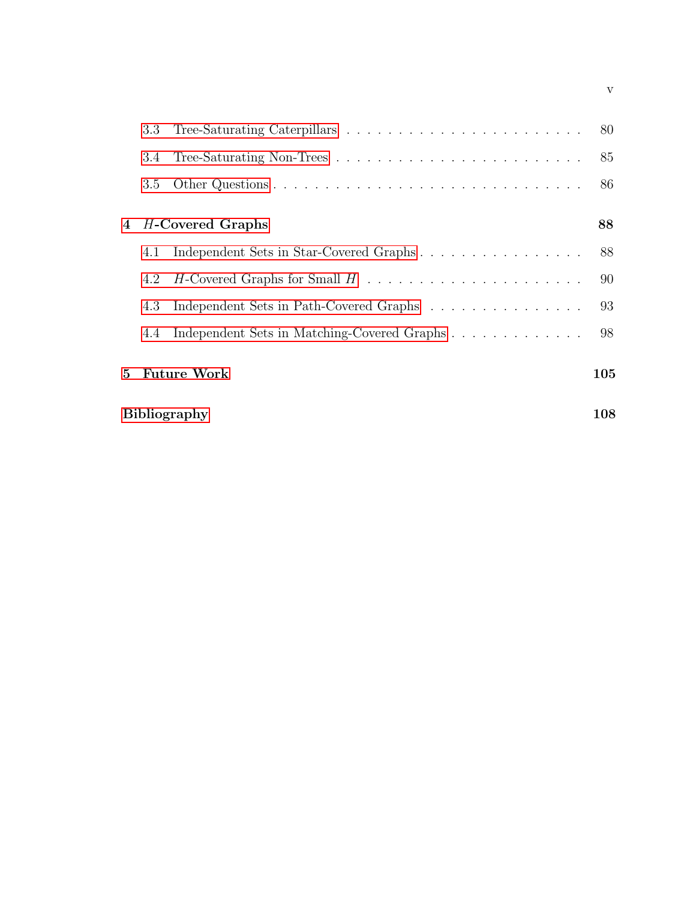3.3 Tree-Saturating Caterpillars . . . . . . . . . . . . . . . . . . . . . . . . 80

3.4 Tree-Saturating Non-Trees . . . . . . . . . . . . . . . . . . . . . . . . 85

3.5 Other Questions . . . . . . . . . . . . . . . . . . . . . . . . . . . . . 86

**4 $H$-Covered Graphs** **88**

4.1 Independent Sets in Star-Covered Graphs . . . . . . . . . . . . . . . . . 88

4.2 $H$-Covered Graphs for Small $H$ . . . . . . . . . . . . . . . . . . . . . 90

4.3 Independent Sets in Path-Covered Graphs . . . . . . . . . . . . . . . . 93

4.4 Independent Sets in Matching-Covered Graphs . . . . . . . . . . . . . . 98

**5 Future Work** **105**

**Bibliography** **108**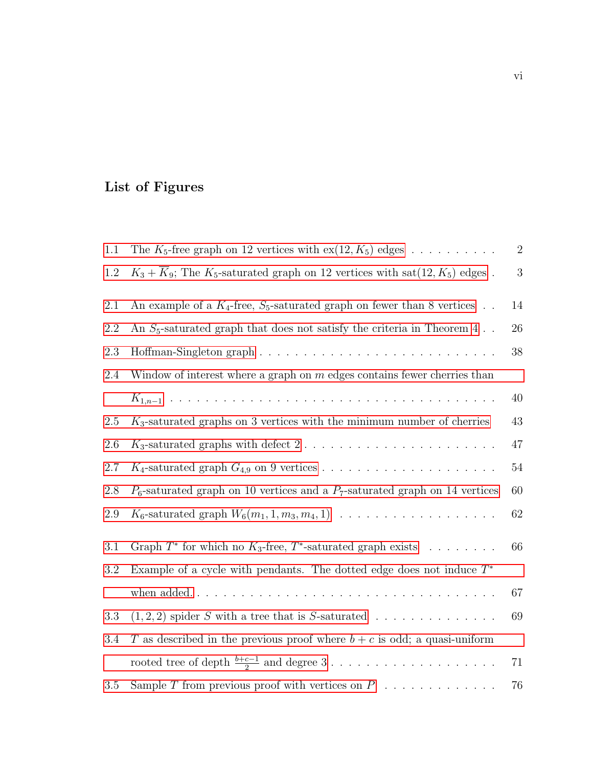## List of Figures

1.1 The $K_5$-free graph on 12 vertices with $\text{ex}(12, K_5)$ edges . . . . . . . . . . 2

1.2 $K_3 + \overline{K}_9$; The $K_5$-saturated graph on 12 vertices with $\text{sat}(12, K_5)$ edges . 3

2.1 An example of a $K_4$-free, $S_5$-saturated graph on fewer than 8 vertices . . 14

2.2 An $S_5$-saturated graph that does not satisfy the criteria in Theorem 4 . . 26

2.3 Hoffman-Singleton graph . . . . . . . . . . . . . . . . . . . . . . . . . 38

2.4 Window of interest where a graph on $m$ edges contains fewer cherries than $K_{1,n-1}$ . . . . . . . . . . . . . . . . . . . . . . . . . . . . . . . . . . 40

2.5 $K_3$-saturated graphs on 3 vertices with the minimum number of cherries 43

2.6 $K_3$-saturated graphs with defect 2 . . . . . . . . . . . . . . . . . . . . 47

2.7 $K_4$-saturated graph $G_{4,9}$ on 9 vertices . . . . . . . . . . . . . . . . . . 54

2.8 $P_6$-saturated graph on 10 vertices and a $P_7$-saturated graph on 14 vertices 60

2.9 $K_6$-saturated graph $W_6(m_1, 1, m_3, m_4, 1)$ . . . . . . . . . . . . . . . . 62

3.1 Graph $T^*$ for which no $K_3$-free, $T^*$-saturated graph exists . . . . . . . . 66

3.2 Example of a cycle with pendants. The dotted edge does not induce $T^*$ when added. . . . . . . . . . . . . . . . . . . . . . . . . . . . . . . . . . 67

3.3 $(1, 2, 2)$ spider $S$ with a tree that is $S$-saturated . . . . . . . . . . . . . 69

3.4 $T$ as described in the previous proof where $b + c$ is odd; a quasi-uniform rooted tree of depth $\frac{b+c-1}{2}$ and degree 3 . . . . . . . . . . . . . . . . . . 71

3.5 Sample $T$ from previous proof with vertices on $P$ . . . . . . . . . . . . . 76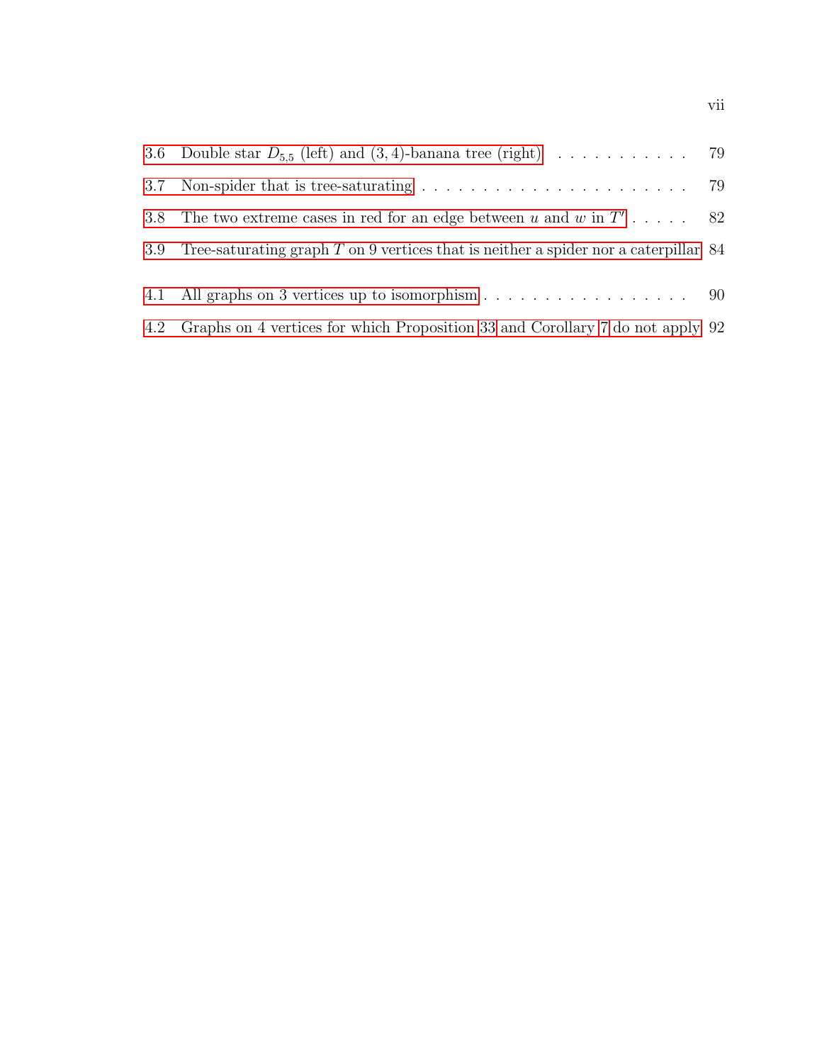3.6 Double star $D_{5,5}$ (left) and $(3,4)$-banana tree (right) . . . . . . . . . . . 79

3.7 Non-spider that is tree-saturating . . . . . . . . . . . . . . . . . . . . . . . 79

3.8 The two extreme cases in red for an edge between $u$ and $w$ in $T'$ . . . . . 82

3.9 Tree-saturating graph $T$ on 9 vertices that is neither a spider nor a caterpillar 84

4.1 All graphs on 3 vertices up to isomorphism . . . . . . . . . . . . . . . . . . 90

4.2 Graphs on 4 vertices for which Proposition 33 and Corollary 7 do not apply 92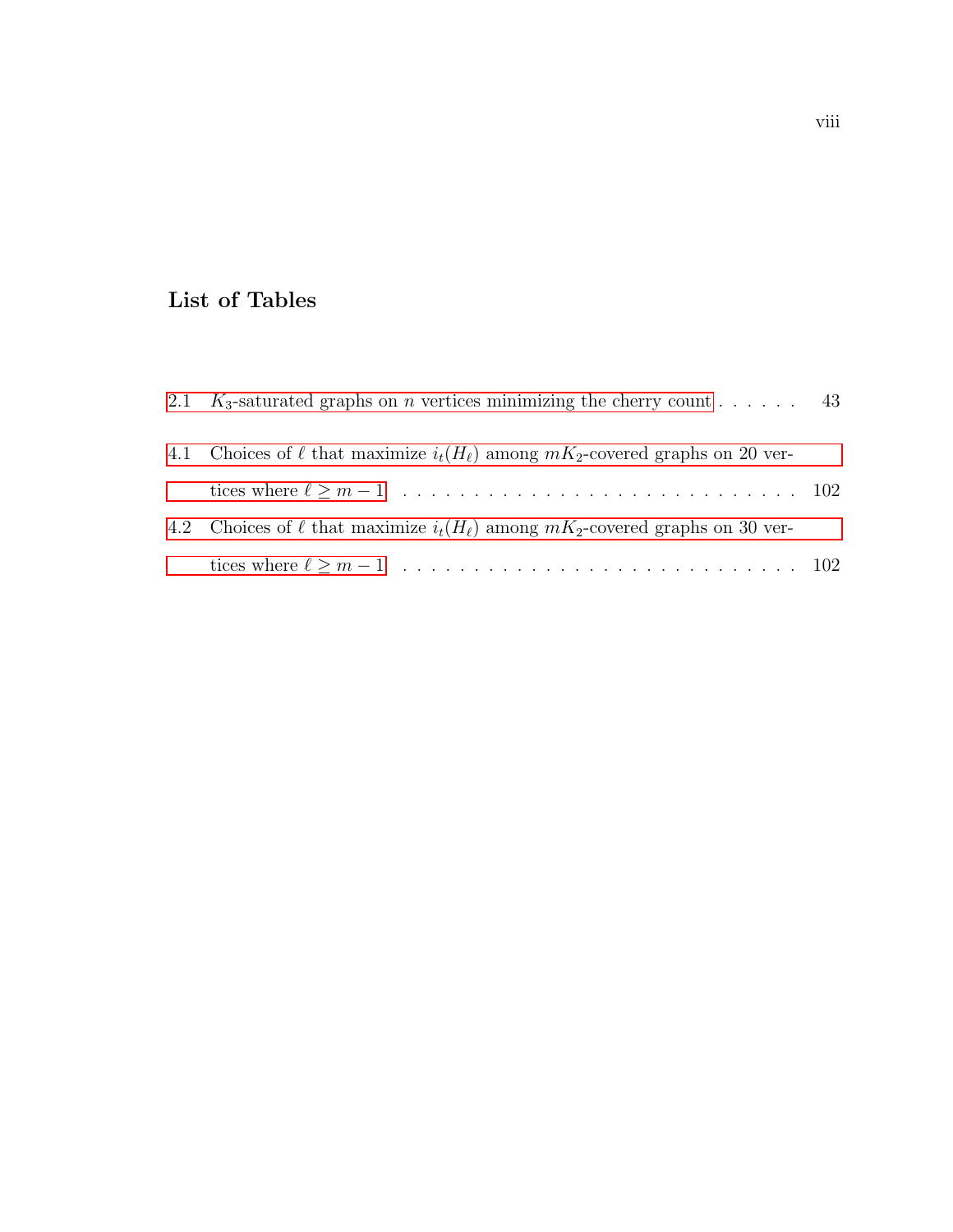## List of Tables

2.1 $K_3$-saturated graphs on $n$ vertices minimizing the cherry count . . . . . . 43

4.1 Choices of $\ell$ that maximize $i_t(H_\ell)$ among $mK_2$-covered graphs on 20 vertices where $\ell \geq m-1$ . . . . . . . . . . . . . . . . . . . . . . . . . . . . 102

4.2 Choices of $\ell$ that maximize $i_t(H_\ell)$ among $mK_2$-covered graphs on 30 vertices where $\ell \geq m-1$ . . . . . . . . . . . . . . . . . . . . . . . . . . . . 102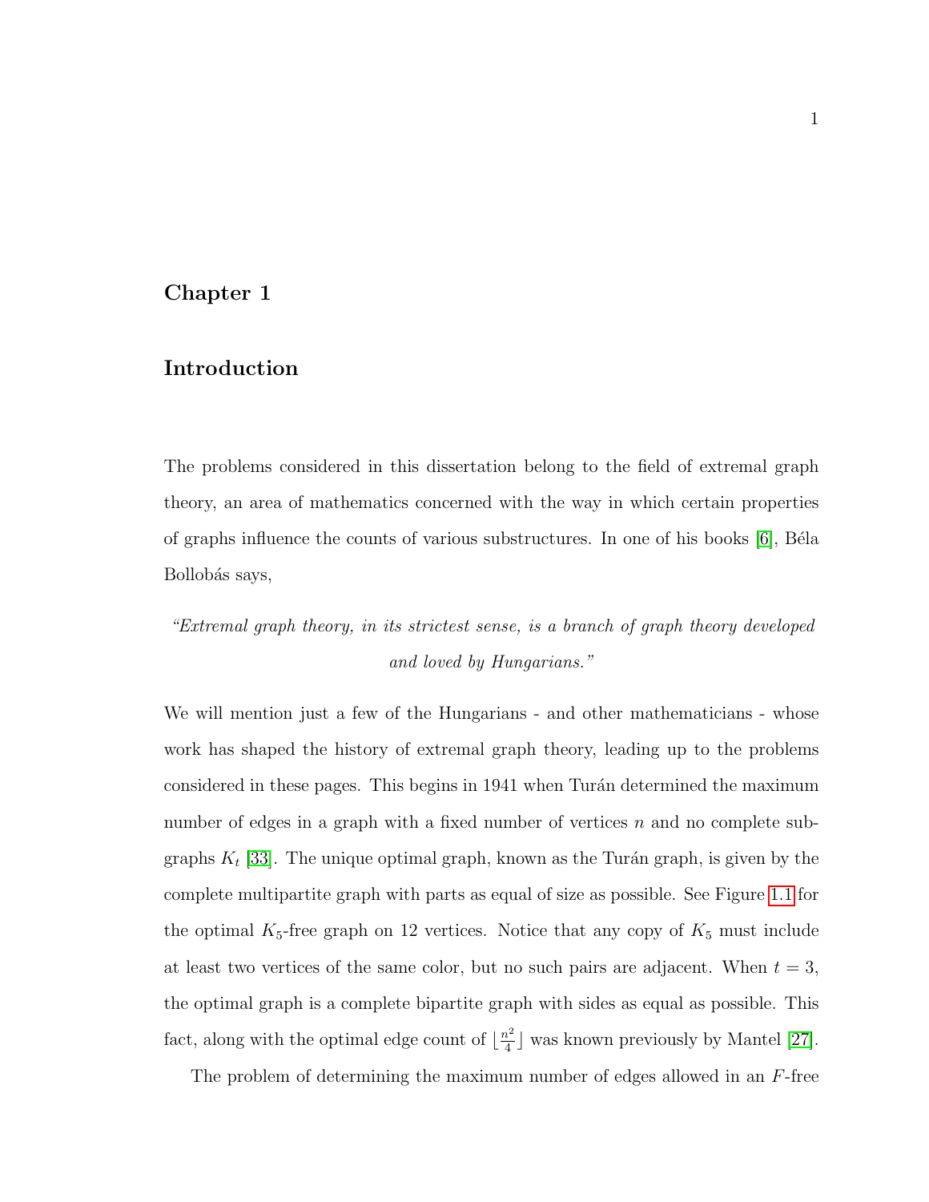# Chapter 1

# Introduction

The problems considered in this dissertation belong to the field of extremal graph theory, an area of mathematics concerned with the way in which certain properties of graphs influence the counts of various substructures. In one of his books [6], Béla Bollobás says,

*"Extremal graph theory, in its strictest sense, is a branch of graph theory developed and loved by Hungarians."*

We will mention just a few of the Hungarians - and other mathematicians - whose work has shaped the history of extremal graph theory, leading up to the problems considered in these pages. This begins in 1941 when Turán determined the maximum number of edges in a graph with a fixed number of vertices $n$ and no complete subgraphs $K_t$ [33]. The unique optimal graph, known as the Turán graph, is given by the complete multipartite graph with parts as equal of size as possible. See Figure 1.1 for the optimal $K_5$-free graph on 12 vertices. Notice that any copy of $K_5$ must include at least two vertices of the same color, but no such pairs are adjacent. When $t = 3$, the optimal graph is a complete bipartite graph with sides as equal as possible. This fact, along with the optimal edge count of $\lfloor \frac{n^2}{4} \rfloor$ was known previously by Mantel [27].

The problem of determining the maximum number of edges allowed in an $F$-free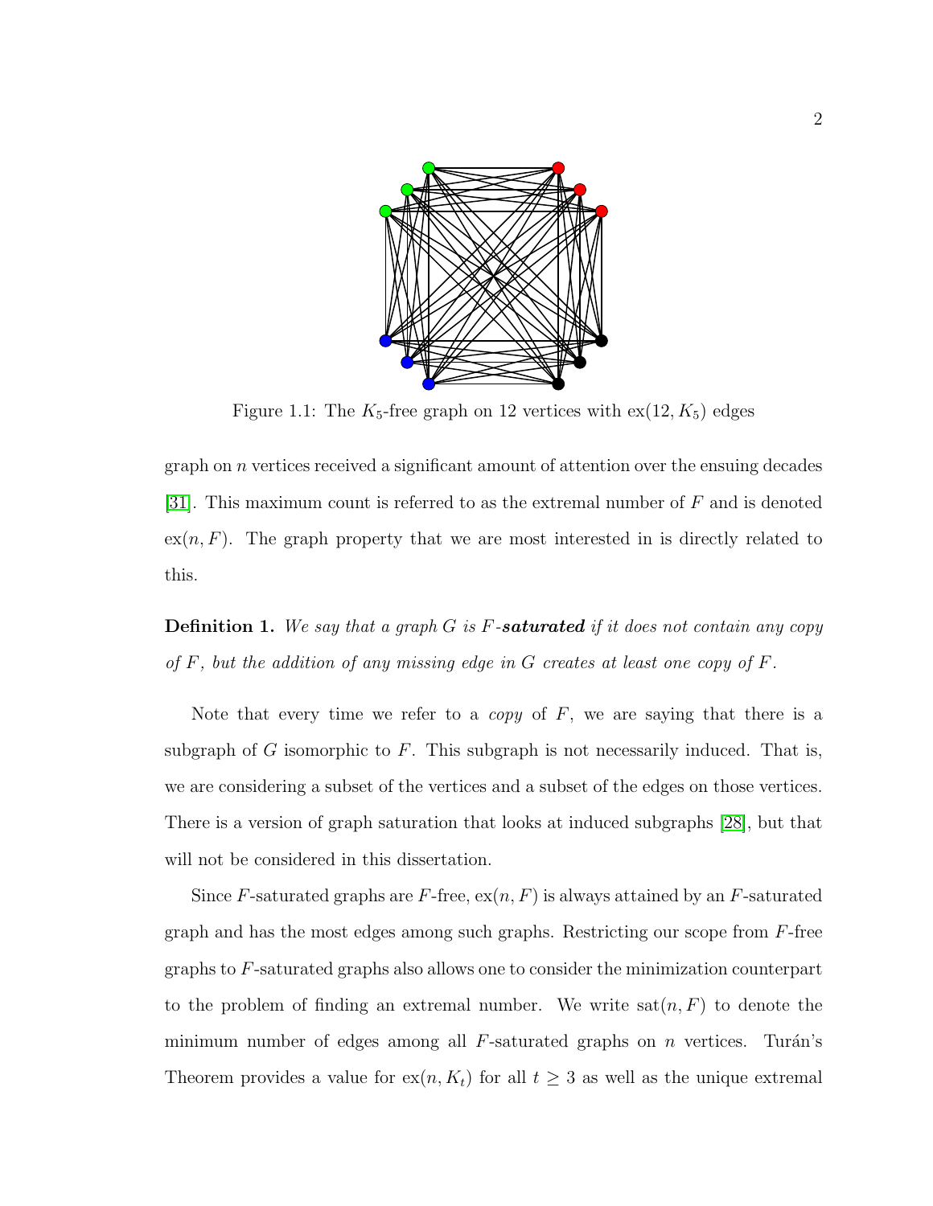Figure 1.1: The $K_5$-free graph on 12 vertices with $\text{ex}(12, K_5)$ edges

graph on $n$ vertices received a significant amount of attention over the ensuing decades [31]. This maximum count is referred to as the extremal number of $F$ and is denoted $\text{ex}(n, F)$. The graph property that we are most interested in is directly related to this.

**Definition 1.** *We say that a graph $G$ is $F$-**saturated** if it does not contain any copy of $F$, but the addition of any missing edge in $G$ creates at least one copy of $F$.*

Note that every time we refer to a *copy* of $F$, we are saying that there is a subgraph of $G$ isomorphic to $F$. This subgraph is not necessarily induced. That is, we are considering a subset of the vertices and a subset of the edges on those vertices. There is a version of graph saturation that looks at induced subgraphs [28], but that will not be considered in this dissertation.

Since $F$-saturated graphs are $F$-free, $\text{ex}(n, F)$ is always attained by an $F$-saturated graph and has the most edges among such graphs. Restricting our scope from $F$-free graphs to $F$-saturated graphs also allows one to consider the minimization counterpart to the problem of finding an extremal number. We write $\text{sat}(n, F)$ to denote the minimum number of edges among all $F$-saturated graphs on $n$ vertices. Turán's Theorem provides a value for $\text{ex}(n, K_t)$ for all $t \geq 3$ as well as the unique extremal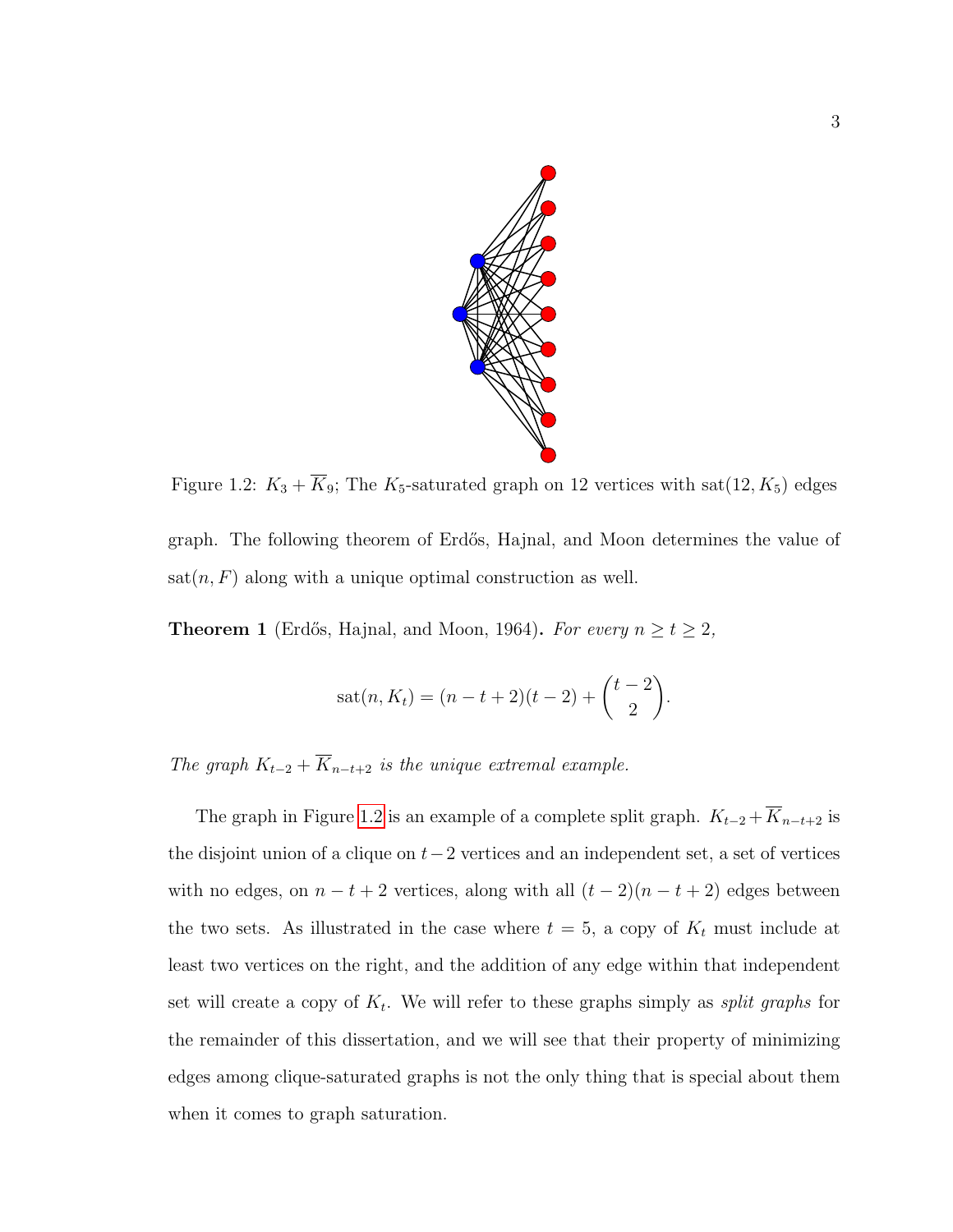Figure 1.2: $K_3 + \overline{K}_9$; The $K_5$-saturated graph on 12 vertices with $\text{sat}(12, K_5)$ edges

graph. The following theorem of Erdős, Hajnal, and Moon determines the value of $\text{sat}(n, F)$ along with a unique optimal construction as well.

**Theorem 1** (Erdős, Hajnal, and Moon, 1964)**.** *For every $n \geq t \geq 2$,*

$$\text{sat}(n, K_t) = (n - t + 2)(t - 2) + \binom{t-2}{2}.$$

*The graph $K_{t-2} + \overline{K}_{n-t+2}$ is the unique extremal example.*

The graph in Figure 1.2 is an example of a complete split graph. $K_{t-2} + \overline{K}_{n-t+2}$ is the disjoint union of a clique on $t - 2$ vertices and an independent set, a set of vertices with no edges, on $n - t + 2$ vertices, along with all $(t - 2)(n - t + 2)$ edges between the two sets. As illustrated in the case where $t = 5$, a copy of $K_t$ must include at least two vertices on the right, and the addition of any edge within that independent set will create a copy of $K_t$. We will refer to these graphs simply as *split graphs* for the remainder of this dissertation, and we will see that their property of minimizing edges among clique-saturated graphs is not the only thing that is special about them when it comes to graph saturation.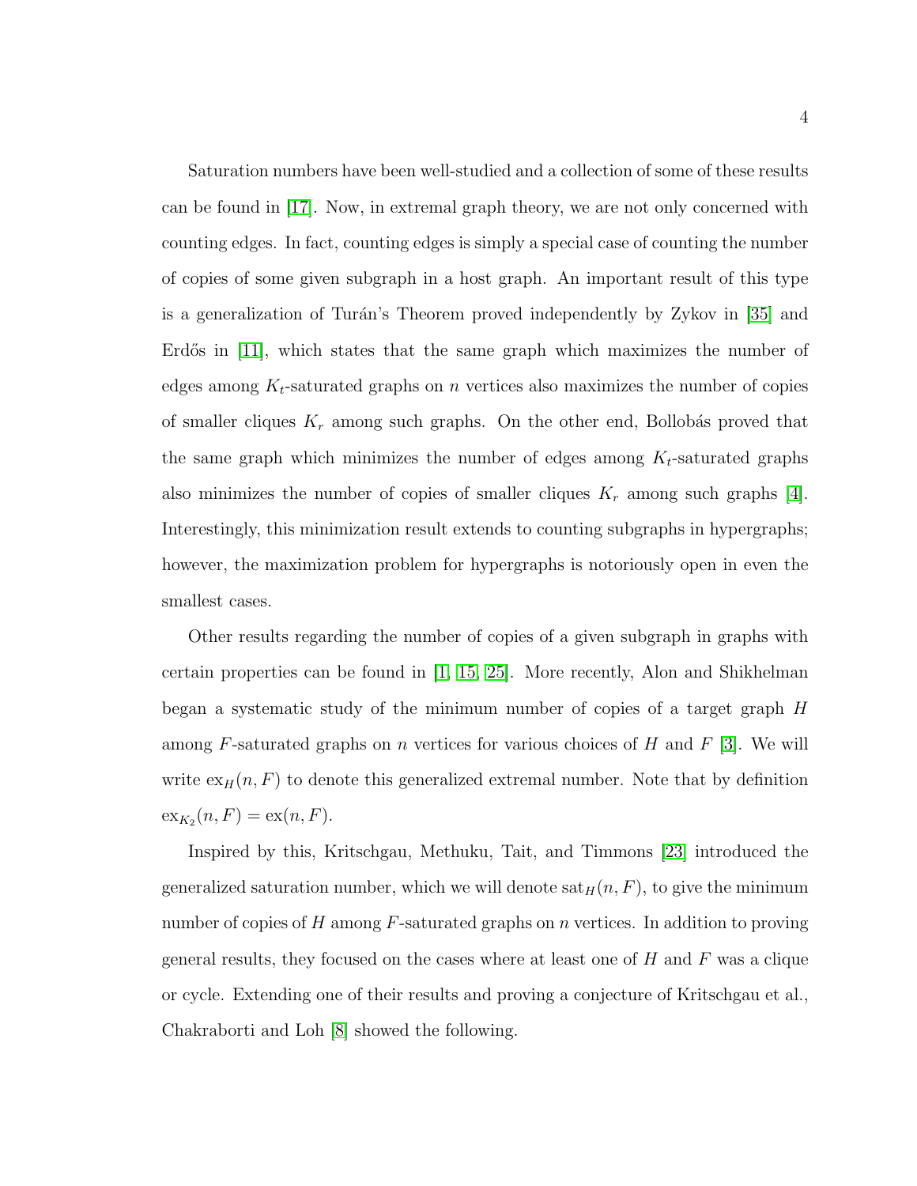Saturation numbers have been well-studied and a collection of some of these results can be found in [17]. Now, in extremal graph theory, we are not only concerned with counting edges. In fact, counting edges is simply a special case of counting the number of copies of some given subgraph in a host graph. An important result of this type is a generalization of Turán's Theorem proved independently by Zykov in [35] and Erdős in [11], which states that the same graph which maximizes the number of edges among $K_t$-saturated graphs on $n$ vertices also maximizes the number of copies of smaller cliques $K_r$ among such graphs. On the other end, Bollobás proved that the same graph which minimizes the number of edges among $K_t$-saturated graphs also minimizes the number of copies of smaller cliques $K_r$ among such graphs [4]. Interestingly, this minimization result extends to counting subgraphs in hypergraphs; however, the maximization problem for hypergraphs is notoriously open in even the smallest cases.

Other results regarding the number of copies of a given subgraph in graphs with certain properties can be found in [1, 15, 25]. More recently, Alon and Shikhelman began a systematic study of the minimum number of copies of a target graph $H$ among $F$-saturated graphs on $n$ vertices for various choices of $H$ and $F$ [3]. We will write $\mathrm{ex}_H(n, F)$ to denote this generalized extremal number. Note that by definition $\mathrm{ex}_{K_2}(n, F) = \mathrm{ex}(n, F)$.

Inspired by this, Kritschgau, Methuku, Tait, and Timmons [23] introduced the generalized saturation number, which we will denote $\mathrm{sat}_H(n, F)$, to give the minimum number of copies of $H$ among $F$-saturated graphs on $n$ vertices. In addition to proving general results, they focused on the cases where at least one of $H$ and $F$ was a clique or cycle. Extending one of their results and proving a conjecture of Kritschgau et al., Chakraborti and Loh [8] showed the following.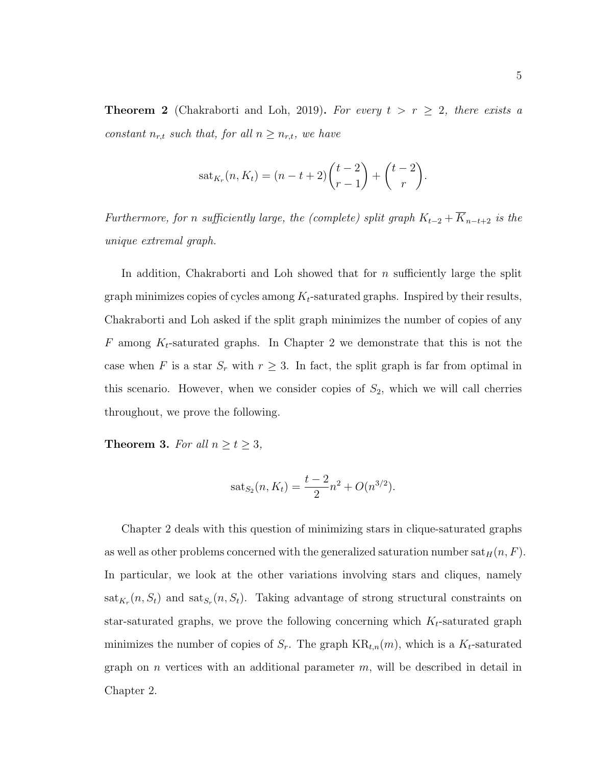**Theorem 2** (Chakraborti and Loh, 2019)**.** *For every $t > r \geq 2$, there exists a constant $n_{r,t}$ such that, for all $n \geq n_{r,t}$, we have*

$$\mathrm{sat}_{K_r}(n, K_t) = (n - t + 2)\binom{t-2}{r-1} + \binom{t-2}{r}.$$

*Furthermore, for $n$ sufficiently large, the (complete) split graph $K_{t-2} + \overline{K}_{n-t+2}$ is the unique extremal graph.*

In addition, Chakraborti and Loh showed that for $n$ sufficiently large the split graph minimizes copies of cycles among $K_t$-saturated graphs. Inspired by their results, Chakraborti and Loh asked if the split graph minimizes the number of copies of any $F$ among $K_t$-saturated graphs. In Chapter 2 we demonstrate that this is not the case when $F$ is a star $S_r$ with $r \geq 3$. In fact, the split graph is far from optimal in this scenario. However, when we consider copies of $S_2$, which we will call cherries throughout, we prove the following.

**Theorem 3.** *For all $n \geq t \geq 3$,*

$$\mathrm{sat}_{S_2}(n, K_t) = \frac{t-2}{2}n^2 + O(n^{3/2}).$$

Chapter 2 deals with this question of minimizing stars in clique-saturated graphs as well as other problems concerned with the generalized saturation number $\mathrm{sat}_H(n, F)$. In particular, we look at the other variations involving stars and cliques, namely $\mathrm{sat}_{K_r}(n, S_t)$ and $\mathrm{sat}_{S_r}(n, S_t)$. Taking advantage of strong structural constraints on star-saturated graphs, we prove the following concerning which $K_t$-saturated graph minimizes the number of copies of $S_r$. The graph $\mathrm{KR}_{t,n}(m)$, which is a $K_t$-saturated graph on $n$ vertices with an additional parameter $m$, will be described in detail in Chapter 2.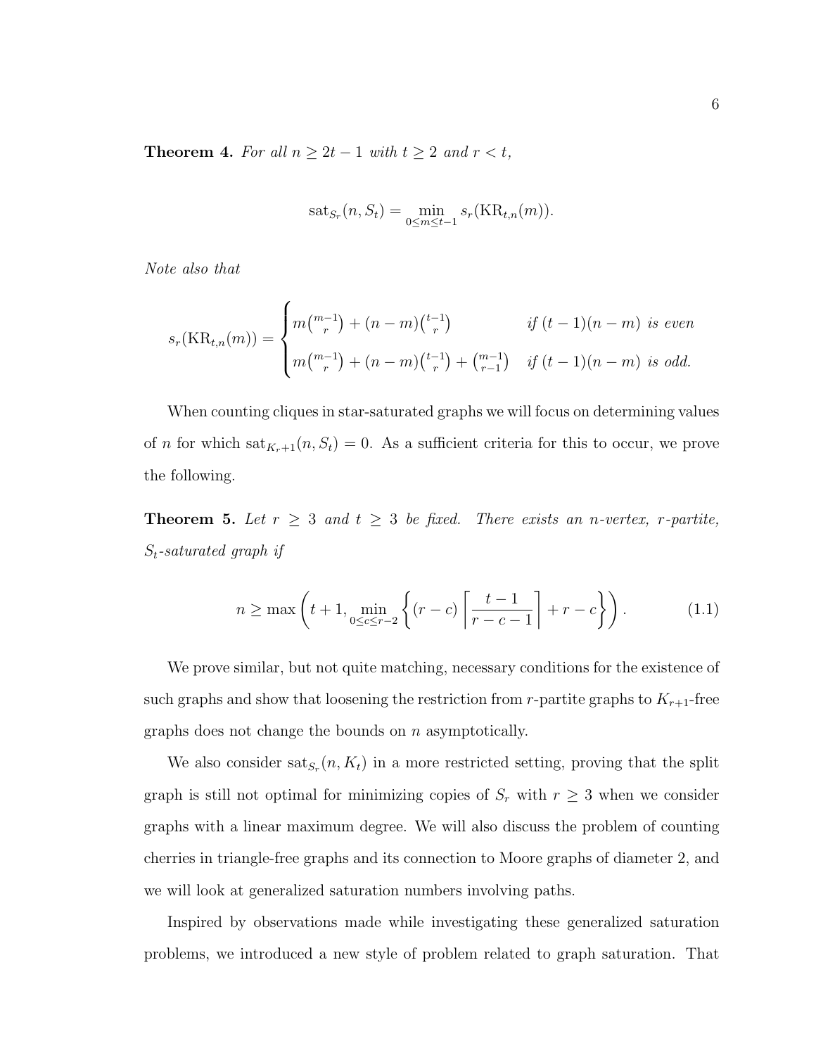**Theorem 4.** *For all $n \geq 2t-1$ with $t \geq 2$ and $r < t$,*

$$\mathrm{sat}_{S_r}(n, S_t) = \min_{0 \leq m \leq t-1} s_r(\mathrm{KR}_{t,n}(m)).$$

*Note also that*

$$s_r(\mathrm{KR}_{t,n}(m)) = \begin{cases} m\binom{m-1}{r} + (n-m)\binom{t-1}{r} & \text{if } (t-1)(n-m) \text{ is even} \\ m\binom{m-1}{r} + (n-m)\binom{t-1}{r} + \binom{m-1}{r-1} & \text{if } (t-1)(n-m) \text{ is odd.} \end{cases}$$

When counting cliques in star-saturated graphs we will focus on determining values of $n$ for which $\mathrm{sat}_{K_r+1}(n, S_t) = 0$. As a sufficient criteria for this to occur, we prove the following.

**Theorem 5.** *Let $r \geq 3$ and $t \geq 3$ be fixed. There exists an $n$-vertex, $r$-partite, $S_t$-saturated graph if*

$$n \geq \max\left(t+1, \min_{0 \leq c \leq r-2}\left\{(r-c)\left\lceil \frac{t-1}{r-c-1} \right\rceil + r - c\right\}\right). \tag{1.1}$$

We prove similar, but not quite matching, necessary conditions for the existence of such graphs and show that loosening the restriction from $r$-partite graphs to $K_{r+1}$-free graphs does not change the bounds on $n$ asymptotically.

We also consider $\mathrm{sat}_{S_r}(n, K_t)$ in a more restricted setting, proving that the split graph is still not optimal for minimizing copies of $S_r$ with $r \geq 3$ when we consider graphs with a linear maximum degree. We will also discuss the problem of counting cherries in triangle-free graphs and its connection to Moore graphs of diameter 2, and we will look at generalized saturation numbers involving paths.

Inspired by observations made while investigating these generalized saturation problems, we introduced a new style of problem related to graph saturation. That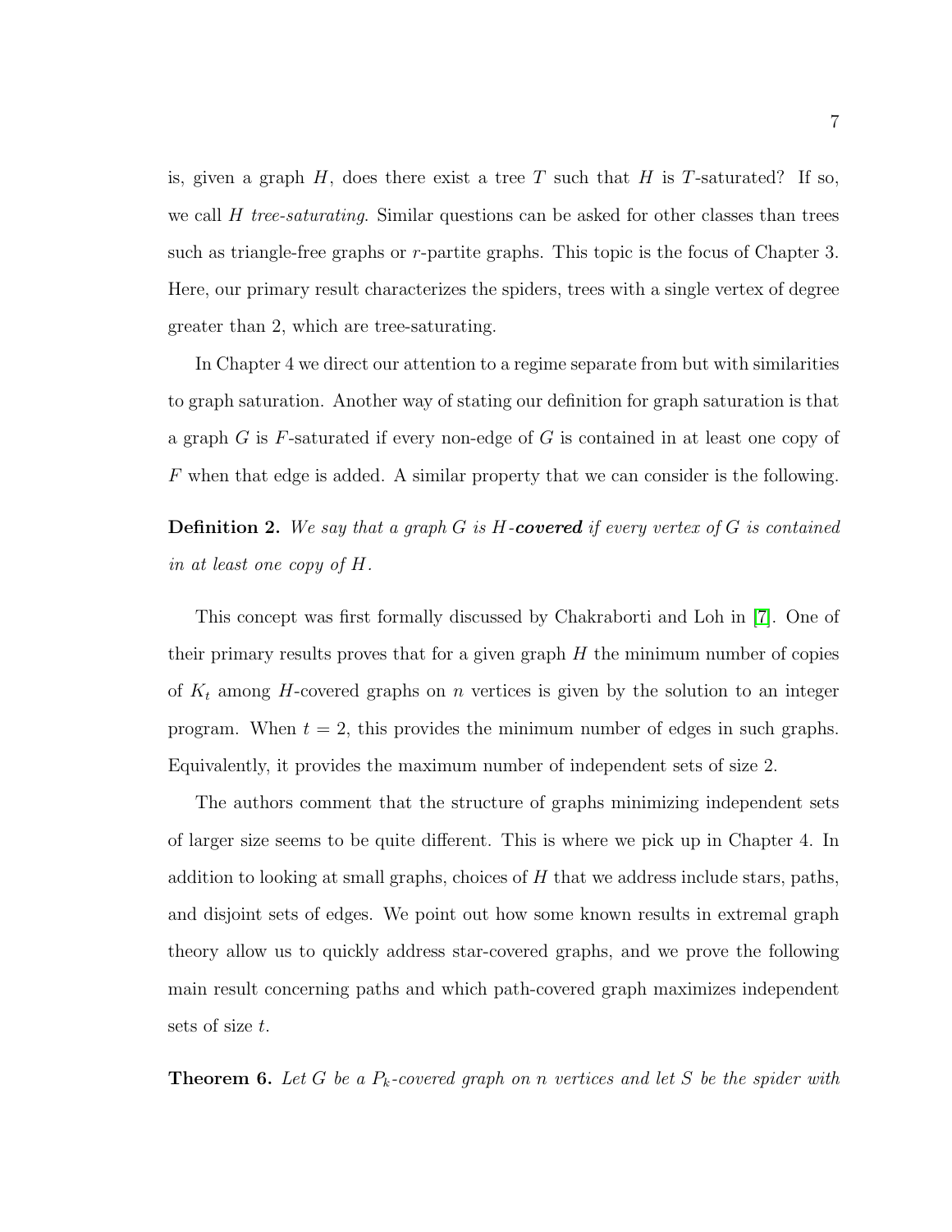is, given a graph $H$, does there exist a tree $T$ such that $H$ is $T$-saturated? If so, we call $H$ *tree-saturating*. Similar questions can be asked for other classes than trees such as triangle-free graphs or $r$-partite graphs. This topic is the focus of Chapter 3. Here, our primary result characterizes the spiders, trees with a single vertex of degree greater than 2, which are tree-saturating.

In Chapter 4 we direct our attention to a regime separate from but with similarities to graph saturation. Another way of stating our definition for graph saturation is that a graph $G$ is $F$-saturated if every non-edge of $G$ is contained in at least one copy of $F$ when that edge is added. A similar property that we can consider is the following.

**Definition 2.** *We say that a graph $G$ is $H$-**covered** if every vertex of $G$ is contained in at least one copy of $H$.*

This concept was first formally discussed by Chakraborti and Loh in [7]. One of their primary results proves that for a given graph $H$ the minimum number of copies of $K_t$ among $H$-covered graphs on $n$ vertices is given by the solution to an integer program. When $t = 2$, this provides the minimum number of edges in such graphs. Equivalently, it provides the maximum number of independent sets of size 2.

The authors comment that the structure of graphs minimizing independent sets of larger size seems to be quite different. This is where we pick up in Chapter 4. In addition to looking at small graphs, choices of $H$ that we address include stars, paths, and disjoint sets of edges. We point out how some known results in extremal graph theory allow us to quickly address star-covered graphs, and we prove the following main result concerning paths and which path-covered graph maximizes independent sets of size $t$.

**Theorem 6.** *Let $G$ be a $P_k$-covered graph on $n$ vertices and let $S$ be the spider with*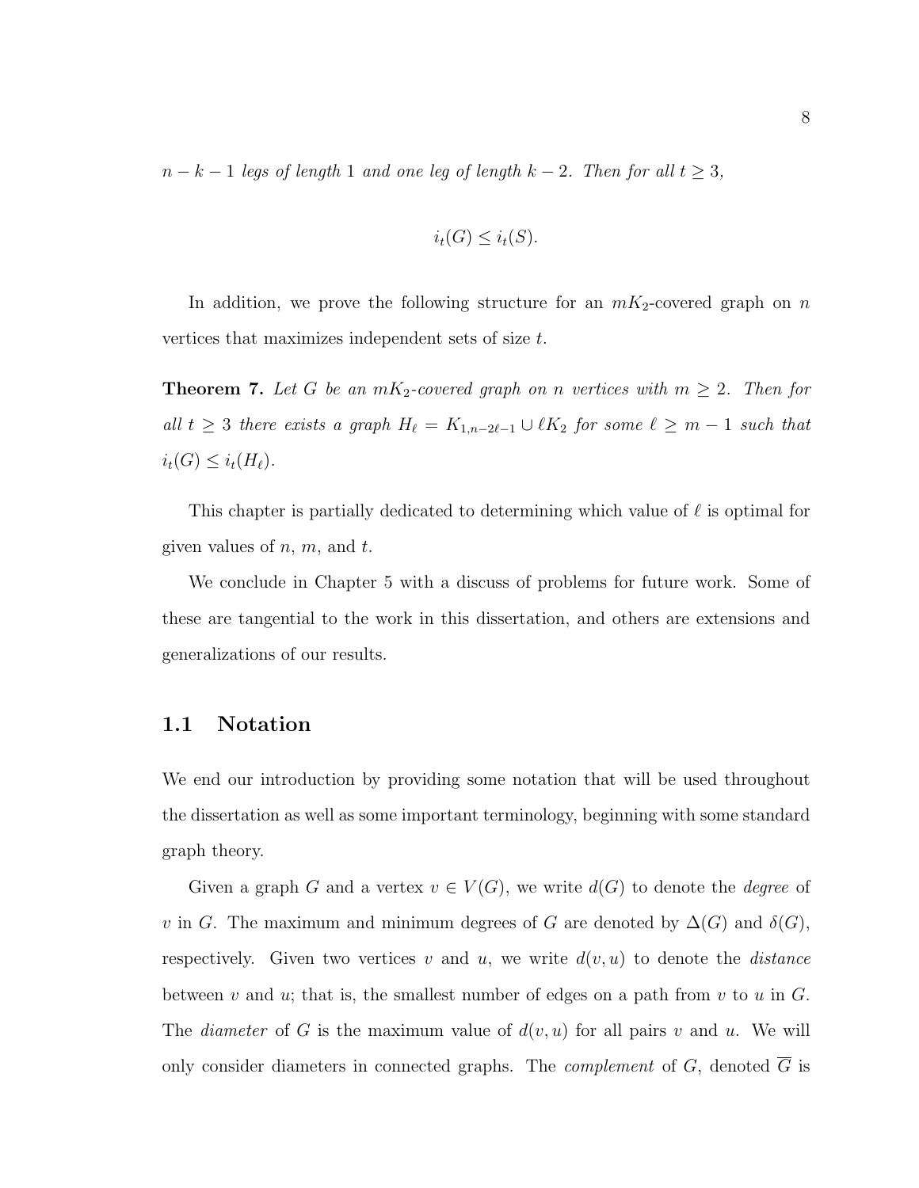$n-k-1$ *legs of length* 1 *and one leg of length* $k-2$*. Then for all* $t \geq 3$*,*

$$i_t(G) \leq i_t(S).$$

In addition, we prove the following structure for an $mK_2$-covered graph on $n$ vertices that maximizes independent sets of size $t$.

**Theorem 7.** *Let* $G$ *be an* $mK_2$*-covered graph on* $n$ *vertices with* $m \geq 2$*. Then for all* $t \geq 3$ *there exists a graph* $H_\ell = K_{1,n-2\ell-1} \cup \ell K_2$ *for some* $\ell \geq m-1$ *such that* $i_t(G) \leq i_t(H_\ell)$*.*

This chapter is partially dedicated to determining which value of $\ell$ is optimal for given values of $n$, $m$, and $t$.

We conclude in Chapter 5 with a discuss of problems for future work. Some of these are tangential to the work in this dissertation, and others are extensions and generalizations of our results.

## 1.1 Notation

We end our introduction by providing some notation that will be used throughout the dissertation as well as some important terminology, beginning with some standard graph theory.

Given a graph $G$ and a vertex $v \in V(G)$, we write $d(G)$ to denote the *degree* of $v$ in $G$. The maximum and minimum degrees of $G$ are denoted by $\Delta(G)$ and $\delta(G)$, respectively. Given two vertices $v$ and $u$, we write $d(v, u)$ to denote the *distance* between $v$ and $u$; that is, the smallest number of edges on a path from $v$ to $u$ in $G$. The *diameter* of $G$ is the maximum value of $d(v, u)$ for all pairs $v$ and $u$. We will only consider diameters in connected graphs. The *complement* of $G$, denoted $\overline{G}$ is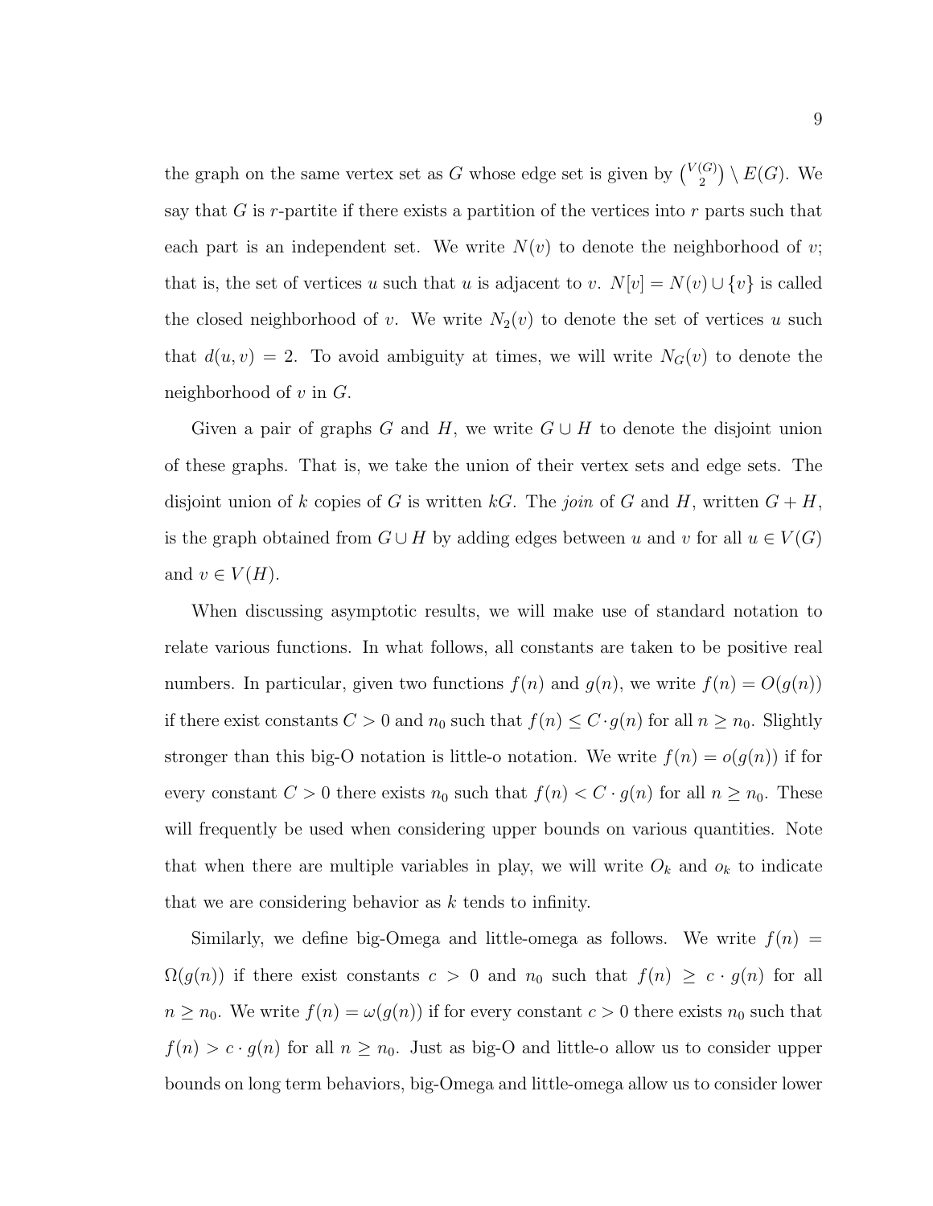the graph on the same vertex set as $G$ whose edge set is given by $\binom{V(G)}{2} \setminus E(G)$. We say that $G$ is $r$-partite if there exists a partition of the vertices into $r$ parts such that each part is an independent set. We write $N(v)$ to denote the neighborhood of $v$; that is, the set of vertices $u$ such that $u$ is adjacent to $v$. $N[v] = N(v) \cup \{v\}$ is called the closed neighborhood of $v$. We write $N_2(v)$ to denote the set of vertices $u$ such that $d(u, v) = 2$. To avoid ambiguity at times, we will write $N_G(v)$ to denote the neighborhood of $v$ in $G$.

Given a pair of graphs $G$ and $H$, we write $G \cup H$ to denote the disjoint union of these graphs. That is, we take the union of their vertex sets and edge sets. The disjoint union of $k$ copies of $G$ is written $kG$. The *join* of $G$ and $H$, written $G + H$, is the graph obtained from $G \cup H$ by adding edges between $u$ and $v$ for all $u \in V(G)$ and $v \in V(H)$.

When discussing asymptotic results, we will make use of standard notation to relate various functions. In what follows, all constants are taken to be positive real numbers. In particular, given two functions $f(n)$ and $g(n)$, we write $f(n) = O(g(n))$ if there exist constants $C > 0$ and $n_0$ such that $f(n) \leq C \cdot g(n)$ for all $n \geq n_0$. Slightly stronger than this big-O notation is little-o notation. We write $f(n) = o(g(n))$ if for every constant $C > 0$ there exists $n_0$ such that $f(n) < C \cdot g(n)$ for all $n \geq n_0$. These will frequently be used when considering upper bounds on various quantities. Note that when there are multiple variables in play, we will write $O_k$ and $o_k$ to indicate that we are considering behavior as $k$ tends to infinity.

Similarly, we define big-Omega and little-omega as follows. We write $f(n) = \Omega(g(n))$ if there exist constants $c > 0$ and $n_0$ such that $f(n) \geq c \cdot g(n)$ for all $n \geq n_0$. We write $f(n) = \omega(g(n))$ if for every constant $c > 0$ there exists $n_0$ such that $f(n) > c \cdot g(n)$ for all $n \geq n_0$. Just as big-O and little-o allow us to consider upper bounds on long term behaviors, big-Omega and little-omega allow us to consider lower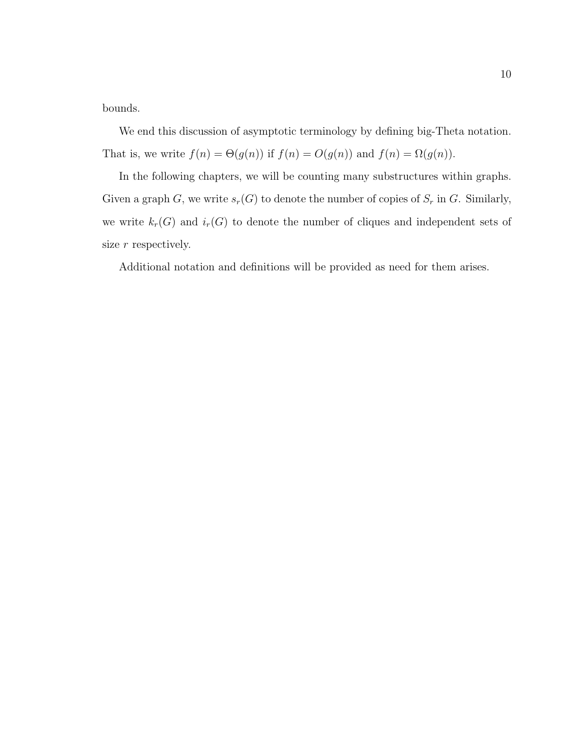bounds.

We end this discussion of asymptotic terminology by defining big-Theta notation. That is, we write $f(n) = \Theta(g(n))$ if $f(n) = O(g(n))$ and $f(n) = \Omega(g(n))$.

In the following chapters, we will be counting many substructures within graphs. Given a graph $G$, we write $s_r(G)$ to denote the number of copies of $S_r$ in $G$. Similarly, we write $k_r(G)$ and $i_r(G)$ to denote the number of cliques and independent sets of size $r$ respectively.

Additional notation and definitions will be provided as need for them arises.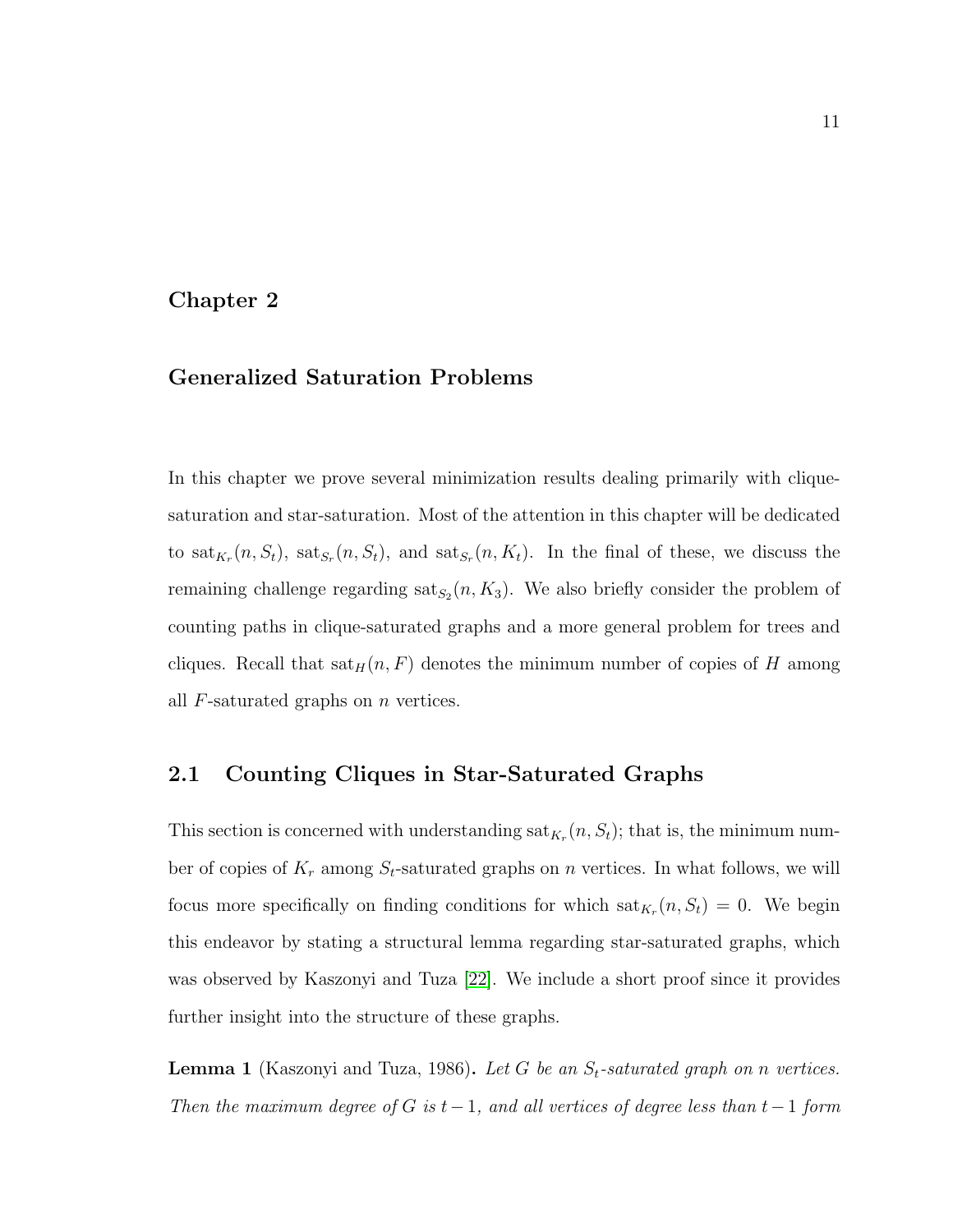# Chapter 2

## Generalized Saturation Problems

In this chapter we prove several minimization results dealing primarily with clique-saturation and star-saturation. Most of the attention in this chapter will be dedicated to $\mathrm{sat}_{K_r}(n, S_t)$, $\mathrm{sat}_{S_r}(n, S_t)$, and $\mathrm{sat}_{S_r}(n, K_t)$. In the final of these, we discuss the remaining challenge regarding $\mathrm{sat}_{S_2}(n, K_3)$. We also briefly consider the problem of counting paths in clique-saturated graphs and a more general problem for trees and cliques. Recall that $\mathrm{sat}_H(n, F)$ denotes the minimum number of copies of $H$ among all $F$-saturated graphs on $n$ vertices.

## 2.1 Counting Cliques in Star-Saturated Graphs

This section is concerned with understanding $\mathrm{sat}_{K_r}(n, S_t)$; that is, the minimum number of copies of $K_r$ among $S_t$-saturated graphs on $n$ vertices. In what follows, we will focus more specifically on finding conditions for which $\mathrm{sat}_{K_r}(n, S_t) = 0$. We begin this endeavor by stating a structural lemma regarding star-saturated graphs, which was observed by Kaszonyi and Tuza [22]. We include a short proof since it provides further insight into the structure of these graphs.

**Lemma 1** (Kaszonyi and Tuza, 1986)**.** *Let $G$ be an $S_t$-saturated graph on $n$ vertices. Then the maximum degree of $G$ is $t-1$, and all vertices of degree less than $t-1$ form*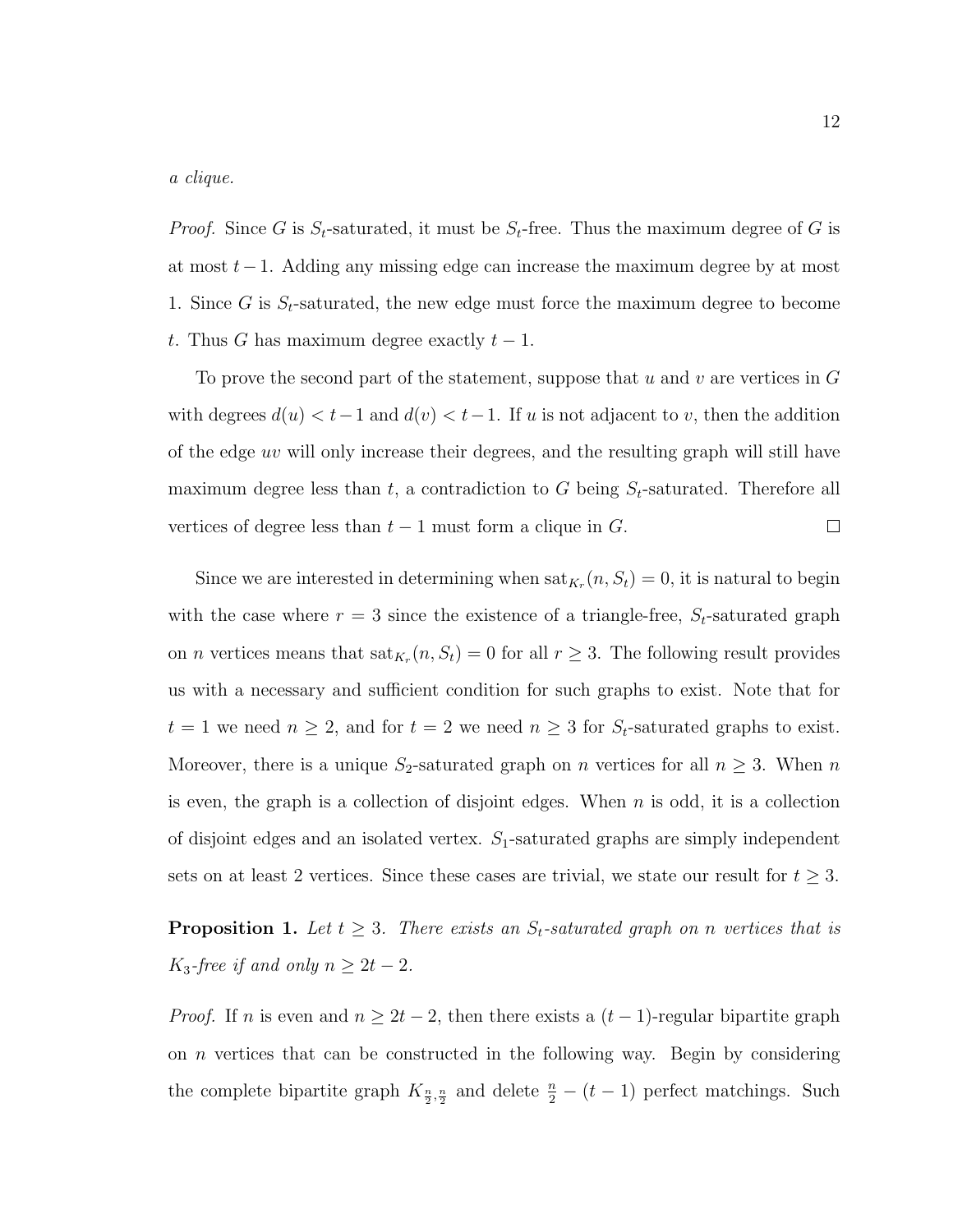*a clique.*

*Proof.* Since $G$ is $S_t$-saturated, it must be $S_t$-free. Thus the maximum degree of $G$ is at most $t-1$. Adding any missing edge can increase the maximum degree by at most 1. Since $G$ is $S_t$-saturated, the new edge must force the maximum degree to become $t$. Thus $G$ has maximum degree exactly $t-1$.

To prove the second part of the statement, suppose that $u$ and $v$ are vertices in $G$ with degrees $d(u) < t-1$ and $d(v) < t-1$. If $u$ is not adjacent to $v$, then the addition of the edge $uv$ will only increase their degrees, and the resulting graph will still have maximum degree less than $t$, a contradiction to $G$ being $S_t$-saturated. Therefore all vertices of degree less than $t-1$ must form a clique in $G$. □

Since we are interested in determining when $\text{sat}_{K_r}(n, S_t) = 0$, it is natural to begin with the case where $r = 3$ since the existence of a triangle-free, $S_t$-saturated graph on $n$ vertices means that $\text{sat}_{K_r}(n, S_t) = 0$ for all $r \geq 3$. The following result provides us with a necessary and sufficient condition for such graphs to exist. Note that for $t = 1$ we need $n \geq 2$, and for $t = 2$ we need $n \geq 3$ for $S_t$-saturated graphs to exist. Moreover, there is a unique $S_2$-saturated graph on $n$ vertices for all $n \geq 3$. When $n$ is even, the graph is a collection of disjoint edges. When $n$ is odd, it is a collection of disjoint edges and an isolated vertex. $S_1$-saturated graphs are simply independent sets on at least 2 vertices. Since these cases are trivial, we state our result for $t \geq 3$.

**Proposition 1.** *Let $t \geq 3$. There exists an $S_t$-saturated graph on $n$ vertices that is $K_3$-free if and only $n \geq 2t - 2$.*

*Proof.* If $n$ is even and $n \geq 2t-2$, then there exists a $(t-1)$-regular bipartite graph on $n$ vertices that can be constructed in the following way. Begin by considering the complete bipartite graph $K_{\frac{n}{2},\frac{n}{2}}$ and delete $\frac{n}{2} - (t-1)$ perfect matchings. Such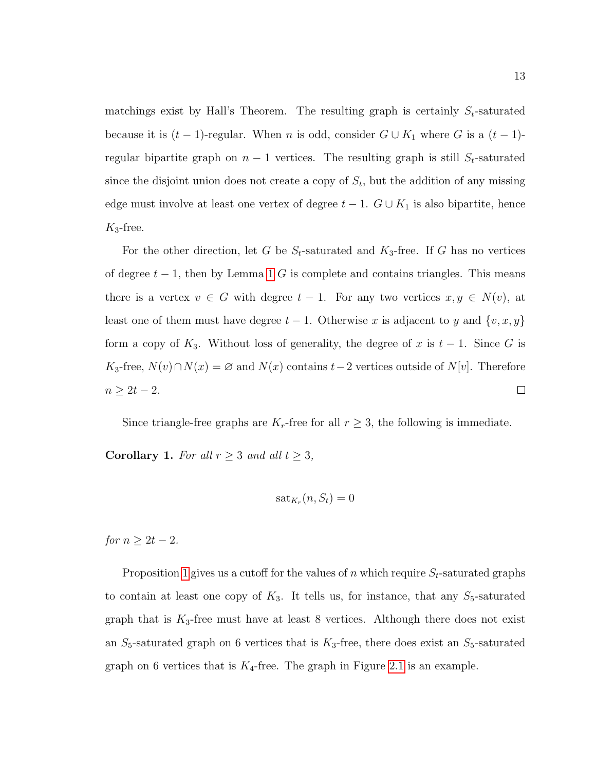matchings exist by Hall's Theorem. The resulting graph is certainly $S_t$-saturated because it is $(t-1)$-regular. When $n$ is odd, consider $G \cup K_1$ where $G$ is a $(t-1)$-regular bipartite graph on $n-1$ vertices. The resulting graph is still $S_t$-saturated since the disjoint union does not create a copy of $S_t$, but the addition of any missing edge must involve at least one vertex of degree $t-1$. $G \cup K_1$ is also bipartite, hence $K_3$-free.

For the other direction, let $G$ be $S_t$-saturated and $K_3$-free. If $G$ has no vertices of degree $t-1$, then by Lemma 1 $G$ is complete and contains triangles. This means there is a vertex $v \in G$ with degree $t-1$. For any two vertices $x, y \in N(v)$, at least one of them must have degree $t-1$. Otherwise $x$ is adjacent to $y$ and $\{v, x, y\}$ form a copy of $K_3$. Without loss of generality, the degree of $x$ is $t-1$. Since $G$ is $K_3$-free, $N(v) \cap N(x) = \varnothing$ and $N(x)$ contains $t-2$ vertices outside of $N[v]$. Therefore $n \geq 2t-2$. □

Since triangle-free graphs are $K_r$-free for all $r \geq 3$, the following is immediate.

**Corollary 1.** *For all $r \geq 3$ and all $t \geq 3$,*

$$\text{sat}_{K_r}(n, S_t) = 0$$

*for $n \geq 2t-2$.*

Proposition 1 gives us a cutoff for the values of $n$ which require $S_t$-saturated graphs to contain at least one copy of $K_3$. It tells us, for instance, that any $S_5$-saturated graph that is $K_3$-free must have at least 8 vertices. Although there does not exist an $S_5$-saturated graph on 6 vertices that is $K_3$-free, there does exist an $S_5$-saturated graph on 6 vertices that is $K_4$-free. The graph in Figure 2.1 is an example.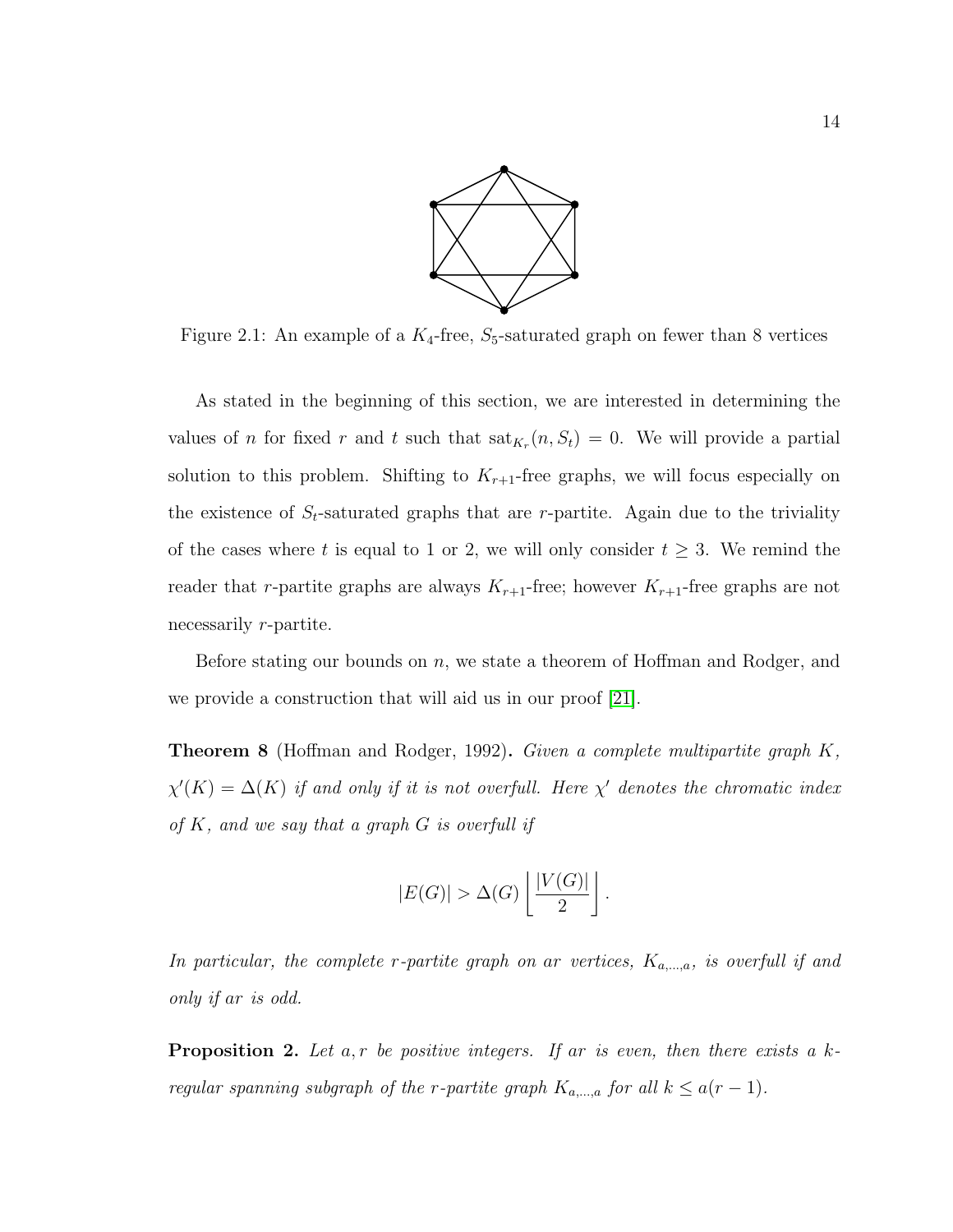Figure 2.1: An example of a $K_4$-free, $S_5$-saturated graph on fewer than 8 vertices

As stated in the beginning of this section, we are interested in determining the values of $n$ for fixed $r$ and $t$ such that $\text{sat}_{K_r}(n, S_t) = 0$. We will provide a partial solution to this problem. Shifting to $K_{r+1}$-free graphs, we will focus especially on the existence of $S_t$-saturated graphs that are $r$-partite. Again due to the triviality of the cases where $t$ is equal to 1 or 2, we will only consider $t \geq 3$. We remind the reader that $r$-partite graphs are always $K_{r+1}$-free; however $K_{r+1}$-free graphs are not necessarily $r$-partite.

Before stating our bounds on $n$, we state a theorem of Hoffman and Rodger, and we provide a construction that will aid us in our proof [21].

**Theorem 8** (Hoffman and Rodger, 1992)**.** *Given a complete multipartite graph $K$, $\chi'(K) = \Delta(K)$ if and only if it is not overfull. Here $\chi'$ denotes the chromatic index of $K$, and we say that a graph $G$ is overfull if*

$$|E(G)| > \Delta(G) \left\lfloor \frac{|V(G)|}{2} \right\rfloor.$$

*In particular, the complete $r$-partite graph on $ar$ vertices, $K_{a,\dots,a}$, is overfull if and only if $ar$ is odd.*

**Proposition 2.** *Let $a, r$ be positive integers. If $ar$ is even, then there exists a $k$-regular spanning subgraph of the $r$-partite graph $K_{a,\dots,a}$ for all $k \leq a(r-1)$.*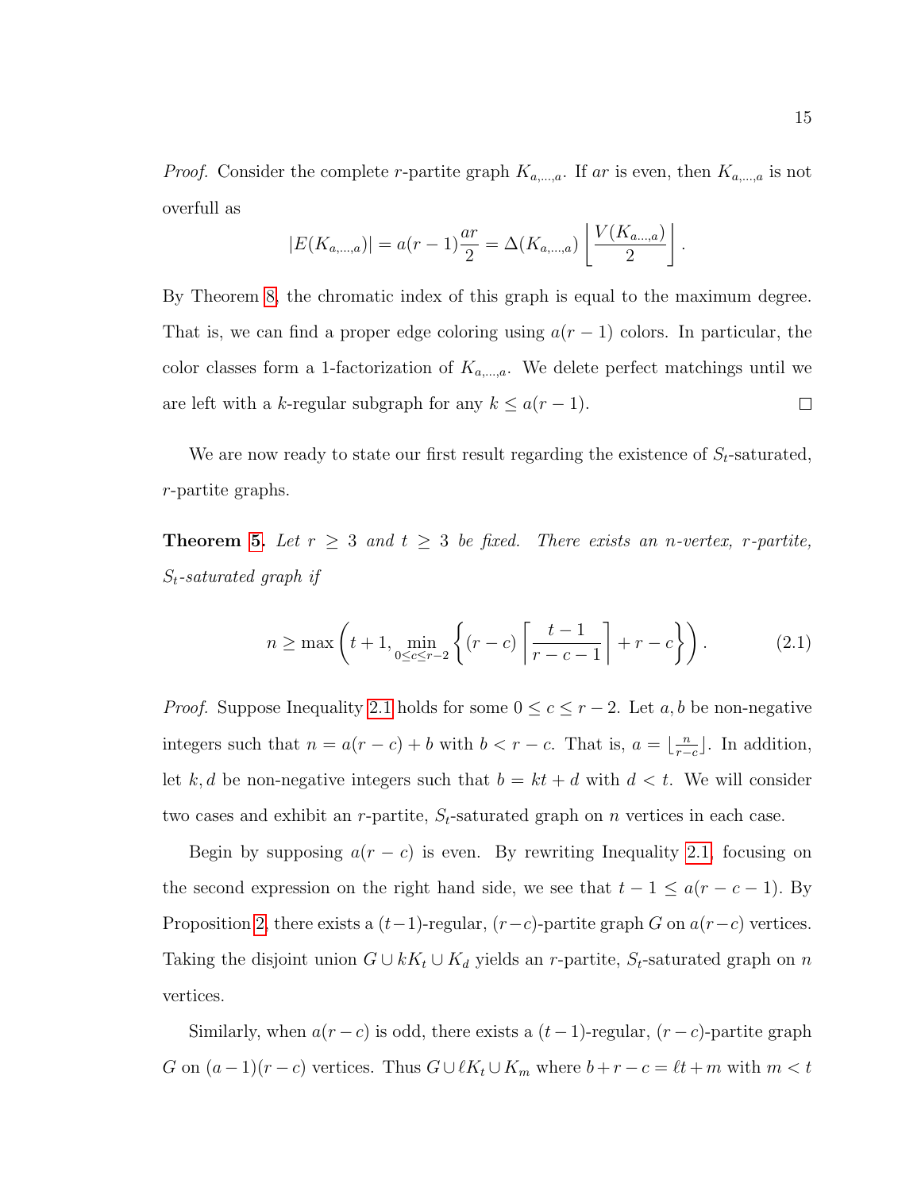*Proof.* Consider the complete $r$-partite graph $K_{a,\dots,a}$. If $ar$ is even, then $K_{a,\dots,a}$ is not overfull as

$$|E(K_{a,\dots,a})| = a(r-1)\frac{ar}{2} = \Delta(K_{a,\dots,a})\left\lfloor \frac{V(K_{a\dots,a})}{2} \right\rfloor.$$

By Theorem 8, the chromatic index of this graph is equal to the maximum degree. That is, we can find a proper edge coloring using $a(r-1)$ colors. In particular, the color classes form a 1-factorization of $K_{a,\dots,a}$. We delete perfect matchings until we are left with a $k$-regular subgraph for any $k \leq a(r-1)$. $\square$

We are now ready to state our first result regarding the existence of $S_t$-saturated, $r$-partite graphs.

**Theorem 5.** *Let $r \geq 3$ and $t \geq 3$ be fixed. There exists an $n$-vertex, $r$-partite, $S_t$-saturated graph if*

$$n \geq \max\left(t+1, \min_{0 \leq c \leq r-2}\left\{(r-c)\left\lceil \frac{t-1}{r-c-1} \right\rceil + r - c\right\}\right). \tag{2.1}$$

*Proof.* Suppose Inequality 2.1 holds for some $0 \leq c \leq r-2$. Let $a, b$ be non-negative integers such that $n = a(r-c) + b$ with $b < r-c$. That is, $a = \lfloor \frac{n}{r-c} \rfloor$. In addition, let $k, d$ be non-negative integers such that $b = kt + d$ with $d < t$. We will consider two cases and exhibit an $r$-partite, $S_t$-saturated graph on $n$ vertices in each case.

Begin by supposing $a(r-c)$ is even. By rewriting Inequality 2.1, focusing on the second expression on the right hand side, we see that $t-1 \leq a(r-c-1)$. By Proposition 2, there exists a $(t-1)$-regular, $(r-c)$-partite graph $G$ on $a(r-c)$ vertices. Taking the disjoint union $G \cup kK_t \cup K_d$ yields an $r$-partite, $S_t$-saturated graph on $n$ vertices.

Similarly, when $a(r-c)$ is odd, there exists a $(t-1)$-regular, $(r-c)$-partite graph $G$ on $(a-1)(r-c)$ vertices. Thus $G \cup \ell K_t \cup K_m$ where $b + r - c = \ell t + m$ with $m < t$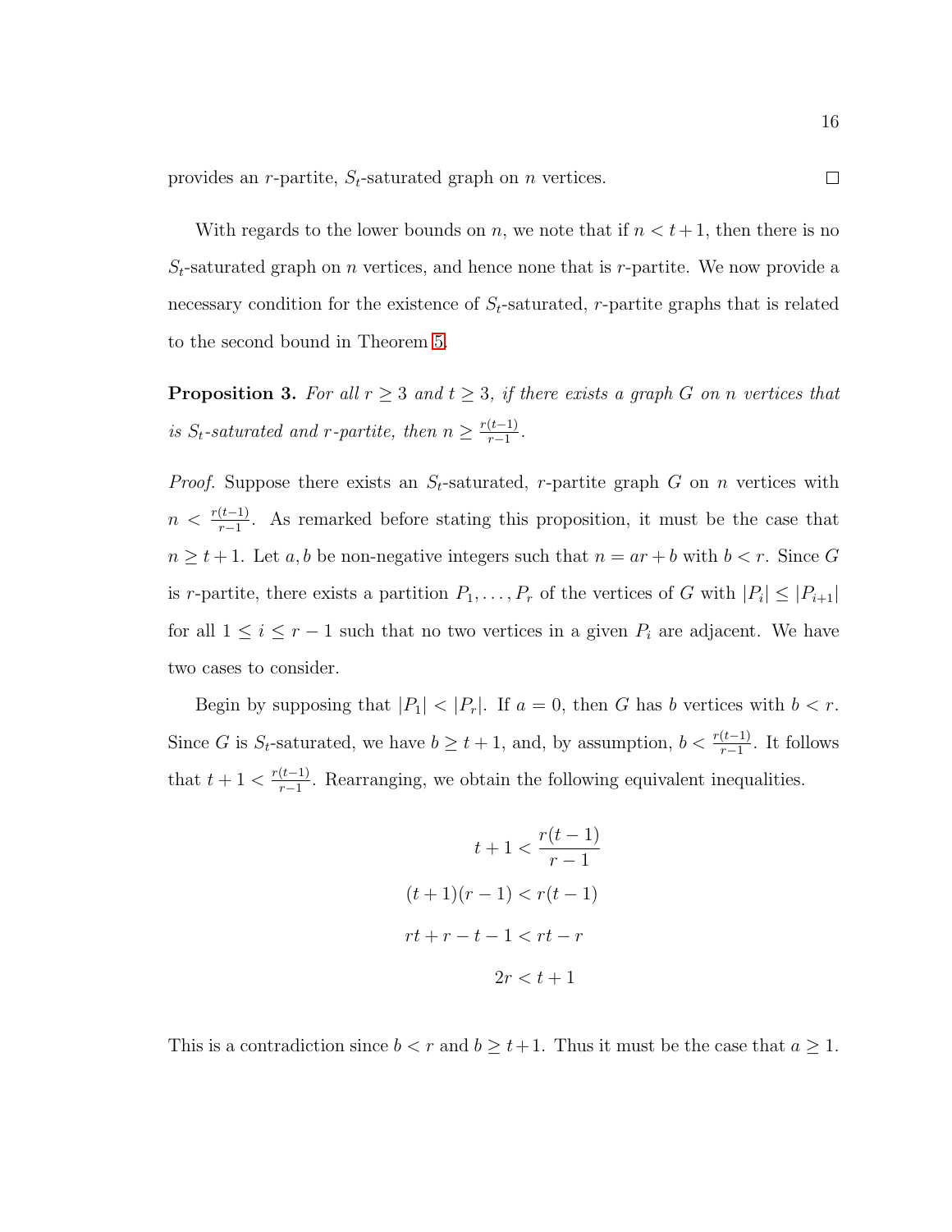provides an $r$-partite, $S_t$-saturated graph on $n$ vertices. $\square$

With regards to the lower bounds on $n$, we note that if $n < t+1$, then there is no $S_t$-saturated graph on $n$ vertices, and hence none that is $r$-partite. We now provide a necessary condition for the existence of $S_t$-saturated, $r$-partite graphs that is related to the second bound in Theorem 5.

**Proposition 3.** *For all $r \geq 3$ and $t \geq 3$, if there exists a graph $G$ on $n$ vertices that is $S_t$-saturated and $r$-partite, then $n \geq \frac{r(t-1)}{r-1}$.*

*Proof.* Suppose there exists an $S_t$-saturated, $r$-partite graph $G$ on $n$ vertices with $n < \frac{r(t-1)}{r-1}$. As remarked before stating this proposition, it must be the case that $n \geq t+1$. Let $a, b$ be non-negative integers such that $n = ar + b$ with $b < r$. Since $G$ is $r$-partite, there exists a partition $P_1, \ldots, P_r$ of the vertices of $G$ with $|P_i| \leq |P_{i+1}|$ for all $1 \leq i \leq r-1$ such that no two vertices in a given $P_i$ are adjacent. We have two cases to consider.

Begin by supposing that $|P_1| < |P_r|$. If $a = 0$, then $G$ has $b$ vertices with $b < r$. Since $G$ is $S_t$-saturated, we have $b \geq t+1$, and, by assumption, $b < \frac{r(t-1)}{r-1}$. It follows that $t + 1 < \frac{r(t-1)}{r-1}$. Rearranging, we obtain the following equivalent inequalities.

$$t + 1 < \frac{r(t-1)}{r-1}$$

$$(t+1)(r-1) < r(t-1)$$

$$rt + r - t - 1 < rt - r$$

$$2r < t + 1$$

This is a contradiction since $b < r$ and $b \geq t+1$. Thus it must be the case that $a \geq 1$.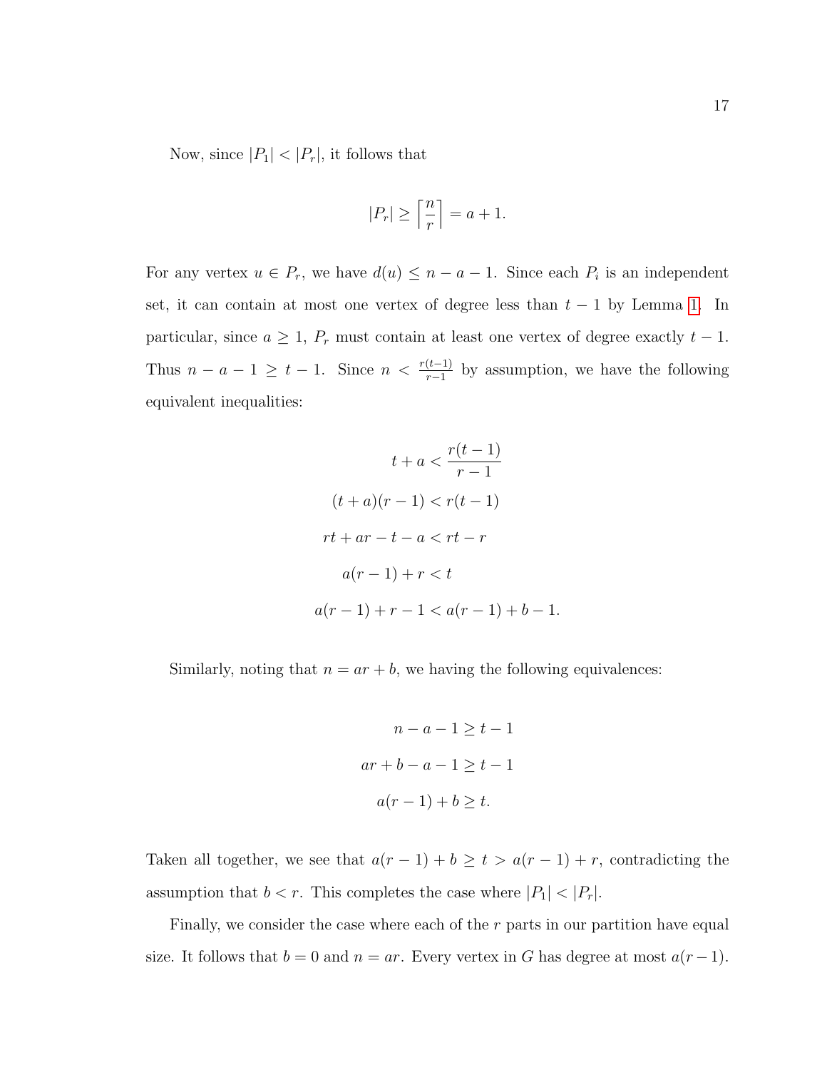Now, since $|P_1| < |P_r|$, it follows that

$$|P_r| \geq \left\lceil \frac{n}{r} \right\rceil = a + 1.$$

For any vertex $u \in P_r$, we have $d(u) \leq n - a - 1$. Since each $P_i$ is an independent set, it can contain at most one vertex of degree less than $t - 1$ by Lemma 1. In particular, since $a \geq 1$, $P_r$ must contain at least one vertex of degree exactly $t - 1$. Thus $n - a - 1 \geq t - 1$. Since $n < \frac{r(t-1)}{r-1}$ by assumption, we have the following equivalent inequalities:

$$t + a < \frac{r(t-1)}{r-1}$$

$$(t + a)(r - 1) < r(t - 1)$$

$$rt + ar - t - a < rt - r$$

$$a(r - 1) + r < t$$

$$a(r - 1) + r - 1 < a(r - 1) + b - 1.$$

Similarly, noting that $n = ar + b$, we having the following equivalences:

$$n - a - 1 \geq t - 1$$

$$ar + b - a - 1 \geq t - 1$$

$$a(r - 1) + b \geq t.$$

Taken all together, we see that $a(r - 1) + b \geq t > a(r - 1) + r$, contradicting the assumption that $b < r$. This completes the case where $|P_1| < |P_r|$.

Finally, we consider the case where each of the $r$ parts in our partition have equal size. It follows that $b = 0$ and $n = ar$. Every vertex in $G$ has degree at most $a(r - 1)$.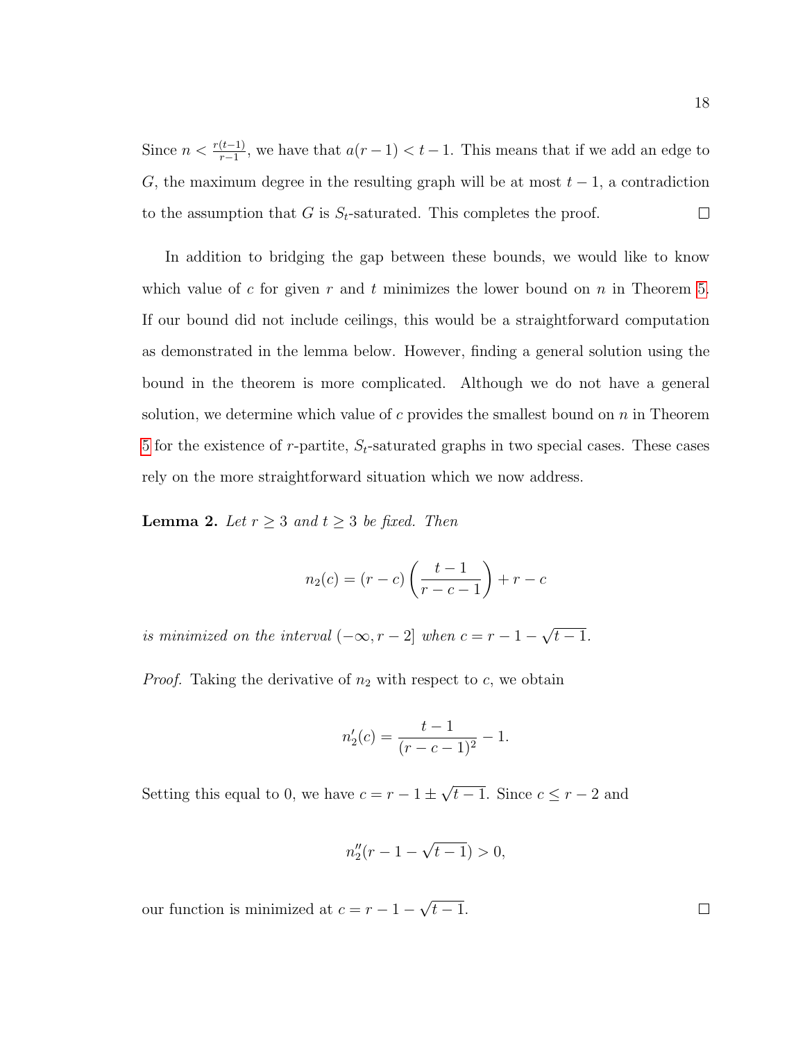Since $n < \frac{r(t-1)}{r-1}$, we have that $a(r-1) < t-1$. This means that if we add an edge to $G$, the maximum degree in the resulting graph will be at most $t-1$, a contradiction to the assumption that $G$ is $S_t$-saturated. This completes the proof. $\square$

In addition to bridging the gap between these bounds, we would like to know which value of $c$ for given $r$ and $t$ minimizes the lower bound on $n$ in Theorem 5. If our bound did not include ceilings, this would be a straightforward computation as demonstrated in the lemma below. However, finding a general solution using the bound in the theorem is more complicated. Although we do not have a general solution, we determine which value of $c$ provides the smallest bound on $n$ in Theorem 5 for the existence of $r$-partite, $S_t$-saturated graphs in two special cases. These cases rely on the more straightforward situation which we now address.

**Lemma 2.** *Let $r \geq 3$ and $t \geq 3$ be fixed. Then*

$$n_2(c) = (r-c)\left(\frac{t-1}{r-c-1}\right) + r - c$$

*is minimized on the interval $(-\infty, r-2]$ when $c = r - 1 - \sqrt{t-1}$.*

*Proof.* Taking the derivative of $n_2$ with respect to $c$, we obtain

$$n_2'(c) = \frac{t-1}{(r-c-1)^2} - 1.$$

Setting this equal to 0, we have $c = r - 1 \pm \sqrt{t-1}$. Since $c \leq r-2$ and

$$n_2''(r - 1 - \sqrt{t-1}) > 0,$$

our function is minimized at $c = r - 1 - \sqrt{t-1}$. $\square$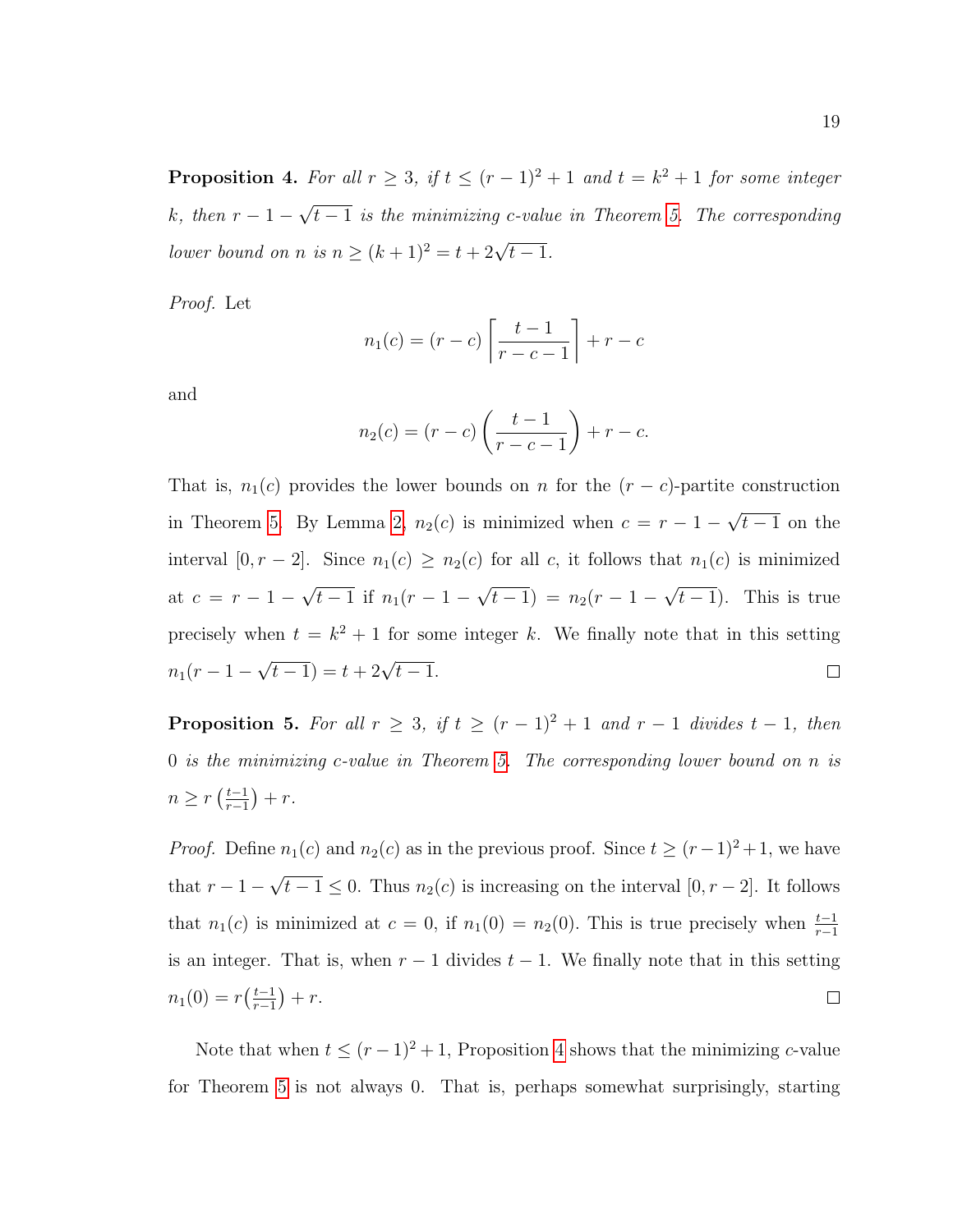**Proposition 4.** *For all $r \geq 3$, if $t \leq (r-1)^2 + 1$ and $t = k^2 + 1$ for some integer $k$, then $r - 1 - \sqrt{t-1}$ is the minimizing $c$-value in Theorem 5. The corresponding lower bound on $n$ is $n \geq (k+1)^2 = t + 2\sqrt{t-1}$.*

*Proof.* Let

$$n_1(c) = (r-c)\left\lceil \frac{t-1}{r-c-1} \right\rceil + r - c$$

and

$$n_2(c) = (r-c)\left(\frac{t-1}{r-c-1}\right) + r - c.$$

That is, $n_1(c)$ provides the lower bounds on $n$ for the $(r-c)$-partite construction in Theorem 5. By Lemma 2, $n_2(c)$ is minimized when $c = r - 1 - \sqrt{t-1}$ on the interval $[0, r-2]$. Since $n_1(c) \geq n_2(c)$ for all $c$, it follows that $n_1(c)$ is minimized at $c = r - 1 - \sqrt{t-1}$ if $n_1(r-1-\sqrt{t-1}) = n_2(r-1-\sqrt{t-1})$. This is true precisely when $t = k^2 + 1$ for some integer $k$. We finally note that in this setting $n_1(r-1-\sqrt{t-1}) = t + 2\sqrt{t-1}$. □

**Proposition 5.** *For all $r \geq 3$, if $t \geq (r-1)^2 + 1$ and $r - 1$ divides $t - 1$, then $0$ is the minimizing $c$-value in Theorem 5. The corresponding lower bound on $n$ is $n \geq r\left(\frac{t-1}{r-1}\right) + r$.*

*Proof.* Define $n_1(c)$ and $n_2(c)$ as in the previous proof. Since $t \geq (r-1)^2+1$, we have that $r - 1 - \sqrt{t-1} \leq 0$. Thus $n_2(c)$ is increasing on the interval $[0, r-2]$. It follows that $n_1(c)$ is minimized at $c = 0$, if $n_1(0) = n_2(0)$. This is true precisely when $\frac{t-1}{r-1}$ is an integer. That is, when $r - 1$ divides $t - 1$. We finally note that in this setting $n_1(0) = r\left(\frac{t-1}{r-1}\right) + r$. □

Note that when $t \leq (r-1)^2 + 1$, Proposition 4 shows that the minimizing $c$-value for Theorem 5 is not always 0. That is, perhaps somewhat surprisingly, starting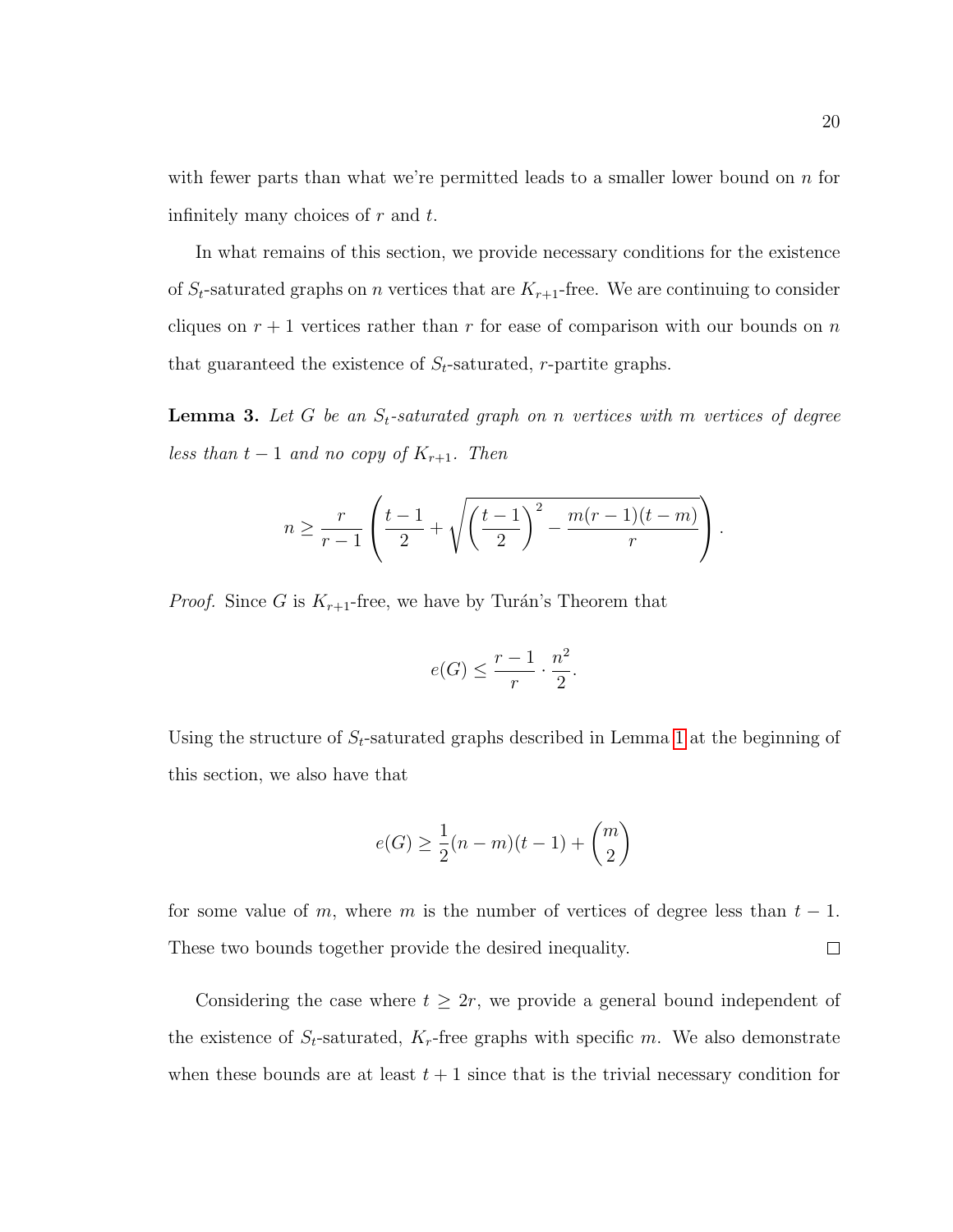with fewer parts than what we're permitted leads to a smaller lower bound on $n$ for infinitely many choices of $r$ and $t$.

In what remains of this section, we provide necessary conditions for the existence of $S_t$-saturated graphs on $n$ vertices that are $K_{r+1}$-free. We are continuing to consider cliques on $r+1$ vertices rather than $r$ for ease of comparison with our bounds on $n$ that guaranteed the existence of $S_t$-saturated, $r$-partite graphs.

**Lemma 3.** *Let $G$ be an $S_t$-saturated graph on $n$ vertices with $m$ vertices of degree less than $t-1$ and no copy of $K_{r+1}$. Then*

$$n \geq \frac{r}{r-1}\left(\frac{t-1}{2} + \sqrt{\left(\frac{t-1}{2}\right)^2 - \frac{m(r-1)(t-m)}{r}}\right).$$

*Proof.* Since $G$ is $K_{r+1}$-free, we have by Turán's Theorem that

$$e(G) \leq \frac{r-1}{r} \cdot \frac{n^2}{2}.$$

Using the structure of $S_t$-saturated graphs described in Lemma 1 at the beginning of this section, we also have that

$$e(G) \geq \frac{1}{2}(n-m)(t-1) + \binom{m}{2}$$

for some value of $m$, where $m$ is the number of vertices of degree less than $t-1$. These two bounds together provide the desired inequality. $\square$

Considering the case where $t \geq 2r$, we provide a general bound independent of the existence of $S_t$-saturated, $K_r$-free graphs with specific $m$. We also demonstrate when these bounds are at least $t+1$ since that is the trivial necessary condition for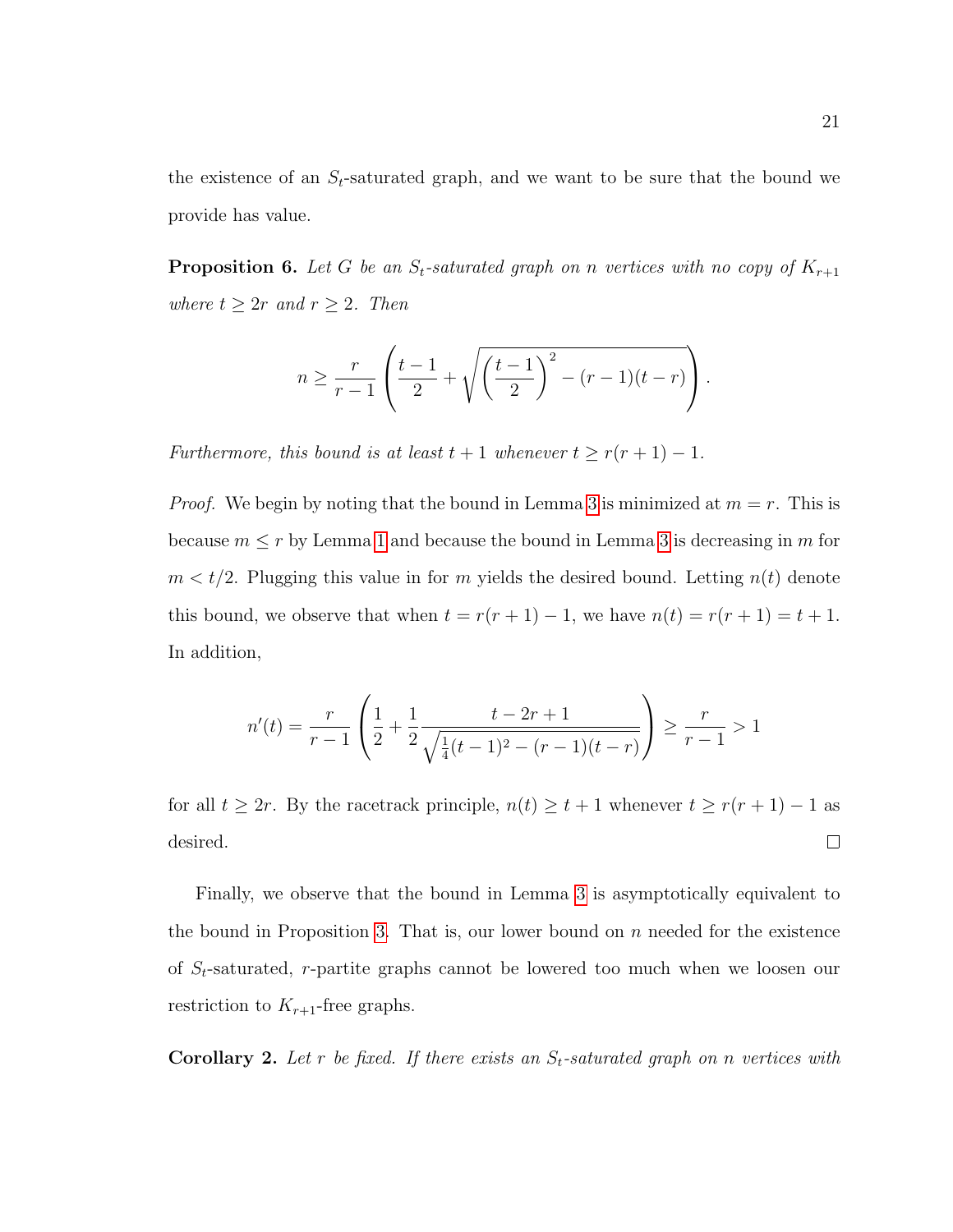the existence of an $S_t$-saturated graph, and we want to be sure that the bound we provide has value.

**Proposition 6.** *Let $G$ be an $S_t$-saturated graph on $n$ vertices with no copy of $K_{r+1}$ where $t \geq 2r$ and $r \geq 2$. Then*

$$n \geq \frac{r}{r-1}\left(\frac{t-1}{2} + \sqrt{\left(\frac{t-1}{2}\right)^2 - (r-1)(t-r)}\right).$$

*Furthermore, this bound is at least $t+1$ whenever $t \geq r(r+1) - 1$.*

*Proof.* We begin by noting that the bound in Lemma 3 is minimized at $m = r$. This is because $m \leq r$ by Lemma 1 and because the bound in Lemma 3 is decreasing in $m$ for $m < t/2$. Plugging this value in for $m$ yields the desired bound. Letting $n(t)$ denote this bound, we observe that when $t = r(r+1) - 1$, we have $n(t) = r(r+1) = t+1$. In addition,

$$n'(t) = \frac{r}{r-1}\left(\frac{1}{2} + \frac{1}{2}\frac{t-2r+1}{\sqrt{\frac{1}{4}(t-1)^2 - (r-1)(t-r)}}\right) \geq \frac{r}{r-1} > 1$$

for all $t \geq 2r$. By the racetrack principle, $n(t) \geq t+1$ whenever $t \geq r(r+1) - 1$ as desired. □

Finally, we observe that the bound in Lemma 3 is asymptotically equivalent to the bound in Proposition 3. That is, our lower bound on $n$ needed for the existence of $S_t$-saturated, $r$-partite graphs cannot be lowered too much when we loosen our restriction to $K_{r+1}$-free graphs.

**Corollary 2.** *Let $r$ be fixed. If there exists an $S_t$-saturated graph on $n$ vertices with*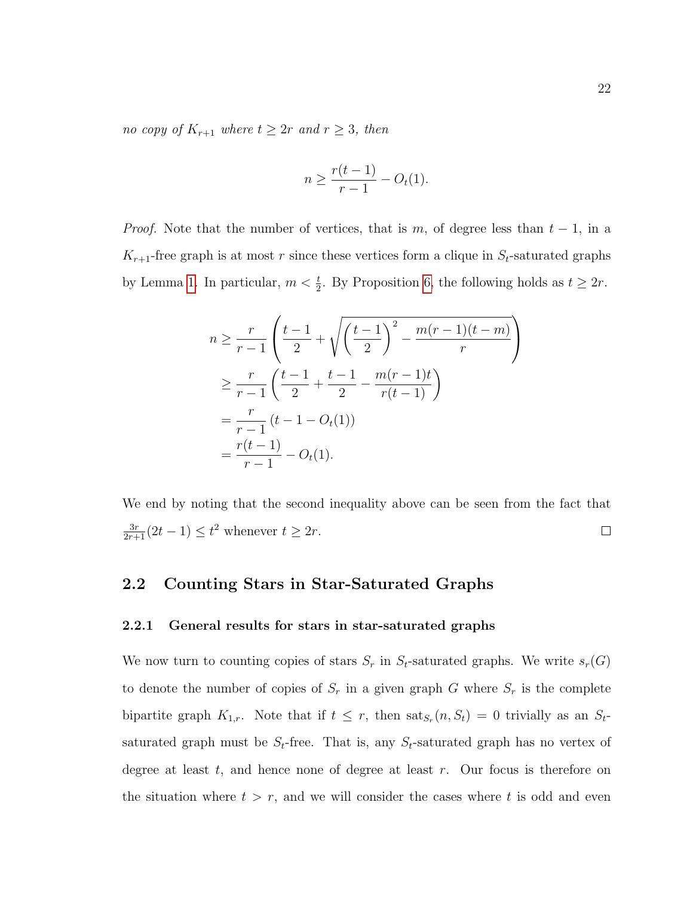*no copy of $K_{r+1}$ where $t \geq 2r$ and $r \geq 3$, then*

$$n \geq \frac{r(t-1)}{r-1} - O_t(1).$$

*Proof.* Note that the number of vertices, that is $m$, of degree less than $t-1$, in a $K_{r+1}$-free graph is at most $r$ since these vertices form a clique in $S_t$-saturated graphs by Lemma 1. In particular, $m < \frac{t}{2}$. By Proposition 6, the following holds as $t \geq 2r$.

$$\begin{aligned}
n &\geq \frac{r}{r-1}\left(\frac{t-1}{2} + \sqrt{\left(\frac{t-1}{2}\right)^2 - \frac{m(r-1)(t-m)}{r}}\right) \\
&\geq \frac{r}{r-1}\left(\frac{t-1}{2} + \frac{t-1}{2} - \frac{m(r-1)t}{r(t-1)}\right) \\
&= \frac{r}{r-1}\left(t - 1 - O_t(1)\right) \\
&= \frac{r(t-1)}{r-1} - O_t(1).
\end{aligned}$$

We end by noting that the second inequality above can be seen from the fact that $\frac{3r}{2r+1}(2t-1) \leq t^2$ whenever $t \geq 2r$. $\square$

## 2.2 Counting Stars in Star-Saturated Graphs

### 2.2.1 General results for stars in star-saturated graphs

We now turn to counting copies of stars $S_r$ in $S_t$-saturated graphs. We write $s_r(G)$ to denote the number of copies of $S_r$ in a given graph $G$ where $S_r$ is the complete bipartite graph $K_{1,r}$. Note that if $t \leq r$, then $\text{sat}_{S_r}(n, S_t) = 0$ trivially as an $S_t$-saturated graph must be $S_t$-free. That is, any $S_t$-saturated graph has no vertex of degree at least $t$, and hence none of degree at least $r$. Our focus is therefore on the situation where $t > r$, and we will consider the cases where $t$ is odd and even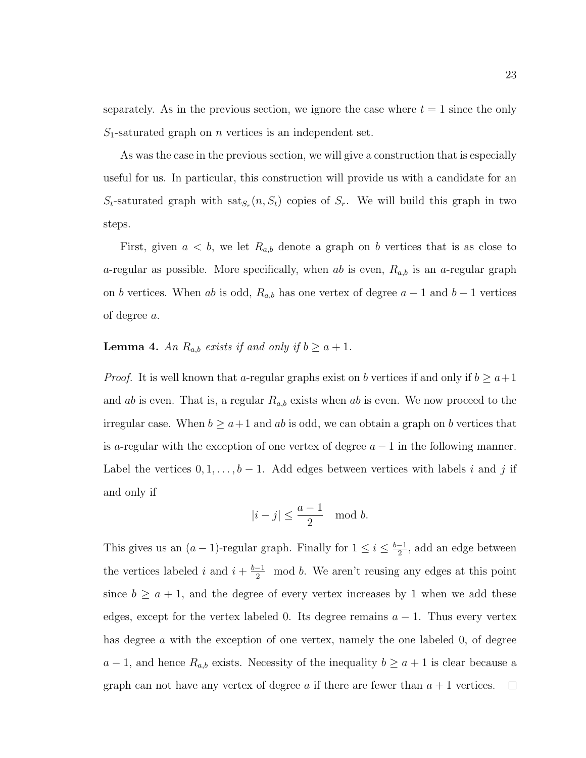separately. As in the previous section, we ignore the case where $t = 1$ since the only $S_1$-saturated graph on $n$ vertices is an independent set.

As was the case in the previous section, we will give a construction that is especially useful for us. In particular, this construction will provide us with a candidate for an $S_t$-saturated graph with $\text{sat}_{S_r}(n, S_t)$ copies of $S_r$. We will build this graph in two steps.

First, given $a < b$, we let $R_{a,b}$ denote a graph on $b$ vertices that is as close to $a$-regular as possible. More specifically, when $ab$ is even, $R_{a,b}$ is an $a$-regular graph on $b$ vertices. When $ab$ is odd, $R_{a,b}$ has one vertex of degree $a-1$ and $b-1$ vertices of degree $a$.

**Lemma 4.** *An $R_{a,b}$ exists if and only if $b \geq a+1$.*

*Proof.* It is well known that $a$-regular graphs exist on $b$ vertices if and only if $b \geq a+1$ and $ab$ is even. That is, a regular $R_{a,b}$ exists when $ab$ is even. We now proceed to the irregular case. When $b \geq a+1$ and $ab$ is odd, we can obtain a graph on $b$ vertices that is $a$-regular with the exception of one vertex of degree $a-1$ in the following manner. Label the vertices $0, 1, \ldots, b-1$. Add edges between vertices with labels $i$ and $j$ if and only if

$$|i - j| \leq \frac{a-1}{2} \mod b.$$

This gives us an $(a-1)$-regular graph. Finally for $1 \leq i \leq \frac{b-1}{2}$, add an edge between the vertices labeled $i$ and $i + \frac{b-1}{2} \mod b$. We aren't reusing any edges at this point since $b \geq a+1$, and the degree of every vertex increases by 1 when we add these edges, except for the vertex labeled 0. Its degree remains $a-1$. Thus every vertex has degree $a$ with the exception of one vertex, namely the one labeled 0, of degree $a-1$, and hence $R_{a,b}$ exists. Necessity of the inequality $b \geq a+1$ is clear because a graph can not have any vertex of degree $a$ if there are fewer than $a+1$ vertices. $\square$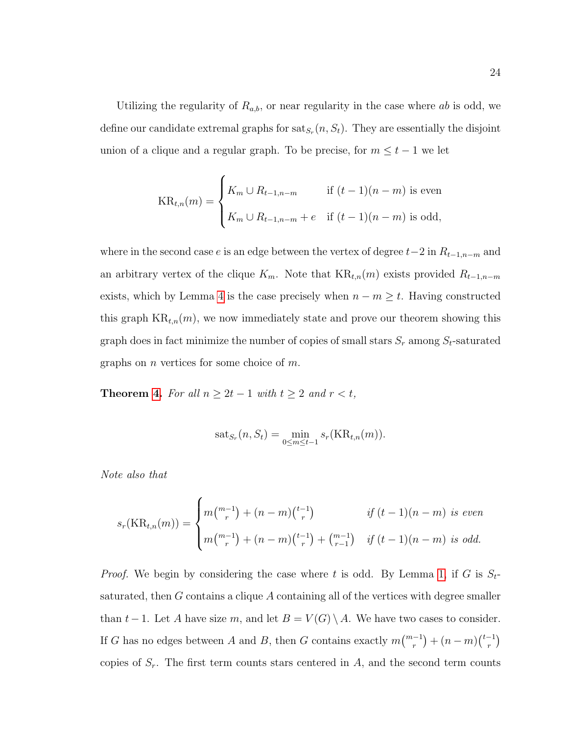Utilizing the regularity of $R_{a,b}$, or near regularity in the case where $ab$ is odd, we define our candidate extremal graphs for $\text{sat}_{S_r}(n, S_t)$. They are essentially the disjoint union of a clique and a regular graph. To be precise, for $m \leq t-1$ we let

$$\text{KR}_{t,n}(m) = \begin{cases} K_m \cup R_{t-1,n-m} & \text{if } (t-1)(n-m) \text{ is even} \\ K_m \cup R_{t-1,n-m} + e & \text{if } (t-1)(n-m) \text{ is odd,} \end{cases}$$

where in the second case $e$ is an edge between the vertex of degree $t-2$ in $R_{t-1,n-m}$ and an arbitrary vertex of the clique $K_m$. Note that $\text{KR}_{t,n}(m)$ exists provided $R_{t-1,n-m}$ exists, which by Lemma 4 is the case precisely when $n - m \geq t$. Having constructed this graph $\text{KR}_{t,n}(m)$, we now immediately state and prove our theorem showing this graph does in fact minimize the number of copies of small stars $S_r$ among $S_t$-saturated graphs on $n$ vertices for some choice of $m$.

**Theorem 4.** *For all $n \geq 2t-1$ with $t \geq 2$ and $r < t$,*

$$\text{sat}_{S_r}(n, S_t) = \min_{0 \leq m \leq t-1} s_r(\text{KR}_{t,n}(m)).$$

*Note also that*

$$s_r(\text{KR}_{t,n}(m)) = \begin{cases} m\binom{m-1}{r} + (n-m)\binom{t-1}{r} & \text{if } (t-1)(n-m) \text{ is even} \\ m\binom{m-1}{r} + (n-m)\binom{t-1}{r} + \binom{m-1}{r-1} & \text{if } (t-1)(n-m) \text{ is odd.} \end{cases}$$

*Proof.* We begin by considering the case where $t$ is odd. By Lemma 1, if $G$ is $S_t$-saturated, then $G$ contains a clique $A$ containing all of the vertices with degree smaller than $t-1$. Let $A$ have size $m$, and let $B = V(G) \setminus A$. We have two cases to consider. If $G$ has no edges between $A$ and $B$, then $G$ contains exactly $m\binom{m-1}{r} + (n-m)\binom{t-1}{r}$ copies of $S_r$. The first term counts stars centered in $A$, and the second term counts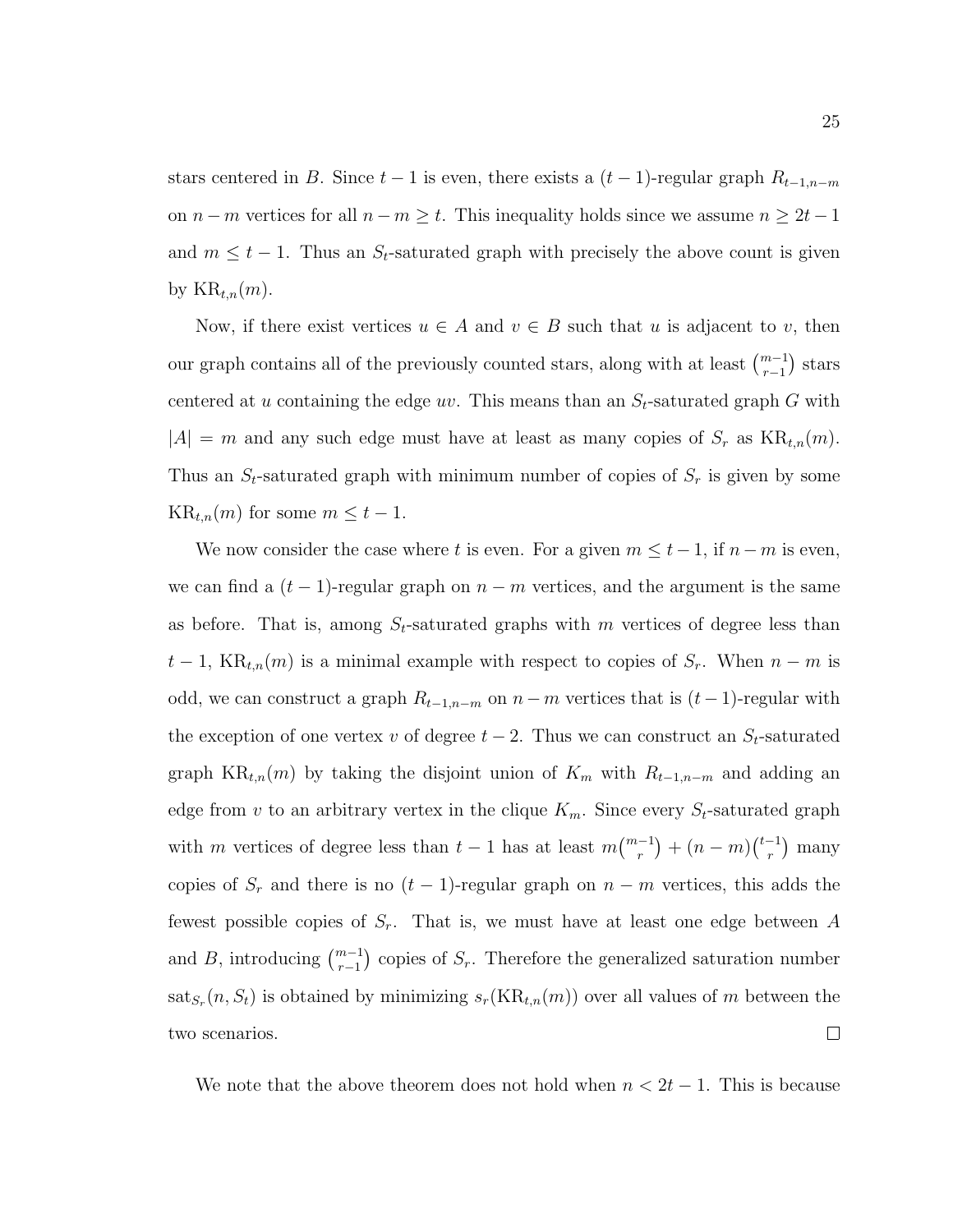stars centered in $B$. Since $t-1$ is even, there exists a $(t-1)$-regular graph $R_{t-1,n-m}$ on $n-m$ vertices for all $n-m \geq t$. This inequality holds since we assume $n \geq 2t-1$ and $m \leq t-1$. Thus an $S_t$-saturated graph with precisely the above count is given by $\mathrm{KR}_{t,n}(m)$.

Now, if there exist vertices $u \in A$ and $v \in B$ such that $u$ is adjacent to $v$, then our graph contains all of the previously counted stars, along with at least $\binom{m-1}{r-1}$ stars centered at $u$ containing the edge $uv$. This means than an $S_t$-saturated graph $G$ with $|A| = m$ and any such edge must have at least as many copies of $S_r$ as $\mathrm{KR}_{t,n}(m)$. Thus an $S_t$-saturated graph with minimum number of copies of $S_r$ is given by some $\mathrm{KR}_{t,n}(m)$ for some $m \leq t-1$.

We now consider the case where $t$ is even. For a given $m \leq t-1$, if $n-m$ is even, we can find a $(t-1)$-regular graph on $n-m$ vertices, and the argument is the same as before. That is, among $S_t$-saturated graphs with $m$ vertices of degree less than $t-1$, $\mathrm{KR}_{t,n}(m)$ is a minimal example with respect to copies of $S_r$. When $n-m$ is odd, we can construct a graph $R_{t-1,n-m}$ on $n-m$ vertices that is $(t-1)$-regular with the exception of one vertex $v$ of degree $t-2$. Thus we can construct an $S_t$-saturated graph $\mathrm{KR}_{t,n}(m)$ by taking the disjoint union of $K_m$ with $R_{t-1,n-m}$ and adding an edge from $v$ to an arbitrary vertex in the clique $K_m$. Since every $S_t$-saturated graph with $m$ vertices of degree less than $t-1$ has at least $m\binom{m-1}{r} + (n-m)\binom{t-1}{r}$ many copies of $S_r$ and there is no $(t-1)$-regular graph on $n-m$ vertices, this adds the fewest possible copies of $S_r$. That is, we must have at least one edge between $A$ and $B$, introducing $\binom{m-1}{r-1}$ copies of $S_r$. Therefore the generalized saturation number $\mathrm{sat}_{S_r}(n, S_t)$ is obtained by minimizing $s_r(\mathrm{KR}_{t,n}(m))$ over all values of $m$ between the two scenarios. $\square$

We note that the above theorem does not hold when $n < 2t-1$. This is because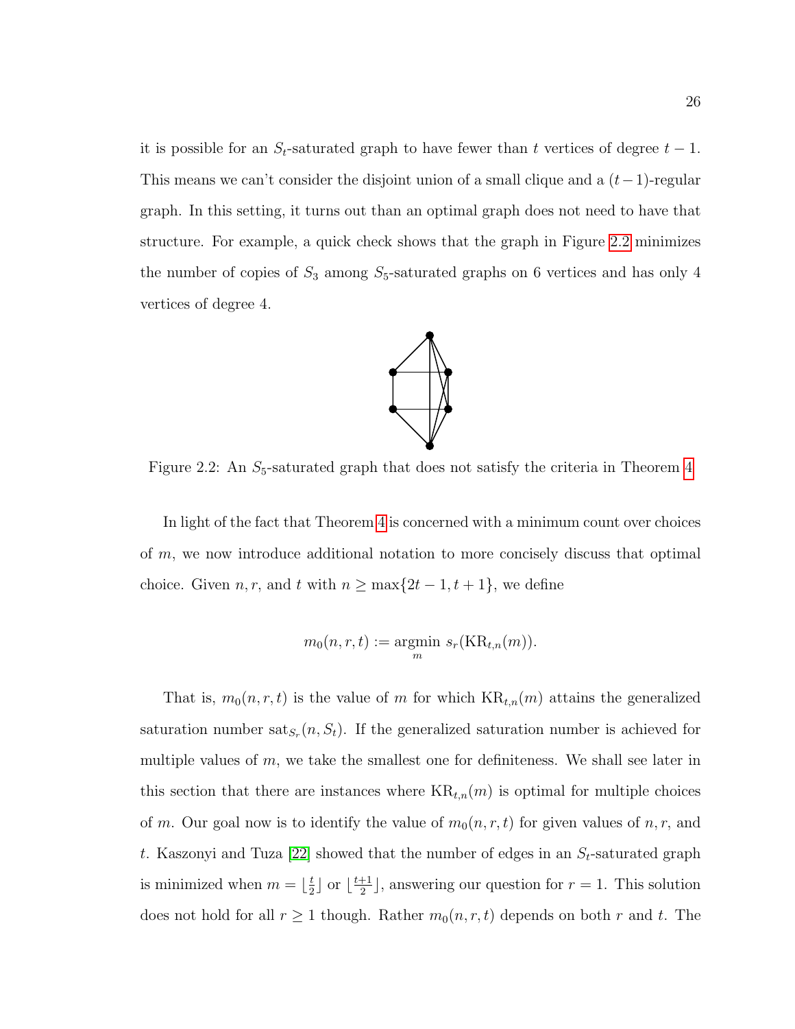it is possible for an $S_t$-saturated graph to have fewer than $t$ vertices of degree $t-1$. This means we can't consider the disjoint union of a small clique and a $(t-1)$-regular graph. In this setting, it turns out than an optimal graph does not need to have that structure. For example, a quick check shows that the graph in Figure 2.2 minimizes the number of copies of $S_3$ among $S_5$-saturated graphs on 6 vertices and has only 4 vertices of degree 4.

Figure 2.2: An $S_5$-saturated graph that does not satisfy the criteria in Theorem 4

In light of the fact that Theorem 4 is concerned with a minimum count over choices of $m$, we now introduce additional notation to more concisely discuss that optimal choice. Given $n, r,$ and $t$ with $n \geq \max\{2t-1, t+1\}$, we define

$$m_0(n,r,t) := \underset{m}{\operatorname{argmin}}\ s_r(\mathrm{KR}_{t,n}(m)).$$

That is, $m_0(n,r,t)$ is the value of $m$ for which $\mathrm{KR}_{t,n}(m)$ attains the generalized saturation number $\mathrm{sat}_{S_r}(n, S_t)$. If the generalized saturation number is achieved for multiple values of $m$, we take the smallest one for definiteness. We shall see later in this section that there are instances where $\mathrm{KR}_{t,n}(m)$ is optimal for multiple choices of $m$. Our goal now is to identify the value of $m_0(n,r,t)$ for given values of $n, r,$ and $t$. Kaszonyi and Tuza [22] showed that the number of edges in an $S_t$-saturated graph is minimized when $m = \lfloor \frac{t}{2} \rfloor$ or $\lfloor \frac{t+1}{2} \rfloor$, answering our question for $r = 1$. This solution does not hold for all $r \geq 1$ though. Rather $m_0(n,r,t)$ depends on both $r$ and $t$. The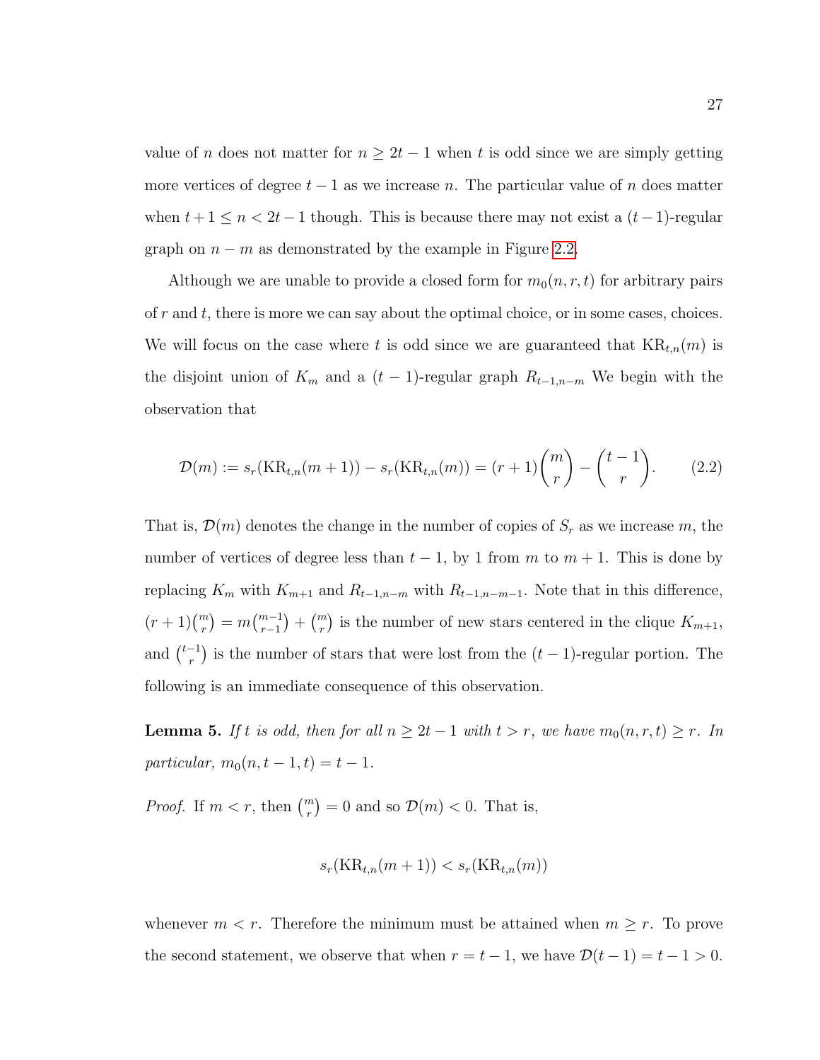value of $n$ does not matter for $n \geq 2t-1$ when $t$ is odd since we are simply getting more vertices of degree $t-1$ as we increase $n$. The particular value of $n$ does matter when $t+1 \leq n < 2t-1$ though. This is because there may not exist a $(t-1)$-regular graph on $n-m$ as demonstrated by the example in Figure 2.2.

Although we are unable to provide a closed form for $m_0(n,r,t)$ for arbitrary pairs of $r$ and $t$, there is more we can say about the optimal choice, or in some cases, choices. We will focus on the case where $t$ is odd since we are guaranteed that $\mathrm{KR}_{t,n}(m)$ is the disjoint union of $K_m$ and a $(t-1)$-regular graph $R_{t-1,n-m}$ We begin with the observation that

$$\mathcal{D}(m) := s_r(\mathrm{KR}_{t,n}(m+1)) - s_r(\mathrm{KR}_{t,n}(m)) = (r+1)\binom{m}{r} - \binom{t-1}{r}. \tag{2.2}$$

That is, $\mathcal{D}(m)$ denotes the change in the number of copies of $S_r$ as we increase $m$, the number of vertices of degree less than $t-1$, by 1 from $m$ to $m+1$. This is done by replacing $K_m$ with $K_{m+1}$ and $R_{t-1,n-m}$ with $R_{t-1,n-m-1}$. Note that in this difference, $(r+1)\binom{m}{r} = m\binom{m-1}{r-1} + \binom{m}{r}$ is the number of new stars centered in the clique $K_{m+1}$, and $\binom{t-1}{r}$ is the number of stars that were lost from the $(t-1)$-regular portion. The following is an immediate consequence of this observation.

**Lemma 5.** *If $t$ is odd, then for all $n \geq 2t-1$ with $t > r$, we have $m_0(n,r,t) \geq r$. In particular, $m_0(n,t-1,t) = t-1$.*

*Proof.* If $m < r$, then $\binom{m}{r} = 0$ and so $\mathcal{D}(m) < 0$. That is,

$$s_r(\mathrm{KR}_{t,n}(m+1)) < s_r(\mathrm{KR}_{t,n}(m))$$

whenever $m < r$. Therefore the minimum must be attained when $m \geq r$. To prove the second statement, we observe that when $r = t-1$, we have $\mathcal{D}(t-1) = t-1 > 0$.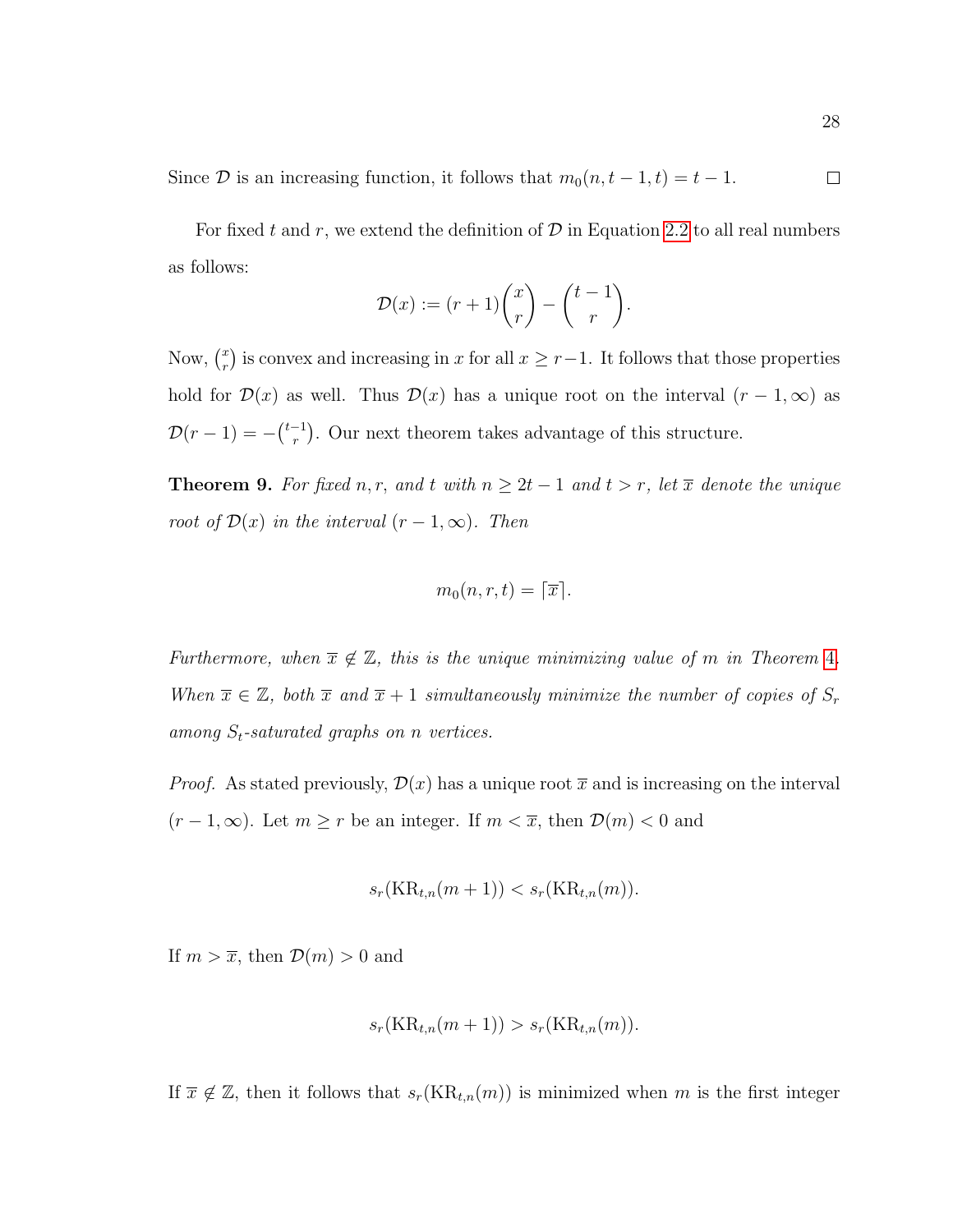Since $\mathcal{D}$ is an increasing function, it follows that $m_0(n, t-1, t) = t-1$. $\square$

For fixed $t$ and $r$, we extend the definition of $\mathcal{D}$ in Equation 2.2 to all real numbers as follows:

$$\mathcal{D}(x) := (r+1)\binom{x}{r} - \binom{t-1}{r}.$$

Now, $\binom{x}{r}$ is convex and increasing in $x$ for all $x \geq r-1$. It follows that those properties hold for $\mathcal{D}(x)$ as well. Thus $\mathcal{D}(x)$ has a unique root on the interval $(r-1, \infty)$ as $\mathcal{D}(r-1) = -\binom{t-1}{r}$. Our next theorem takes advantage of this structure.

**Theorem 9.** *For fixed $n, r,$ and $t$ with $n \geq 2t-1$ and $t > r$, let $\overline{x}$ denote the unique root of $\mathcal{D}(x)$ in the interval $(r-1, \infty)$. Then*

$$m_0(n, r, t) = \lceil \overline{x} \rceil.$$

*Furthermore, when $\overline{x} \notin \mathbb{Z}$, this is the unique minimizing value of $m$ in Theorem 4. When $\overline{x} \in \mathbb{Z}$, both $\overline{x}$ and $\overline{x}+1$ simultaneously minimize the number of copies of $S_r$ among $S_t$-saturated graphs on $n$ vertices.*

*Proof.* As stated previously, $\mathcal{D}(x)$ has a unique root $\overline{x}$ and is increasing on the interval $(r-1, \infty)$. Let $m \geq r$ be an integer. If $m < \overline{x}$, then $\mathcal{D}(m) < 0$ and

$$s_r(\mathrm{KR}_{t,n}(m+1)) < s_r(\mathrm{KR}_{t,n}(m)).$$

If $m > \overline{x}$, then $\mathcal{D}(m) > 0$ and

$$s_r(\mathrm{KR}_{t,n}(m+1)) > s_r(\mathrm{KR}_{t,n}(m)).$$

If $\overline{x} \notin \mathbb{Z}$, then it follows that $s_r(\mathrm{KR}_{t,n}(m))$ is minimized when $m$ is the first integer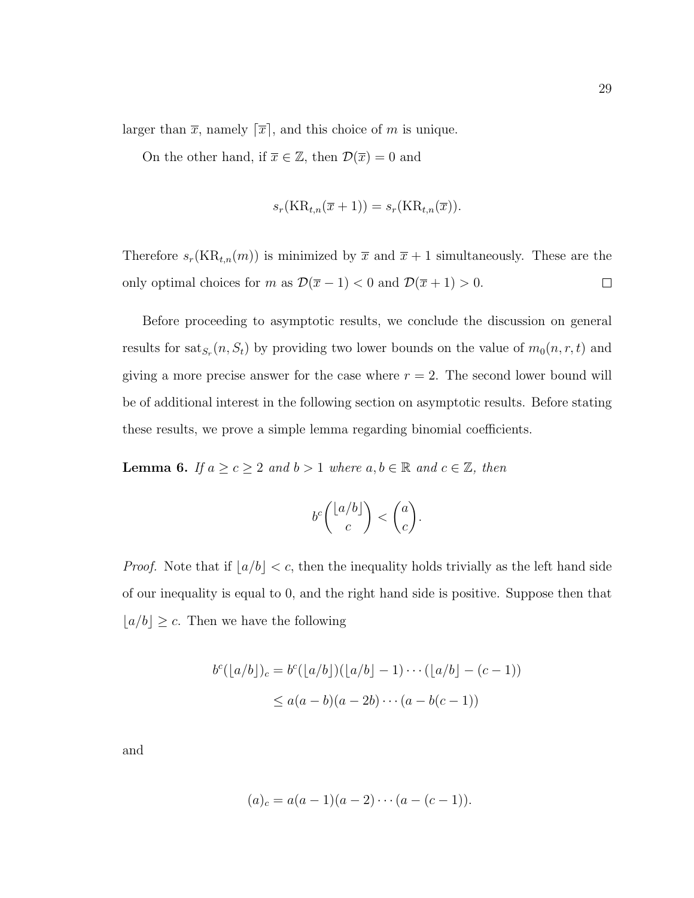larger than $\overline{x}$, namely $\lceil \overline{x} \rceil$, and this choice of $m$ is unique.

On the other hand, if $\overline{x} \in \mathbb{Z}$, then $\mathcal{D}(\overline{x}) = 0$ and

$$s_r(\mathrm{KR}_{t,n}(\overline{x}+1)) = s_r(\mathrm{KR}_{t,n}(\overline{x})).$$

Therefore $s_r(\mathrm{KR}_{t,n}(m))$ is minimized by $\overline{x}$ and $\overline{x}+1$ simultaneously. These are the only optimal choices for $m$ as $\mathcal{D}(\overline{x}-1) < 0$ and $\mathcal{D}(\overline{x}+1) > 0$. $\square$

Before proceeding to asymptotic results, we conclude the discussion on general results for $\mathrm{sat}_{S_r}(n, S_t)$ by providing two lower bounds on the value of $m_0(n, r, t)$ and giving a more precise answer for the case where $r = 2$. The second lower bound will be of additional interest in the following section on asymptotic results. Before stating these results, we prove a simple lemma regarding binomial coefficients.

**Lemma 6.** *If $a \geq c \geq 2$ and $b > 1$ where $a, b \in \mathbb{R}$ and $c \in \mathbb{Z}$, then*

$$b^c \binom{\lfloor a/b \rfloor}{c} < \binom{a}{c}.$$

*Proof.* Note that if $\lfloor a/b \rfloor < c$, then the inequality holds trivially as the left hand side of our inequality is equal to 0, and the right hand side is positive. Suppose then that $\lfloor a/b \rfloor \geq c$. Then we have the following

$$\begin{aligned} b^c(\lfloor a/b \rfloor)_c &= b^c(\lfloor a/b \rfloor)(\lfloor a/b \rfloor - 1)\cdots(\lfloor a/b \rfloor - (c-1)) \\ &\leq a(a-b)(a-2b)\cdots(a-b(c-1)) \end{aligned}$$

and

$$(a)_c = a(a-1)(a-2)\cdots(a-(c-1)).$$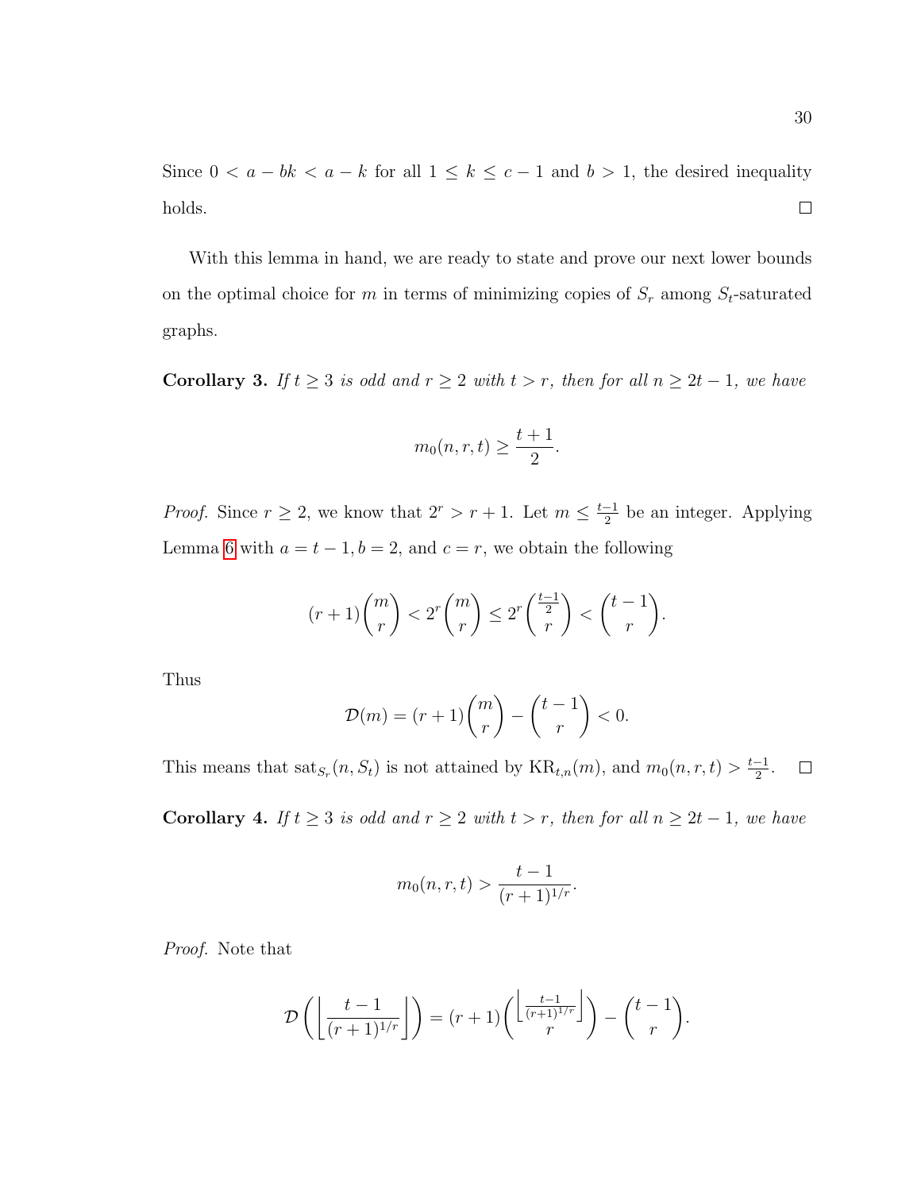Since $0 < a - bk < a - k$ for all $1 \leq k \leq c-1$ and $b > 1$, the desired inequality holds. $\square$

With this lemma in hand, we are ready to state and prove our next lower bounds on the optimal choice for $m$ in terms of minimizing copies of $S_r$ among $S_t$-saturated graphs.

**Corollary 3.** *If $t \geq 3$ is odd and $r \geq 2$ with $t > r$, then for all $n \geq 2t-1$, we have*

$$m_0(n,r,t) \geq \frac{t+1}{2}.$$

*Proof.* Since $r \geq 2$, we know that $2^r > r+1$. Let $m \leq \frac{t-1}{2}$ be an integer. Applying Lemma 6 with $a = t-1, b = 2$, and $c = r$, we obtain the following

$$(r+1)\binom{m}{r} < 2^r \binom{m}{r} \leq 2^r \binom{\frac{t-1}{2}}{r} < \binom{t-1}{r}.$$

Thus

$$\mathcal{D}(m) = (r+1)\binom{m}{r} - \binom{t-1}{r} < 0.$$

This means that $\text{sat}_{S_r}(n, S_t)$ is not attained by $\text{KR}_{t,n}(m)$, and $m_0(n,r,t) > \frac{t-1}{2}$. $\square$

**Corollary 4.** *If $t \geq 3$ is odd and $r \geq 2$ with $t > r$, then for all $n \geq 2t-1$, we have*

$$m_0(n,r,t) > \frac{t-1}{(r+1)^{1/r}}.$$

*Proof.* Note that

$$\mathcal{D}\left(\left\lfloor \frac{t-1}{(r+1)^{1/r}} \right\rfloor\right) = (r+1)\binom{\left\lfloor \frac{t-1}{(r+1)^{1/r}} \right\rfloor}{r} - \binom{t-1}{r}.$$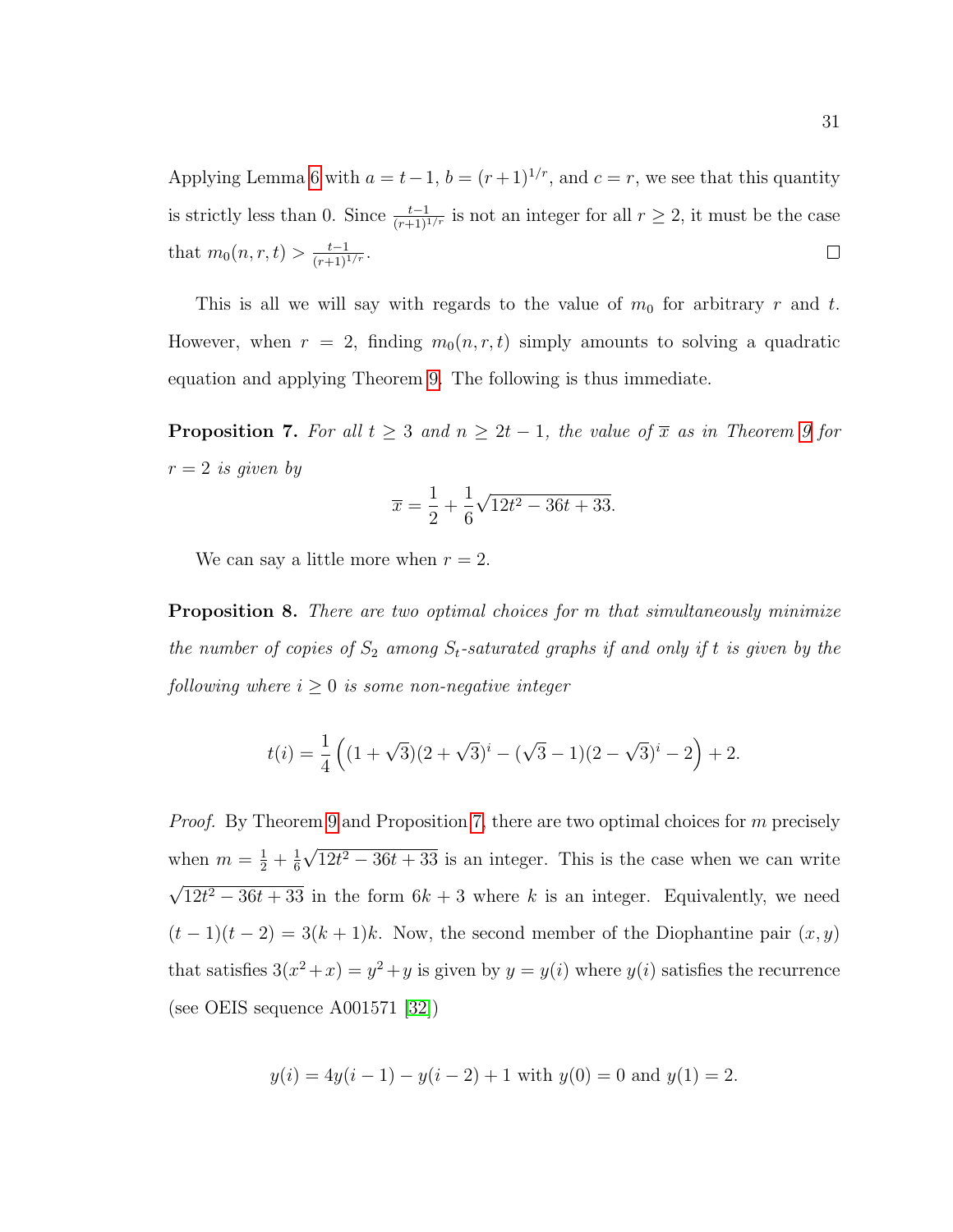Applying Lemma 6 with $a = t-1$, $b = (r+1)^{1/r}$, and $c = r$, we see that this quantity is strictly less than 0. Since $\frac{t-1}{(r+1)^{1/r}}$ is not an integer for all $r \geq 2$, it must be the case that $m_0(n,r,t) > \frac{t-1}{(r+1)^{1/r}}$. $\square$

This is all we will say with regards to the value of $m_0$ for arbitrary $r$ and $t$. However, when $r = 2$, finding $m_0(n,r,t)$ simply amounts to solving a quadratic equation and applying Theorem 9. The following is thus immediate.

**Proposition 7.** *For all $t \geq 3$ and $n \geq 2t-1$, the value of $\overline{x}$ as in Theorem 9 for $r = 2$ is given by*

$$\overline{x} = \frac{1}{2} + \frac{1}{6}\sqrt{12t^2 - 36t + 33}.$$

We can say a little more when $r = 2$.

**Proposition 8.** *There are two optimal choices for $m$ that simultaneously minimize the number of copies of $S_2$ among $S_t$-saturated graphs if and only if $t$ is given by the following where $i \geq 0$ is some non-negative integer*

$$t(i) = \frac{1}{4}\left((1+\sqrt{3})(2+\sqrt{3})^i - (\sqrt{3}-1)(2-\sqrt{3})^i - 2\right) + 2.$$

*Proof.* By Theorem 9 and Proposition 7, there are two optimal choices for $m$ precisely when $m = \frac{1}{2} + \frac{1}{6}\sqrt{12t^2 - 36t + 33}$ is an integer. This is the case when we can write $\sqrt{12t^2 - 36t + 33}$ in the form $6k + 3$ where $k$ is an integer. Equivalently, we need $(t-1)(t-2) = 3(k+1)k$. Now, the second member of the Diophantine pair $(x, y)$ that satisfies $3(x^2 + x) = y^2 + y$ is given by $y = y(i)$ where $y(i)$ satisfies the recurrence (see OEIS sequence A001571 [32])

$$y(i) = 4y(i-1) - y(i-2) + 1 \text{ with } y(0) = 0 \text{ and } y(1) = 2.$$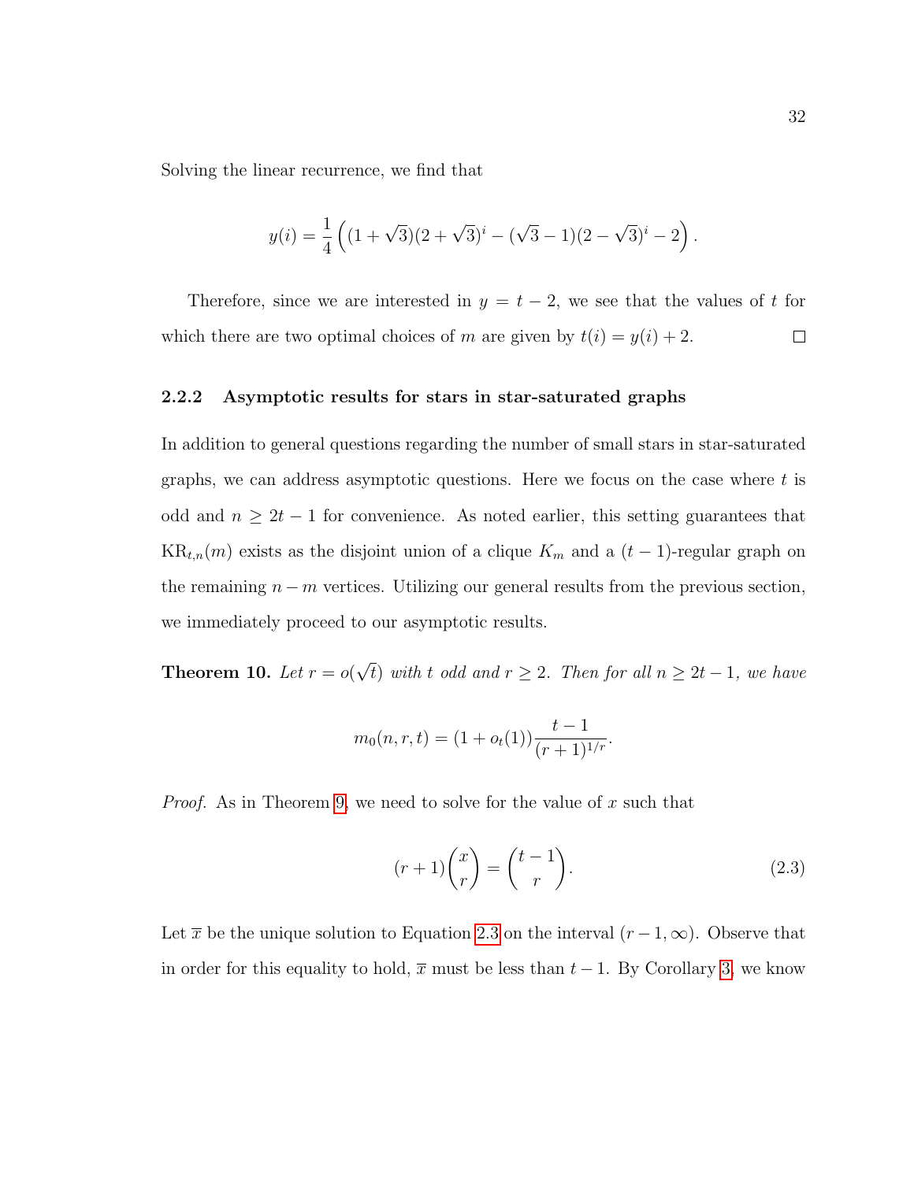Solving the linear recurrence, we find that

$$y(i) = \frac{1}{4}\left((1+\sqrt{3})(2+\sqrt{3})^i - (\sqrt{3}-1)(2-\sqrt{3})^i - 2\right).$$

Therefore, since we are interested in $y = t-2$, we see that the values of $t$ for which there are two optimal choices of $m$ are given by $t(i) = y(i) + 2$. ◻

### 2.2.2 Asymptotic results for stars in star-saturated graphs

In addition to general questions regarding the number of small stars in star-saturated graphs, we can address asymptotic questions. Here we focus on the case where $t$ is odd and $n \geq 2t-1$ for convenience. As noted earlier, this setting guarantees that $\mathrm{KR}_{t,n}(m)$ exists as the disjoint union of a clique $K_m$ and a $(t-1)$-regular graph on the remaining $n-m$ vertices. Utilizing our general results from the previous section, we immediately proceed to our asymptotic results.

**Theorem 10.** *Let $r = o(\sqrt{t})$ with $t$ odd and $r \geq 2$. Then for all $n \geq 2t-1$, we have*

$$m_0(n,r,t) = (1+o_t(1))\frac{t-1}{(r+1)^{1/r}}.$$

*Proof.* As in Theorem 9, we need to solve for the value of $x$ such that

$$(r+1)\binom{x}{r} = \binom{t-1}{r}. \tag{2.3}$$

Let $\overline{x}$ be the unique solution to Equation 2.3 on the interval $(r-1,\infty)$. Observe that in order for this equality to hold, $\overline{x}$ must be less than $t-1$. By Corollary 3, we know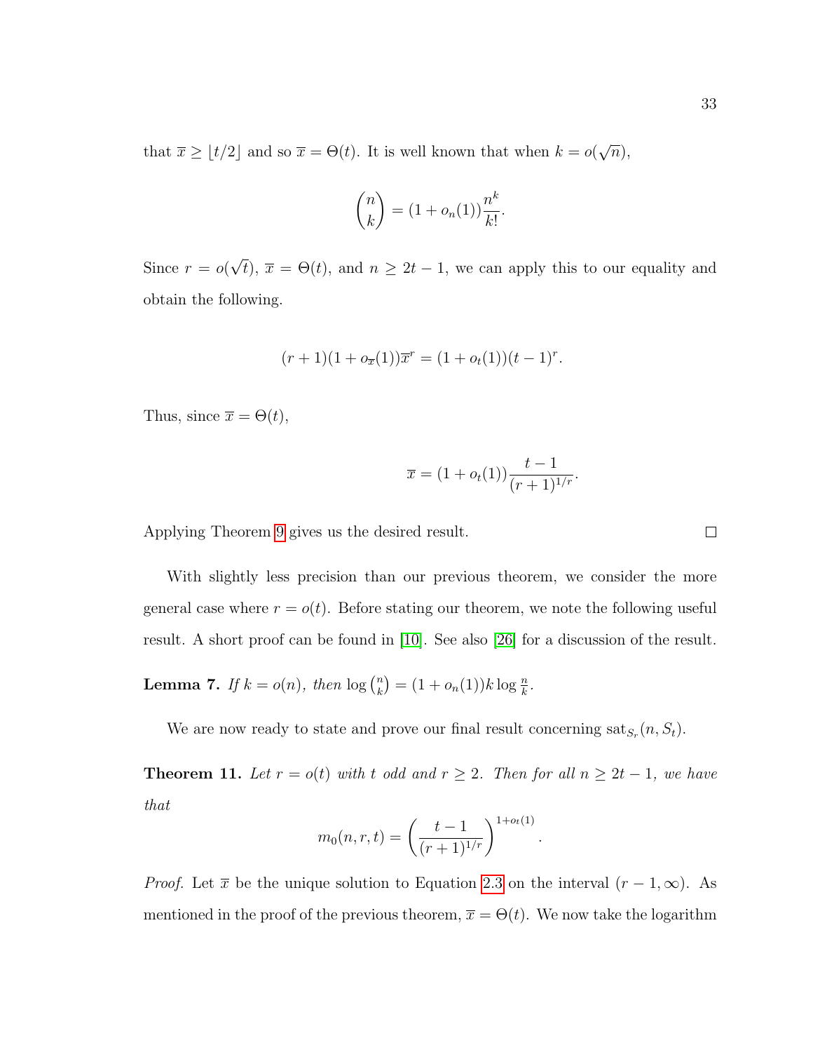that $\overline{x} \geq \lfloor t/2 \rfloor$ and so $\overline{x} = \Theta(t)$. It is well known that when $k = o(\sqrt{n})$,

$$\binom{n}{k} = (1 + o_n(1))\frac{n^k}{k!}.$$

Since $r = o(\sqrt{t})$, $\overline{x} = \Theta(t)$, and $n \geq 2t - 1$, we can apply this to our equality and obtain the following.

$$(r+1)(1 + o_{\overline{x}}(1))\overline{x}^r = (1 + o_t(1))(t-1)^r.$$

Thus, since $\overline{x} = \Theta(t)$,

$$\overline{x} = (1 + o_t(1))\frac{t-1}{(r+1)^{1/r}}.$$

Applying Theorem 9 gives us the desired result. ∎

With slightly less precision than our previous theorem, we consider the more general case where $r = o(t)$. Before stating our theorem, we note the following useful result. A short proof can be found in [10]. See also [26] for a discussion of the result.

**Lemma 7.** *If $k = o(n)$, then $\log \binom{n}{k} = (1 + o_n(1))k \log \frac{n}{k}$.*

We are now ready to state and prove our final result concerning $\text{sat}_{S_r}(n, S_t)$.

**Theorem 11.** *Let $r = o(t)$ with $t$ odd and $r \geq 2$. Then for all $n \geq 2t - 1$, we have that*

$$m_0(n, r, t) = \left(\frac{t-1}{(r+1)^{1/r}}\right)^{1+o_t(1)}.$$

*Proof.* Let $\overline{x}$ be the unique solution to Equation 2.3 on the interval $(r-1, \infty)$. As mentioned in the proof of the previous theorem, $\overline{x} = \Theta(t)$. We now take the logarithm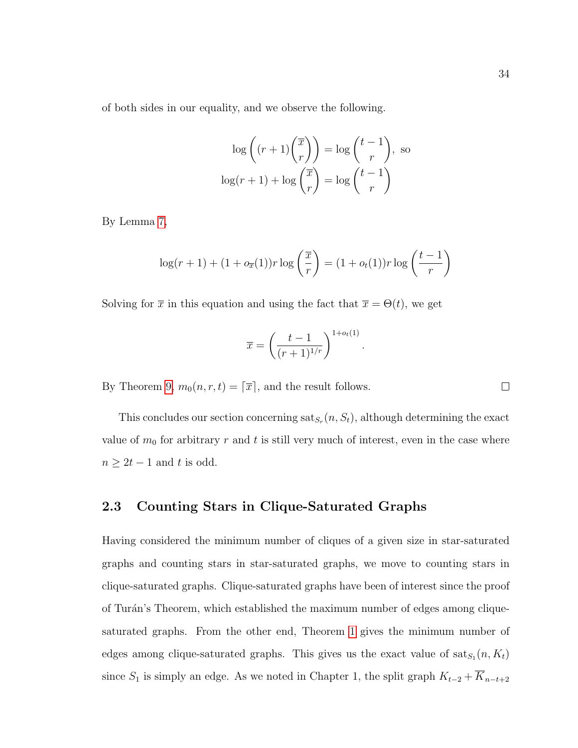of both sides in our equality, and we observe the following.

$$\log\left((r+1)\binom{\overline{x}}{r}\right) = \log\binom{t-1}{r}, \text{ so}$$
$$\log(r+1) + \log\binom{\overline{x}}{r} = \log\binom{t-1}{r}$$

By Lemma 7,

$$\log(r+1) + (1+o_{\overline{x}}(1))r\log\left(\frac{\overline{x}}{r}\right) = (1+o_t(1))r\log\left(\frac{t-1}{r}\right)$$

Solving for $\overline{x}$ in this equation and using the fact that $\overline{x} = \Theta(t)$, we get

$$\overline{x} = \left(\frac{t-1}{(r+1)^{1/r}}\right)^{1+o_t(1)}.$$

By Theorem 9, $m_0(n,r,t) = \lceil \overline{x} \rceil$, and the result follows. □

This concludes our section concerning $\text{sat}_{S_r}(n, S_t)$, although determining the exact value of $m_0$ for arbitrary $r$ and $t$ is still very much of interest, even in the case where $n \geq 2t-1$ and $t$ is odd.

## 2.3 Counting Stars in Clique-Saturated Graphs

Having considered the minimum number of cliques of a given size in star-saturated graphs and counting stars in star-saturated graphs, we move to counting stars in clique-saturated graphs. Clique-saturated graphs have been of interest since the proof of Turán's Theorem, which established the maximum number of edges among clique-saturated graphs. From the other end, Theorem 1 gives the minimum number of edges among clique-saturated graphs. This gives us the exact value of $\text{sat}_{S_1}(n, K_t)$ since $S_1$ is simply an edge. As we noted in Chapter 1, the split graph $K_{t-2} + \overline{K}_{n-t+2}$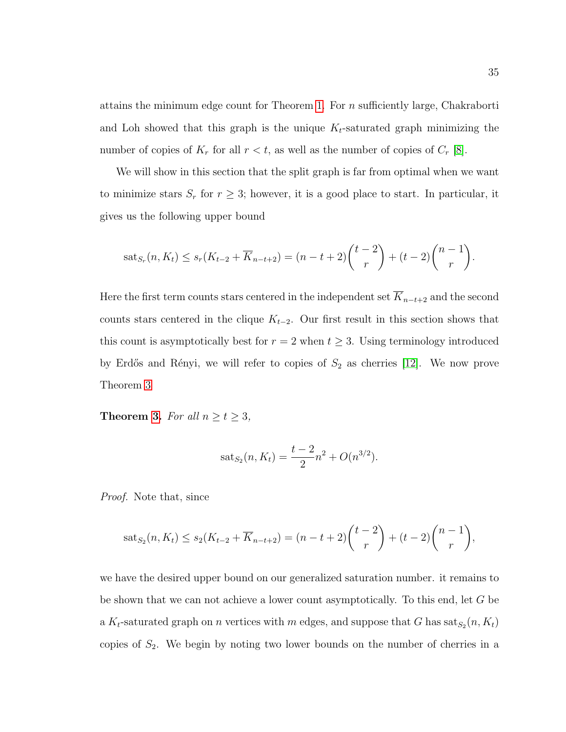attains the minimum edge count for Theorem 1. For $n$ sufficiently large, Chakraborti and Loh showed that this graph is the unique $K_t$-saturated graph minimizing the number of copies of $K_r$ for all $r < t$, as well as the number of copies of $C_r$ [8].

We will show in this section that the split graph is far from optimal when we want to minimize stars $S_r$ for $r \geq 3$; however, it is a good place to start. In particular, it gives us the following upper bound

$$\mathrm{sat}_{S_r}(n, K_t) \leq s_r(K_{t-2} + \overline{K}_{n-t+2}) = (n-t+2)\binom{t-2}{r} + (t-2)\binom{n-1}{r}.$$

Here the first term counts stars centered in the independent set $\overline{K}_{n-t+2}$ and the second counts stars centered in the clique $K_{t-2}$. Our first result in this section shows that this count is asymptotically best for $r = 2$ when $t \geq 3$. Using terminology introduced by Erdős and Rényi, we will refer to copies of $S_2$ as cherries [12]. We now prove Theorem 3

**Theorem 3.** *For all $n \geq t \geq 3$,*

$$\mathrm{sat}_{S_2}(n, K_t) = \frac{t-2}{2}n^2 + O(n^{3/2}).$$

*Proof.* Note that, since

$$\mathrm{sat}_{S_2}(n, K_t) \leq s_2(K_{t-2} + \overline{K}_{n-t+2}) = (n-t+2)\binom{t-2}{r} + (t-2)\binom{n-1}{r},$$

we have the desired upper bound on our generalized saturation number. it remains to be shown that we can not achieve a lower count asymptotically. To this end, let $G$ be a $K_t$-saturated graph on $n$ vertices with $m$ edges, and suppose that $G$ has $\mathrm{sat}_{S_2}(n, K_t)$ copies of $S_2$. We begin by noting two lower bounds on the number of cherries in a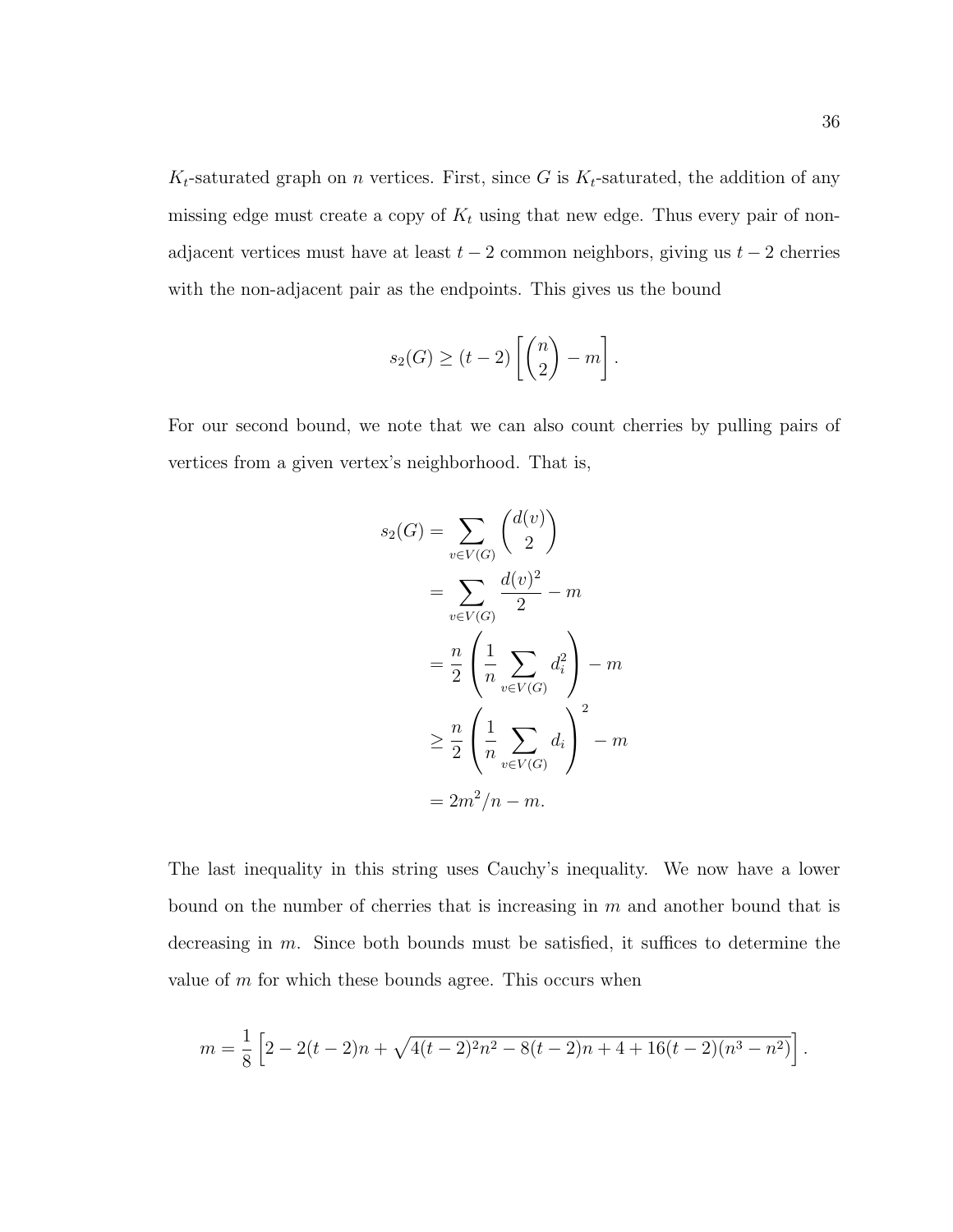$K_t$-saturated graph on $n$ vertices. First, since $G$ is $K_t$-saturated, the addition of any missing edge must create a copy of $K_t$ using that new edge. Thus every pair of non-adjacent vertices must have at least $t-2$ common neighbors, giving us $t-2$ cherries with the non-adjacent pair as the endpoints. This gives us the bound

$$s_2(G) \geq (t-2)\left[\binom{n}{2} - m\right].$$

For our second bound, we note that we can also count cherries by pulling pairs of vertices from a given vertex's neighborhood. That is,

$$\begin{aligned}
s_2(G) &= \sum_{v \in V(G)} \binom{d(v)}{2} \\
&= \sum_{v \in V(G)} \frac{d(v)^2}{2} - m \\
&= \frac{n}{2}\left(\frac{1}{n}\sum_{v \in V(G)} d_i^2\right) - m \\
&\geq \frac{n}{2}\left(\frac{1}{n}\sum_{v \in V(G)} d_i\right)^2 - m \\
&= 2m^2/n - m.
\end{aligned}$$

The last inequality in this string uses Cauchy's inequality. We now have a lower bound on the number of cherries that is increasing in $m$ and another bound that is decreasing in $m$. Since both bounds must be satisfied, it suffices to determine the value of $m$ for which these bounds agree. This occurs when

$$m = \frac{1}{8}\left[2 - 2(t-2)n + \sqrt{4(t-2)^2n^2 - 8(t-2)n + 4 + 16(t-2)(n^3 - n^2)}\right].$$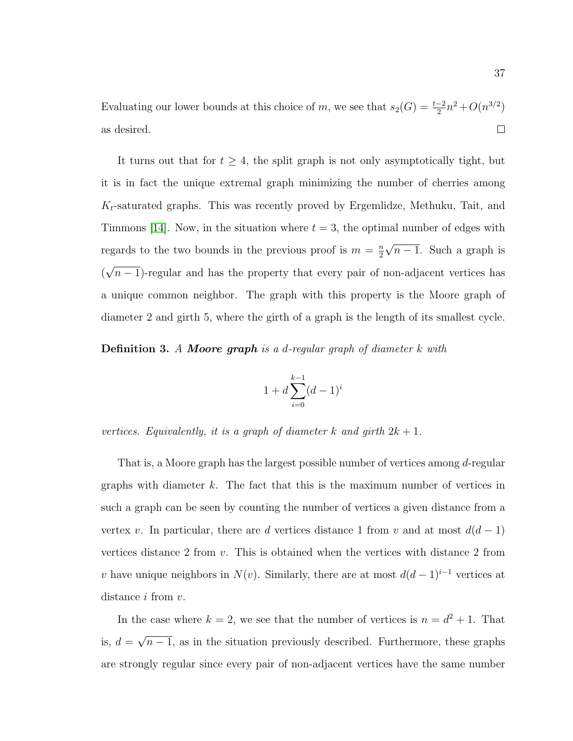Evaluating our lower bounds at this choice of $m$, we see that $s_2(G) = \frac{t-2}{2}n^2 + O(n^{3/2})$ as desired. $\square$

It turns out that for $t \geq 4$, the split graph is not only asymptotically tight, but it is in fact the unique extremal graph minimizing the number of cherries among $K_t$-saturated graphs. This was recently proved by Ergemlidze, Methuku, Tait, and Timmons [14]. Now, in the situation where $t = 3$, the optimal number of edges with regards to the two bounds in the previous proof is $m = \frac{n}{2}\sqrt{n-1}$. Such a graph is $(\sqrt{n-1})$-regular and has the property that every pair of non-adjacent vertices has a unique common neighbor. The graph with this property is the Moore graph of diameter 2 and girth 5, where the girth of a graph is the length of its smallest cycle.

**Definition 3.** *A* ***Moore graph*** *is a $d$-regular graph of diameter $k$ with*

$$1 + d\sum_{i=0}^{k-1}(d-1)^i$$

*vertices. Equivalently, it is a graph of diameter $k$ and girth $2k+1$.*

That is, a Moore graph has the largest possible number of vertices among $d$-regular graphs with diameter $k$. The fact that this is the maximum number of vertices in such a graph can be seen by counting the number of vertices a given distance from a vertex $v$. In particular, there are $d$ vertices distance 1 from $v$ and at most $d(d-1)$ vertices distance 2 from $v$. This is obtained when the vertices with distance 2 from $v$ have unique neighbors in $N(v)$. Similarly, there are at most $d(d-1)^{i-1}$ vertices at distance $i$ from $v$.

In the case where $k = 2$, we see that the number of vertices is $n = d^2 + 1$. That is, $d = \sqrt{n-1}$, as in the situation previously described. Furthermore, these graphs are strongly regular since every pair of non-adjacent vertices have the same number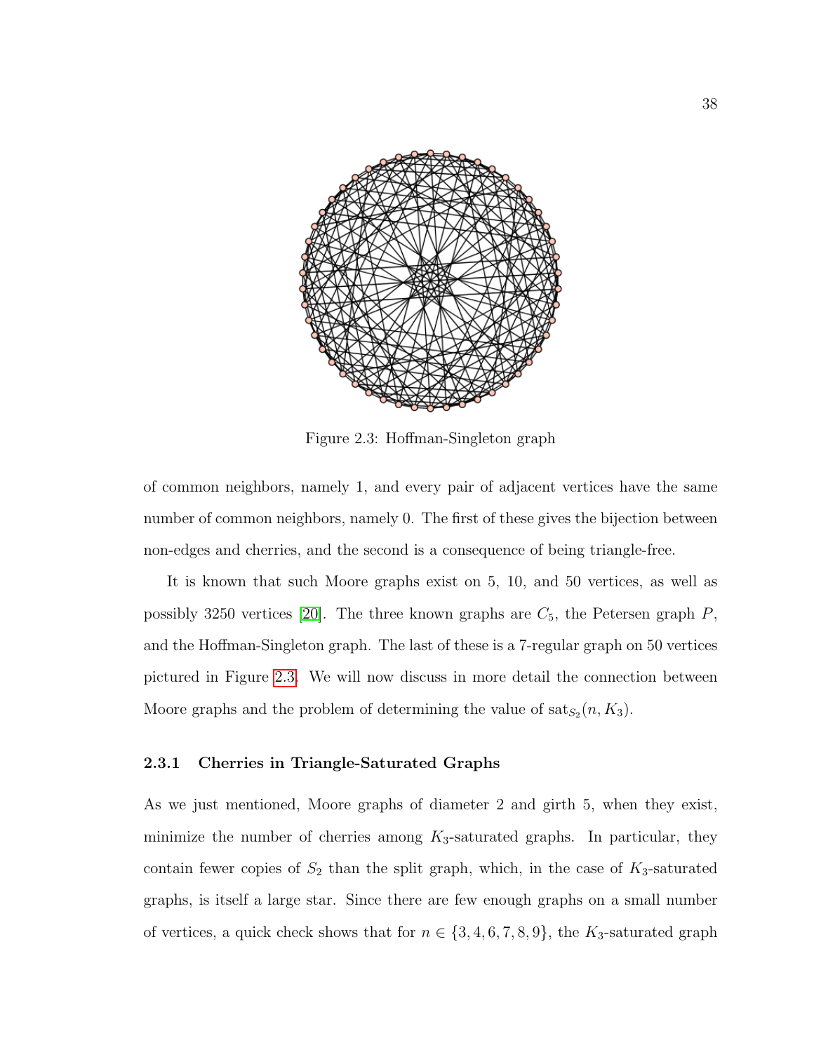Figure 2.3: Hoffman-Singleton graph

of common neighbors, namely 1, and every pair of adjacent vertices have the same number of common neighbors, namely 0. The first of these gives the bijection between non-edges and cherries, and the second is a consequence of being triangle-free.

It is known that such Moore graphs exist on 5, 10, and 50 vertices, as well as possibly 3250 vertices [20]. The three known graphs are $C_5$, the Petersen graph $P$, and the Hoffman-Singleton graph. The last of these is a 7-regular graph on 50 vertices pictured in Figure 2.3. We will now discuss in more detail the connection between Moore graphs and the problem of determining the value of $\text{sat}_{S_2}(n, K_3)$.

### 2.3.1 Cherries in Triangle-Saturated Graphs

As we just mentioned, Moore graphs of diameter 2 and girth 5, when they exist, minimize the number of cherries among $K_3$-saturated graphs. In particular, they contain fewer copies of $S_2$ than the split graph, which, in the case of $K_3$-saturated graphs, is itself a large star. Since there are few enough graphs on a small number of vertices, a quick check shows that for $n \in \{3, 4, 6, 7, 8, 9\}$, the $K_3$-saturated graph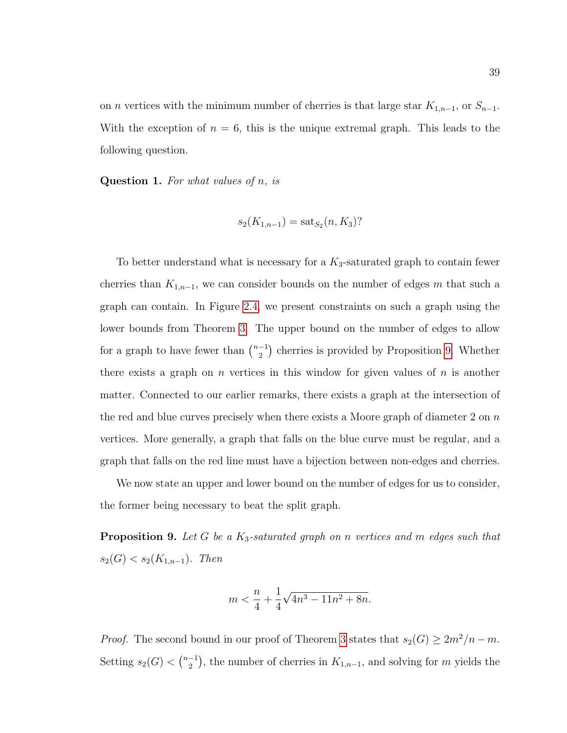on $n$ vertices with the minimum number of cherries is that large star $K_{1,n-1}$, or $S_{n-1}$. With the exception of $n = 6$, this is the unique extremal graph. This leads to the following question.

**Question 1.** *For what values of $n$, is*

$$s_2(K_{1,n-1}) = \text{sat}_{S_2}(n, K_3)?$$

To better understand what is necessary for a $K_3$-saturated graph to contain fewer cherries than $K_{1,n-1}$, we can consider bounds on the number of edges $m$ that such a graph can contain. In Figure 2.4, we present constraints on such a graph using the lower bounds from Theorem 3. The upper bound on the number of edges to allow for a graph to have fewer than $\binom{n-1}{2}$ cherries is provided by Proposition 9. Whether there exists a graph on $n$ vertices in this window for given values of $n$ is another matter. Connected to our earlier remarks, there exists a graph at the intersection of the red and blue curves precisely when there exists a Moore graph of diameter 2 on $n$ vertices. More generally, a graph that falls on the blue curve must be regular, and a graph that falls on the red line must have a bijection between non-edges and cherries.

We now state an upper and lower bound on the number of edges for us to consider, the former being necessary to beat the split graph.

**Proposition 9.** *Let $G$ be a $K_3$-saturated graph on $n$ vertices and $m$ edges such that $s_2(G) < s_2(K_{1,n-1})$. Then*

$$m < \frac{n}{4} + \frac{1}{4}\sqrt{4n^3 - 11n^2 + 8n}.$$

*Proof.* The second bound in our proof of Theorem 3 states that $s_2(G) \geq 2m^2/n - m$. Setting $s_2(G) < \binom{n-1}{2}$, the number of cherries in $K_{1,n-1}$, and solving for $m$ yields the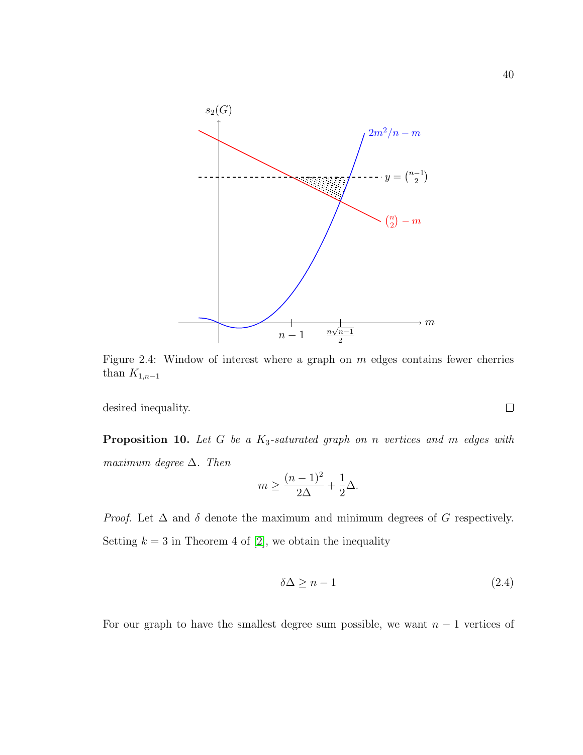Figure 2.4: Window of interest where a graph on $m$ edges contains fewer cherries than $K_{1,n-1}$

desired inequality. □

**Proposition 10.** *Let $G$ be a $K_3$-saturated graph on $n$ vertices and $m$ edges with maximum degree $\Delta$. Then*

$$m \geq \frac{(n-1)^2}{2\Delta} + \frac{1}{2}\Delta.$$

*Proof.* Let $\Delta$ and $\delta$ denote the maximum and minimum degrees of $G$ respectively. Setting $k = 3$ in Theorem 4 of [2], we obtain the inequality

$$\delta\Delta \geq n - 1 \tag{2.4}$$

For our graph to have the smallest degree sum possible, we want $n - 1$ vertices of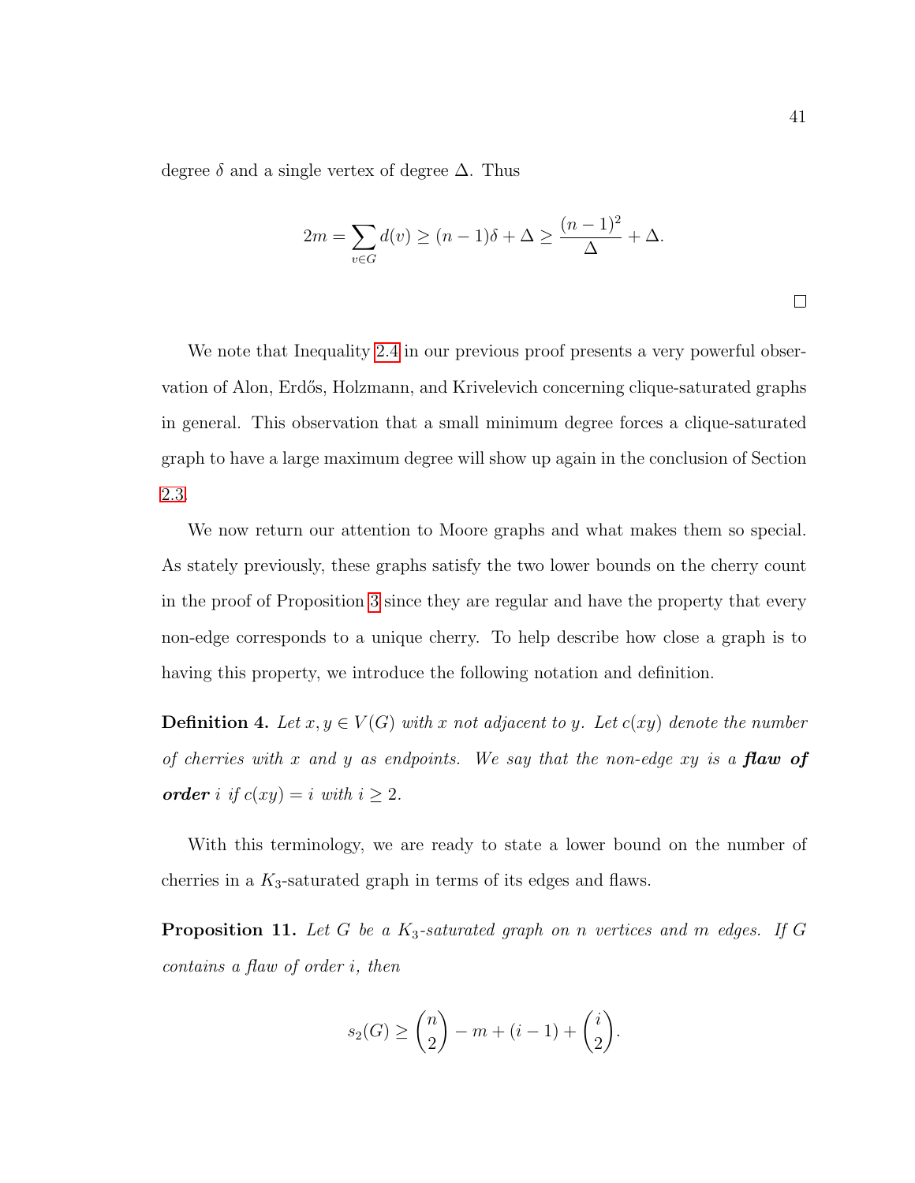degree $\delta$ and a single vertex of degree $\Delta$. Thus

$$2m = \sum_{v \in G} d(v) \geq (n-1)\delta + \Delta \geq \frac{(n-1)^2}{\Delta} + \Delta.$$

□

We note that Inequality 2.4 in our previous proof presents a very powerful observation of Alon, Erdős, Holzmann, and Krivelevich concerning clique-saturated graphs in general. This observation that a small minimum degree forces a clique-saturated graph to have a large maximum degree will show up again in the conclusion of Section 2.3.

We now return our attention to Moore graphs and what makes them so special. As stately previously, these graphs satisfy the two lower bounds on the cherry count in the proof of Proposition 3 since they are regular and have the property that every non-edge corresponds to a unique cherry. To help describe how close a graph is to having this property, we introduce the following notation and definition.

**Definition 4.** *Let $x, y \in V(G)$ with $x$ not adjacent to $y$. Let $c(xy)$ denote the number of cherries with $x$ and $y$ as endpoints. We say that the non-edge $xy$ is a **flaw of order** $i$ if $c(xy) = i$ with $i \geq 2$.*

With this terminology, we are ready to state a lower bound on the number of cherries in a $K_3$-saturated graph in terms of its edges and flaws.

**Proposition 11.** *Let $G$ be a $K_3$-saturated graph on $n$ vertices and $m$ edges. If $G$ contains a flaw of order $i$, then*

$$s_2(G) \geq \binom{n}{2} - m + (i-1) + \binom{i}{2}.$$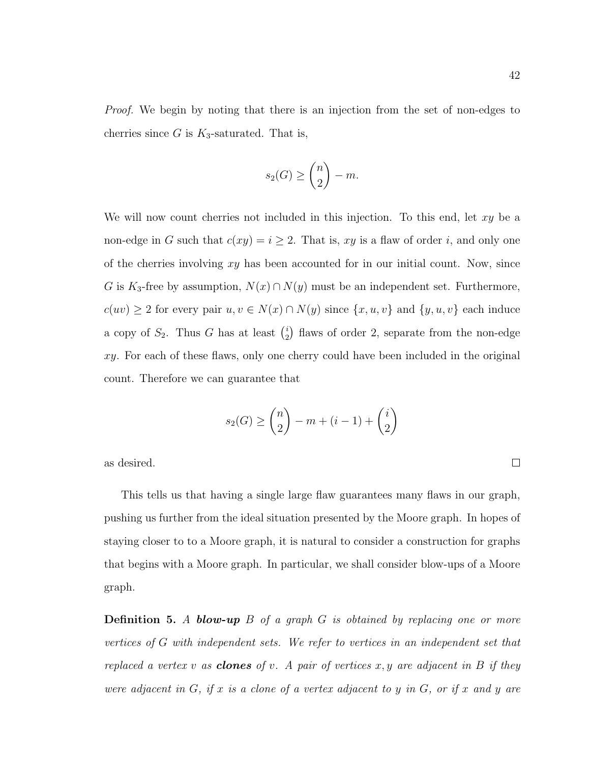*Proof.* We begin by noting that there is an injection from the set of non-edges to cherries since $G$ is $K_3$-saturated. That is,

$$s_2(G) \geq \binom{n}{2} - m.$$

We will now count cherries not included in this injection. To this end, let $xy$ be a non-edge in $G$ such that $c(xy) = i \geq 2$. That is, $xy$ is a flaw of order $i$, and only one of the cherries involving $xy$ has been accounted for in our initial count. Now, since $G$ is $K_3$-free by assumption, $N(x) \cap N(y)$ must be an independent set. Furthermore, $c(uv) \geq 2$ for every pair $u, v \in N(x) \cap N(y)$ since $\{x, u, v\}$ and $\{y, u, v\}$ each induce a copy of $S_2$. Thus $G$ has at least $\binom{i}{2}$ flaws of order 2, separate from the non-edge $xy$. For each of these flaws, only one cherry could have been included in the original count. Therefore we can guarantee that

$$s_2(G) \geq \binom{n}{2} - m + (i-1) + \binom{i}{2}$$

as desired. ∎

This tells us that having a single large flaw guarantees many flaws in our graph, pushing us further from the ideal situation presented by the Moore graph. In hopes of staying closer to to a Moore graph, it is natural to consider a construction for graphs that begins with a Moore graph. In particular, we shall consider blow-ups of a Moore graph.

**Definition 5.** *A* ***blow-up*** *$B$ of a graph $G$ is obtained by replacing one or more vertices of $G$ with independent sets. We refer to vertices in an independent set that replaced a vertex $v$ as* ***clones*** *of $v$. A pair of vertices $x, y$ are adjacent in $B$ if they were adjacent in $G$, if $x$ is a clone of a vertex adjacent to $y$ in $G$, or if $x$ and $y$ are*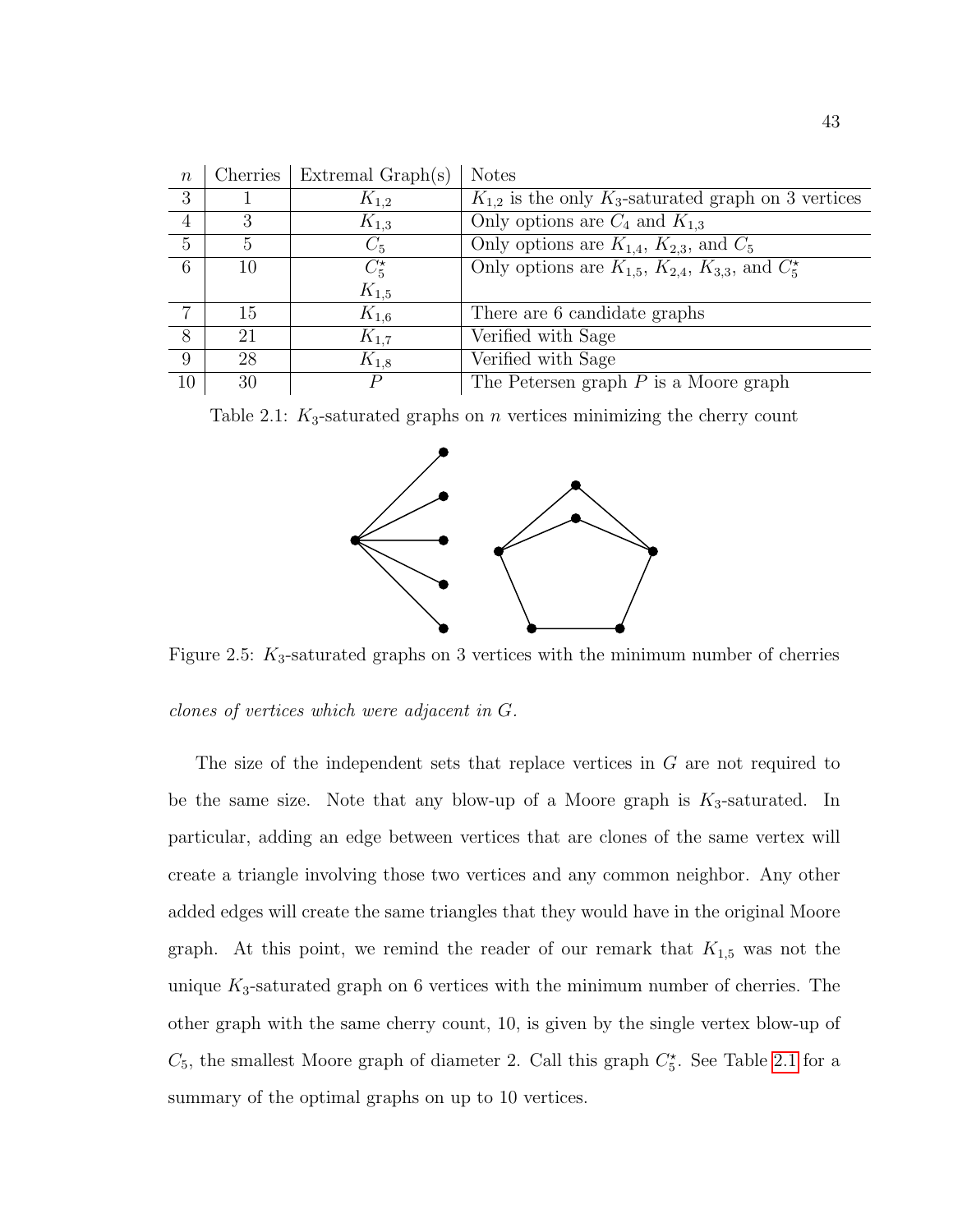| $n$ | Cherries | Extremal Graph(s) | Notes |
|---|---|---|---|
| 3 | 1 | $K_{1,2}$ | $K_{1,2}$ is the only $K_3$-saturated graph on 3 vertices |
| 4 | 3 | $K_{1,3}$ | Only options are $C_4$ and $K_{1,3}$ |
| 5 | 5 | $C_5$ | Only options are $K_{1,4}$, $K_{2,3}$, and $C_5$ |
| 6 | 10 | $C_5^\star$<br>$K_{1,5}$ | Only options are $K_{1,5}$, $K_{2,4}$, $K_{3,3}$, and $C_5^\star$ |
| 7 | 15 | $K_{1,6}$ | There are 6 candidate graphs |
| 8 | 21 | $K_{1,7}$ | Verified with Sage |
| 9 | 28 | $K_{1,8}$ | Verified with Sage |
| 10 | 30 | $P$ | The Petersen graph $P$ is a Moore graph |

Table 2.1: $K_3$-saturated graphs on $n$ vertices minimizing the cherry count

Figure 2.5: $K_3$-saturated graphs on 3 vertices with the minimum number of cherries

*clones of vertices which were adjacent in $G$.*

The size of the independent sets that replace vertices in $G$ are not required to be the same size. Note that any blow-up of a Moore graph is $K_3$-saturated. In particular, adding an edge between vertices that are clones of the same vertex will create a triangle involving those two vertices and any common neighbor. Any other added edges will create the same triangles that they would have in the original Moore graph. At this point, we remind the reader of our remark that $K_{1,5}$ was not the unique $K_3$-saturated graph on 6 vertices with the minimum number of cherries. The other graph with the same cherry count, 10, is given by the single vertex blow-up of $C_5$, the smallest Moore graph of diameter 2. Call this graph $C_5^\star$. See Table 2.1 for a summary of the optimal graphs on up to 10 vertices.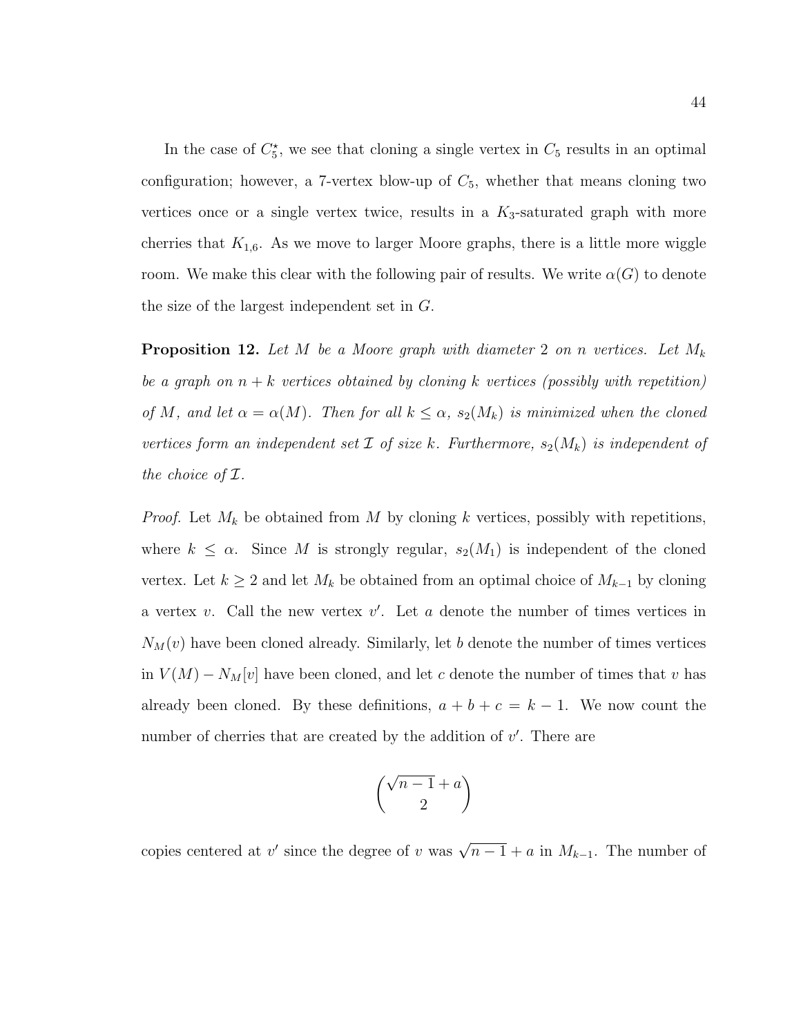In the case of $C_5^\star$, we see that cloning a single vertex in $C_5$ results in an optimal configuration; however, a 7-vertex blow-up of $C_5$, whether that means cloning two vertices once or a single vertex twice, results in a $K_3$-saturated graph with more cherries that $K_{1,6}$. As we move to larger Moore graphs, there is a little more wiggle room. We make this clear with the following pair of results. We write $\alpha(G)$ to denote the size of the largest independent set in $G$.

**Proposition 12.** *Let $M$ be a Moore graph with diameter 2 on $n$ vertices. Let $M_k$ be a graph on $n+k$ vertices obtained by cloning $k$ vertices (possibly with repetition) of $M$, and let $\alpha = \alpha(M)$. Then for all $k \leq \alpha$, $s_2(M_k)$ is minimized when the cloned vertices form an independent set $\mathcal{I}$ of size $k$. Furthermore, $s_2(M_k)$ is independent of the choice of $\mathcal{I}$.*

*Proof.* Let $M_k$ be obtained from $M$ by cloning $k$ vertices, possibly with repetitions, where $k \leq \alpha$. Since $M$ is strongly regular, $s_2(M_1)$ is independent of the cloned vertex. Let $k \geq 2$ and let $M_k$ be obtained from an optimal choice of $M_{k-1}$ by cloning a vertex $v$. Call the new vertex $v'$. Let $a$ denote the number of times vertices in $N_M(v)$ have been cloned already. Similarly, let $b$ denote the number of times vertices in $V(M) - N_M[v]$ have been cloned, and let $c$ denote the number of times that $v$ has already been cloned. By these definitions, $a + b + c = k - 1$. We now count the number of cherries that are created by the addition of $v'$. There are

$$\binom{\sqrt{n-1}+a}{2}$$

copies centered at $v'$ since the degree of $v$ was $\sqrt{n-1}+a$ in $M_{k-1}$. The number of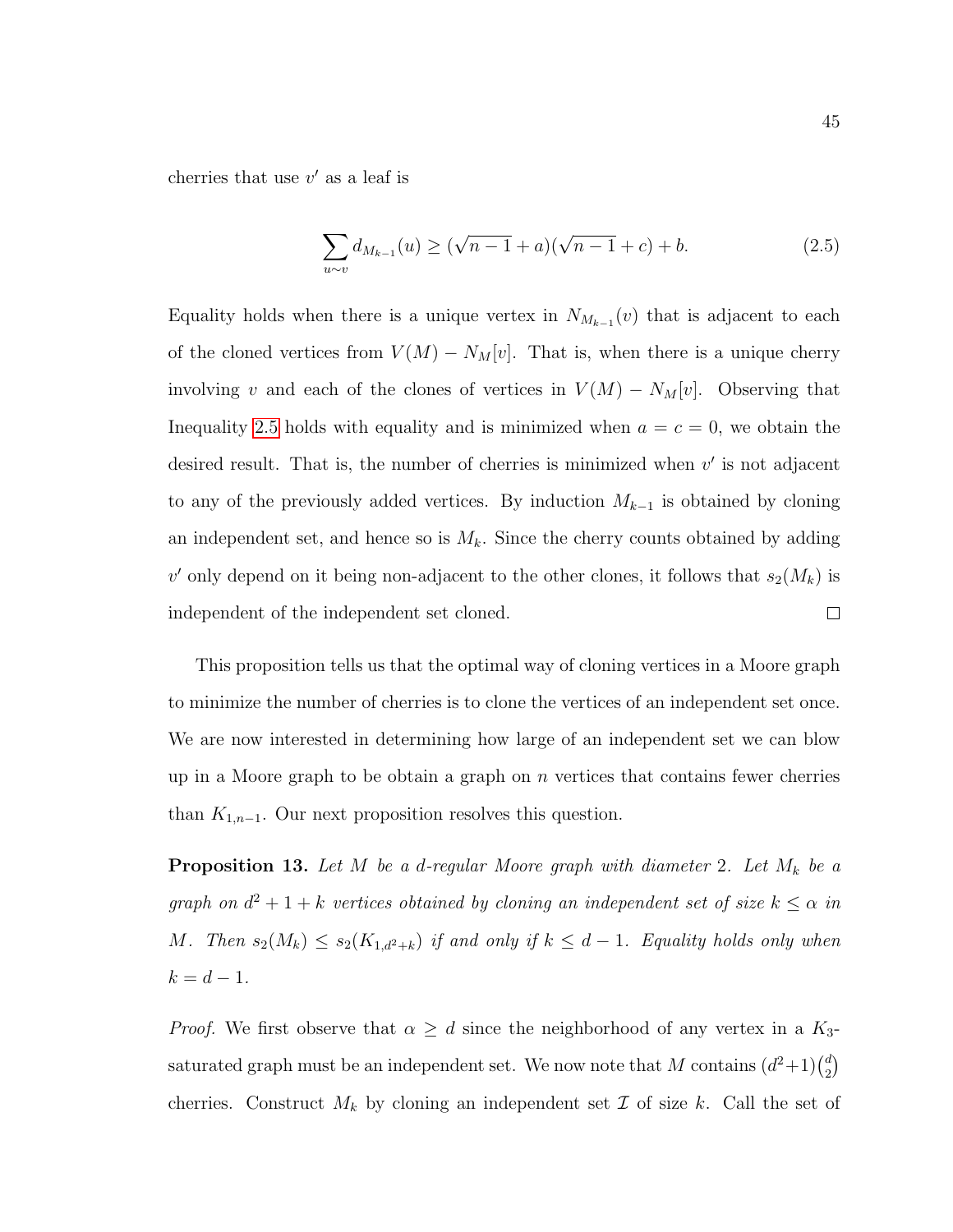cherries that use $v'$ as a leaf is

$$\sum_{u \sim v} d_{M_{k-1}}(u) \geq (\sqrt{n-1} + a)(\sqrt{n-1} + c) + b. \tag{2.5}$$

Equality holds when there is a unique vertex in $N_{M_{k-1}}(v)$ that is adjacent to each of the cloned vertices from $V(M) - N_M[v]$. That is, when there is a unique cherry involving $v$ and each of the clones of vertices in $V(M) - N_M[v]$. Observing that Inequality 2.5 holds with equality and is minimized when $a = c = 0$, we obtain the desired result. That is, the number of cherries is minimized when $v'$ is not adjacent to any of the previously added vertices. By induction $M_{k-1}$ is obtained by cloning an independent set, and hence so is $M_k$. Since the cherry counts obtained by adding $v'$ only depend on it being non-adjacent to the other clones, it follows that $s_2(M_k)$ is independent of the independent set cloned. $\square$

This proposition tells us that the optimal way of cloning vertices in a Moore graph to minimize the number of cherries is to clone the vertices of an independent set once. We are now interested in determining how large of an independent set we can blow up in a Moore graph to be obtain a graph on $n$ vertices that contains fewer cherries than $K_{1,n-1}$. Our next proposition resolves this question.

**Proposition 13.** *Let $M$ be a $d$-regular Moore graph with diameter 2. Let $M_k$ be a graph on $d^2 + 1 + k$ vertices obtained by cloning an independent set of size $k \leq \alpha$ in $M$. Then $s_2(M_k) \leq s_2(K_{1,d^2+k})$ if and only if $k \leq d - 1$. Equality holds only when $k = d - 1$.*

*Proof.* We first observe that $\alpha \geq d$ since the neighborhood of any vertex in a $K_3$-saturated graph must be an independent set. We now note that $M$ contains $(d^2+1)\binom{d}{2}$ cherries. Construct $M_k$ by cloning an independent set $\mathcal{I}$ of size $k$. Call the set of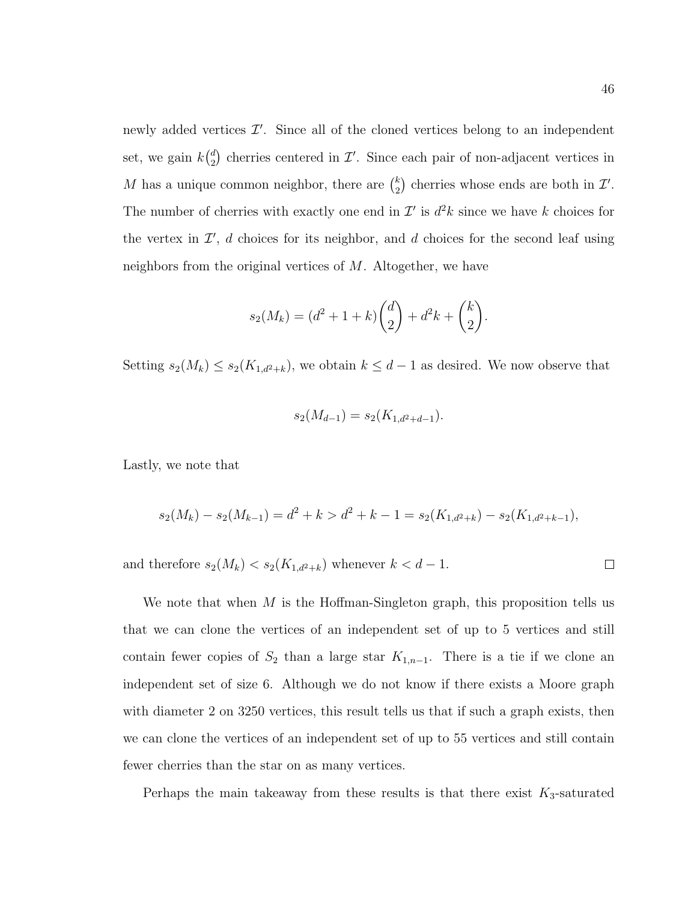newly added vertices $\mathcal{I}'$. Since all of the cloned vertices belong to an independent set, we gain $k\binom{d}{2}$ cherries centered in $\mathcal{I}'$. Since each pair of non-adjacent vertices in $M$ has a unique common neighbor, there are $\binom{k}{2}$ cherries whose ends are both in $\mathcal{I}'$. The number of cherries with exactly one end in $\mathcal{I}'$ is $d^2k$ since we have $k$ choices for the vertex in $\mathcal{I}'$, $d$ choices for its neighbor, and $d$ choices for the second leaf using neighbors from the original vertices of $M$. Altogether, we have

$$s_2(M_k) = (d^2 + 1 + k)\binom{d}{2} + d^2k + \binom{k}{2}.$$

Setting $s_2(M_k) \le s_2(K_{1,d^2+k})$, we obtain $k \le d - 1$ as desired. We now observe that

$$s_2(M_{d-1}) = s_2(K_{1,d^2+d-1}).$$

Lastly, we note that

$$s_2(M_k) - s_2(M_{k-1}) = d^2 + k > d^2 + k - 1 = s_2(K_{1,d^2+k}) - s_2(K_{1,d^2+k-1}),$$

and therefore $s_2(M_k) < s_2(K_{1,d^2+k})$ whenever $k < d - 1$. □

We note that when $M$ is the Hoffman-Singleton graph, this proposition tells us that we can clone the vertices of an independent set of up to 5 vertices and still contain fewer copies of $S_2$ than a large star $K_{1,n-1}$. There is a tie if we clone an independent set of size 6. Although we do not know if there exists a Moore graph with diameter 2 on 3250 vertices, this result tells us that if such a graph exists, then we can clone the vertices of an independent set of up to 55 vertices and still contain fewer cherries than the star on as many vertices.

Perhaps the main takeaway from these results is that there exist $K_3$-saturated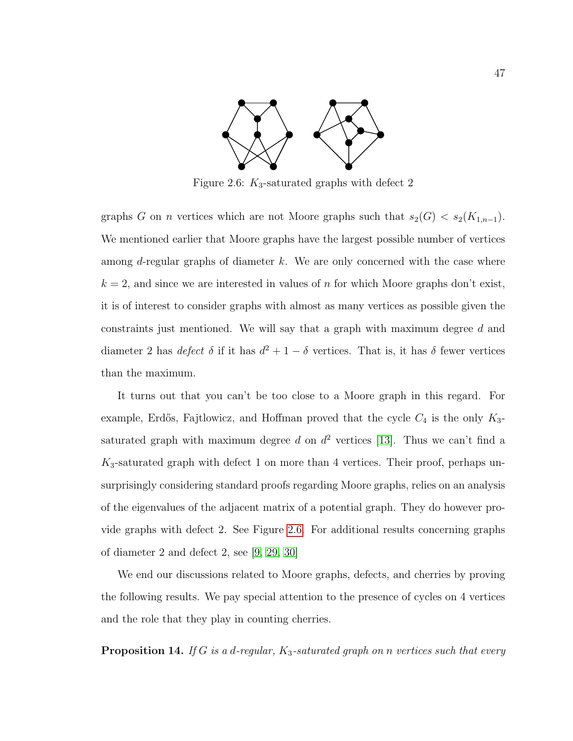Figure 2.6: $K_3$-saturated graphs with defect 2

graphs $G$ on $n$ vertices which are not Moore graphs such that $s_2(G) < s_2(K_{1,n-1})$. We mentioned earlier that Moore graphs have the largest possible number of vertices among $d$-regular graphs of diameter $k$. We are only concerned with the case where $k = 2$, and since we are interested in values of $n$ for which Moore graphs don't exist, it is of interest to consider graphs with almost as many vertices as possible given the constraints just mentioned. We will say that a graph with maximum degree $d$ and diameter 2 has *defect* $\delta$ if it has $d^2 + 1 - \delta$ vertices. That is, it has $\delta$ fewer vertices than the maximum.

It turns out that you can't be too close to a Moore graph in this regard. For example, Erdős, Fajtlowicz, and Hoffman proved that the cycle $C_4$ is the only $K_3$-saturated graph with maximum degree $d$ on $d^2$ vertices [13]. Thus we can't find a $K_3$-saturated graph with defect 1 on more than 4 vertices. Their proof, perhaps unsurprisingly considering standard proofs regarding Moore graphs, relies on an analysis of the eigenvalues of the adjacent matrix of a potential graph. They do however provide graphs with defect 2. See Figure 2.6. For additional results concerning graphs of diameter 2 and defect 2, see [9, 29, 30]

We end our discussions related to Moore graphs, defects, and cherries by proving the following results. We pay special attention to the presence of cycles on 4 vertices and the role that they play in counting cherries.

**Proposition 14.** *If $G$ is a $d$-regular, $K_3$-saturated graph on $n$ vertices such that every*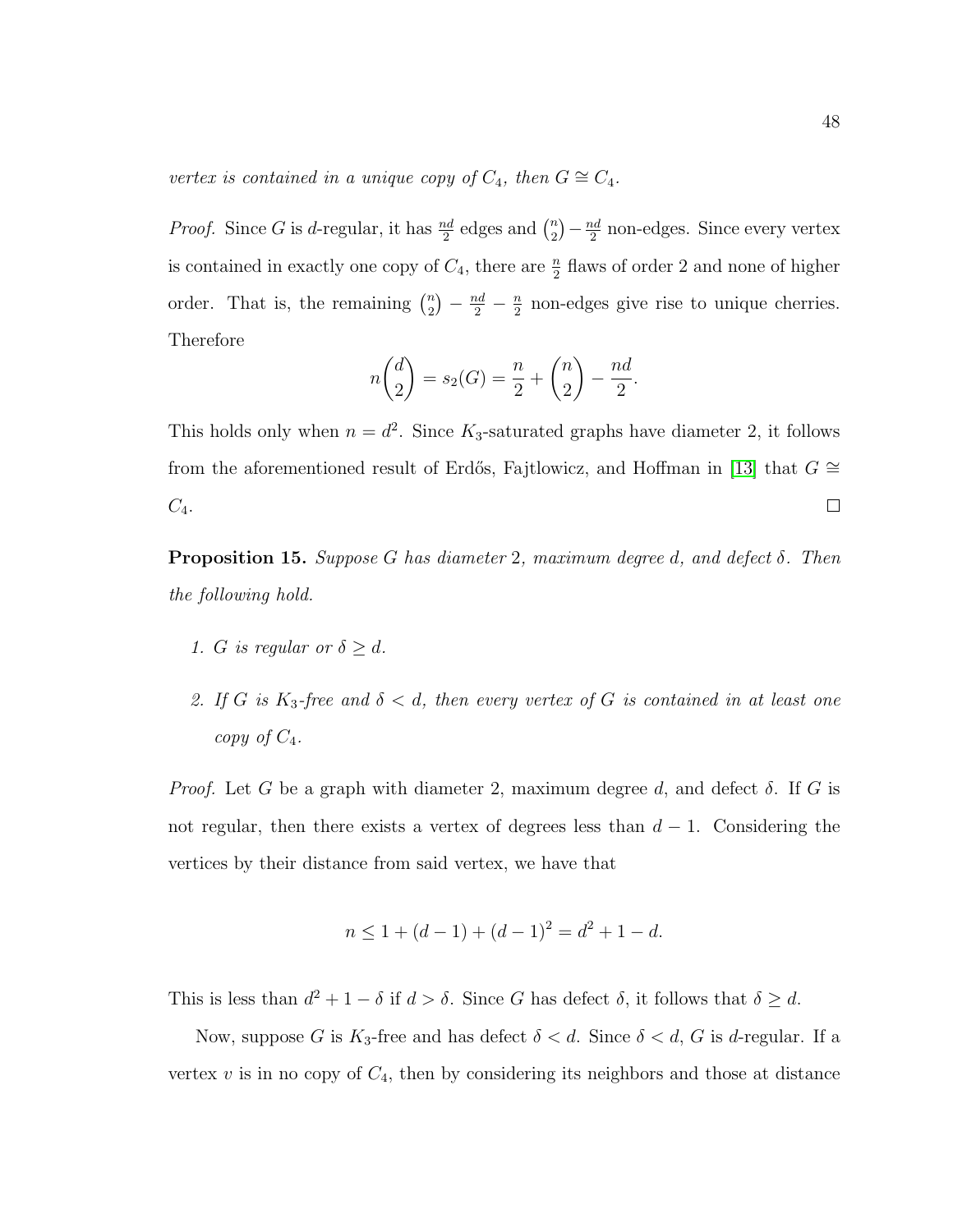*vertex is contained in a unique copy of $C_4$, then $G \cong C_4$.*

*Proof.* Since $G$ is $d$-regular, it has $\frac{nd}{2}$ edges and $\binom{n}{2} - \frac{nd}{2}$ non-edges. Since every vertex is contained in exactly one copy of $C_4$, there are $\frac{n}{2}$ flaws of order 2 and none of higher order. That is, the remaining $\binom{n}{2} - \frac{nd}{2} - \frac{n}{2}$ non-edges give rise to unique cherries. Therefore

$$n\binom{d}{2} = s_2(G) = \frac{n}{2} + \binom{n}{2} - \frac{nd}{2}.$$

This holds only when $n = d^2$. Since $K_3$-saturated graphs have diameter 2, it follows from the aforementioned result of Erdős, Fajtlowicz, and Hoffman in [13] that $G \cong C_4$. □

**Proposition 15.** *Suppose $G$ has diameter 2, maximum degree $d$, and defect $\delta$. Then the following hold.*

1. *$G$ is regular or $\delta \geq d$.*
2. *If $G$ is $K_3$-free and $\delta < d$, then every vertex of $G$ is contained in at least one copy of $C_4$.*

*Proof.* Let $G$ be a graph with diameter 2, maximum degree $d$, and defect $\delta$. If $G$ is not regular, then there exists a vertex of degrees less than $d-1$. Considering the vertices by their distance from said vertex, we have that

$$n \leq 1 + (d-1) + (d-1)^2 = d^2 + 1 - d.$$

This is less than $d^2 + 1 - \delta$ if $d > \delta$. Since $G$ has defect $\delta$, it follows that $\delta \geq d$.

Now, suppose $G$ is $K_3$-free and has defect $\delta < d$. Since $\delta < d$, $G$ is $d$-regular. If a vertex $v$ is in no copy of $C_4$, then by considering its neighbors and those at distance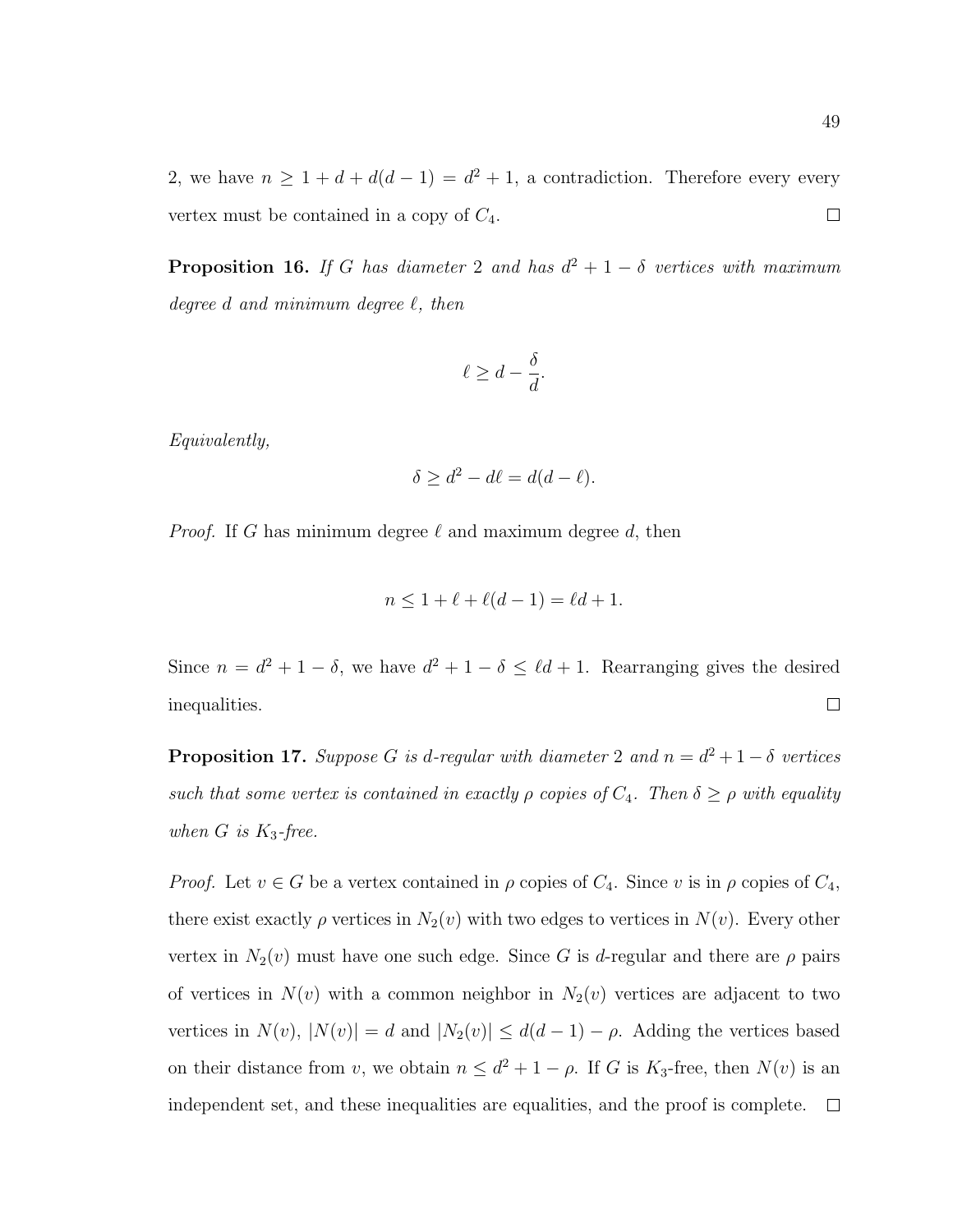2, we have $n \geq 1 + d + d(d-1) = d^2 + 1$, a contradiction. Therefore every every vertex must be contained in a copy of $C_4$. □

**Proposition 16.** *If $G$ has diameter 2 and has $d^2 + 1 - \delta$ vertices with maximum degree $d$ and minimum degree $\ell$, then*

$$\ell \geq d - \frac{\delta}{d}.$$

*Equivalently,*

$$\delta \geq d^2 - d\ell = d(d - \ell).$$

*Proof.* If $G$ has minimum degree $\ell$ and maximum degree $d$, then

$$n \leq 1 + \ell + \ell(d-1) = \ell d + 1.$$

Since $n = d^2 + 1 - \delta$, we have $d^2 + 1 - \delta \leq \ell d + 1$. Rearranging gives the desired inequalities. □

**Proposition 17.** *Suppose $G$ is $d$-regular with diameter 2 and $n = d^2 + 1 - \delta$ vertices such that some vertex is contained in exactly $\rho$ copies of $C_4$. Then $\delta \geq \rho$ with equality when $G$ is $K_3$-free.*

*Proof.* Let $v \in G$ be a vertex contained in $\rho$ copies of $C_4$. Since $v$ is in $\rho$ copies of $C_4$, there exist exactly $\rho$ vertices in $N_2(v)$ with two edges to vertices in $N(v)$. Every other vertex in $N_2(v)$ must have one such edge. Since $G$ is $d$-regular and there are $\rho$ pairs of vertices in $N(v)$ with a common neighbor in $N_2(v)$ vertices are adjacent to two vertices in $N(v)$, $|N(v)| = d$ and $|N_2(v)| \leq d(d-1) - \rho$. Adding the vertices based on their distance from $v$, we obtain $n \leq d^2 + 1 - \rho$. If $G$ is $K_3$-free, then $N(v)$ is an independent set, and these inequalities are equalities, and the proof is complete. □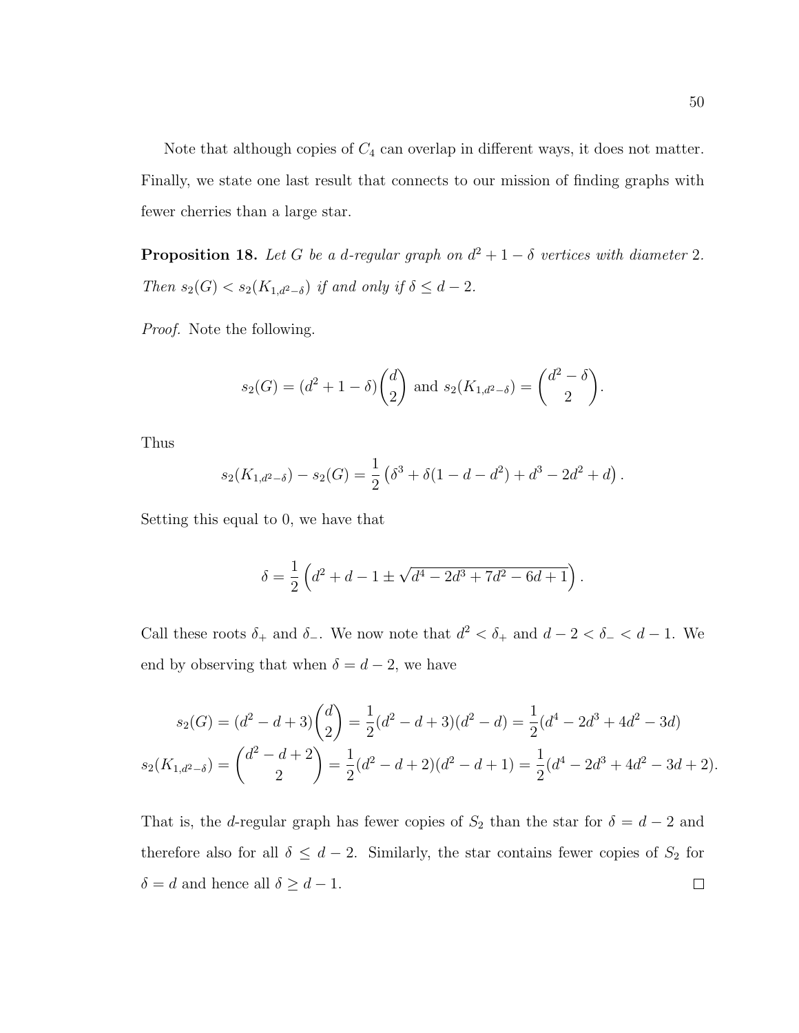Note that although copies of $C_4$ can overlap in different ways, it does not matter. Finally, we state one last result that connects to our mission of finding graphs with fewer cherries than a large star.

**Proposition 18.** *Let $G$ be a $d$-regular graph on $d^2 + 1 - \delta$ vertices with diameter 2. Then $s_2(G) < s_2(K_{1,d^2-\delta})$ if and only if $\delta \leq d - 2$.*

*Proof.* Note the following.

$$s_2(G) = (d^2 + 1 - \delta)\binom{d}{2} \text{ and } s_2(K_{1,d^2-\delta}) = \binom{d^2 - \delta}{2}.$$

Thus

$$s_2(K_{1,d^2-\delta}) - s_2(G) = \frac{1}{2}\left(\delta^3 + \delta(1 - d - d^2) + d^3 - 2d^2 + d\right).$$

Setting this equal to 0, we have that

$$\delta = \frac{1}{2}\left(d^2 + d - 1 \pm \sqrt{d^4 - 2d^3 + 7d^2 - 6d + 1}\right).$$

Call these roots $\delta_+$ and $\delta_-$. We now note that $d^2 < \delta_+$ and $d - 2 < \delta_- < d - 1$. We end by observing that when $\delta = d - 2$, we have

$$\begin{aligned}
s_2(G) &= (d^2 - d + 3)\binom{d}{2} = \frac{1}{2}(d^2 - d + 3)(d^2 - d) = \frac{1}{2}(d^4 - 2d^3 + 4d^2 - 3d) \\
s_2(K_{1,d^2-\delta}) &= \binom{d^2 - d + 2}{2} = \frac{1}{2}(d^2 - d + 2)(d^2 - d + 1) = \frac{1}{2}(d^4 - 2d^3 + 4d^2 - 3d + 2).
\end{aligned}$$

That is, the $d$-regular graph has fewer copies of $S_2$ than the star for $\delta = d - 2$ and therefore also for all $\delta \leq d - 2$. Similarly, the star contains fewer copies of $S_2$ for $\delta = d$ and hence all $\delta \geq d - 1$. $\square$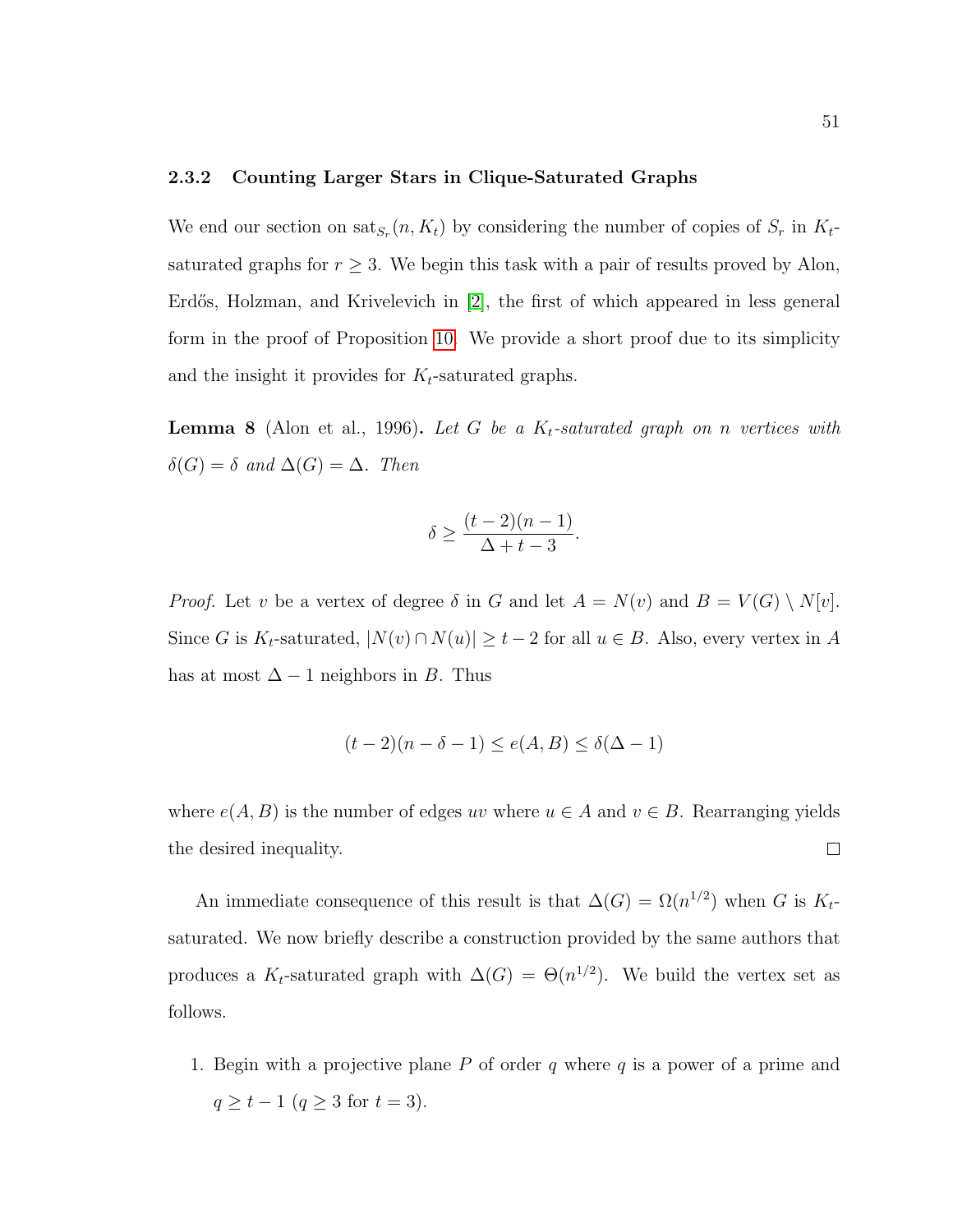### 2.3.2 Counting Larger Stars in Clique-Saturated Graphs

We end our section on $\mathrm{sat}_{S_r}(n, K_t)$ by considering the number of copies of $S_r$ in $K_t$-saturated graphs for $r \geq 3$. We begin this task with a pair of results proved by Alon, Erdős, Holzman, and Krivelevich in [2], the first of which appeared in less general form in the proof of Proposition 10. We provide a short proof due to its simplicity and the insight it provides for $K_t$-saturated graphs.

**Lemma 8** (Alon et al., 1996)**.** *Let $G$ be a $K_t$-saturated graph on $n$ vertices with $\delta(G) = \delta$ and $\Delta(G) = \Delta$. Then*

$$\delta \geq \frac{(t-2)(n-1)}{\Delta + t - 3}.$$

*Proof.* Let $v$ be a vertex of degree $\delta$ in $G$ and let $A = N(v)$ and $B = V(G) \setminus N[v]$. Since $G$ is $K_t$-saturated, $|N(v) \cap N(u)| \geq t - 2$ for all $u \in B$. Also, every vertex in $A$ has at most $\Delta - 1$ neighbors in $B$. Thus

$$(t-2)(n - \delta - 1) \leq e(A, B) \leq \delta(\Delta - 1)$$

where $e(A, B)$ is the number of edges $uv$ where $u \in A$ and $v \in B$. Rearranging yields the desired inequality. □

An immediate consequence of this result is that $\Delta(G) = \Omega(n^{1/2})$ when $G$ is $K_t$-saturated. We now briefly describe a construction provided by the same authors that produces a $K_t$-saturated graph with $\Delta(G) = \Theta(n^{1/2})$. We build the vertex set as follows.

1. Begin with a projective plane $P$ of order $q$ where $q$ is a power of a prime and $q \geq t - 1$ ($q \geq 3$ for $t = 3$).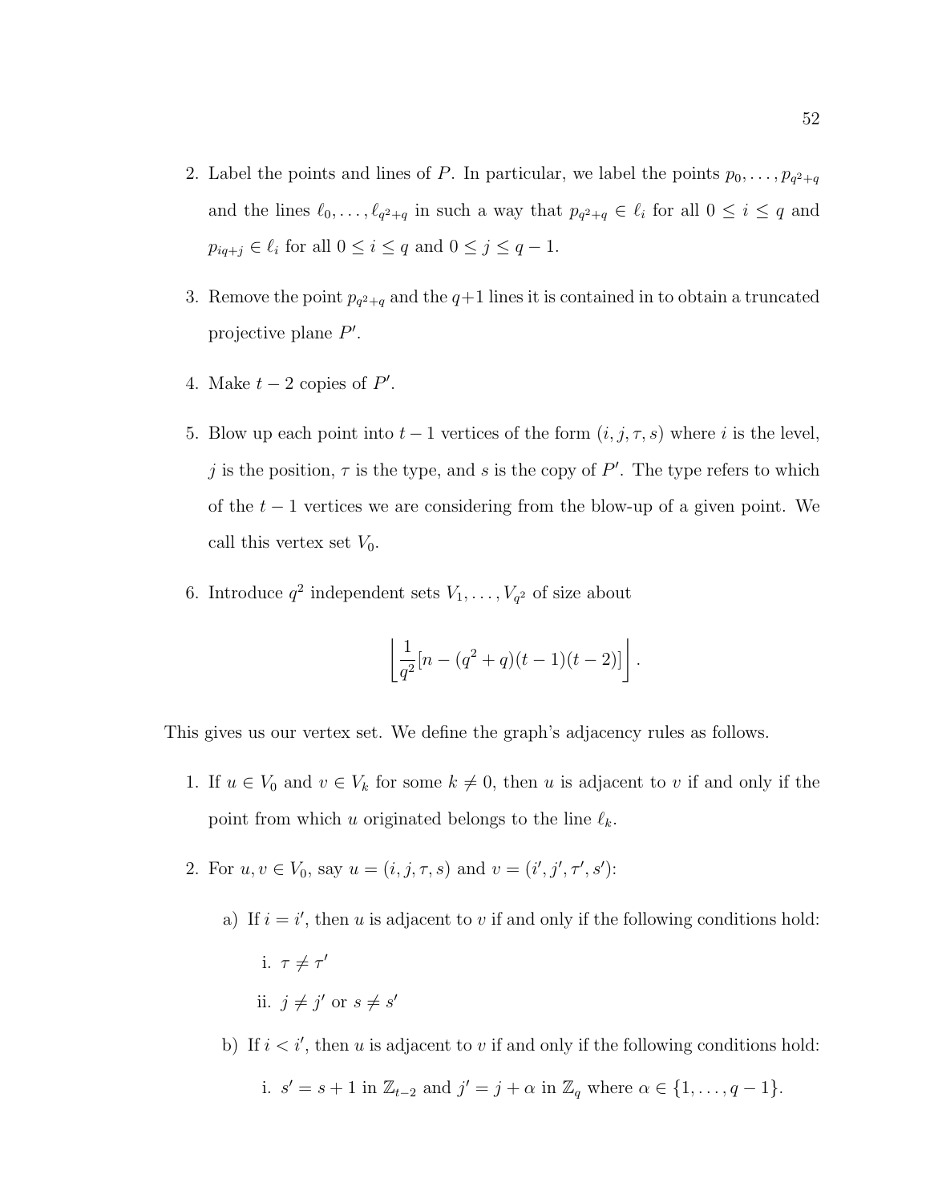2. Label the points and lines of $P$. In particular, we label the points $p_0, \ldots, p_{q^2+q}$ and the lines $\ell_0, \ldots, \ell_{q^2+q}$ in such a way that $p_{q^2+q} \in \ell_i$ for all $0 \leq i \leq q$ and $p_{iq+j} \in \ell_i$ for all $0 \leq i \leq q$ and $0 \leq j \leq q-1$.

3. Remove the point $p_{q^2+q}$ and the $q+1$ lines it is contained in to obtain a truncated projective plane $P'$.

4. Make $t-2$ copies of $P'$.

5. Blow up each point into $t-1$ vertices of the form $(i, j, \tau, s)$ where $i$ is the level, $j$ is the position, $\tau$ is the type, and $s$ is the copy of $P'$. The type refers to which of the $t-1$ vertices we are considering from the blow-up of a given point. We call this vertex set $V_0$.

6. Introduce $q^2$ independent sets $V_1, \ldots, V_{q^2}$ of size about

$$\left\lfloor \frac{1}{q^2}[n - (q^2+q)(t-1)(t-2)] \right\rfloor.$$

This gives us our vertex set. We define the graph's adjacency rules as follows.

1. If $u \in V_0$ and $v \in V_k$ for some $k \neq 0$, then $u$ is adjacent to $v$ if and only if the point from which $u$ originated belongs to the line $\ell_k$.

2. For $u, v \in V_0$, say $u = (i, j, \tau, s)$ and $v = (i', j', \tau', s')$:

   a) If $i = i'$, then $u$ is adjacent to $v$ if and only if the following conditions hold:

      i. $\tau \neq \tau'$

      ii. $j \neq j'$ or $s \neq s'$

   b) If $i < i'$, then $u$ is adjacent to $v$ if and only if the following conditions hold:

      i. $s' = s + 1$ in $\mathbb{Z}_{t-2}$ and $j' = j + \alpha$ in $\mathbb{Z}_q$ where $\alpha \in \{1, \ldots, q-1\}$.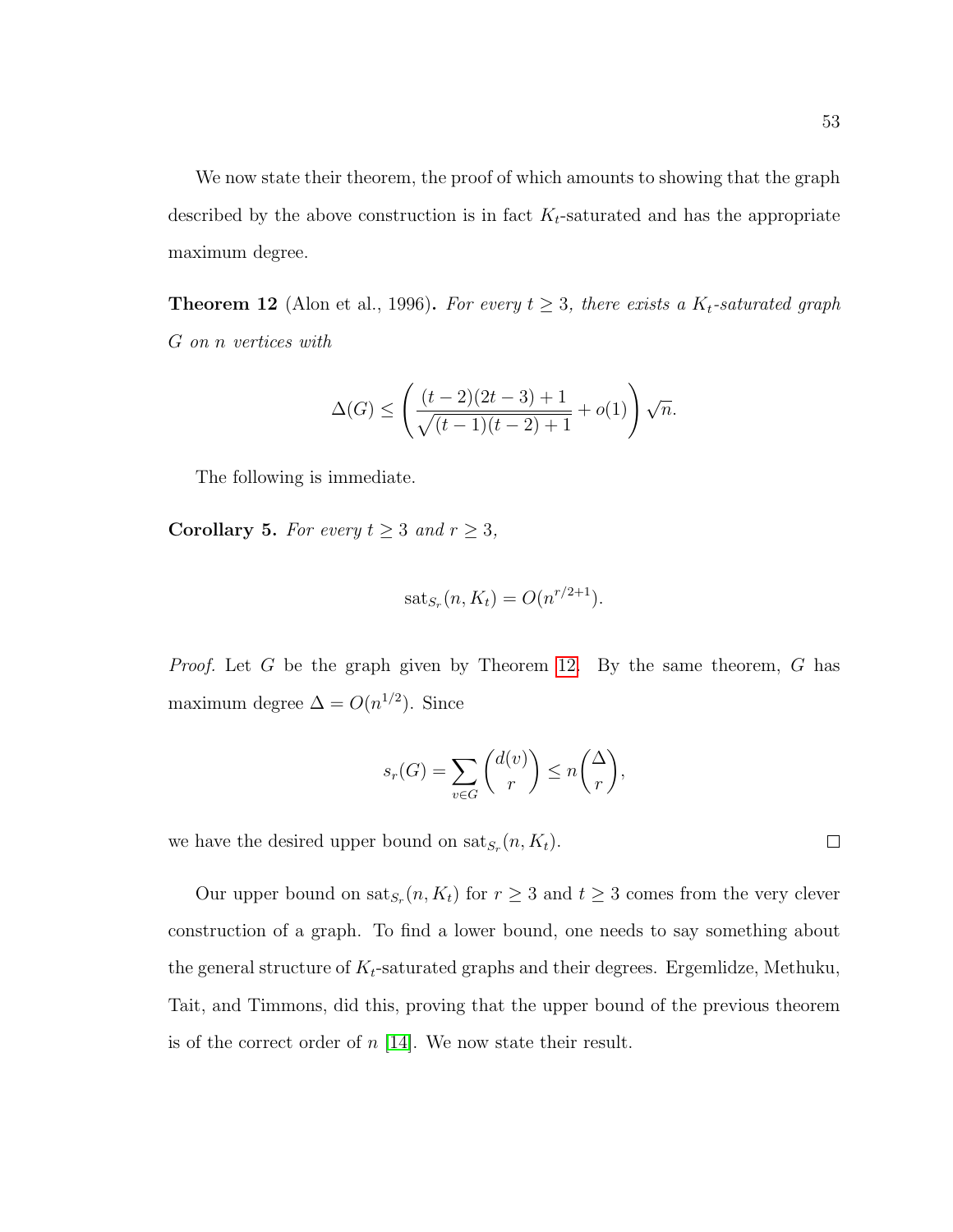We now state their theorem, the proof of which amounts to showing that the graph described by the above construction is in fact $K_t$-saturated and has the appropriate maximum degree.

**Theorem 12** (Alon et al., 1996)**.** *For every $t \geq 3$, there exists a $K_t$-saturated graph $G$ on $n$ vertices with*

$$\Delta(G) \leq \left( \frac{(t-2)(2t-3)+1}{\sqrt{(t-1)(t-2)+1}} + o(1) \right) \sqrt{n}.$$

The following is immediate.

**Corollary 5.** *For every $t \geq 3$ and $r \geq 3$,*

$$\mathrm{sat}_{S_r}(n, K_t) = O(n^{r/2+1}).$$

*Proof.* Let $G$ be the graph given by Theorem 12. By the same theorem, $G$ has maximum degree $\Delta = O(n^{1/2})$. Since

$$s_r(G) = \sum_{v \in G} \binom{d(v)}{r} \leq n \binom{\Delta}{r},$$

we have the desired upper bound on $\mathrm{sat}_{S_r}(n, K_t)$. $\square$

Our upper bound on $\mathrm{sat}_{S_r}(n, K_t)$ for $r \geq 3$ and $t \geq 3$ comes from the very clever construction of a graph. To find a lower bound, one needs to say something about the general structure of $K_t$-saturated graphs and their degrees. Ergemlidze, Methuku, Tait, and Timmons, did this, proving that the upper bound of the previous theorem is of the correct order of $n$ [14]. We now state their result.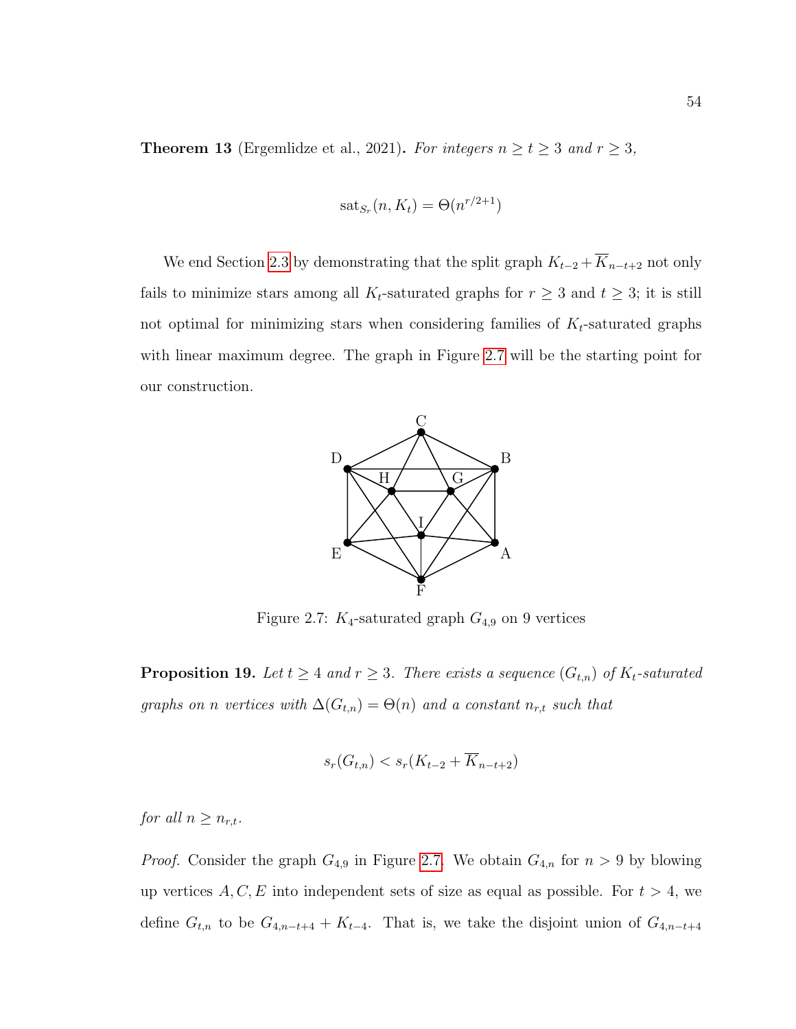**Theorem 13** (Ergemlidze et al., 2021)**.** *For integers $n \geq t \geq 3$ and $r \geq 3$,*

$$\mathrm{sat}_{S_r}(n, K_t) = \Theta(n^{r/2+1})$$

We end Section 2.3 by demonstrating that the split graph $K_{t-2} + \overline{K}_{n-t+2}$ not only fails to minimize stars among all $K_t$-saturated graphs for $r \geq 3$ and $t \geq 3$; it is still not optimal for minimizing stars when considering families of $K_t$-saturated graphs with linear maximum degree. The graph in Figure 2.7 will be the starting point for our construction.

Figure 2.7: $K_4$-saturated graph $G_{4,9}$ on 9 vertices

**Proposition 19.** *Let $t \geq 4$ and $r \geq 3$. There exists a sequence $(G_{t,n})$ of $K_t$-saturated graphs on $n$ vertices with $\Delta(G_{t,n}) = \Theta(n)$ and a constant $n_{r,t}$ such that*

$$s_r(G_{t,n}) < s_r(K_{t-2} + \overline{K}_{n-t+2})$$

*for all $n \geq n_{r,t}$.*

*Proof.* Consider the graph $G_{4,9}$ in Figure 2.7. We obtain $G_{4,n}$ for $n > 9$ by blowing up vertices $A, C, E$ into independent sets of size as equal as possible. For $t > 4$, we define $G_{t,n}$ to be $G_{4,n-t+4} + K_{t-4}$. That is, we take the disjoint union of $G_{4,n-t+4}$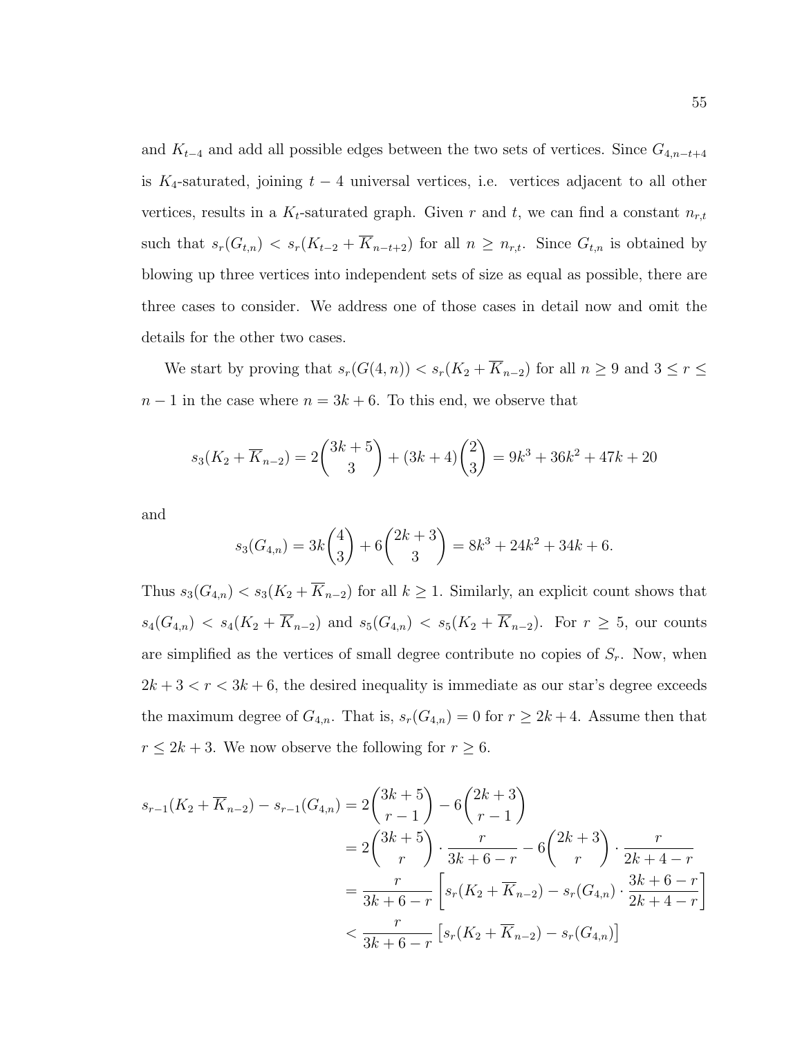and $K_{t-4}$ and add all possible edges between the two sets of vertices. Since $G_{4,n-t+4}$ is $K_4$-saturated, joining $t-4$ universal vertices, i.e. vertices adjacent to all other vertices, results in a $K_t$-saturated graph. Given $r$ and $t$, we can find a constant $n_{r,t}$ such that $s_r(G_{t,n}) < s_r(K_{t-2} + \overline{K}_{n-t+2})$ for all $n \geq n_{r,t}$. Since $G_{t,n}$ is obtained by blowing up three vertices into independent sets of size as equal as possible, there are three cases to consider. We address one of those cases in detail now and omit the details for the other two cases.

We start by proving that $s_r(G(4,n)) < s_r(K_2 + \overline{K}_{n-2})$ for all $n \geq 9$ and $3 \leq r \leq n-1$ in the case where $n = 3k+6$. To this end, we observe that

$$s_3(K_2 + \overline{K}_{n-2}) = 2\binom{3k+5}{3} + (3k+4)\binom{2}{3} = 9k^3 + 36k^2 + 47k + 20$$

and

$$s_3(G_{4,n}) = 3k\binom{4}{3} + 6\binom{2k+3}{3} = 8k^3 + 24k^2 + 34k + 6.$$

Thus $s_3(G_{4,n}) < s_3(K_2 + \overline{K}_{n-2})$ for all $k \geq 1$. Similarly, an explicit count shows that $s_4(G_{4,n}) < s_4(K_2 + \overline{K}_{n-2})$ and $s_5(G_{4,n}) < s_5(K_2 + \overline{K}_{n-2})$. For $r \geq 5$, our counts are simplified as the vertices of small degree contribute no copies of $S_r$. Now, when $2k+3 < r < 3k+6$, the desired inequality is immediate as our star's degree exceeds the maximum degree of $G_{4,n}$. That is, $s_r(G_{4,n}) = 0$ for $r \geq 2k+4$. Assume then that $r \leq 2k+3$. We now observe the following for $r \geq 6$.

$$\begin{aligned}
s_{r-1}(K_2 + \overline{K}_{n-2}) - s_{r-1}(G_{4,n}) &= 2\binom{3k+5}{r-1} - 6\binom{2k+3}{r-1} \\
&= 2\binom{3k+5}{r} \cdot \frac{r}{3k+6-r} - 6\binom{2k+3}{r} \cdot \frac{r}{2k+4-r} \\
&= \frac{r}{3k+6-r}\left[s_r(K_2 + \overline{K}_{n-2}) - s_r(G_{4,n}) \cdot \frac{3k+6-r}{2k+4-r}\right] \\
&< \frac{r}{3k+6-r}\left[s_r(K_2 + \overline{K}_{n-2}) - s_r(G_{4,n})\right]
\end{aligned}$$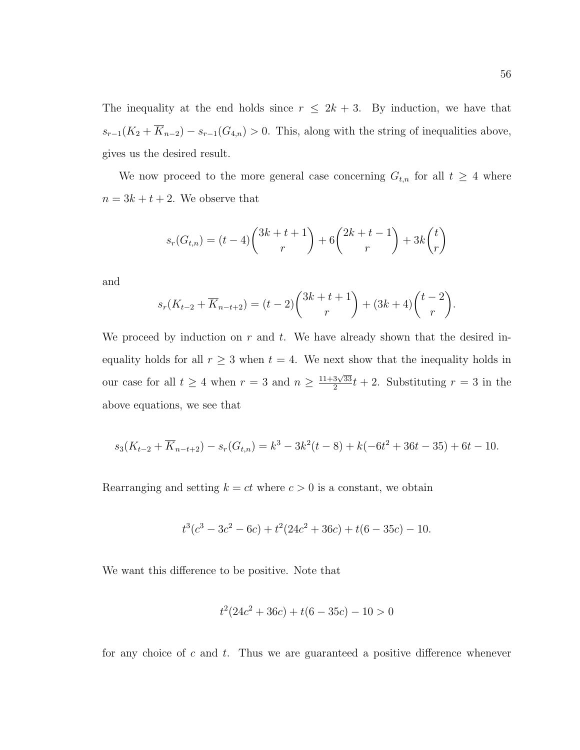The inequality at the end holds since $r \leq 2k+3$. By induction, we have that $s_{r-1}(K_2 + \overline{K}_{n-2}) - s_{r-1}(G_{4,n}) > 0$. This, along with the string of inequalities above, gives us the desired result.

We now proceed to the more general case concerning $G_{t,n}$ for all $t \geq 4$ where $n = 3k + t + 2$. We observe that

$$s_r(G_{t,n}) = (t-4)\binom{3k+t+1}{r} + 6\binom{2k+t-1}{r} + 3k\binom{t}{r}$$

and

$$s_r(K_{t-2} + \overline{K}_{n-t+2}) = (t-2)\binom{3k+t+1}{r} + (3k+4)\binom{t-2}{r}.$$

We proceed by induction on $r$ and $t$. We have already shown that the desired inequality holds for all $r \geq 3$ when $t = 4$. We next show that the inequality holds in our case for all $t \geq 4$ when $r = 3$ and $n \geq \frac{11+3\sqrt{33}}{2}t + 2$. Substituting $r = 3$ in the above equations, we see that

$$s_3(K_{t-2} + \overline{K}_{n-t+2}) - s_r(G_{t,n}) = k^3 - 3k^2(t-8) + k(-6t^2 + 36t - 35) + 6t - 10.$$

Rearranging and setting $k = ct$ where $c > 0$ is a constant, we obtain

$$t^3(c^3 - 3c^2 - 6c) + t^2(24c^2 + 36c) + t(6 - 35c) - 10.$$

We want this difference to be positive. Note that

$$t^2(24c^2 + 36c) + t(6 - 35c) - 10 > 0$$

for any choice of $c$ and $t$. Thus we are guaranteed a positive difference whenever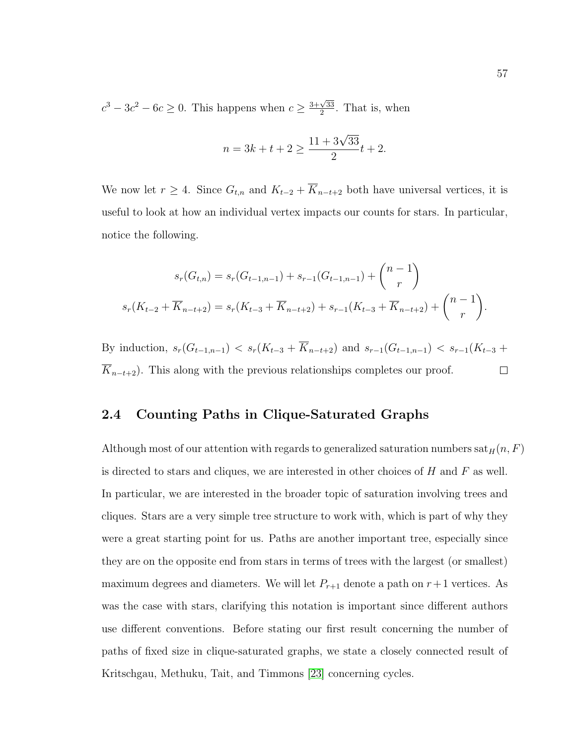$c^3 - 3c^2 - 6c \geq 0$. This happens when $c \geq \frac{3+\sqrt{33}}{2}$. That is, when

$$n = 3k + t + 2 \geq \frac{11 + 3\sqrt{33}}{2}t + 2.$$

We now let $r \geq 4$. Since $G_{t,n}$ and $K_{t-2} + \overline{K}_{n-t+2}$ both have universal vertices, it is useful to look at how an individual vertex impacts our counts for stars. In particular, notice the following.

$$s_r(G_{t,n}) = s_r(G_{t-1,n-1}) + s_{r-1}(G_{t-1,n-1}) + \binom{n-1}{r}$$

$$s_r(K_{t-2} + \overline{K}_{n-t+2}) = s_r(K_{t-3} + \overline{K}_{n-t+2}) + s_{r-1}(K_{t-3} + \overline{K}_{n-t+2}) + \binom{n-1}{r}.$$

By induction, $s_r(G_{t-1,n-1}) < s_r(K_{t-3} + \overline{K}_{n-t+2})$ and $s_{r-1}(G_{t-1,n-1}) < s_{r-1}(K_{t-3} + \overline{K}_{n-t+2})$. This along with the previous relationships completes our proof. □

## 2.4 Counting Paths in Clique-Saturated Graphs

Although most of our attention with regards to generalized saturation numbers $\mathrm{sat}_H(n, F)$ is directed to stars and cliques, we are interested in other choices of $H$ and $F$ as well. In particular, we are interested in the broader topic of saturation involving trees and cliques. Stars are a very simple tree structure to work with, which is part of why they were a great starting point for us. Paths are another important tree, especially since they are on the opposite end from stars in terms of trees with the largest (or smallest) maximum degrees and diameters. We will let $P_{r+1}$ denote a path on $r+1$ vertices. As was the case with stars, clarifying this notation is important since different authors use different conventions. Before stating our first result concerning the number of paths of fixed size in clique-saturated graphs, we state a closely connected result of Kritschgau, Methuku, Tait, and Timmons [23] concerning cycles.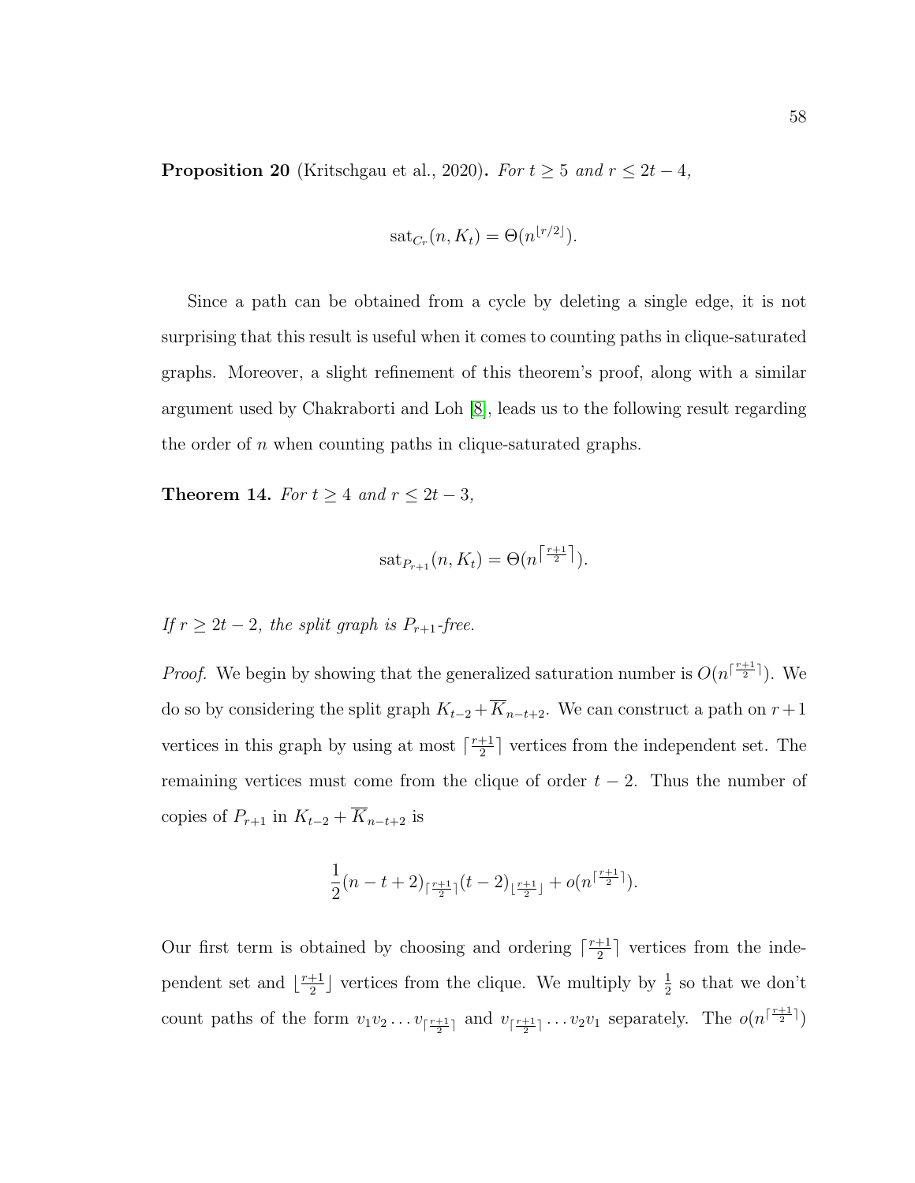**Proposition 20** (Kritschgau et al., 2020)**.** *For $t \geq 5$ and $r \leq 2t-4$,*

$$\text{sat}_{C_r}(n, K_t) = \Theta(n^{\lfloor r/2 \rfloor}).$$

Since a path can be obtained from a cycle by deleting a single edge, it is not surprising that this result is useful when it comes to counting paths in clique-saturated graphs. Moreover, a slight refinement of this theorem's proof, along with a similar argument used by Chakraborti and Loh [8], leads us to the following result regarding the order of $n$ when counting paths in clique-saturated graphs.

**Theorem 14.** *For $t \geq 4$ and $r \leq 2t-3$,*

$$\text{sat}_{P_{r+1}}(n, K_t) = \Theta(n^{\lceil \frac{r+1}{2} \rceil}).$$

*If $r \geq 2t-2$, the split graph is $P_{r+1}$-free.*

*Proof.* We begin by showing that the generalized saturation number is $O(n^{\lceil \frac{r+1}{2} \rceil})$. We do so by considering the split graph $K_{t-2} + \overline{K}_{n-t+2}$. We can construct a path on $r+1$ vertices in this graph by using at most $\lceil \frac{r+1}{2} \rceil$ vertices from the independent set. The remaining vertices must come from the clique of order $t-2$. Thus the number of copies of $P_{r+1}$ in $K_{t-2} + \overline{K}_{n-t+2}$ is

$$\frac{1}{2}(n-t+2)_{\lceil \frac{r+1}{2} \rceil}(t-2)_{\lfloor \frac{r+1}{2} \rfloor} + o(n^{\lceil \frac{r+1}{2} \rceil}).$$

Our first term is obtained by choosing and ordering $\lceil \frac{r+1}{2} \rceil$ vertices from the independent set and $\lfloor \frac{r+1}{2} \rfloor$ vertices from the clique. We multiply by $\frac{1}{2}$ so that we don't count paths of the form $v_1 v_2 \ldots v_{\lceil \frac{r+1}{2} \rceil}$ and $v_{\lceil \frac{r+1}{2} \rceil} \ldots v_2 v_1$ separately. The $o(n^{\lceil \frac{r+1}{2} \rceil})$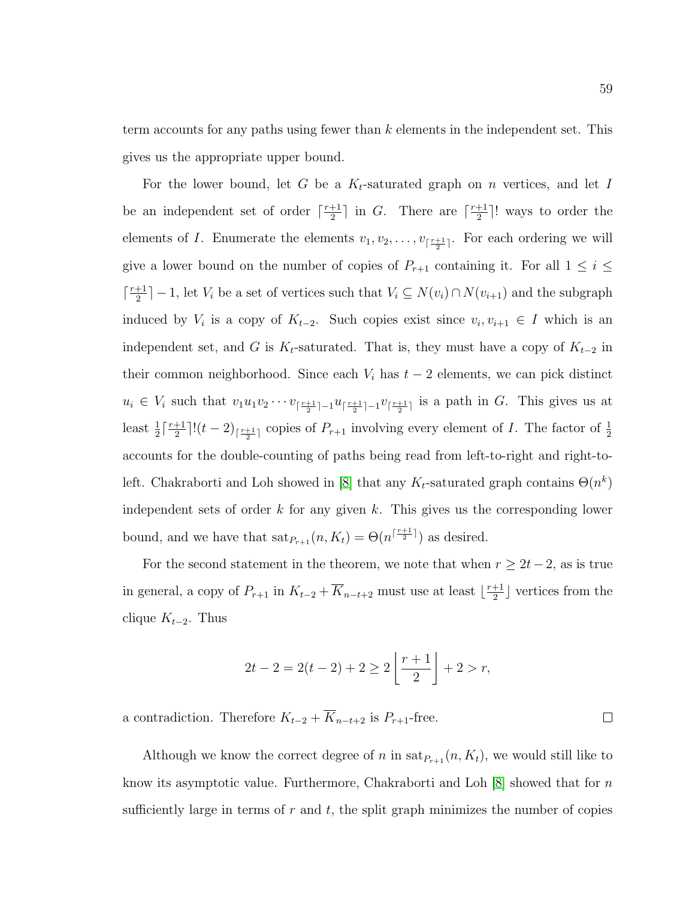term accounts for any paths using fewer than $k$ elements in the independent set. This gives us the appropriate upper bound.

For the lower bound, let $G$ be a $K_t$-saturated graph on $n$ vertices, and let $I$ be an independent set of order $\lceil \frac{r+1}{2} \rceil$ in $G$. There are $\lceil \frac{r+1}{2} \rceil!$ ways to order the elements of $I$. Enumerate the elements $v_1, v_2, \ldots, v_{\lceil \frac{r+1}{2} \rceil}$. For each ordering we will give a lower bound on the number of copies of $P_{r+1}$ containing it. For all $1 \leq i \leq \lceil \frac{r+1}{2} \rceil - 1$, let $V_i$ be a set of vertices such that $V_i \subseteq N(v_i) \cap N(v_{i+1})$ and the subgraph induced by $V_i$ is a copy of $K_{t-2}$. Such copies exist since $v_i, v_{i+1} \in I$ which is an independent set, and $G$ is $K_t$-saturated. That is, they must have a copy of $K_{t-2}$ in their common neighborhood. Since each $V_i$ has $t-2$ elements, we can pick distinct $u_i \in V_i$ such that $v_1 u_1 v_2 \cdots v_{\lceil \frac{r+1}{2} \rceil - 1} u_{\lceil \frac{r+1}{2} \rceil - 1} v_{\lceil \frac{r+1}{2} \rceil}$ is a path in $G$. This gives us at least $\frac{1}{2} \lceil \frac{r+1}{2} \rceil ! (t-2)_{\lceil \frac{r+1}{2} \rceil}$ copies of $P_{r+1}$ involving every element of $I$. The factor of $\frac{1}{2}$ accounts for the double-counting of paths being read from left-to-right and right-to-left. Chakraborti and Loh showed in [8] that any $K_t$-saturated graph contains $\Theta(n^k)$ independent sets of order $k$ for any given $k$. This gives us the corresponding lower bound, and we have that $\text{sat}_{P_{r+1}}(n, K_t) = \Theta(n^{\lceil \frac{r+1}{2} \rceil})$ as desired.

For the second statement in the theorem, we note that when $r \geq 2t-2$, as is true in general, a copy of $P_{r+1}$ in $K_{t-2} + \overline{K}_{n-t+2}$ must use at least $\lfloor \frac{r+1}{2} \rfloor$ vertices from the clique $K_{t-2}$. Thus

$$2t - 2 = 2(t-2) + 2 \geq 2 \left\lfloor \frac{r+1}{2} \right\rfloor + 2 > r,$$

a contradiction. Therefore $K_{t-2} + \overline{K}_{n-t+2}$ is $P_{r+1}$-free. $\square$

Although we know the correct degree of $n$ in $\text{sat}_{P_{r+1}}(n, K_t)$, we would still like to know its asymptotic value. Furthermore, Chakraborti and Loh [8] showed that for $n$ sufficiently large in terms of $r$ and $t$, the split graph minimizes the number of copies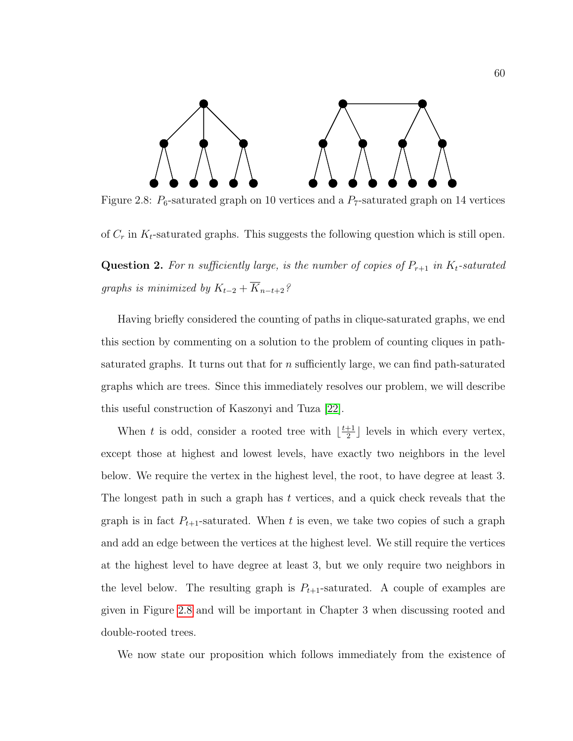Figure 2.8: $P_6$-saturated graph on 10 vertices and a $P_7$-saturated graph on 14 vertices

of $C_r$ in $K_t$-saturated graphs. This suggests the following question which is still open.

**Question 2.** *For n sufficiently large, is the number of copies of $P_{r+1}$ in $K_t$-saturated graphs is minimized by $K_{t-2} + \overline{K}_{n-t+2}$?*

Having briefly considered the counting of paths in clique-saturated graphs, we end this section by commenting on a solution to the problem of counting cliques in path-saturated graphs. It turns out that for $n$ sufficiently large, we can find path-saturated graphs which are trees. Since this immediately resolves our problem, we will describe this useful construction of Kaszonyi and Tuza [22].

When $t$ is odd, consider a rooted tree with $\lfloor \frac{t+1}{2} \rfloor$ levels in which every vertex, except those at highest and lowest levels, have exactly two neighbors in the level below. We require the vertex in the highest level, the root, to have degree at least 3. The longest path in such a graph has $t$ vertices, and a quick check reveals that the graph is in fact $P_{t+1}$-saturated. When $t$ is even, we take two copies of such a graph and add an edge between the vertices at the highest level. We still require the vertices at the highest level to have degree at least 3, but we only require two neighbors in the level below. The resulting graph is $P_{t+1}$-saturated. A couple of examples are given in Figure 2.8 and will be important in Chapter 3 when discussing rooted and double-rooted trees.

We now state our proposition which follows immediately from the existence of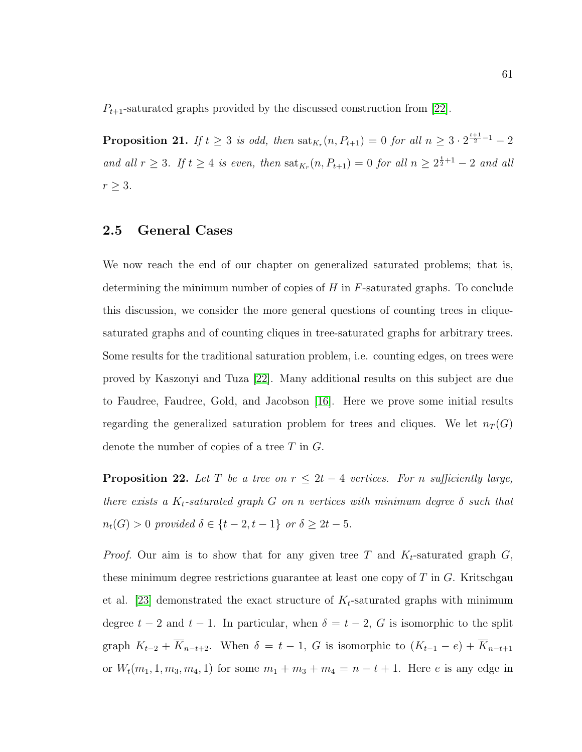$P_{t+1}$-saturated graphs provided by the discussed construction from [22].

**Proposition 21.** *If $t \geq 3$ is odd, then $\mathrm{sat}_{K_r}(n, P_{t+1}) = 0$ for all $n \geq 3 \cdot 2^{\frac{t+1}{2}-1} - 2$ and all $r \geq 3$. If $t \geq 4$ is even, then $\mathrm{sat}_{K_r}(n, P_{t+1}) = 0$ for all $n \geq 2^{\frac{t}{2}+1} - 2$ and all $r \geq 3$.*

## 2.5 General Cases

We now reach the end of our chapter on generalized saturated problems; that is, determining the minimum number of copies of $H$ in $F$-saturated graphs. To conclude this discussion, we consider the more general questions of counting trees in clique-saturated graphs and of counting cliques in tree-saturated graphs for arbitrary trees. Some results for the traditional saturation problem, i.e. counting edges, on trees were proved by Kaszonyi and Tuza [22]. Many additional results on this subject are due to Faudree, Faudree, Gold, and Jacobson [16]. Here we prove some initial results regarding the generalized saturation problem for trees and cliques. We let $n_T(G)$ denote the number of copies of a tree $T$ in $G$.

**Proposition 22.** *Let $T$ be a tree on $r \leq 2t - 4$ vertices. For $n$ sufficiently large, there exists a $K_t$-saturated graph $G$ on $n$ vertices with minimum degree $\delta$ such that $n_t(G) > 0$ provided $\delta \in \{t-2, t-1\}$ or $\delta \geq 2t - 5$.*

*Proof.* Our aim is to show that for any given tree $T$ and $K_t$-saturated graph $G$, these minimum degree restrictions guarantee at least one copy of $T$ in $G$. Kritschgau et al. [23] demonstrated the exact structure of $K_t$-saturated graphs with minimum degree $t-2$ and $t-1$. In particular, when $\delta = t-2$, $G$ is isomorphic to the split graph $K_{t-2} + \overline{K}_{n-t+2}$. When $\delta = t-1$, $G$ is isomorphic to $(K_{t-1} - e) + \overline{K}_{n-t+1}$ or $W_t(m_1, 1, m_3, m_4, 1)$ for some $m_1 + m_3 + m_4 = n - t + 1$. Here $e$ is any edge in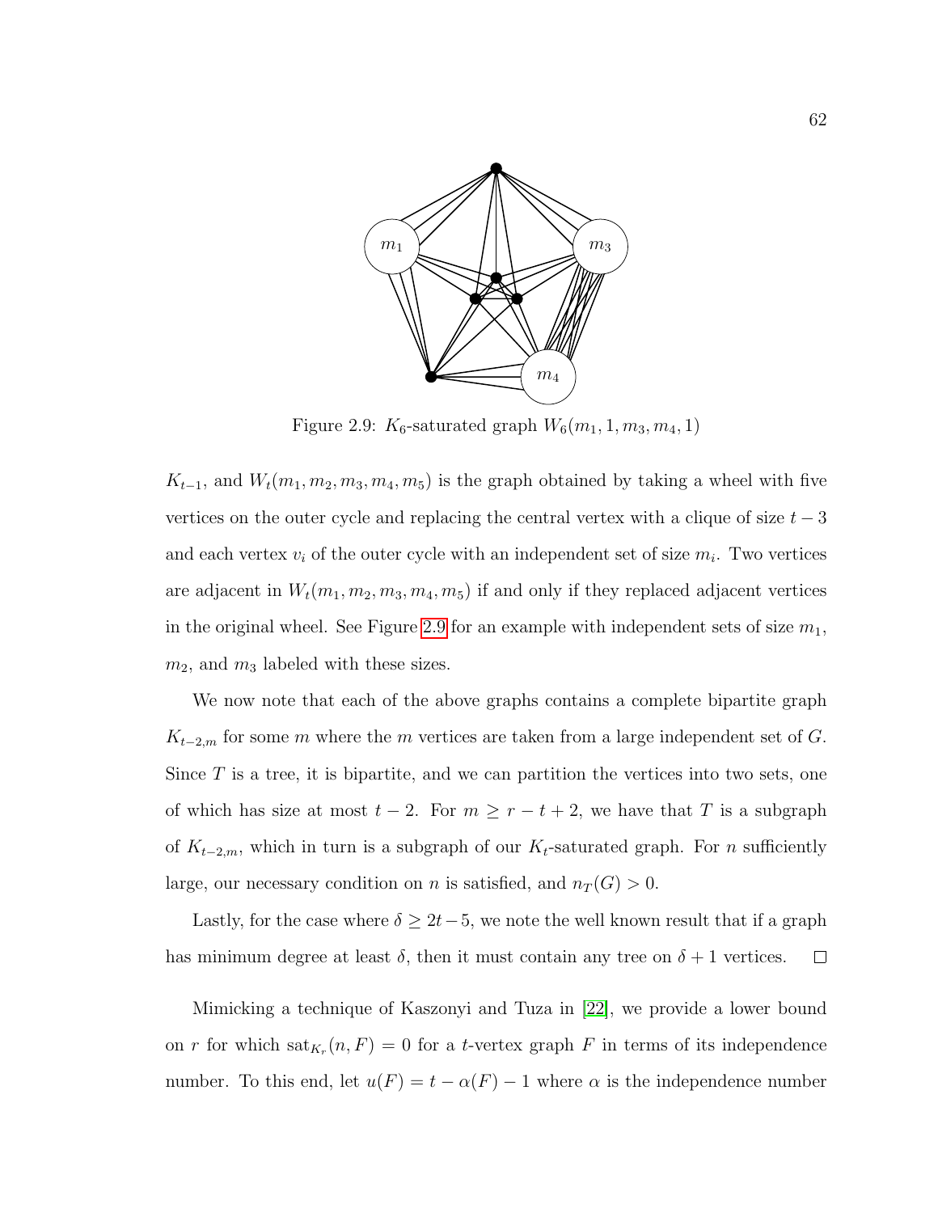Figure 2.9: $K_6$-saturated graph $W_6(m_1, 1, m_3, m_4, 1)$

$K_{t-1}$, and $W_t(m_1, m_2, m_3, m_4, m_5)$ is the graph obtained by taking a wheel with five vertices on the outer cycle and replacing the central vertex with a clique of size $t-3$ and each vertex $v_i$ of the outer cycle with an independent set of size $m_i$. Two vertices are adjacent in $W_t(m_1, m_2, m_3, m_4, m_5)$ if and only if they replaced adjacent vertices in the original wheel. See Figure 2.9 for an example with independent sets of size $m_1$, $m_2$, and $m_3$ labeled with these sizes.

We now note that each of the above graphs contains a complete bipartite graph $K_{t-2,m}$ for some $m$ where the $m$ vertices are taken from a large independent set of $G$. Since $T$ is a tree, it is bipartite, and we can partition the vertices into two sets, one of which has size at most $t-2$. For $m \geq r-t+2$, we have that $T$ is a subgraph of $K_{t-2,m}$, which in turn is a subgraph of our $K_t$-saturated graph. For $n$ sufficiently large, our necessary condition on $n$ is satisfied, and $n_T(G) > 0$.

Lastly, for the case where $\delta \geq 2t-5$, we note the well known result that if a graph has minimum degree at least $\delta$, then it must contain any tree on $\delta+1$ vertices. $\square$

Mimicking a technique of Kaszonyi and Tuza in [22], we provide a lower bound on $r$ for which $\text{sat}_{K_r}(n, F) = 0$ for a $t$-vertex graph $F$ in terms of its independence number. To this end, let $u(F) = t - \alpha(F) - 1$ where $\alpha$ is the independence number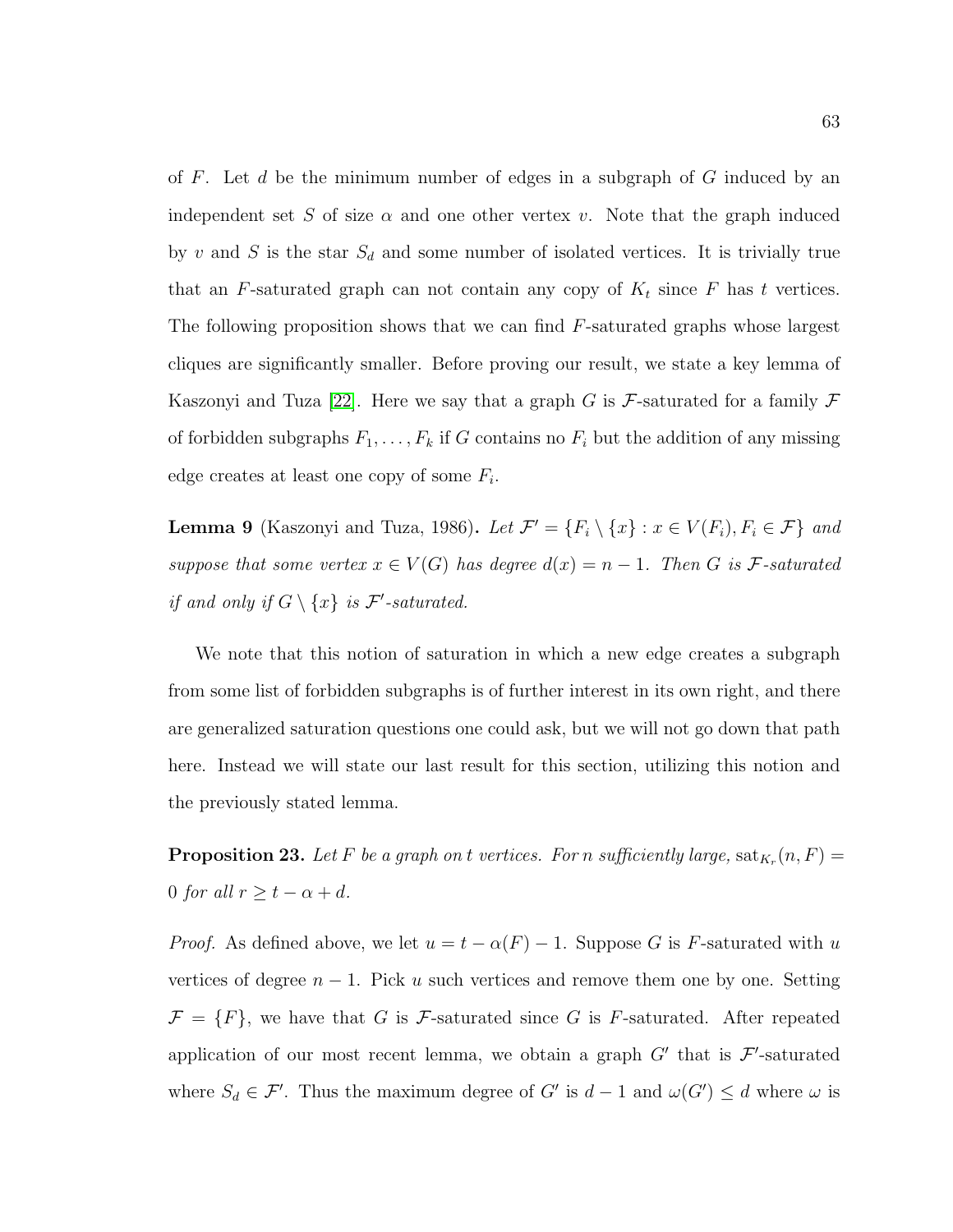of $F$. Let $d$ be the minimum number of edges in a subgraph of $G$ induced by an independent set $S$ of size $\alpha$ and one other vertex $v$. Note that the graph induced by $v$ and $S$ is the star $S_d$ and some number of isolated vertices. It is trivially true that an $F$-saturated graph can not contain any copy of $K_t$ since $F$ has $t$ vertices. The following proposition shows that we can find $F$-saturated graphs whose largest cliques are significantly smaller. Before proving our result, we state a key lemma of Kaszonyi and Tuza [22]. Here we say that a graph $G$ is $\mathcal{F}$-saturated for a family $\mathcal{F}$ of forbidden subgraphs $F_1, \ldots, F_k$ if $G$ contains no $F_i$ but the addition of any missing edge creates at least one copy of some $F_i$.

**Lemma 9** (Kaszonyi and Tuza, 1986). *Let $\mathcal{F}' = \{F_i \setminus \{x\} : x \in V(F_i), F_i \in \mathcal{F}\}$ and suppose that some vertex $x \in V(G)$ has degree $d(x) = n - 1$. Then $G$ is $\mathcal{F}$-saturated if and only if $G \setminus \{x\}$ is $\mathcal{F}'$-saturated.*

We note that this notion of saturation in which a new edge creates a subgraph from some list of forbidden subgraphs is of further interest in its own right, and there are generalized saturation questions one could ask, but we will not go down that path here. Instead we will state our last result for this section, utilizing this notion and the previously stated lemma.

**Proposition 23.** *Let $F$ be a graph on $t$ vertices. For $n$ sufficiently large, $\operatorname{sat}_{K_r}(n, F) = 0$ for all $r \geq t - \alpha + d$.*

*Proof.* As defined above, we let $u = t - \alpha(F) - 1$. Suppose $G$ is $F$-saturated with $u$ vertices of degree $n - 1$. Pick $u$ such vertices and remove them one by one. Setting $\mathcal{F} = \{F\}$, we have that $G$ is $\mathcal{F}$-saturated since $G$ is $F$-saturated. After repeated application of our most recent lemma, we obtain a graph $G'$ that is $\mathcal{F}'$-saturated where $S_d \in \mathcal{F}'$. Thus the maximum degree of $G'$ is $d - 1$ and $\omega(G') \leq d$ where $\omega$ is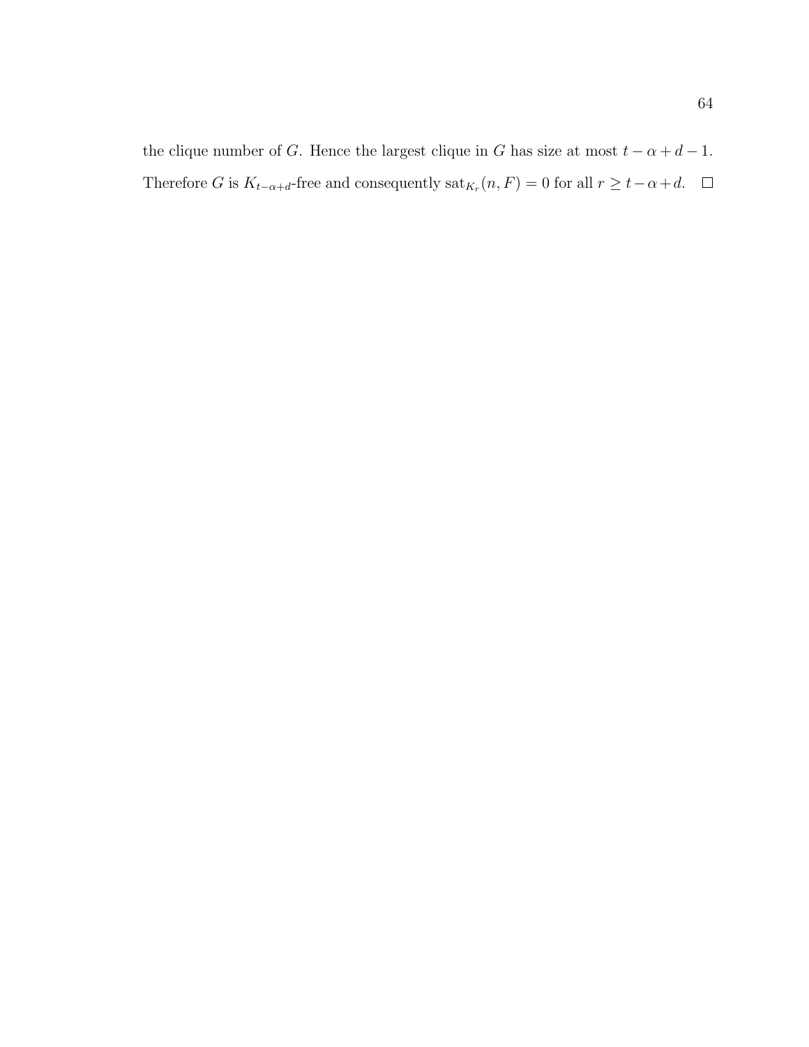the clique number of $G$. Hence the largest clique in $G$ has size at most $t - \alpha + d - 1$. Therefore $G$ is $K_{t-\alpha+d}$-free and consequently $\text{sat}_{K_r}(n, F) = 0$ for all $r \geq t - \alpha + d$. $\square$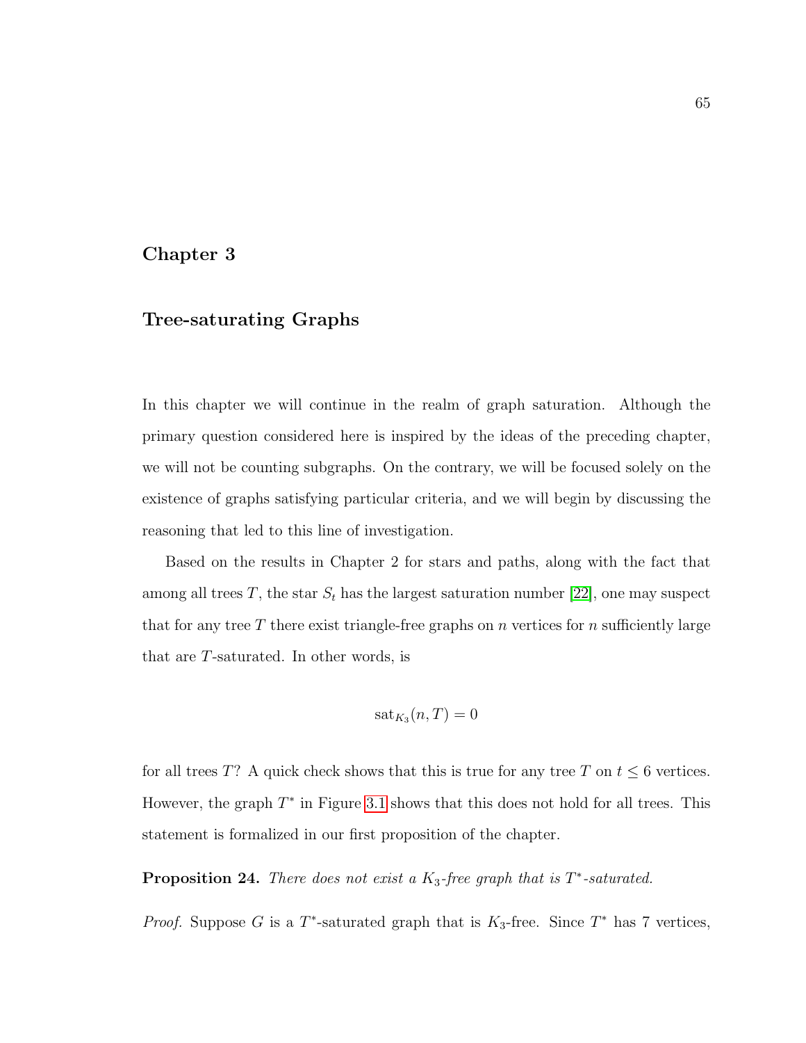# Chapter 3

## Tree-saturating Graphs

In this chapter we will continue in the realm of graph saturation. Although the primary question considered here is inspired by the ideas of the preceding chapter, we will not be counting subgraphs. On the contrary, we will be focused solely on the existence of graphs satisfying particular criteria, and we will begin by discussing the reasoning that led to this line of investigation.

Based on the results in Chapter 2 for stars and paths, along with the fact that among all trees $T$, the star $S_t$ has the largest saturation number [22], one may suspect that for any tree $T$ there exist triangle-free graphs on $n$ vertices for $n$ sufficiently large that are $T$-saturated. In other words, is

$$\mathrm{sat}_{K_3}(n, T) = 0$$

for all trees $T$? A quick check shows that this is true for any tree $T$ on $t \leq 6$ vertices. However, the graph $T^*$ in Figure 3.1 shows that this does not hold for all trees. This statement is formalized in our first proposition of the chapter.

**Proposition 24.** *There does not exist a $K_3$-free graph that is $T^*$-saturated.*

*Proof.* Suppose $G$ is a $T^*$-saturated graph that is $K_3$-free. Since $T^*$ has 7 vertices,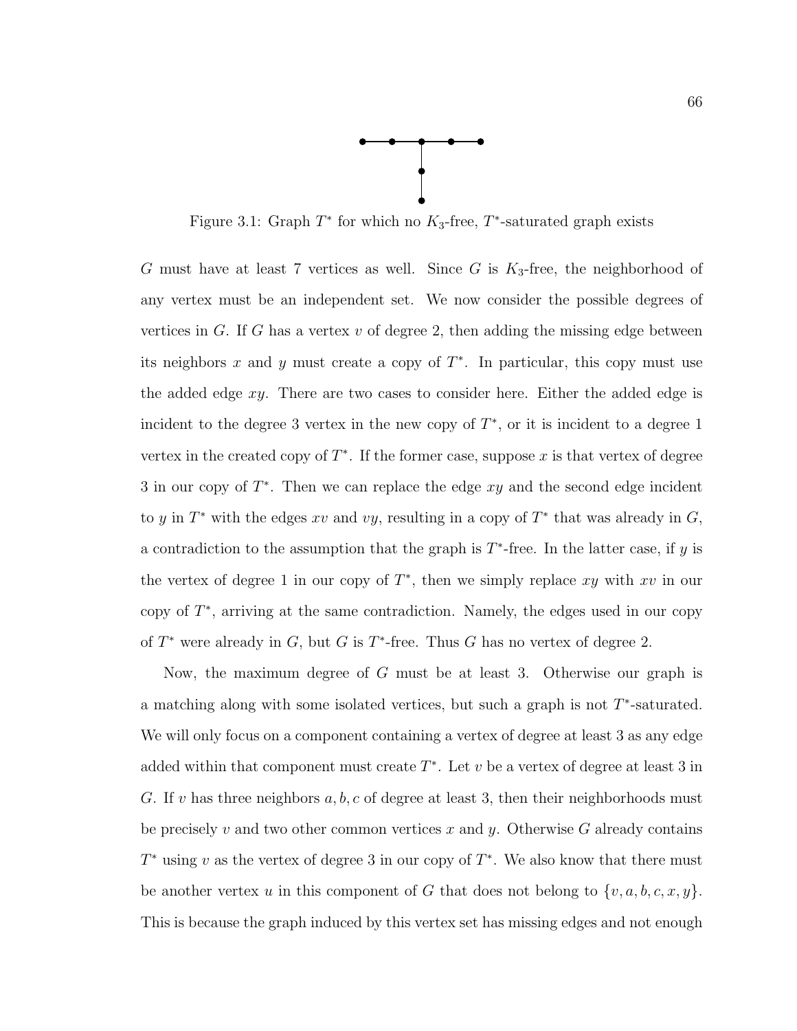Figure 3.1: Graph $T^*$ for which no $K_3$-free, $T^*$-saturated graph exists

$G$ must have at least 7 vertices as well. Since $G$ is $K_3$-free, the neighborhood of any vertex must be an independent set. We now consider the possible degrees of vertices in $G$. If $G$ has a vertex $v$ of degree 2, then adding the missing edge between its neighbors $x$ and $y$ must create a copy of $T^*$. In particular, this copy must use the added edge $xy$. There are two cases to consider here. Either the added edge is incident to the degree 3 vertex in the new copy of $T^*$, or it is incident to a degree 1 vertex in the created copy of $T^*$. If the former case, suppose $x$ is that vertex of degree 3 in our copy of $T^*$. Then we can replace the edge $xy$ and the second edge incident to $y$ in $T^*$ with the edges $xv$ and $vy$, resulting in a copy of $T^*$ that was already in $G$, a contradiction to the assumption that the graph is $T^*$-free. In the latter case, if $y$ is the vertex of degree 1 in our copy of $T^*$, then we simply replace $xy$ with $xv$ in our copy of $T^*$, arriving at the same contradiction. Namely, the edges used in our copy of $T^*$ were already in $G$, but $G$ is $T^*$-free. Thus $G$ has no vertex of degree 2.

Now, the maximum degree of $G$ must be at least 3. Otherwise our graph is a matching along with some isolated vertices, but such a graph is not $T^*$-saturated. We will only focus on a component containing a vertex of degree at least 3 as any edge added within that component must create $T^*$. Let $v$ be a vertex of degree at least 3 in $G$. If $v$ has three neighbors $a, b, c$ of degree at least 3, then their neighborhoods must be precisely $v$ and two other common vertices $x$ and $y$. Otherwise $G$ already contains $T^*$ using $v$ as the vertex of degree 3 in our copy of $T^*$. We also know that there must be another vertex $u$ in this component of $G$ that does not belong to $\{v, a, b, c, x, y\}$. This is because the graph induced by this vertex set has missing edges and not enough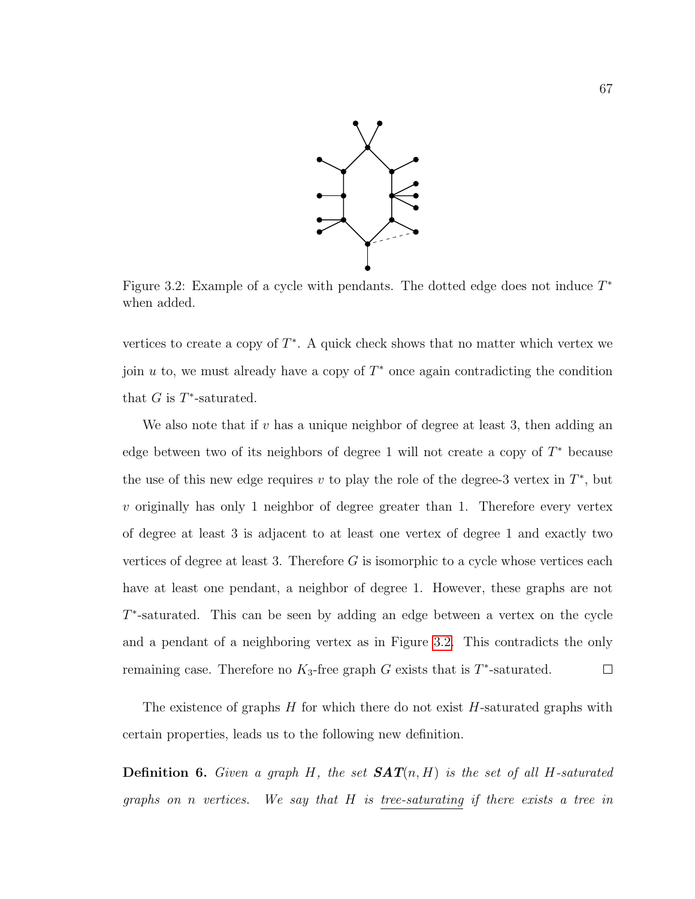Figure 3.2: Example of a cycle with pendants. The dotted edge does not induce $T^*$ when added.

vertices to create a copy of $T^*$. A quick check shows that no matter which vertex we join $u$ to, we must already have a copy of $T^*$ once again contradicting the condition that $G$ is $T^*$-saturated.

We also note that if $v$ has a unique neighbor of degree at least 3, then adding an edge between two of its neighbors of degree 1 will not create a copy of $T^*$ because the use of this new edge requires $v$ to play the role of the degree-3 vertex in $T^*$, but $v$ originally has only 1 neighbor of degree greater than 1. Therefore every vertex of degree at least 3 is adjacent to at least one vertex of degree 1 and exactly two vertices of degree at least 3. Therefore $G$ is isomorphic to a cycle whose vertices each have at least one pendant, a neighbor of degree 1. However, these graphs are not $T^*$-saturated. This can be seen by adding an edge between a vertex on the cycle and a pendant of a neighboring vertex as in Figure 3.2. This contradicts the only remaining case. Therefore no $K_3$-free graph $G$ exists that is $T^*$-saturated. □

The existence of graphs $H$ for which there do not exist $H$-saturated graphs with certain properties, leads us to the following new definition.

**Definition 6.** *Given a graph $H$, the set $\boldsymbol{SAT}(n, H)$ is the set of all $H$-saturated graphs on $n$ vertices. We say that $H$ is tree-saturating if there exists a tree in*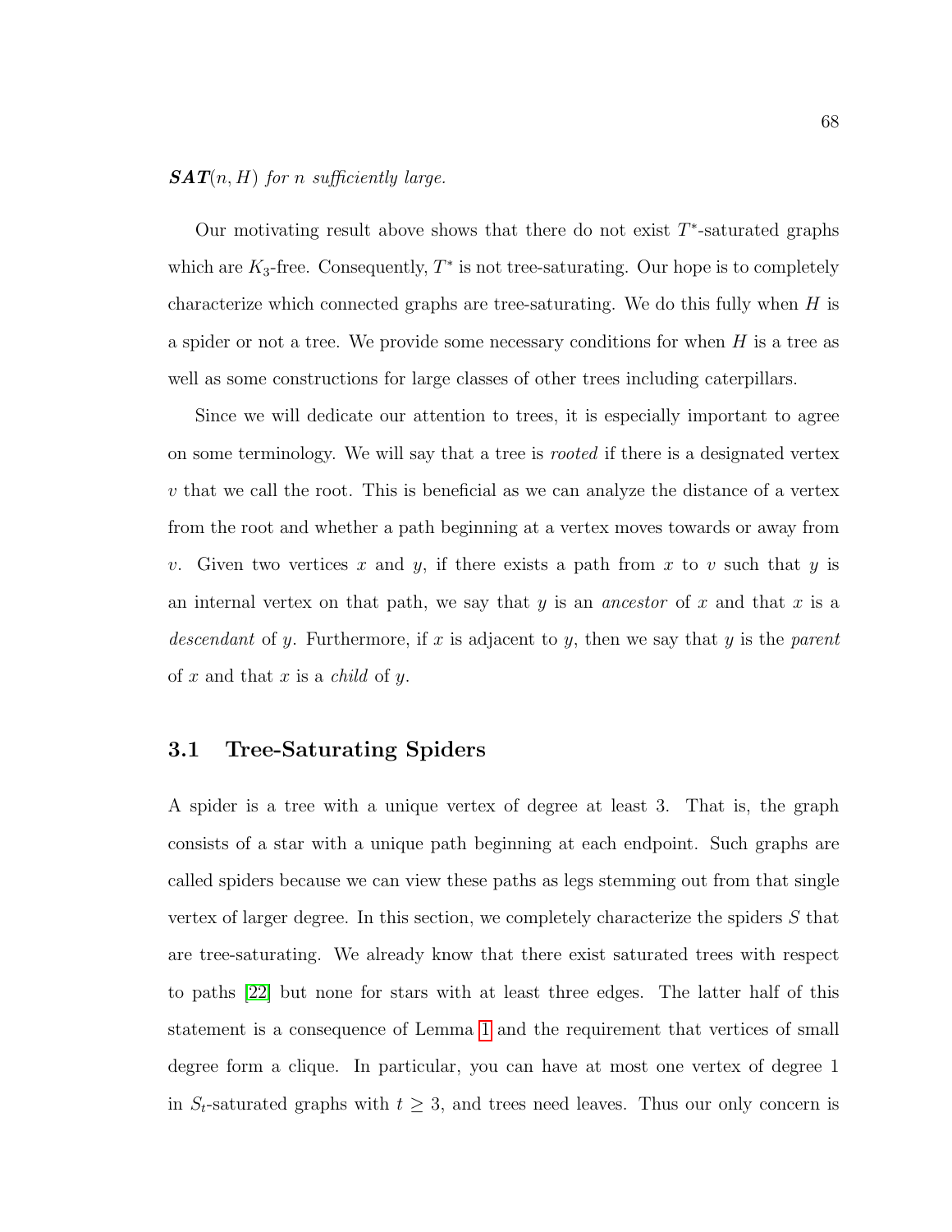***SAT***$(n, H)$ *for* $n$ *sufficiently large.*

Our motivating result above shows that there do not exist $T^*$-saturated graphs which are $K_3$-free. Consequently, $T^*$ is not tree-saturating. Our hope is to completely characterize which connected graphs are tree-saturating. We do this fully when $H$ is a spider or not a tree. We provide some necessary conditions for when $H$ is a tree as well as some constructions for large classes of other trees including caterpillars.

Since we will dedicate our attention to trees, it is especially important to agree on some terminology. We will say that a tree is *rooted* if there is a designated vertex $v$ that we call the root. This is beneficial as we can analyze the distance of a vertex from the root and whether a path beginning at a vertex moves towards or away from $v$. Given two vertices $x$ and $y$, if there exists a path from $x$ to $v$ such that $y$ is an internal vertex on that path, we say that $y$ is an *ancestor* of $x$ and that $x$ is a *descendant* of $y$. Furthermore, if $x$ is adjacent to $y$, then we say that $y$ is the *parent* of $x$ and that $x$ is a *child* of $y$.

## 3.1 Tree-Saturating Spiders

A spider is a tree with a unique vertex of degree at least 3. That is, the graph consists of a star with a unique path beginning at each endpoint. Such graphs are called spiders because we can view these paths as legs stemming out from that single vertex of larger degree. In this section, we completely characterize the spiders $S$ that are tree-saturating. We already know that there exist saturated trees with respect to paths [22] but none for stars with at least three edges. The latter half of this statement is a consequence of Lemma 1 and the requirement that vertices of small degree form a clique. In particular, you can have at most one vertex of degree 1 in $S_t$-saturated graphs with $t \geq 3$, and trees need leaves. Thus our only concern is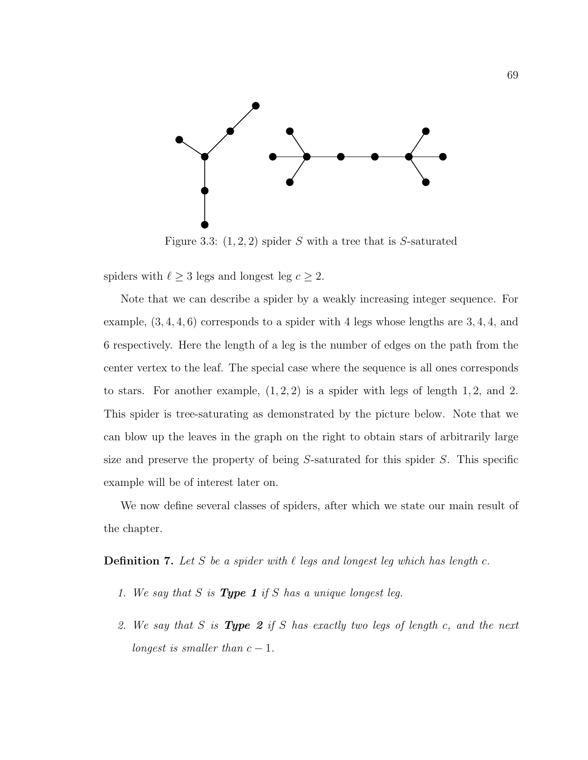Figure 3.3: $(1, 2, 2)$ spider $S$ with a tree that is $S$-saturated

spiders with $\ell \geq 3$ legs and longest leg $c \geq 2$.

Note that we can describe a spider by a weakly increasing integer sequence. For example, $(3, 4, 4, 6)$ corresponds to a spider with 4 legs whose lengths are 3, 4, 4, and 6 respectively. Here the length of a leg is the number of edges on the path from the center vertex to the leaf. The special case where the sequence is all ones corresponds to stars. For another example, $(1, 2, 2)$ is a spider with legs of length 1, 2, and 2. This spider is tree-saturating as demonstrated by the picture below. Note that we can blow up the leaves in the graph on the right to obtain stars of arbitrarily large size and preserve the property of being $S$-saturated for this spider $S$. This specific example will be of interest later on.

We now define several classes of spiders, after which we state our main result of the chapter.

**Definition 7.** *Let $S$ be a spider with $\ell$ legs and longest leg which has length $c$.*

1. *We say that $S$ is* ***Type 1*** *if $S$ has a unique longest leg.*
2. *We say that $S$ is* ***Type 2*** *if $S$ has exactly two legs of length $c$, and the next longest is smaller than $c - 1$.*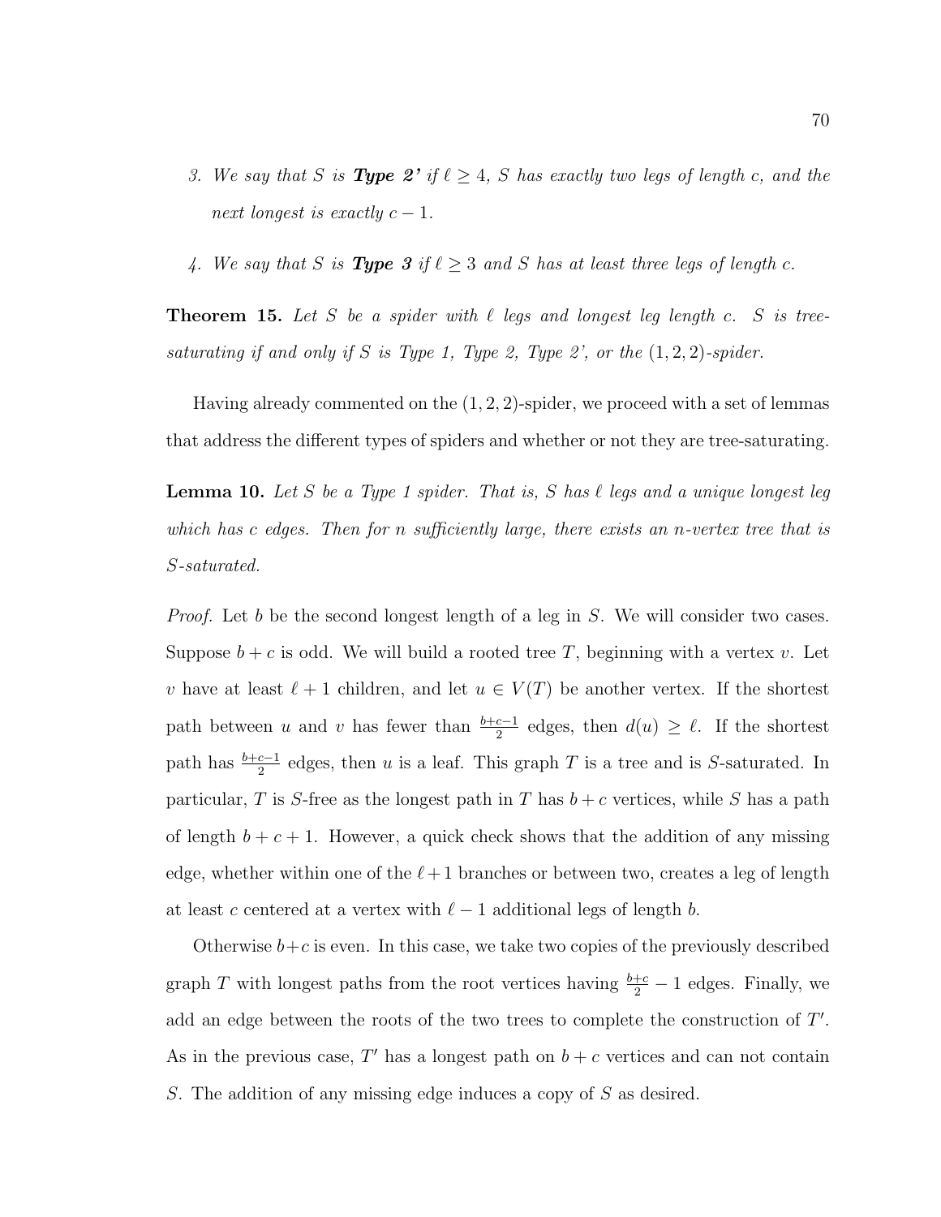3. *We say that $S$ is **Type 2'** if $\ell \geq 4$, $S$ has exactly two legs of length $c$, and the next longest is exactly $c-1$.*

4. *We say that $S$ is **Type 3** if $\ell \geq 3$ and $S$ has at least three legs of length $c$.*

**Theorem 15.** *Let $S$ be a spider with $\ell$ legs and longest leg length $c$. $S$ is tree-saturating if and only if $S$ is Type 1, Type 2, Type 2', or the $(1, 2, 2)$-spider.*

Having already commented on the $(1, 2, 2)$-spider, we proceed with a set of lemmas that address the different types of spiders and whether or not they are tree-saturating.

**Lemma 10.** *Let $S$ be a Type 1 spider. That is, $S$ has $\ell$ legs and a unique longest leg which has $c$ edges. Then for $n$ sufficiently large, there exists an $n$-vertex tree that is $S$-saturated.*

*Proof.* Let $b$ be the second longest length of a leg in $S$. We will consider two cases. Suppose $b + c$ is odd. We will build a rooted tree $T$, beginning with a vertex $v$. Let $v$ have at least $\ell + 1$ children, and let $u \in V(T)$ be another vertex. If the shortest path between $u$ and $v$ has fewer than $\frac{b+c-1}{2}$ edges, then $d(u) \geq \ell$. If the shortest path has $\frac{b+c-1}{2}$ edges, then $u$ is a leaf. This graph $T$ is a tree and is $S$-saturated. In particular, $T$ is $S$-free as the longest path in $T$ has $b + c$ vertices, while $S$ has a path of length $b + c + 1$. However, a quick check shows that the addition of any missing edge, whether within one of the $\ell + 1$ branches or between two, creates a leg of length at least $c$ centered at a vertex with $\ell - 1$ additional legs of length $b$.

Otherwise $b+c$ is even. In this case, we take two copies of the previously described graph $T$ with longest paths from the root vertices having $\frac{b+c}{2} - 1$ edges. Finally, we add an edge between the roots of the two trees to complete the construction of $T'$. As in the previous case, $T'$ has a longest path on $b + c$ vertices and can not contain $S$. The addition of any missing edge induces a copy of $S$ as desired.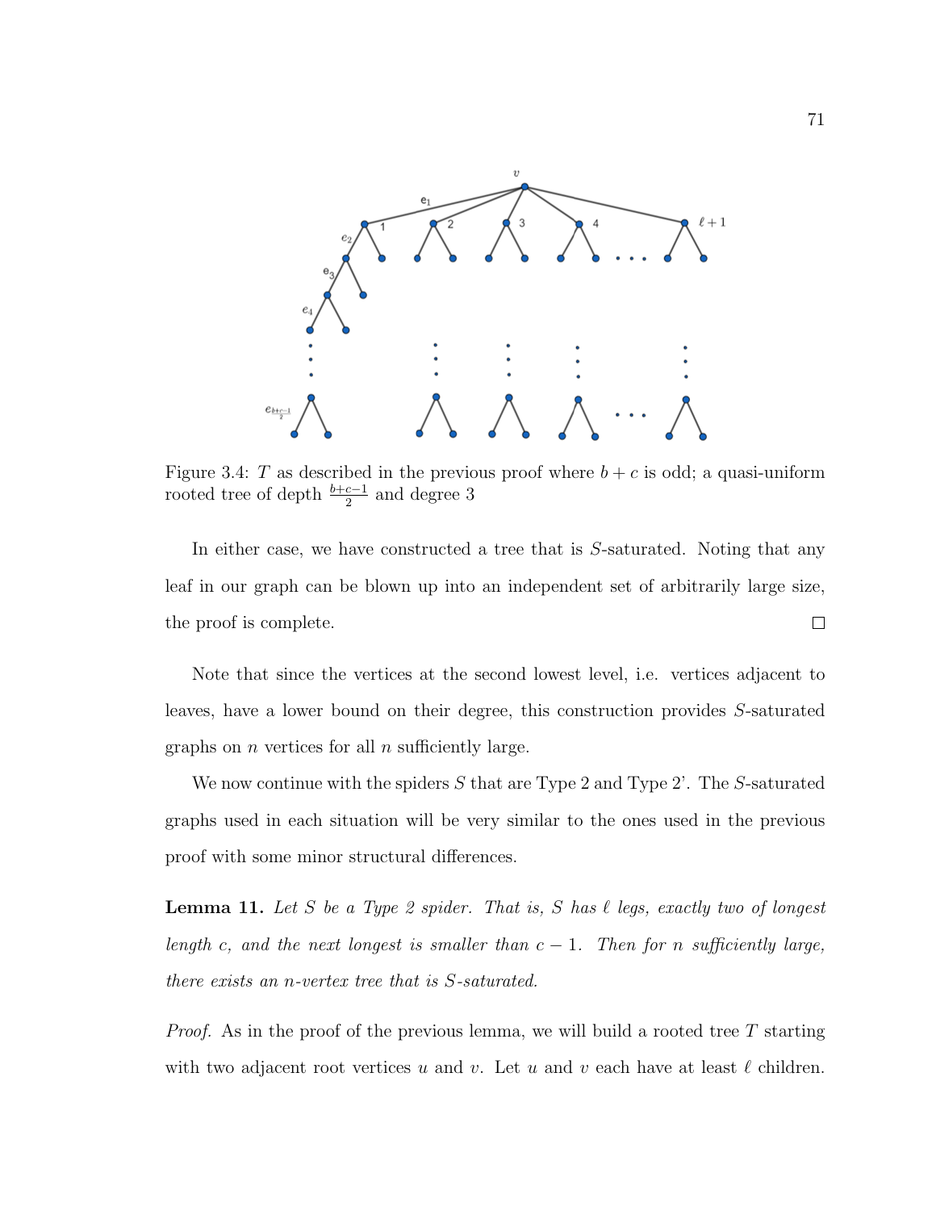Figure 3.4: $T$ as described in the previous proof where $b+c$ is odd; a quasi-uniform rooted tree of depth $\frac{b+c-1}{2}$ and degree 3

In either case, we have constructed a tree that is $S$-saturated. Noting that any leaf in our graph can be blown up into an independent set of arbitrarily large size, the proof is complete. □

Note that since the vertices at the second lowest level, i.e. vertices adjacent to leaves, have a lower bound on their degree, this construction provides $S$-saturated graphs on $n$ vertices for all $n$ sufficiently large.

We now continue with the spiders $S$ that are Type 2 and Type 2'. The $S$-saturated graphs used in each situation will be very similar to the ones used in the previous proof with some minor structural differences.

**Lemma 11.** *Let $S$ be a Type 2 spider. That is, $S$ has $\ell$ legs, exactly two of longest length $c$, and the next longest is smaller than $c-1$. Then for $n$ sufficiently large, there exists an $n$-vertex tree that is $S$-saturated.*

*Proof.* As in the proof of the previous lemma, we will build a rooted tree $T$ starting with two adjacent root vertices $u$ and $v$. Let $u$ and $v$ each have at least $\ell$ children.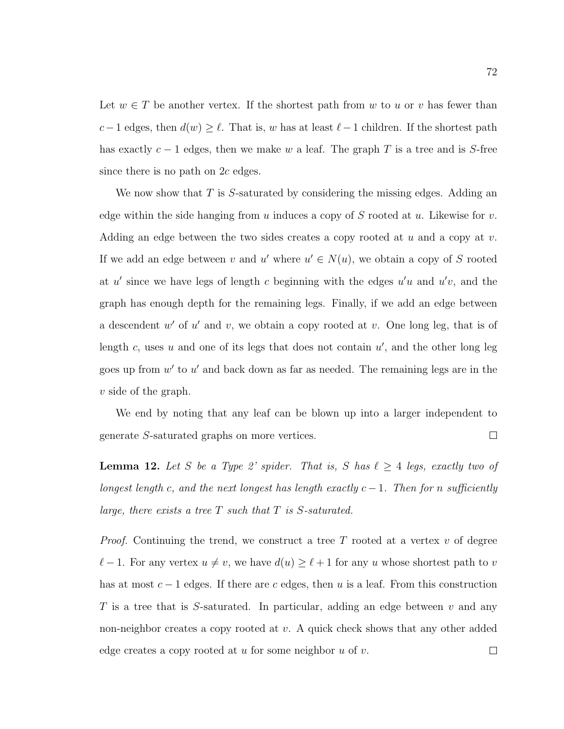Let $w \in T$ be another vertex. If the shortest path from $w$ to $u$ or $v$ has fewer than $c-1$ edges, then $d(w) \geq \ell$. That is, $w$ has at least $\ell - 1$ children. If the shortest path has exactly $c-1$ edges, then we make $w$ a leaf. The graph $T$ is a tree and is $S$-free since there is no path on $2c$ edges.

We now show that $T$ is $S$-saturated by considering the missing edges. Adding an edge within the side hanging from $u$ induces a copy of $S$ rooted at $u$. Likewise for $v$. Adding an edge between the two sides creates a copy rooted at $u$ and a copy at $v$. If we add an edge between $v$ and $u'$ where $u' \in N(u)$, we obtain a copy of $S$ rooted at $u'$ since we have legs of length $c$ beginning with the edges $u'u$ and $u'v$, and the graph has enough depth for the remaining legs. Finally, if we add an edge between a descendent $w'$ of $u'$ and $v$, we obtain a copy rooted at $v$. One long leg, that is of length $c$, uses $u$ and one of its legs that does not contain $u'$, and the other long leg goes up from $w'$ to $u'$ and back down as far as needed. The remaining legs are in the $v$ side of the graph.

We end by noting that any leaf can be blown up into a larger independent to generate $S$-saturated graphs on more vertices. $\square$

**Lemma 12.** *Let $S$ be a Type 2' spider. That is, $S$ has $\ell \geq 4$ legs, exactly two of longest length $c$, and the next longest has length exactly $c-1$. Then for $n$ sufficiently large, there exists a tree $T$ such that $T$ is $S$-saturated.*

*Proof.* Continuing the trend, we construct a tree $T$ rooted at a vertex $v$ of degree $\ell - 1$. For any vertex $u \neq v$, we have $d(u) \geq \ell + 1$ for any $u$ whose shortest path to $v$ has at most $c-1$ edges. If there are $c$ edges, then $u$ is a leaf. From this construction $T$ is a tree that is $S$-saturated. In particular, adding an edge between $v$ and any non-neighbor creates a copy rooted at $v$. A quick check shows that any other added edge creates a copy rooted at $u$ for some neighbor $u$ of $v$. $\square$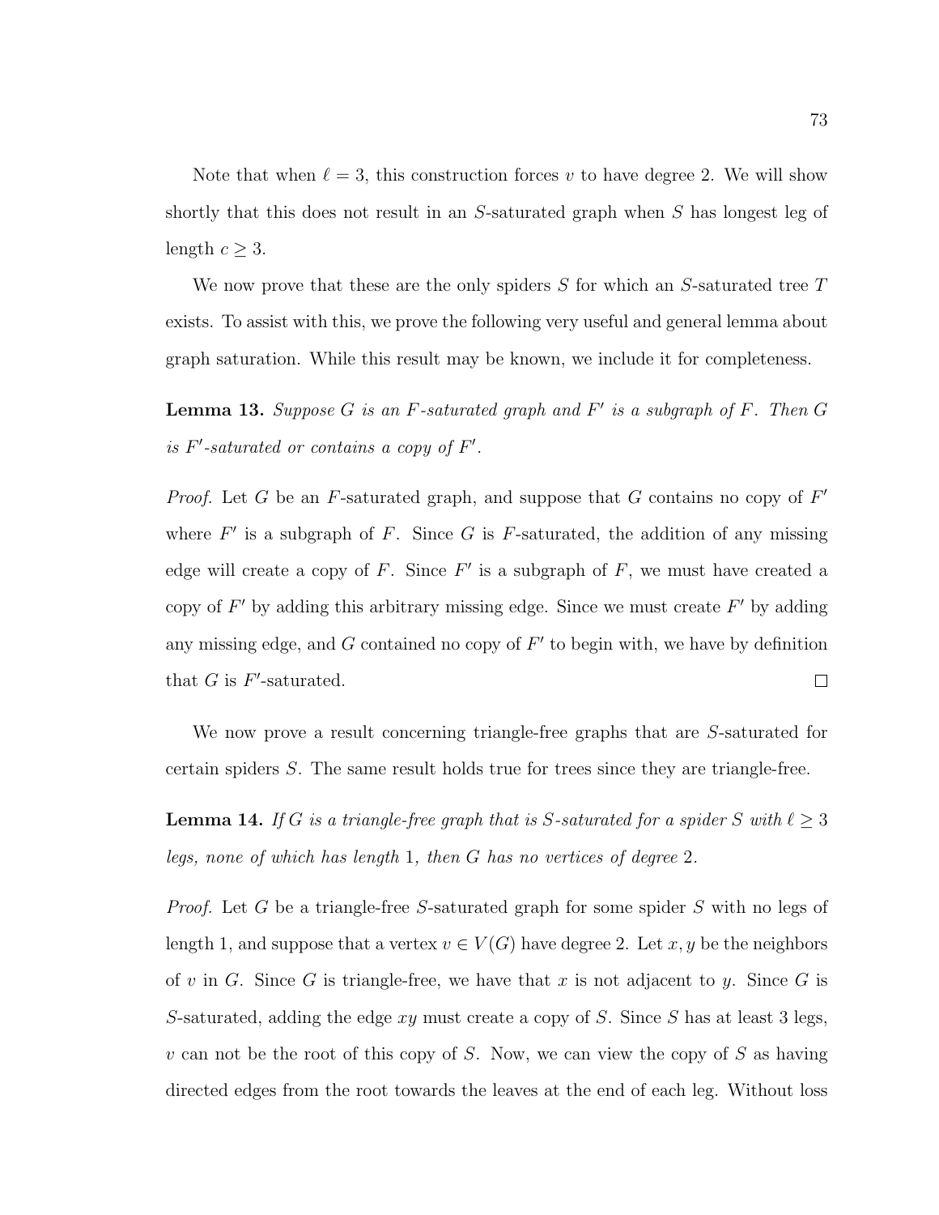Note that when $\ell = 3$, this construction forces $v$ to have degree 2. We will show shortly that this does not result in an $S$-saturated graph when $S$ has longest leg of length $c \geq 3$.

We now prove that these are the only spiders $S$ for which an $S$-saturated tree $T$ exists. To assist with this, we prove the following very useful and general lemma about graph saturation. While this result may be known, we include it for completeness.

**Lemma 13.** *Suppose $G$ is an $F$-saturated graph and $F'$ is a subgraph of $F$. Then $G$ is $F'$-saturated or contains a copy of $F'$.*

*Proof.* Let $G$ be an $F$-saturated graph, and suppose that $G$ contains no copy of $F'$ where $F'$ is a subgraph of $F$. Since $G$ is $F$-saturated, the addition of any missing edge will create a copy of $F$. Since $F'$ is a subgraph of $F$, we must have created a copy of $F'$ by adding this arbitrary missing edge. Since we must create $F'$ by adding any missing edge, and $G$ contained no copy of $F'$ to begin with, we have by definition that $G$ is $F'$-saturated. $\square$

We now prove a result concerning triangle-free graphs that are $S$-saturated for certain spiders $S$. The same result holds true for trees since they are triangle-free.

**Lemma 14.** *If $G$ is a triangle-free graph that is $S$-saturated for a spider $S$ with $\ell \geq 3$ legs, none of which has length 1, then $G$ has no vertices of degree 2.*

*Proof.* Let $G$ be a triangle-free $S$-saturated graph for some spider $S$ with no legs of length 1, and suppose that a vertex $v \in V(G)$ have degree 2. Let $x, y$ be the neighbors of $v$ in $G$. Since $G$ is triangle-free, we have that $x$ is not adjacent to $y$. Since $G$ is $S$-saturated, adding the edge $xy$ must create a copy of $S$. Since $S$ has at least 3 legs, $v$ can not be the root of this copy of $S$. Now, we can view the copy of $S$ as having directed edges from the root towards the leaves at the end of each leg. Without loss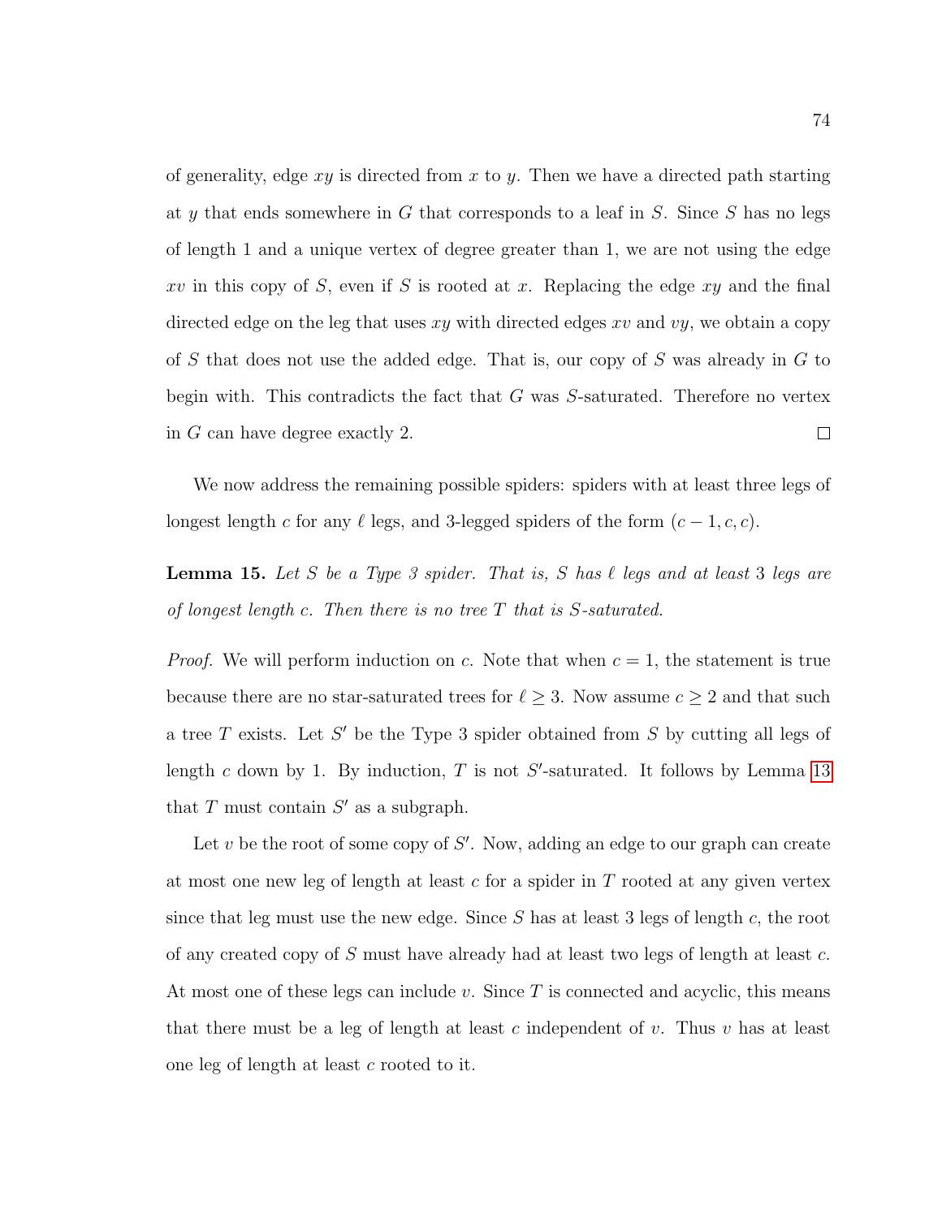of generality, edge $xy$ is directed from $x$ to $y$. Then we have a directed path starting at $y$ that ends somewhere in $G$ that corresponds to a leaf in $S$. Since $S$ has no legs of length 1 and a unique vertex of degree greater than 1, we are not using the edge $xv$ in this copy of $S$, even if $S$ is rooted at $x$. Replacing the edge $xy$ and the final directed edge on the leg that uses $xy$ with directed edges $xv$ and $vy$, we obtain a copy of $S$ that does not use the added edge. That is, our copy of $S$ was already in $G$ to begin with. This contradicts the fact that $G$ was $S$-saturated. Therefore no vertex in $G$ can have degree exactly 2. □

We now address the remaining possible spiders: spiders with at least three legs of longest length $c$ for any $\ell$ legs, and 3-legged spiders of the form $(c-1, c, c)$.

**Lemma 15.** *Let $S$ be a Type 3 spider. That is, $S$ has $\ell$ legs and at least 3 legs are of longest length $c$. Then there is no tree $T$ that is $S$-saturated.*

*Proof.* We will perform induction on $c$. Note that when $c = 1$, the statement is true because there are no star-saturated trees for $\ell \geq 3$. Now assume $c \geq 2$ and that such a tree $T$ exists. Let $S'$ be the Type 3 spider obtained from $S$ by cutting all legs of length $c$ down by 1. By induction, $T$ is not $S'$-saturated. It follows by Lemma 13 that $T$ must contain $S'$ as a subgraph.

Let $v$ be the root of some copy of $S'$. Now, adding an edge to our graph can create at most one new leg of length at least $c$ for a spider in $T$ rooted at any given vertex since that leg must use the new edge. Since $S$ has at least 3 legs of length $c$, the root of any created copy of $S$ must have already had at least two legs of length at least $c$. At most one of these legs can include $v$. Since $T$ is connected and acyclic, this means that there must be a leg of length at least $c$ independent of $v$. Thus $v$ has at least one leg of length at least $c$ rooted to it.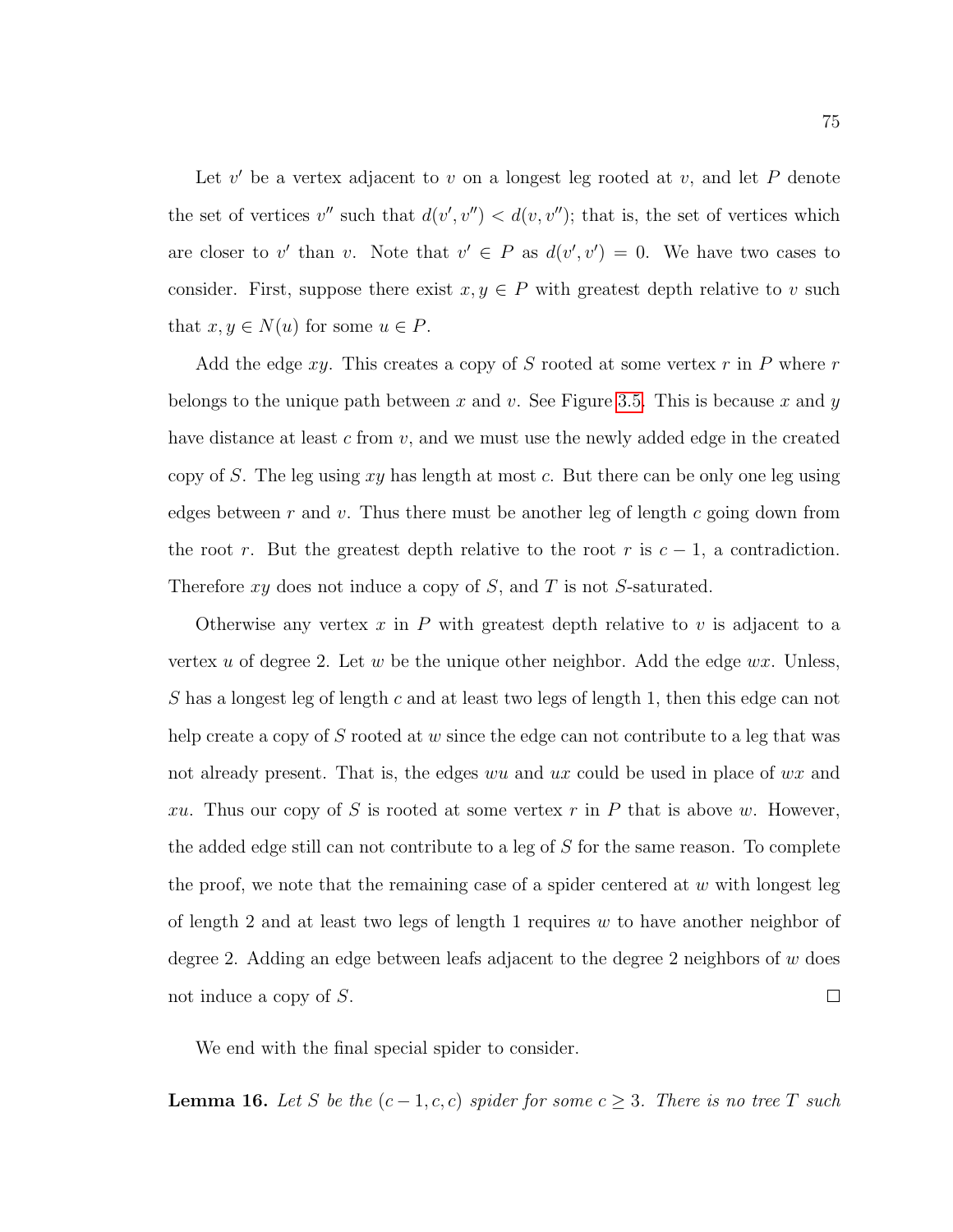Let $v'$ be a vertex adjacent to $v$ on a longest leg rooted at $v$, and let $P$ denote the set of vertices $v''$ such that $d(v', v'') < d(v, v'')$; that is, the set of vertices which are closer to $v'$ than $v$. Note that $v' \in P$ as $d(v', v') = 0$. We have two cases to consider. First, suppose there exist $x, y \in P$ with greatest depth relative to $v$ such that $x, y \in N(u)$ for some $u \in P$.

Add the edge $xy$. This creates a copy of $S$ rooted at some vertex $r$ in $P$ where $r$ belongs to the unique path between $x$ and $v$. See Figure 3.5. This is because $x$ and $y$ have distance at least $c$ from $v$, and we must use the newly added edge in the created copy of $S$. The leg using $xy$ has length at most $c$. But there can be only one leg using edges between $r$ and $v$. Thus there must be another leg of length $c$ going down from the root $r$. But the greatest depth relative to the root $r$ is $c - 1$, a contradiction. Therefore $xy$ does not induce a copy of $S$, and $T$ is not $S$-saturated.

Otherwise any vertex $x$ in $P$ with greatest depth relative to $v$ is adjacent to a vertex $u$ of degree 2. Let $w$ be the unique other neighbor. Add the edge $wx$. Unless, $S$ has a longest leg of length $c$ and at least two legs of length 1, then this edge can not help create a copy of $S$ rooted at $w$ since the edge can not contribute to a leg that was not already present. That is, the edges $wu$ and $ux$ could be used in place of $wx$ and $xu$. Thus our copy of $S$ is rooted at some vertex $r$ in $P$ that is above $w$. However, the added edge still can not contribute to a leg of $S$ for the same reason. To complete the proof, we note that the remaining case of a spider centered at $w$ with longest leg of length 2 and at least two legs of length 1 requires $w$ to have another neighbor of degree 2. Adding an edge between leafs adjacent to the degree 2 neighbors of $w$ does not induce a copy of $S$. $\square$

We end with the final special spider to consider.

**Lemma 16.** *Let $S$ be the $(c-1, c, c)$ spider for some $c \geq 3$. There is no tree $T$ such*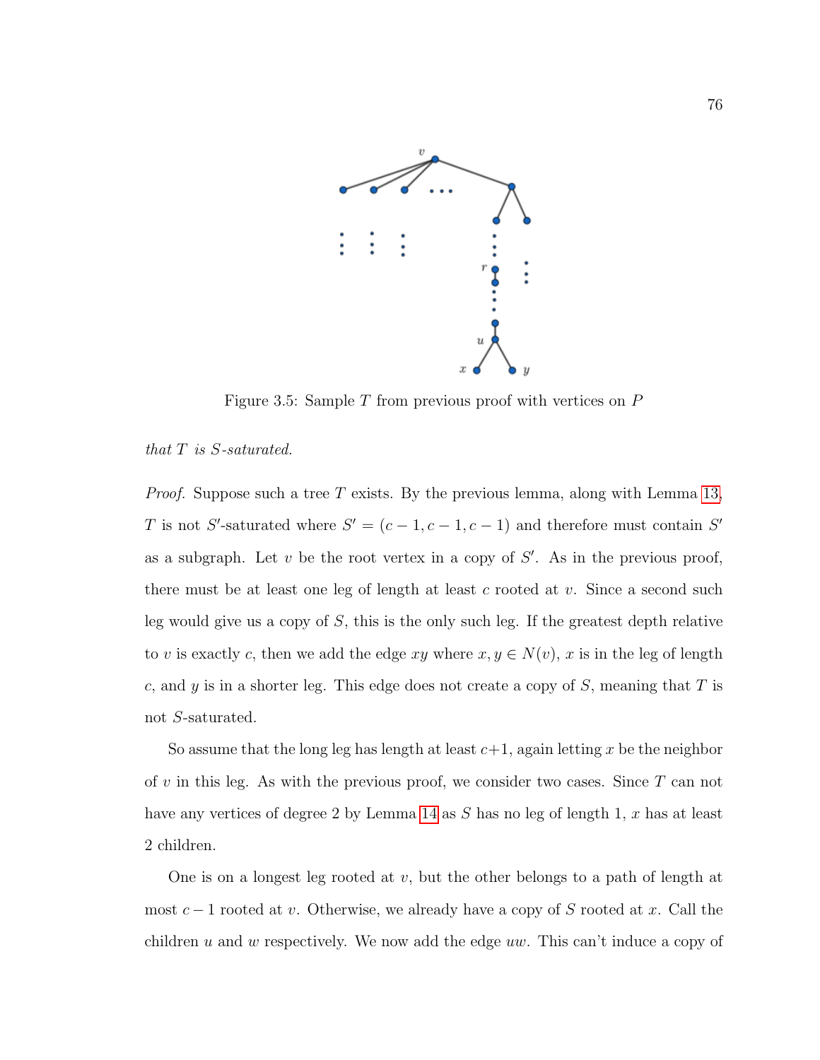Figure 3.5: Sample $T$ from previous proof with vertices on $P$

*that $T$ is $S$-saturated.*

*Proof.* Suppose such a tree $T$ exists. By the previous lemma, along with Lemma 13, $T$ is not $S'$-saturated where $S' = (c-1, c-1, c-1)$ and therefore must contain $S'$ as a subgraph. Let $v$ be the root vertex in a copy of $S'$. As in the previous proof, there must be at least one leg of length at least $c$ rooted at $v$. Since a second such leg would give us a copy of $S$, this is the only such leg. If the greatest depth relative to $v$ is exactly $c$, then we add the edge $xy$ where $x, y \in N(v)$, $x$ is in the leg of length $c$, and $y$ is in a shorter leg. This edge does not create a copy of $S$, meaning that $T$ is not $S$-saturated.

So assume that the long leg has length at least $c+1$, again letting $x$ be the neighbor of $v$ in this leg. As with the previous proof, we consider two cases. Since $T$ can not have any vertices of degree 2 by Lemma 14 as $S$ has no leg of length 1, $x$ has at least 2 children.

One is on a longest leg rooted at $v$, but the other belongs to a path of length at most $c-1$ rooted at $v$. Otherwise, we already have a copy of $S$ rooted at $x$. Call the children $u$ and $w$ respectively. We now add the edge $uw$. This can't induce a copy of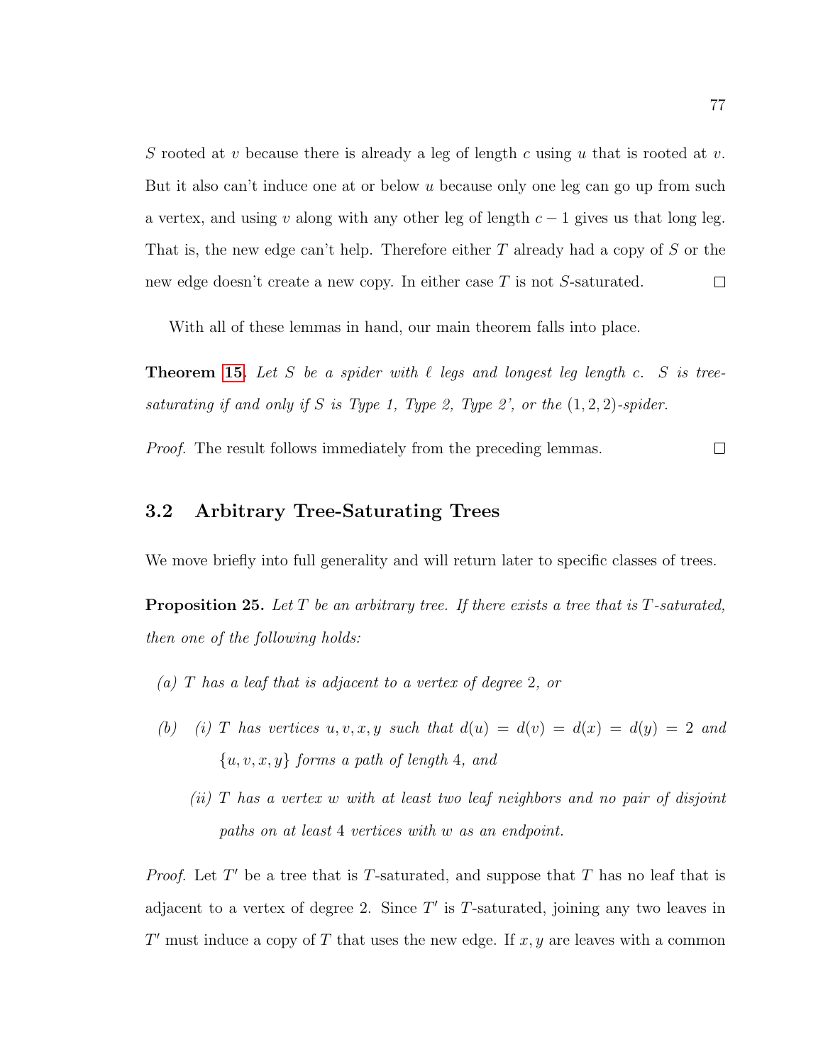$S$ rooted at $v$ because there is already a leg of length $c$ using $u$ that is rooted at $v$. But it also can't induce one at or below $u$ because only one leg can go up from such a vertex, and using $v$ along with any other leg of length $c-1$ gives us that long leg. That is, the new edge can't help. Therefore either $T$ already had a copy of $S$ or the new edge doesn't create a new copy. In either case $T$ is not $S$-saturated. □

With all of these lemmas in hand, our main theorem falls into place.

**Theorem 15.** *Let $S$ be a spider with $\ell$ legs and longest leg length $c$. $S$ is tree-saturating if and only if $S$ is Type 1, Type 2, Type 2', or the $(1, 2, 2)$-spider.*

*Proof.* The result follows immediately from the preceding lemmas. □

## 3.2 Arbitrary Tree-Saturating Trees

We move briefly into full generality and will return later to specific classes of trees.

**Proposition 25.** *Let $T$ be an arbitrary tree. If there exists a tree that is $T$-saturated, then one of the following holds:*

*(a) $T$ has a leaf that is adjacent to a vertex of degree 2, or*

*(b) (i) $T$ has vertices $u, v, x, y$ such that $d(u) = d(v) = d(x) = d(y) = 2$ and $\{u, v, x, y\}$ forms a path of length 4, and*

*(ii) $T$ has a vertex $w$ with at least two leaf neighbors and no pair of disjoint paths on at least 4 vertices with $w$ as an endpoint.*

*Proof.* Let $T'$ be a tree that is $T$-saturated, and suppose that $T$ has no leaf that is adjacent to a vertex of degree 2. Since $T'$ is $T$-saturated, joining any two leaves in $T'$ must induce a copy of $T$ that uses the new edge. If $x, y$ are leaves with a common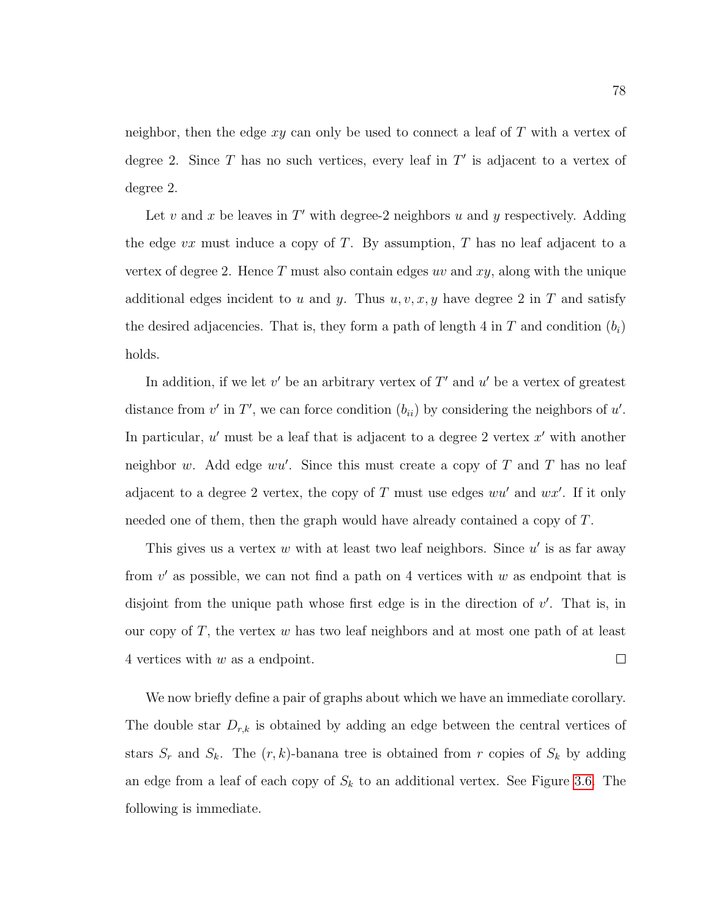neighbor, then the edge $xy$ can only be used to connect a leaf of $T$ with a vertex of degree 2. Since $T$ has no such vertices, every leaf in $T'$ is adjacent to a vertex of degree 2.

Let $v$ and $x$ be leaves in $T'$ with degree-2 neighbors $u$ and $y$ respectively. Adding the edge $vx$ must induce a copy of $T$. By assumption, $T$ has no leaf adjacent to a vertex of degree 2. Hence $T$ must also contain edges $uv$ and $xy$, along with the unique additional edges incident to $u$ and $y$. Thus $u, v, x, y$ have degree 2 in $T$ and satisfy the desired adjacencies. That is, they form a path of length 4 in $T$ and condition $(b_i)$ holds.

In addition, if we let $v'$ be an arbitrary vertex of $T'$ and $u'$ be a vertex of greatest distance from $v'$ in $T'$, we can force condition $(b_{ii})$ by considering the neighbors of $u'$. In particular, $u'$ must be a leaf that is adjacent to a degree 2 vertex $x'$ with another neighbor $w$. Add edge $wu'$. Since this must create a copy of $T$ and $T$ has no leaf adjacent to a degree 2 vertex, the copy of $T$ must use edges $wu'$ and $wx'$. If it only needed one of them, then the graph would have already contained a copy of $T$.

This gives us a vertex $w$ with at least two leaf neighbors. Since $u'$ is as far away from $v'$ as possible, we can not find a path on 4 vertices with $w$ as endpoint that is disjoint from the unique path whose first edge is in the direction of $v'$. That is, in our copy of $T$, the vertex $w$ has two leaf neighbors and at most one path of at least 4 vertices with $w$ as a endpoint. □

We now briefly define a pair of graphs about which we have an immediate corollary. The double star $D_{r,k}$ is obtained by adding an edge between the central vertices of stars $S_r$ and $S_k$. The $(r, k)$-banana tree is obtained from $r$ copies of $S_k$ by adding an edge from a leaf of each copy of $S_k$ to an additional vertex. See Figure 3.6. The following is immediate.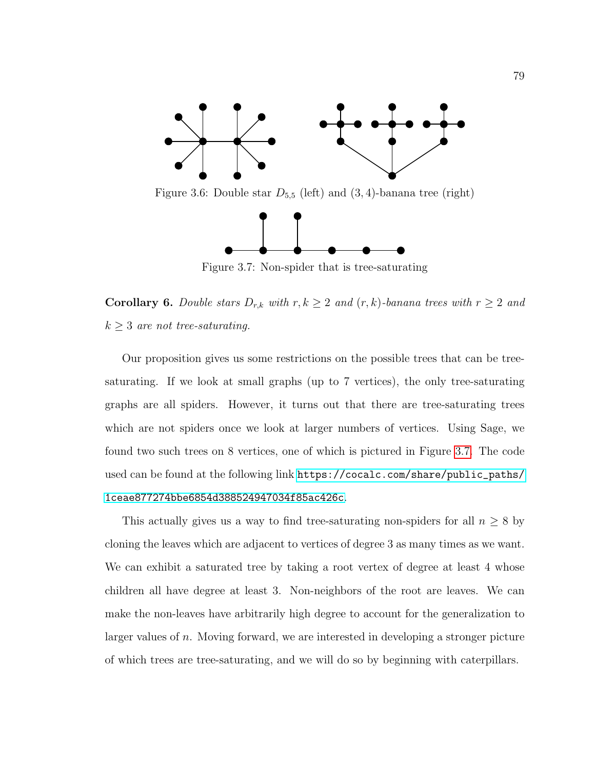Figure 3.6: Double star $D_{5,5}$ (left) and $(3, 4)$-banana tree (right)

Figure 3.7: Non-spider that is tree-saturating

**Corollary 6.** *Double stars $D_{r,k}$ with $r, k \geq 2$ and $(r, k)$-banana trees with $r \geq 2$ and $k \geq 3$ are not tree-saturating.*

Our proposition gives us some restrictions on the possible trees that can be tree-saturating. If we look at small graphs (up to 7 vertices), the only tree-saturating graphs are all spiders. However, it turns out that there are tree-saturating trees which are not spiders once we look at larger numbers of vertices. Using Sage, we found two such trees on 8 vertices, one of which is pictured in Figure 3.7. The code used can be found at the following link `https://cocalc.com/share/public_paths/1ceae877274bbe6854d388524947034f85ac426c`.

This actually gives us a way to find tree-saturating non-spiders for all $n \geq 8$ by cloning the leaves which are adjacent to vertices of degree 3 as many times as we want. We can exhibit a saturated tree by taking a root vertex of degree at least 4 whose children all have degree at least 3. Non-neighbors of the root are leaves. We can make the non-leaves have arbitrarily high degree to account for the generalization to larger values of $n$. Moving forward, we are interested in developing a stronger picture of which trees are tree-saturating, and we will do so by beginning with caterpillars.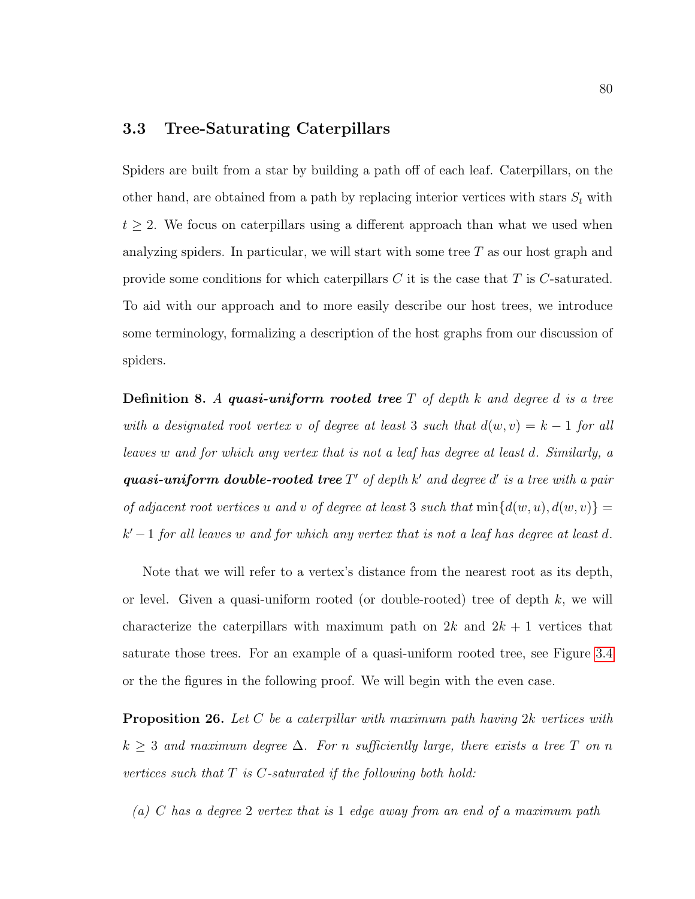### 3.3 Tree-Saturating Caterpillars

Spiders are built from a star by building a path off of each leaf. Caterpillars, on the other hand, are obtained from a path by replacing interior vertices with stars $S_t$ with $t \geq 2$. We focus on caterpillars using a different approach than what we used when analyzing spiders. In particular, we will start with some tree $T$ as our host graph and provide some conditions for which caterpillars $C$ it is the case that $T$ is $C$-saturated. To aid with our approach and to more easily describe our host trees, we introduce some terminology, formalizing a description of the host graphs from our discussion of spiders.

**Definition 8.** *A* ***quasi-uniform rooted tree*** *$T$ of depth $k$ and degree $d$ is a tree with a designated root vertex $v$ of degree at least 3 such that $d(w, v) = k - 1$ for all leaves $w$ and for which any vertex that is not a leaf has degree at least $d$. Similarly, a* ***quasi-uniform double-rooted tree*** *$T'$ of depth $k'$ and degree $d'$ is a tree with a pair of adjacent root vertices $u$ and $v$ of degree at least 3 such that $\min\{d(w, u), d(w, v)\} = k' - 1$ for all leaves $w$ and for which any vertex that is not a leaf has degree at least $d$.*

Note that we will refer to a vertex's distance from the nearest root as its depth, or level. Given a quasi-uniform rooted (or double-rooted) tree of depth $k$, we will characterize the caterpillars with maximum path on $2k$ and $2k + 1$ vertices that saturate those trees. For an example of a quasi-uniform rooted tree, see Figure 3.4 or the the figures in the following proof. We will begin with the even case.

**Proposition 26.** *Let $C$ be a caterpillar with maximum path having $2k$ vertices with $k \geq 3$ and maximum degree $\Delta$. For $n$ sufficiently large, there exists a tree $T$ on $n$ vertices such that $T$ is $C$-saturated if the following both hold:*

*(a) $C$ has a degree 2 vertex that is 1 edge away from an end of a maximum path*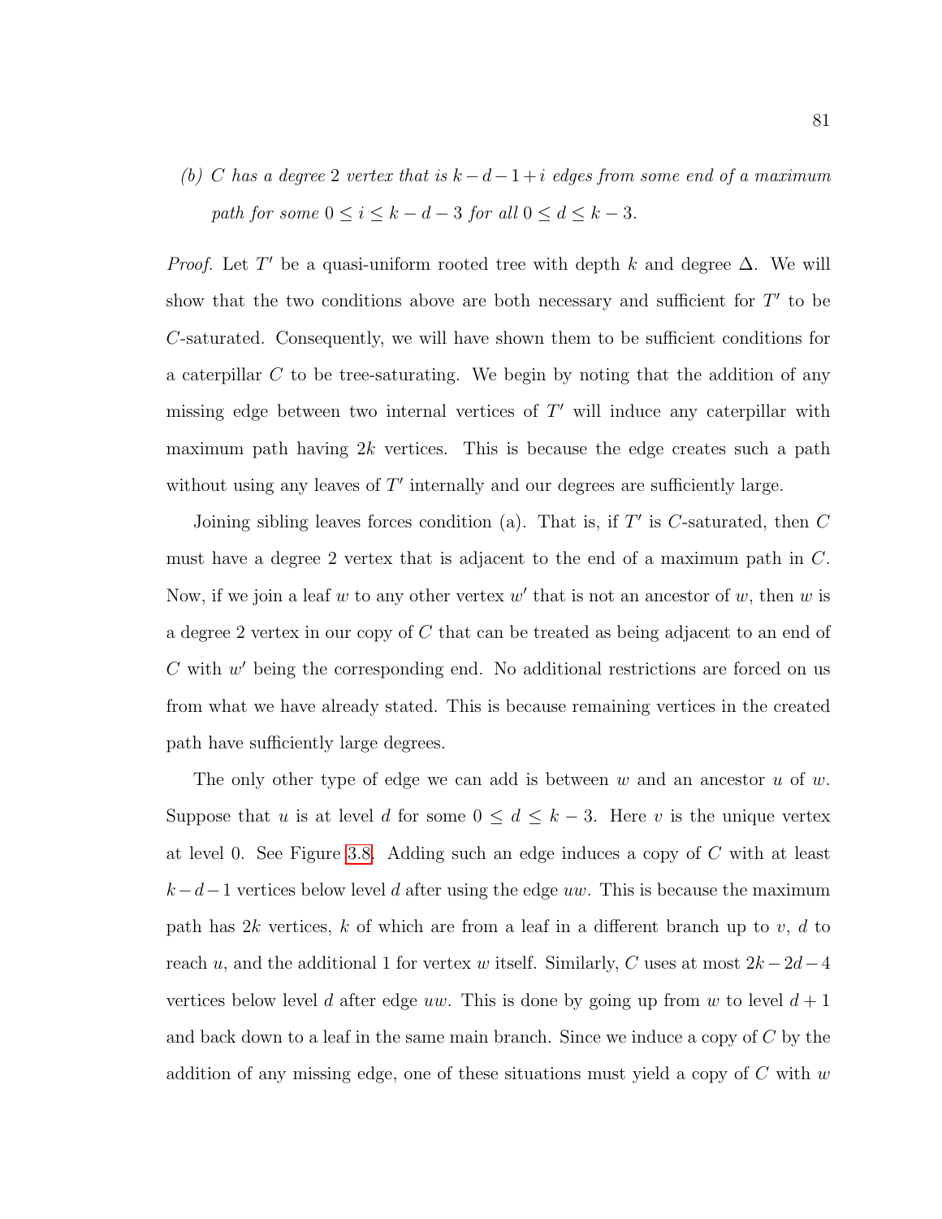*(b) C has a degree 2 vertex that is $k-d-1+i$ edges from some end of a maximum path for some $0 \leq i \leq k-d-3$ for all $0 \leq d \leq k-3$.*

*Proof.* Let $T'$ be a quasi-uniform rooted tree with depth $k$ and degree $\Delta$. We will show that the two conditions above are both necessary and sufficient for $T'$ to be $C$-saturated. Consequently, we will have shown them to be sufficient conditions for a caterpillar $C$ to be tree-saturating. We begin by noting that the addition of any missing edge between two internal vertices of $T'$ will induce any caterpillar with maximum path having $2k$ vertices. This is because the edge creates such a path without using any leaves of $T'$ internally and our degrees are sufficiently large.

Joining sibling leaves forces condition (a). That is, if $T'$ is $C$-saturated, then $C$ must have a degree 2 vertex that is adjacent to the end of a maximum path in $C$. Now, if we join a leaf $w$ to any other vertex $w'$ that is not an ancestor of $w$, then $w$ is a degree 2 vertex in our copy of $C$ that can be treated as being adjacent to an end of $C$ with $w'$ being the corresponding end. No additional restrictions are forced on us from what we have already stated. This is because remaining vertices in the created path have sufficiently large degrees.

The only other type of edge we can add is between $w$ and an ancestor $u$ of $w$. Suppose that $u$ is at level $d$ for some $0 \leq d \leq k-3$. Here $v$ is the unique vertex at level 0. See Figure 3.8. Adding such an edge induces a copy of $C$ with at least $k-d-1$ vertices below level $d$ after using the edge $uw$. This is because the maximum path has $2k$ vertices, $k$ of which are from a leaf in a different branch up to $v$, $d$ to reach $u$, and the additional 1 for vertex $w$ itself. Similarly, $C$ uses at most $2k-2d-4$ vertices below level $d$ after edge $uw$. This is done by going up from $w$ to level $d+1$ and back down to a leaf in the same main branch. Since we induce a copy of $C$ by the addition of any missing edge, one of these situations must yield a copy of $C$ with $w$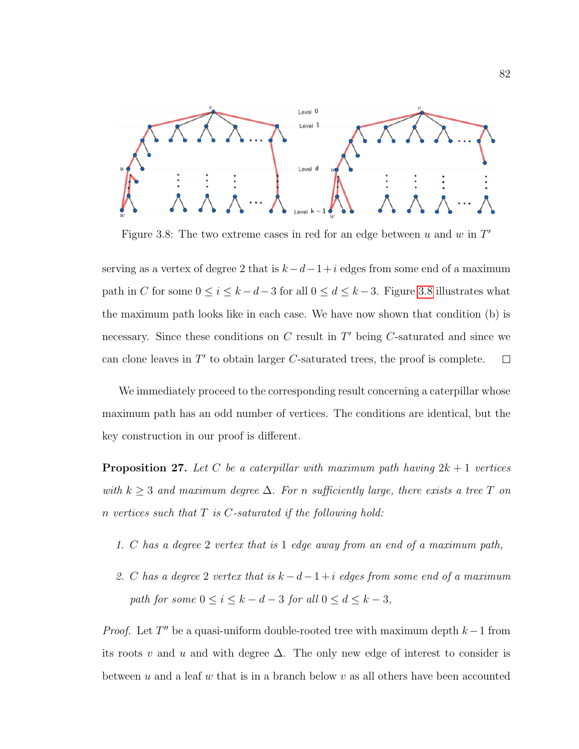Figure 3.8: The two extreme cases in red for an edge between $u$ and $w$ in $T'$

serving as a vertex of degree 2 that is $k-d-1+i$ edges from some end of a maximum path in $C$ for some $0 \leq i \leq k-d-3$ for all $0 \leq d \leq k-3$. Figure 3.8 illustrates what the maximum path looks like in each case. We have now shown that condition (b) is necessary. Since these conditions on $C$ result in $T'$ being $C$-saturated and since we can clone leaves in $T'$ to obtain larger $C$-saturated trees, the proof is complete. ☐

We immediately proceed to the corresponding result concerning a caterpillar whose maximum path has an odd number of vertices. The conditions are identical, but the key construction in our proof is different.

**Proposition 27.** *Let $C$ be a caterpillar with maximum path having $2k+1$ vertices with $k \geq 3$ and maximum degree $\Delta$. For $n$ sufficiently large, there exists a tree $T$ on $n$ vertices such that $T$ is $C$-saturated if the following hold:*

1. *$C$ has a degree 2 vertex that is 1 edge away from an end of a maximum path,*

2. *$C$ has a degree 2 vertex that is $k-d-1+i$ edges from some end of a maximum path for some $0 \leq i \leq k-d-3$ for all $0 \leq d \leq k-3$,*

*Proof.* Let $T''$ be a quasi-uniform double-rooted tree with maximum depth $k-1$ from its roots $v$ and $u$ and with degree $\Delta$. The only new edge of interest to consider is between $u$ and a leaf $w$ that is in a branch below $v$ as all others have been accounted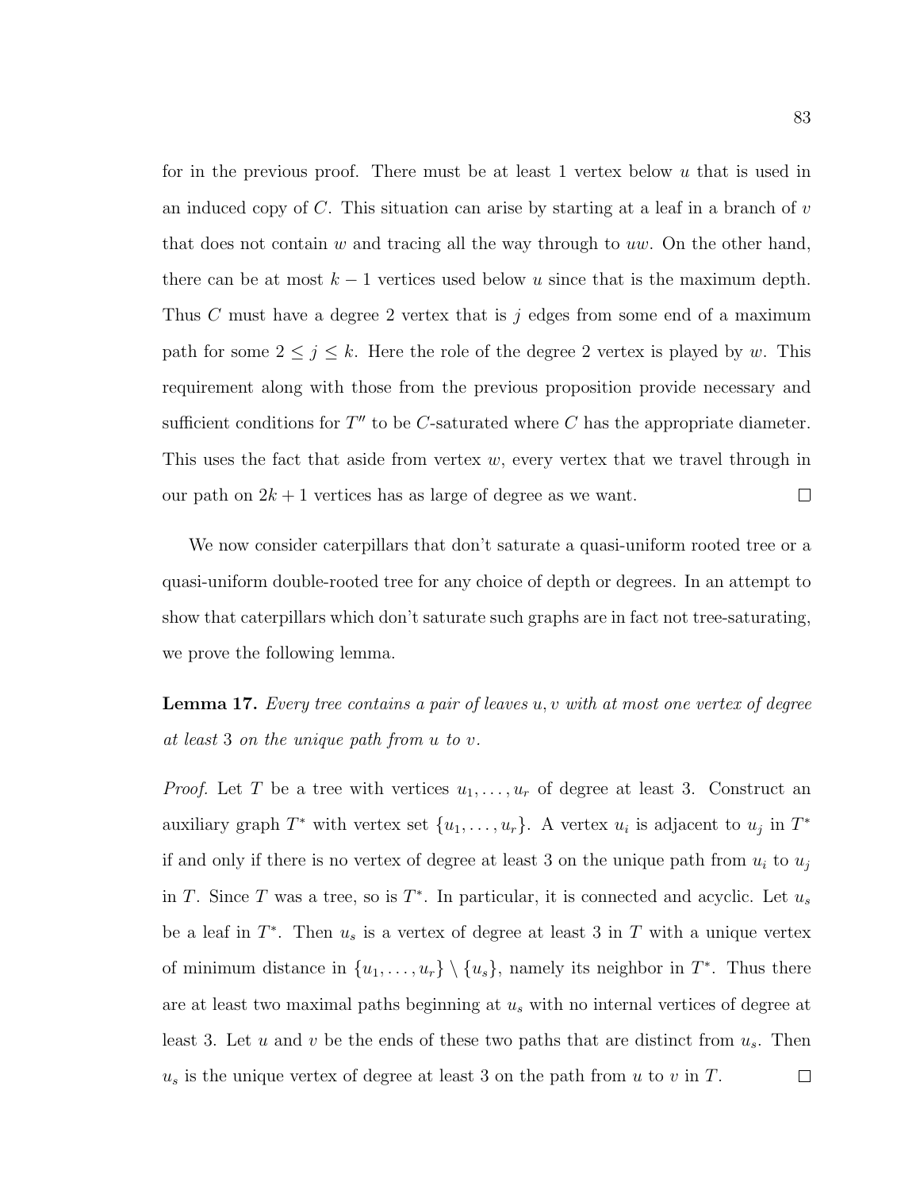for in the previous proof. There must be at least 1 vertex below $u$ that is used in an induced copy of $C$. This situation can arise by starting at a leaf in a branch of $v$ that does not contain $w$ and tracing all the way through to $uw$. On the other hand, there can be at most $k-1$ vertices used below $u$ since that is the maximum depth. Thus $C$ must have a degree 2 vertex that is $j$ edges from some end of a maximum path for some $2 \leq j \leq k$. Here the role of the degree 2 vertex is played by $w$. This requirement along with those from the previous proposition provide necessary and sufficient conditions for $T''$ to be $C$-saturated where $C$ has the appropriate diameter. This uses the fact that aside from vertex $w$, every vertex that we travel through in our path on $2k+1$ vertices has as large of degree as we want. ☐

We now consider caterpillars that don't saturate a quasi-uniform rooted tree or a quasi-uniform double-rooted tree for any choice of depth or degrees. In an attempt to show that caterpillars which don't saturate such graphs are in fact not tree-saturating, we prove the following lemma.

**Lemma 17.** *Every tree contains a pair of leaves $u, v$ with at most one vertex of degree at least 3 on the unique path from $u$ to $v$.*

*Proof.* Let $T$ be a tree with vertices $u_1, \ldots, u_r$ of degree at least 3. Construct an auxiliary graph $T^*$ with vertex set $\{u_1, \ldots, u_r\}$. A vertex $u_i$ is adjacent to $u_j$ in $T^*$ if and only if there is no vertex of degree at least 3 on the unique path from $u_i$ to $u_j$ in $T$. Since $T$ was a tree, so is $T^*$. In particular, it is connected and acyclic. Let $u_s$ be a leaf in $T^*$. Then $u_s$ is a vertex of degree at least 3 in $T$ with a unique vertex of minimum distance in $\{u_1, \ldots, u_r\} \setminus \{u_s\}$, namely its neighbor in $T^*$. Thus there are at least two maximal paths beginning at $u_s$ with no internal vertices of degree at least 3. Let $u$ and $v$ be the ends of these two paths that are distinct from $u_s$. Then $u_s$ is the unique vertex of degree at least 3 on the path from $u$ to $v$ in $T$. ☐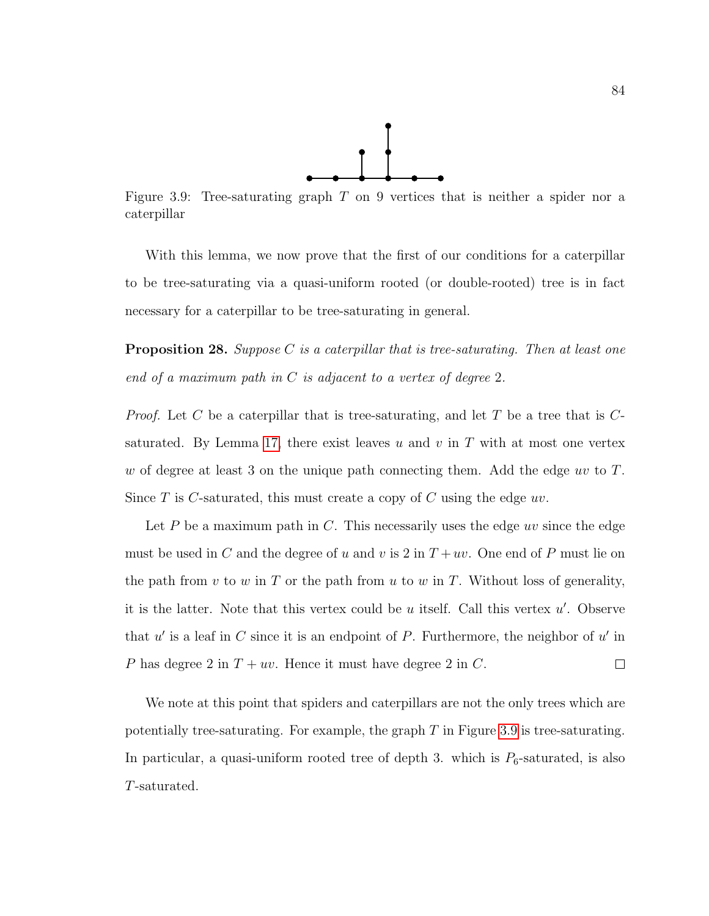Figure 3.9: Tree-saturating graph $T$ on 9 vertices that is neither a spider nor a caterpillar

With this lemma, we now prove that the first of our conditions for a caterpillar to be tree-saturating via a quasi-uniform rooted (or double-rooted) tree is in fact necessary for a caterpillar to be tree-saturating in general.

**Proposition 28.** *Suppose $C$ is a caterpillar that is tree-saturating. Then at least one end of a maximum path in $C$ is adjacent to a vertex of degree 2.*

*Proof.* Let $C$ be a caterpillar that is tree-saturating, and let $T$ be a tree that is $C$-saturated. By Lemma 17, there exist leaves $u$ and $v$ in $T$ with at most one vertex $w$ of degree at least 3 on the unique path connecting them. Add the edge $uv$ to $T$. Since $T$ is $C$-saturated, this must create a copy of $C$ using the edge $uv$.

Let $P$ be a maximum path in $C$. This necessarily uses the edge $uv$ since the edge must be used in $C$ and the degree of $u$ and $v$ is 2 in $T + uv$. One end of $P$ must lie on the path from $v$ to $w$ in $T$ or the path from $u$ to $w$ in $T$. Without loss of generality, it is the latter. Note that this vertex could be $u$ itself. Call this vertex $u'$. Observe that $u'$ is a leaf in $C$ since it is an endpoint of $P$. Furthermore, the neighbor of $u'$ in $P$ has degree 2 in $T + uv$. Hence it must have degree 2 in $C$. $\square$

We note at this point that spiders and caterpillars are not the only trees which are potentially tree-saturating. For example, the graph $T$ in Figure 3.9 is tree-saturating. In particular, a quasi-uniform rooted tree of depth 3. which is $P_6$-saturated, is also $T$-saturated.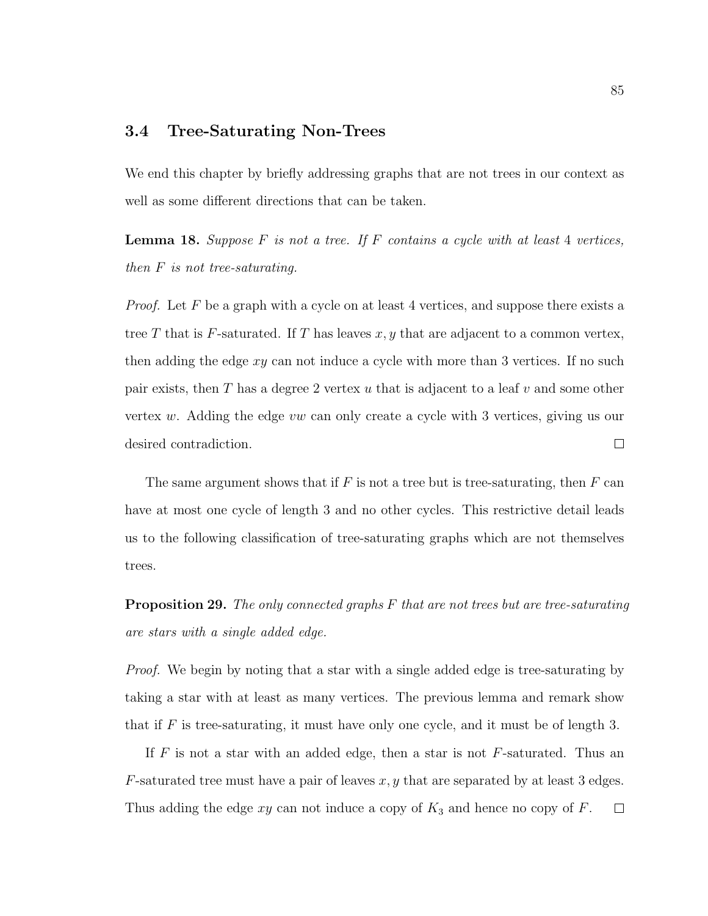## 3.4 Tree-Saturating Non-Trees

We end this chapter by briefly addressing graphs that are not trees in our context as well as some different directions that can be taken.

**Lemma 18.** *Suppose $F$ is not a tree. If $F$ contains a cycle with at least 4 vertices, then $F$ is not tree-saturating.*

*Proof.* Let $F$ be a graph with a cycle on at least 4 vertices, and suppose there exists a tree $T$ that is $F$-saturated. If $T$ has leaves $x, y$ that are adjacent to a common vertex, then adding the edge $xy$ can not induce a cycle with more than 3 vertices. If no such pair exists, then $T$ has a degree 2 vertex $u$ that is adjacent to a leaf $v$ and some other vertex $w$. Adding the edge $vw$ can only create a cycle with 3 vertices, giving us our desired contradiction. □

The same argument shows that if $F$ is not a tree but is tree-saturating, then $F$ can have at most one cycle of length 3 and no other cycles. This restrictive detail leads us to the following classification of tree-saturating graphs which are not themselves trees.

**Proposition 29.** *The only connected graphs $F$ that are not trees but are tree-saturating are stars with a single added edge.*

*Proof.* We begin by noting that a star with a single added edge is tree-saturating by taking a star with at least as many vertices. The previous lemma and remark show that if $F$ is tree-saturating, it must have only one cycle, and it must be of length 3.

If $F$ is not a star with an added edge, then a star is not $F$-saturated. Thus an $F$-saturated tree must have a pair of leaves $x, y$ that are separated by at least 3 edges. Thus adding the edge $xy$ can not induce a copy of $K_3$ and hence no copy of $F$. □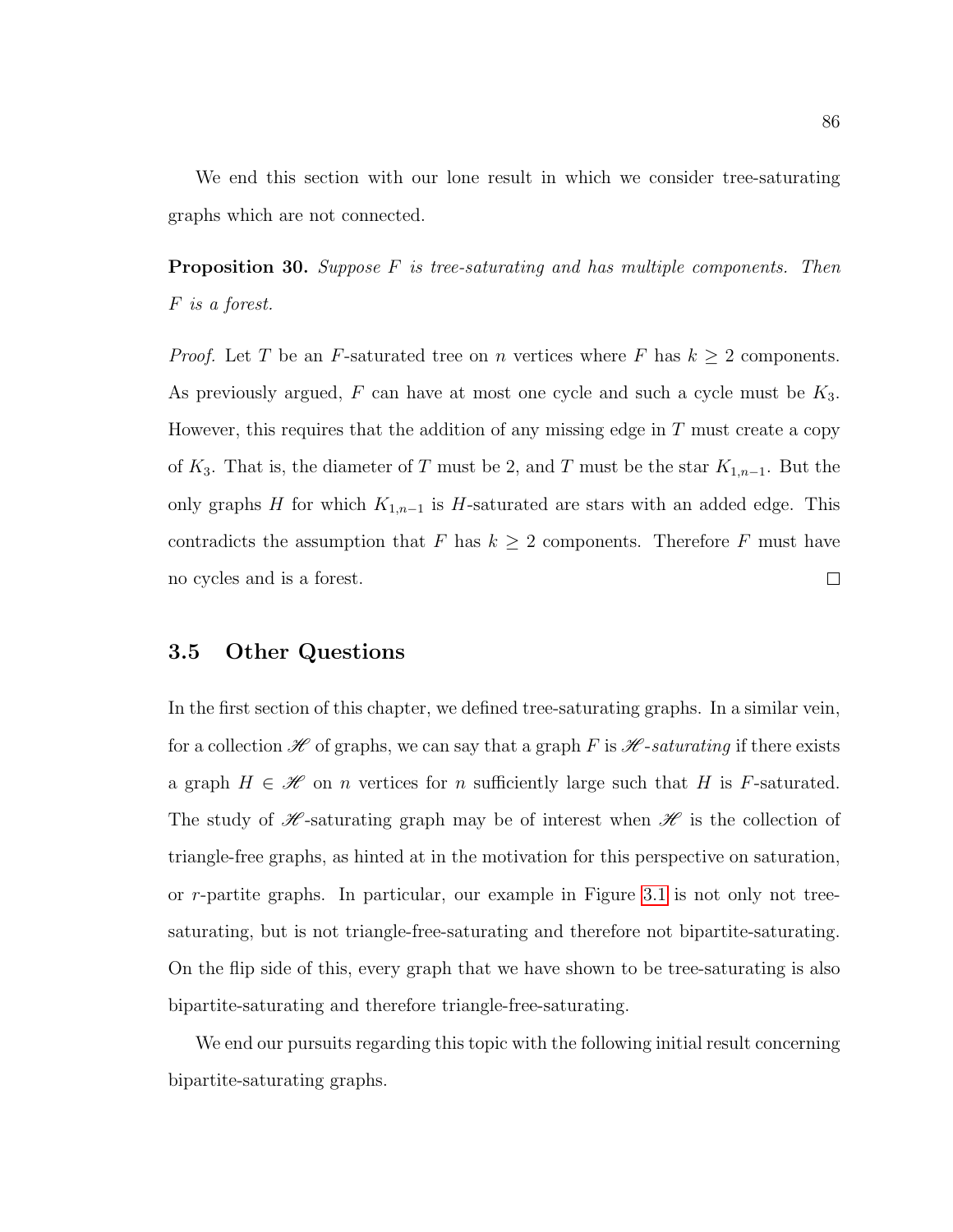We end this section with our lone result in which we consider tree-saturating graphs which are not connected.

**Proposition 30.** *Suppose $F$ is tree-saturating and has multiple components. Then $F$ is a forest.*

*Proof.* Let $T$ be an $F$-saturated tree on $n$ vertices where $F$ has $k \geq 2$ components. As previously argued, $F$ can have at most one cycle and such a cycle must be $K_3$. However, this requires that the addition of any missing edge in $T$ must create a copy of $K_3$. That is, the diameter of $T$ must be 2, and $T$ must be the star $K_{1,n-1}$. But the only graphs $H$ for which $K_{1,n-1}$ is $H$-saturated are stars with an added edge. This contradicts the assumption that $F$ has $k \geq 2$ components. Therefore $F$ must have no cycles and is a forest. □

## 3.5 Other Questions

In the first section of this chapter, we defined tree-saturating graphs. In a similar vein, for a collection $\mathscr{H}$ of graphs, we can say that a graph $F$ is *$\mathscr{H}$-saturating* if there exists a graph $H \in \mathscr{H}$ on $n$ vertices for $n$ sufficiently large such that $H$ is $F$-saturated. The study of $\mathscr{H}$-saturating graph may be of interest when $\mathscr{H}$ is the collection of triangle-free graphs, as hinted at in the motivation for this perspective on saturation, or $r$-partite graphs. In particular, our example in Figure 3.1 is not only not tree-saturating, but is not triangle-free-saturating and therefore not bipartite-saturating. On the flip side of this, every graph that we have shown to be tree-saturating is also bipartite-saturating and therefore triangle-free-saturating.

We end our pursuits regarding this topic with the following initial result concerning bipartite-saturating graphs.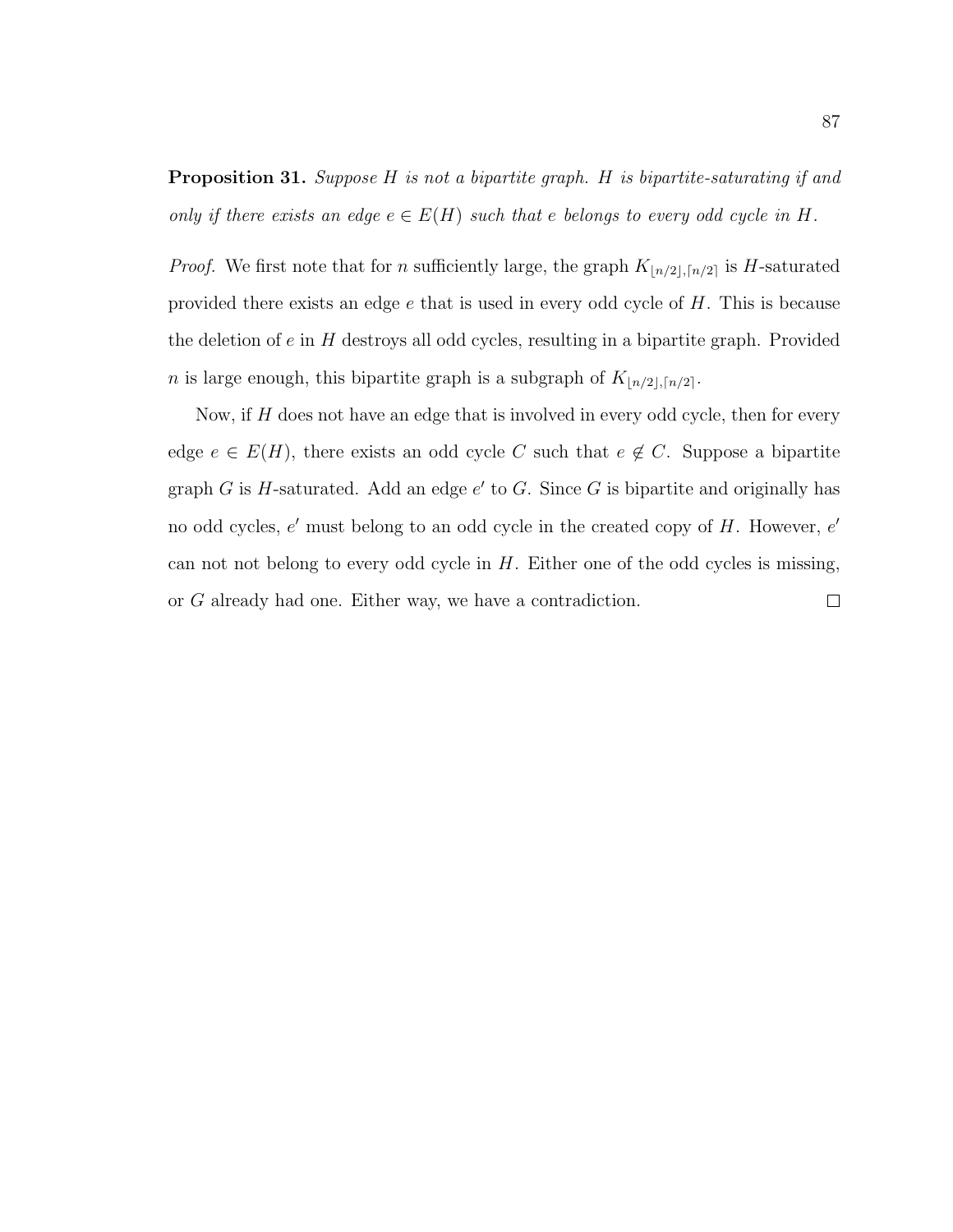**Proposition 31.** *Suppose $H$ is not a bipartite graph. $H$ is bipartite-saturating if and only if there exists an edge $e \in E(H)$ such that $e$ belongs to every odd cycle in $H$.*

*Proof.* We first note that for $n$ sufficiently large, the graph $K_{\lfloor n/2 \rfloor, \lceil n/2 \rceil}$ is $H$-saturated provided there exists an edge $e$ that is used in every odd cycle of $H$. This is because the deletion of $e$ in $H$ destroys all odd cycles, resulting in a bipartite graph. Provided $n$ is large enough, this bipartite graph is a subgraph of $K_{\lfloor n/2 \rfloor, \lceil n/2 \rceil}$.

Now, if $H$ does not have an edge that is involved in every odd cycle, then for every edge $e \in E(H)$, there exists an odd cycle $C$ such that $e \notin C$. Suppose a bipartite graph $G$ is $H$-saturated. Add an edge $e'$ to $G$. Since $G$ is bipartite and originally has no odd cycles, $e'$ must belong to an odd cycle in the created copy of $H$. However, $e'$ can not not belong to every odd cycle in $H$. Either one of the odd cycles is missing, or $G$ already had one. Either way, we have a contradiction. $\square$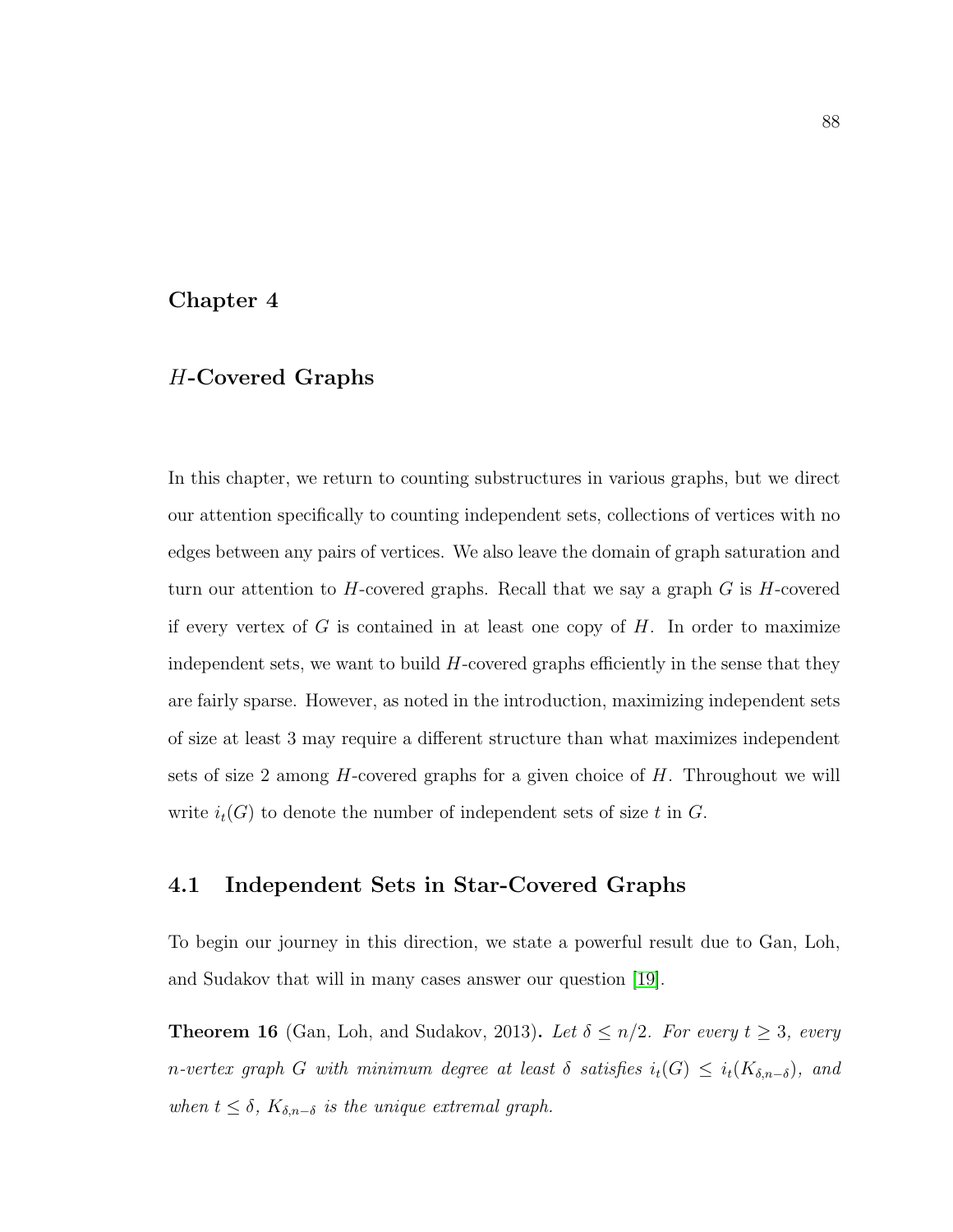# Chapter 4

# $H$-Covered Graphs

In this chapter, we return to counting substructures in various graphs, but we direct our attention specifically to counting independent sets, collections of vertices with no edges between any pairs of vertices. We also leave the domain of graph saturation and turn our attention to $H$-covered graphs. Recall that we say a graph $G$ is $H$-covered if every vertex of $G$ is contained in at least one copy of $H$. In order to maximize independent sets, we want to build $H$-covered graphs efficiently in the sense that they are fairly sparse. However, as noted in the introduction, maximizing independent sets of size at least 3 may require a different structure than what maximizes independent sets of size 2 among $H$-covered graphs for a given choice of $H$. Throughout we will write $i_t(G)$ to denote the number of independent sets of size $t$ in $G$.

## 4.1 Independent Sets in Star-Covered Graphs

To begin our journey in this direction, we state a powerful result due to Gan, Loh, and Sudakov that will in many cases answer our question [19].

**Theorem 16** (Gan, Loh, and Sudakov, 2013)**.** *Let $\delta \leq n/2$. For every $t \geq 3$, every $n$-vertex graph $G$ with minimum degree at least $\delta$ satisfies $i_t(G) \leq i_t(K_{\delta,n-\delta})$, and when $t \leq \delta$, $K_{\delta,n-\delta}$ is the unique extremal graph.*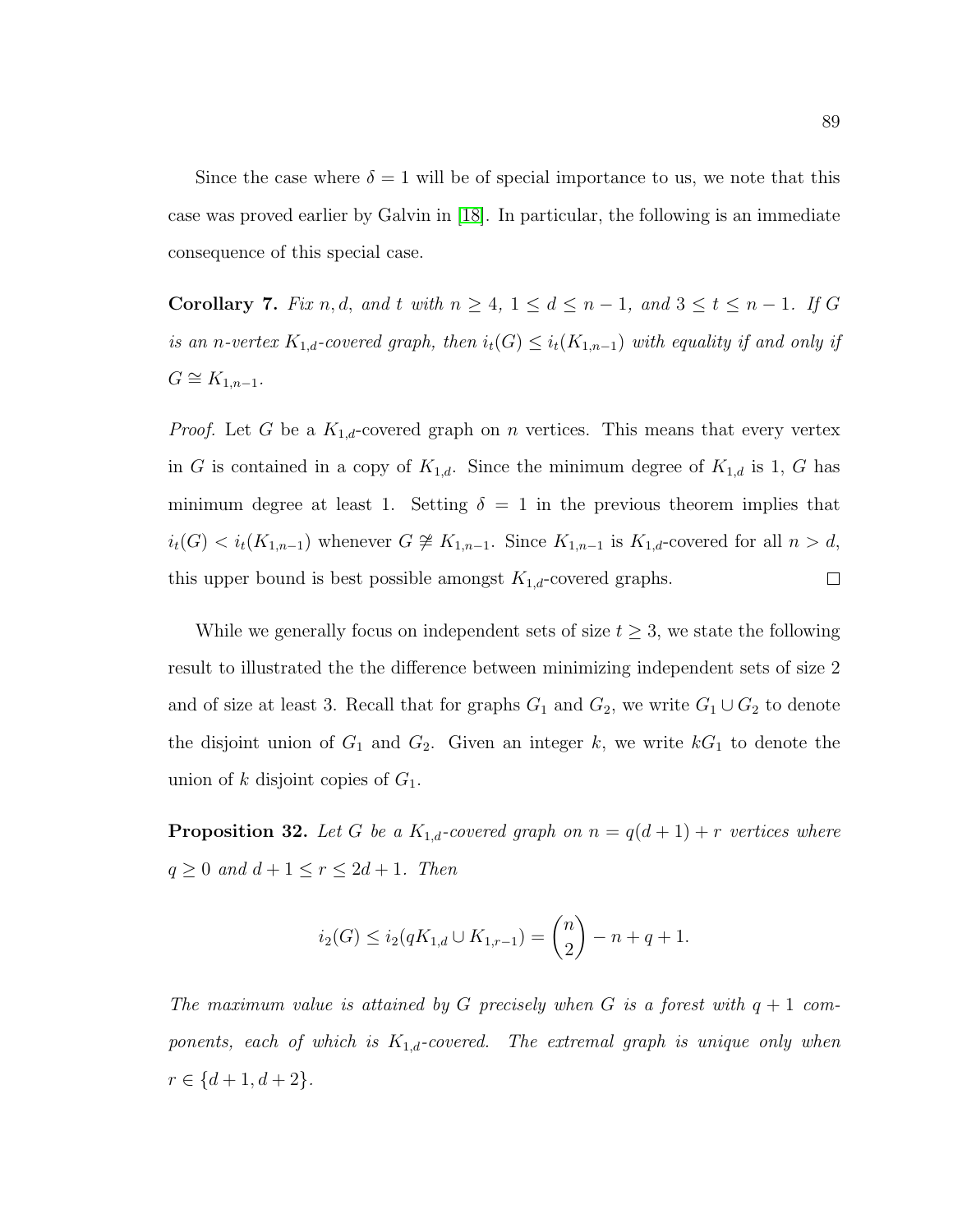Since the case where $\delta = 1$ will be of special importance to us, we note that this case was proved earlier by Galvin in [18]. In particular, the following is an immediate consequence of this special case.

**Corollary 7.** *Fix $n, d$, and $t$ with $n \geq 4$, $1 \leq d \leq n-1$, and $3 \leq t \leq n-1$. If $G$ is an $n$-vertex $K_{1,d}$-covered graph, then $i_t(G) \leq i_t(K_{1,n-1})$ with equality if and only if $G \cong K_{1,n-1}$.*

*Proof.* Let $G$ be a $K_{1,d}$-covered graph on $n$ vertices. This means that every vertex in $G$ is contained in a copy of $K_{1,d}$. Since the minimum degree of $K_{1,d}$ is 1, $G$ has minimum degree at least 1. Setting $\delta = 1$ in the previous theorem implies that $i_t(G) < i_t(K_{1,n-1})$ whenever $G \not\cong K_{1,n-1}$. Since $K_{1,n-1}$ is $K_{1,d}$-covered for all $n > d$, this upper bound is best possible amongst $K_{1,d}$-covered graphs. $\square$

While we generally focus on independent sets of size $t \geq 3$, we state the following result to illustrated the the difference between minimizing independent sets of size 2 and of size at least 3. Recall that for graphs $G_1$ and $G_2$, we write $G_1 \cup G_2$ to denote the disjoint union of $G_1$ and $G_2$. Given an integer $k$, we write $kG_1$ to denote the union of $k$ disjoint copies of $G_1$.

**Proposition 32.** *Let $G$ be a $K_{1,d}$-covered graph on $n = q(d+1) + r$ vertices where $q \geq 0$ and $d + 1 \leq r \leq 2d + 1$. Then*

$$i_2(G) \leq i_2(qK_{1,d} \cup K_{1,r-1}) = \binom{n}{2} - n + q + 1.$$

*The maximum value is attained by $G$ precisely when $G$ is a forest with $q+1$ components, each of which is $K_{1,d}$-covered. The extremal graph is unique only when $r \in \{d+1, d+2\}$.*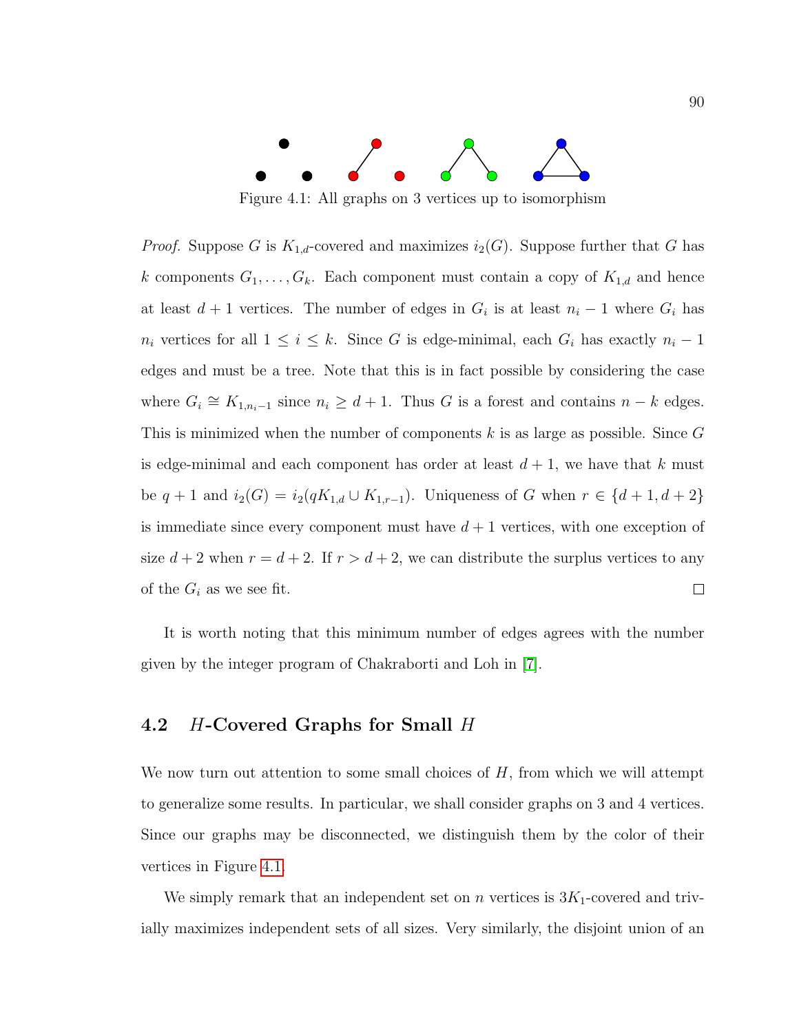Figure 4.1: All graphs on 3 vertices up to isomorphism

*Proof.* Suppose $G$ is $K_{1,d}$-covered and maximizes $i_2(G)$. Suppose further that $G$ has $k$ components $G_1, \ldots, G_k$. Each component must contain a copy of $K_{1,d}$ and hence at least $d+1$ vertices. The number of edges in $G_i$ is at least $n_i - 1$ where $G_i$ has $n_i$ vertices for all $1 \leq i \leq k$. Since $G$ is edge-minimal, each $G_i$ has exactly $n_i - 1$ edges and must be a tree. Note that this is in fact possible by considering the case where $G_i \cong K_{1,n_i-1}$ since $n_i \geq d+1$. Thus $G$ is a forest and contains $n-k$ edges. This is minimized when the number of components $k$ is as large as possible. Since $G$ is edge-minimal and each component has order at least $d+1$, we have that $k$ must be $q+1$ and $i_2(G) = i_2(qK_{1,d} \cup K_{1,r-1})$. Uniqueness of $G$ when $r \in \{d+1, d+2\}$ is immediate since every component must have $d+1$ vertices, with one exception of size $d+2$ when $r = d+2$. If $r > d+2$, we can distribute the surplus vertices to any of the $G_i$ as we see fit. $\square$

It is worth noting that this minimum number of edges agrees with the number given by the integer program of Chakraborti and Loh in [7].

## 4.2 $H$-Covered Graphs for Small $H$

We now turn out attention to some small choices of $H$, from which we will attempt to generalize some results. In particular, we shall consider graphs on 3 and 4 vertices. Since our graphs may be disconnected, we distinguish them by the color of their vertices in Figure 4.1.

We simply remark that an independent set on $n$ vertices is $3K_1$-covered and trivially maximizes independent sets of all sizes. Very similarly, the disjoint union of an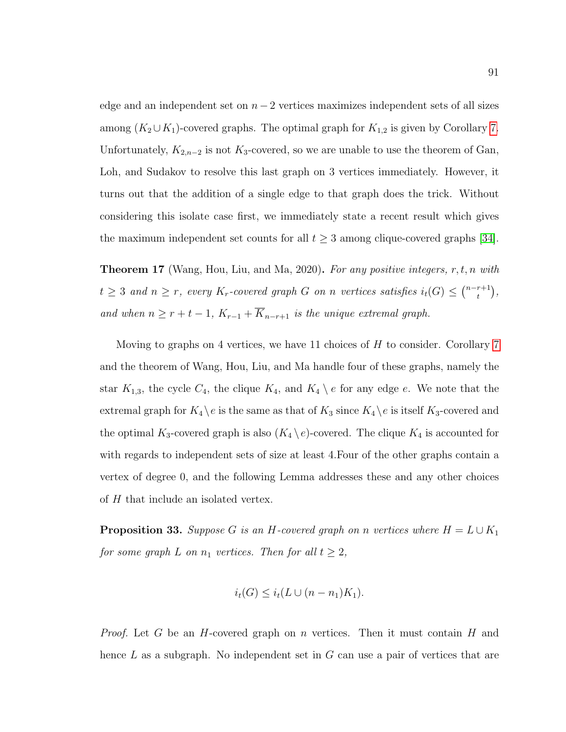edge and an independent set on $n-2$ vertices maximizes independent sets of all sizes among $(K_2 \cup K_1)$-covered graphs. The optimal graph for $K_{1,2}$ is given by Corollary 7. Unfortunately, $K_{2,n-2}$ is not $K_3$-covered, so we are unable to use the theorem of Gan, Loh, and Sudakov to resolve this last graph on 3 vertices immediately. However, it turns out that the addition of a single edge to that graph does the trick. Without considering this isolate case first, we immediately state a recent result which gives the maximum independent set counts for all $t \geq 3$ among clique-covered graphs [34].

**Theorem 17** (Wang, Hou, Liu, and Ma, 2020)**.** *For any positive integers, $r, t, n$ with $t \geq 3$ and $n \geq r$, every $K_r$-covered graph $G$ on $n$ vertices satisfies $i_t(G) \leq \binom{n-r+1}{t}$, and when $n \geq r+t-1$, $K_{r-1} + \overline{K}_{n-r+1}$ is the unique extremal graph.*

Moving to graphs on 4 vertices, we have 11 choices of $H$ to consider. Corollary 7 and the theorem of Wang, Hou, Liu, and Ma handle four of these graphs, namely the star $K_{1,3}$, the cycle $C_4$, the clique $K_4$, and $K_4 \setminus e$ for any edge $e$. We note that the extremal graph for $K_4 \setminus e$ is the same as that of $K_3$ since $K_4 \setminus e$ is itself $K_3$-covered and the optimal $K_3$-covered graph is also $(K_4 \setminus e)$-covered. The clique $K_4$ is accounted for with regards to independent sets of size at least 4.Four of the other graphs contain a vertex of degree 0, and the following Lemma addresses these and any other choices of $H$ that include an isolated vertex.

**Proposition 33.** *Suppose $G$ is an $H$-covered graph on $n$ vertices where $H = L \cup K_1$ for some graph $L$ on $n_1$ vertices. Then for all $t \geq 2$,*

$$i_t(G) \leq i_t(L \cup (n-n_1)K_1).$$

*Proof.* Let $G$ be an $H$-covered graph on $n$ vertices. Then it must contain $H$ and hence $L$ as a subgraph. No independent set in $G$ can use a pair of vertices that are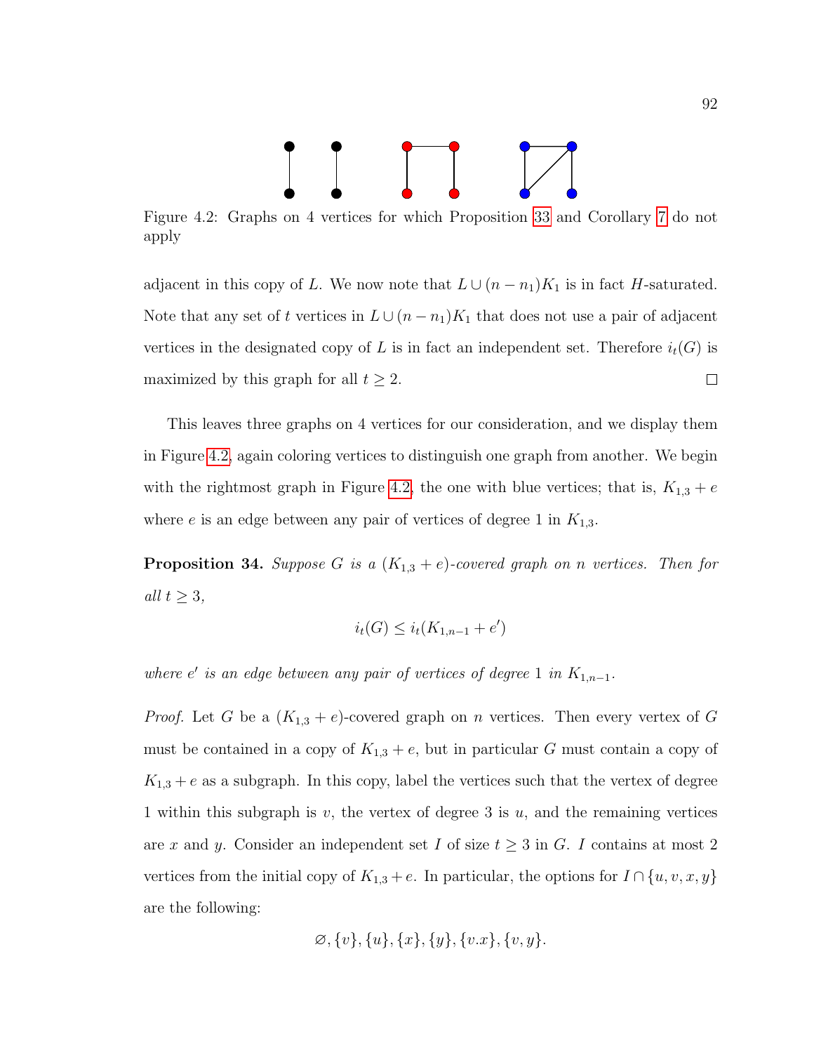Figure 4.2: Graphs on 4 vertices for which Proposition 33 and Corollary 7 do not apply

adjacent in this copy of $L$. We now note that $L \cup (n - n_1)K_1$ is in fact $H$-saturated. Note that any set of $t$ vertices in $L \cup (n - n_1)K_1$ that does not use a pair of adjacent vertices in the designated copy of $L$ is in fact an independent set. Therefore $i_t(G)$ is maximized by this graph for all $t \geq 2$. □

This leaves three graphs on 4 vertices for our consideration, and we display them in Figure 4.2, again coloring vertices to distinguish one graph from another. We begin with the rightmost graph in Figure 4.2, the one with blue vertices; that is, $K_{1,3} + e$ where $e$ is an edge between any pair of vertices of degree 1 in $K_{1,3}$.

**Proposition 34.** *Suppose $G$ is a $(K_{1,3} + e)$-covered graph on $n$ vertices. Then for all $t \geq 3$,*

$$i_t(G) \leq i_t(K_{1,n-1} + e')$$

*where $e'$ is an edge between any pair of vertices of degree 1 in $K_{1,n-1}$.*

*Proof.* Let $G$ be a $(K_{1,3} + e)$-covered graph on $n$ vertices. Then every vertex of $G$ must be contained in a copy of $K_{1,3} + e$, but in particular $G$ must contain a copy of $K_{1,3} + e$ as a subgraph. In this copy, label the vertices such that the vertex of degree 1 within this subgraph is $v$, the vertex of degree 3 is $u$, and the remaining vertices are $x$ and $y$. Consider an independent set $I$ of size $t \geq 3$ in $G$. $I$ contains at most 2 vertices from the initial copy of $K_{1,3} + e$. In particular, the options for $I \cap \{u, v, x, y\}$ are the following:

$$\varnothing, \{v\}, \{u\}, \{x\}, \{y\}, \{v.x\}, \{v, y\}.$$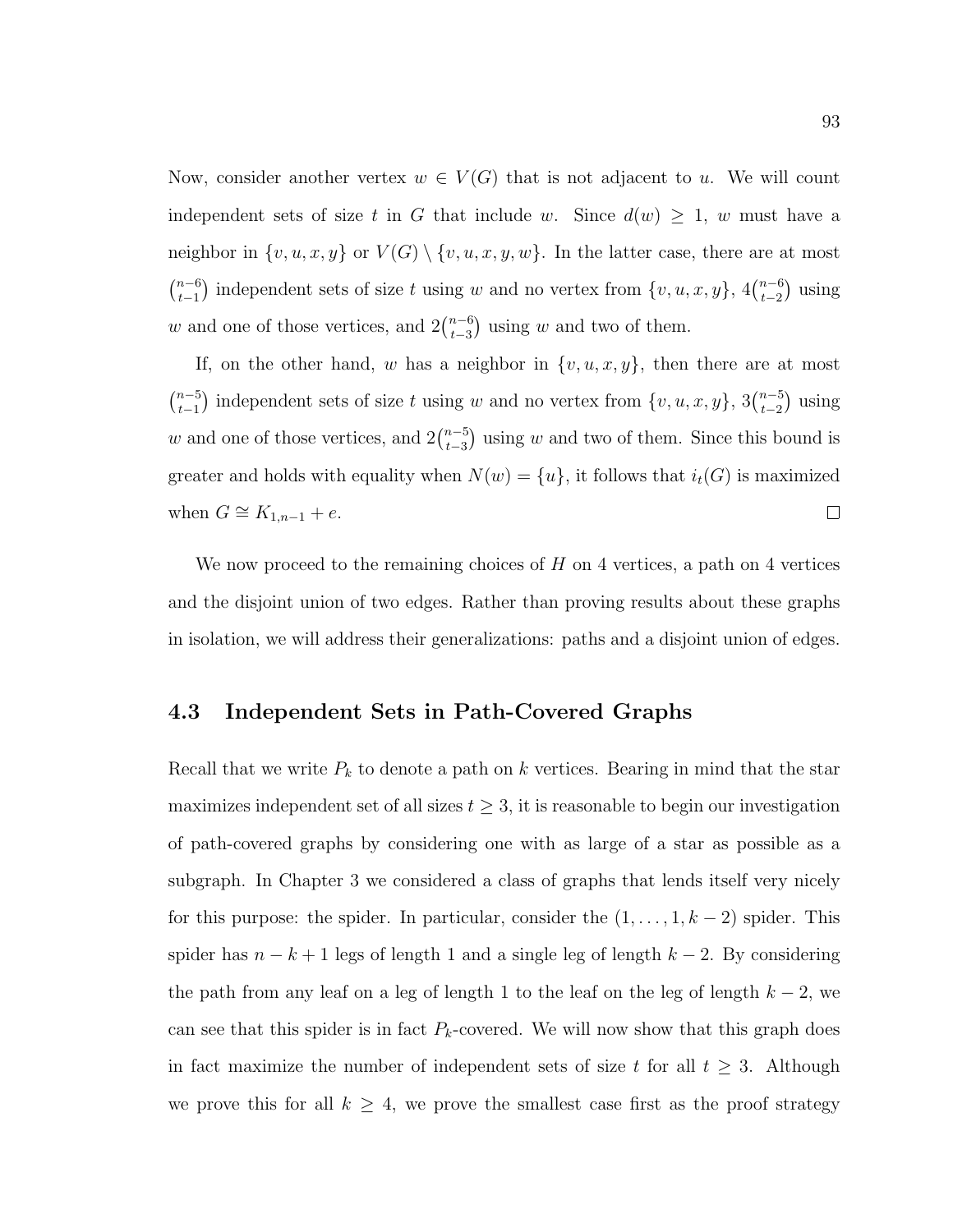Now, consider another vertex $w \in V(G)$ that is not adjacent to $u$. We will count independent sets of size $t$ in $G$ that include $w$. Since $d(w) \geq 1$, $w$ must have a neighbor in $\{v, u, x, y\}$ or $V(G) \setminus \{v, u, x, y, w\}$. In the latter case, there are at most $\binom{n-6}{t-1}$ independent sets of size $t$ using $w$ and no vertex from $\{v, u, x, y\}$, $4\binom{n-6}{t-2}$ using $w$ and one of those vertices, and $2\binom{n-6}{t-3}$ using $w$ and two of them.

If, on the other hand, $w$ has a neighbor in $\{v, u, x, y\}$, then there are at most $\binom{n-5}{t-1}$ independent sets of size $t$ using $w$ and no vertex from $\{v, u, x, y\}$, $3\binom{n-5}{t-2}$ using $w$ and one of those vertices, and $2\binom{n-5}{t-3}$ using $w$ and two of them. Since this bound is greater and holds with equality when $N(w) = \{u\}$, it follows that $i_t(G)$ is maximized when $G \cong K_{1,n-1} + e$. □

We now proceed to the remaining choices of $H$ on 4 vertices, a path on 4 vertices and the disjoint union of two edges. Rather than proving results about these graphs in isolation, we will address their generalizations: paths and a disjoint union of edges.

## 4.3 Independent Sets in Path-Covered Graphs

Recall that we write $P_k$ to denote a path on $k$ vertices. Bearing in mind that the star maximizes independent set of all sizes $t \geq 3$, it is reasonable to begin our investigation of path-covered graphs by considering one with as large of a star as possible as a subgraph. In Chapter 3 we considered a class of graphs that lends itself very nicely for this purpose: the spider. In particular, consider the $(1, \ldots, 1, k-2)$ spider. This spider has $n-k+1$ legs of length 1 and a single leg of length $k-2$. By considering the path from any leaf on a leg of length 1 to the leaf on the leg of length $k-2$, we can see that this spider is in fact $P_k$-covered. We will now show that this graph does in fact maximize the number of independent sets of size $t$ for all $t \geq 3$. Although we prove this for all $k \geq 4$, we prove the smallest case first as the proof strategy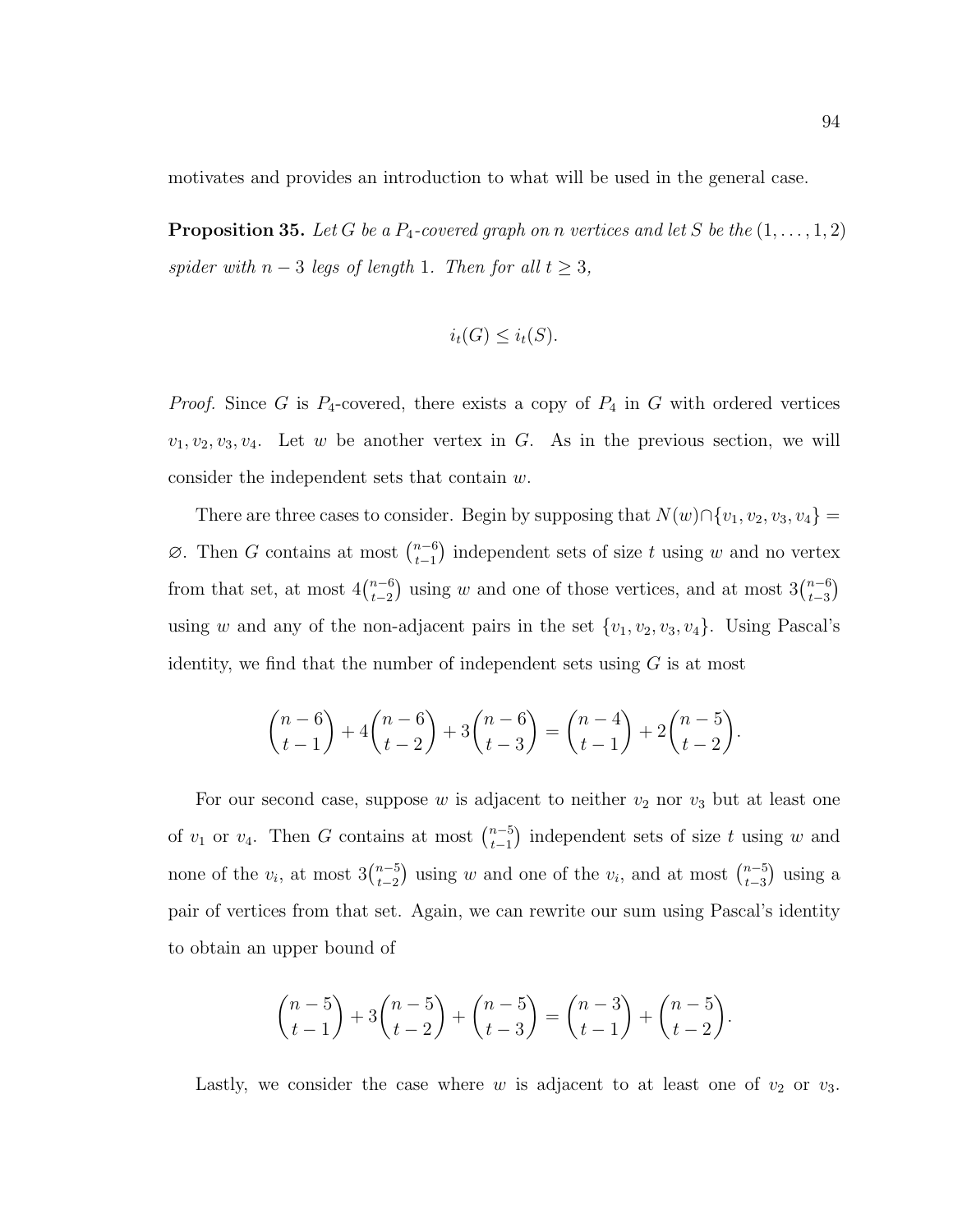motivates and provides an introduction to what will be used in the general case.

**Proposition 35.** *Let $G$ be a $P_4$-covered graph on $n$ vertices and let $S$ be the $(1, \ldots, 1, 2)$ spider with $n-3$ legs of length 1. Then for all $t \geq 3$,*

$$i_t(G) \leq i_t(S).$$

*Proof.* Since $G$ is $P_4$-covered, there exists a copy of $P_4$ in $G$ with ordered vertices $v_1, v_2, v_3, v_4$. Let $w$ be another vertex in $G$. As in the previous section, we will consider the independent sets that contain $w$.

There are three cases to consider. Begin by supposing that $N(w) \cap \{v_1, v_2, v_3, v_4\} = \varnothing$. Then $G$ contains at most $\binom{n-6}{t-1}$ independent sets of size $t$ using $w$ and no vertex from that set, at most $4\binom{n-6}{t-2}$ using $w$ and one of those vertices, and at most $3\binom{n-6}{t-3}$ using $w$ and any of the non-adjacent pairs in the set $\{v_1, v_2, v_3, v_4\}$. Using Pascal's identity, we find that the number of independent sets using $G$ is at most

$$\binom{n-6}{t-1} + 4\binom{n-6}{t-2} + 3\binom{n-6}{t-3} = \binom{n-4}{t-1} + 2\binom{n-5}{t-2}.$$

For our second case, suppose $w$ is adjacent to neither $v_2$ nor $v_3$ but at least one of $v_1$ or $v_4$. Then $G$ contains at most $\binom{n-5}{t-1}$ independent sets of size $t$ using $w$ and none of the $v_i$, at most $3\binom{n-5}{t-2}$ using $w$ and one of the $v_i$, and at most $\binom{n-5}{t-3}$ using a pair of vertices from that set. Again, we can rewrite our sum using Pascal's identity to obtain an upper bound of

$$\binom{n-5}{t-1} + 3\binom{n-5}{t-2} + \binom{n-5}{t-3} = \binom{n-3}{t-1} + \binom{n-5}{t-2}.$$

Lastly, we consider the case where $w$ is adjacent to at least one of $v_2$ or $v_3$.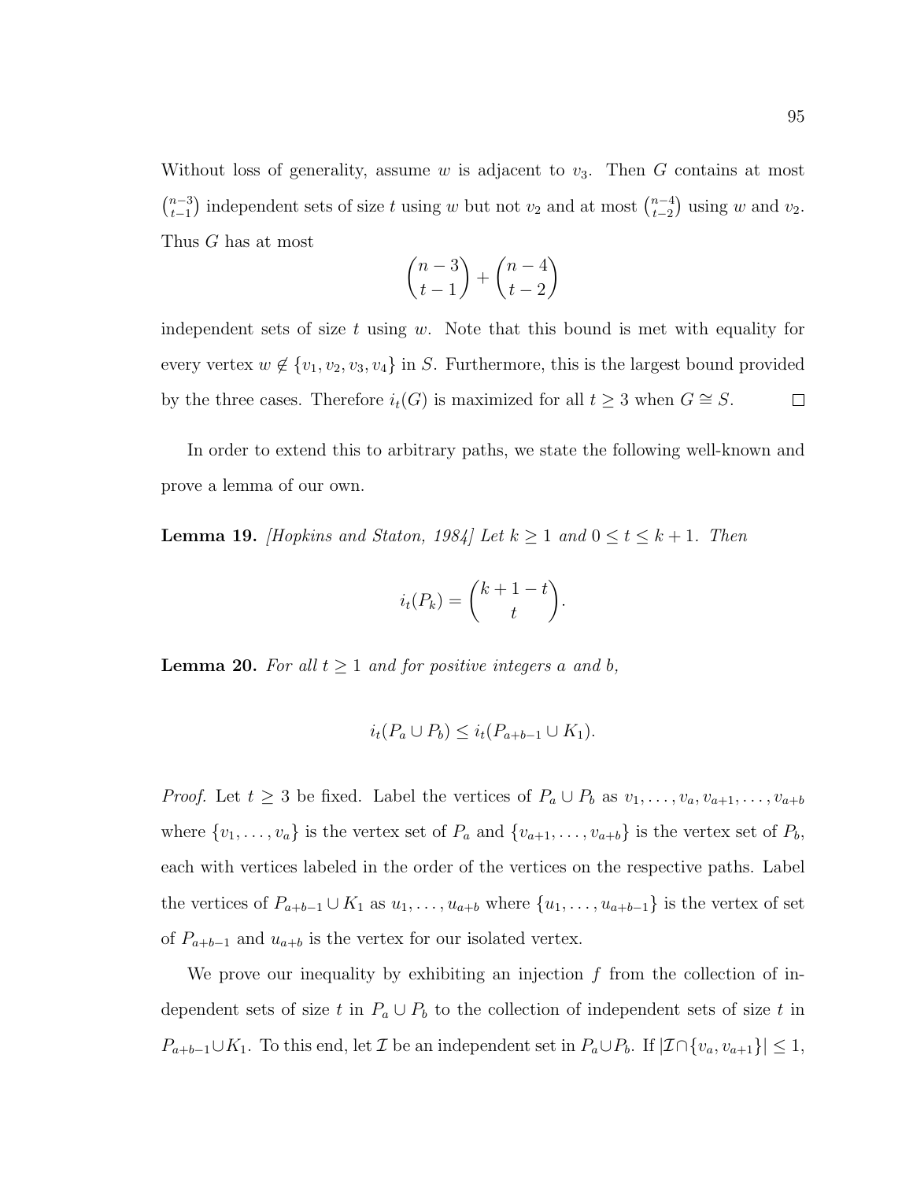Without loss of generality, assume $w$ is adjacent to $v_3$. Then $G$ contains at most $\binom{n-3}{t-1}$ independent sets of size $t$ using $w$ but not $v_2$ and at most $\binom{n-4}{t-2}$ using $w$ and $v_2$. Thus $G$ has at most

$$\binom{n-3}{t-1} + \binom{n-4}{t-2}$$

independent sets of size $t$ using $w$. Note that this bound is met with equality for every vertex $w \notin \{v_1, v_2, v_3, v_4\}$ in $S$. Furthermore, this is the largest bound provided by the three cases. Therefore $i_t(G)$ is maximized for all $t \geq 3$ when $G \cong S$. $\square$

In order to extend this to arbitrary paths, we state the following well-known and prove a lemma of our own.

**Lemma 19.** *[Hopkins and Staton, 1984] Let $k \geq 1$ and $0 \leq t \leq k+1$. Then*

$$i_t(P_k) = \binom{k+1-t}{t}.$$

**Lemma 20.** *For all $t \geq 1$ and for positive integers $a$ and $b$,*

$$i_t(P_a \cup P_b) \leq i_t(P_{a+b-1} \cup K_1).$$

*Proof.* Let $t \geq 3$ be fixed. Label the vertices of $P_a \cup P_b$ as $v_1, \ldots, v_a, v_{a+1}, \ldots, v_{a+b}$ where $\{v_1, \ldots, v_a\}$ is the vertex set of $P_a$ and $\{v_{a+1}, \ldots, v_{a+b}\}$ is the vertex set of $P_b$, each with vertices labeled in the order of the vertices on the respective paths. Label the vertices of $P_{a+b-1} \cup K_1$ as $u_1, \ldots, u_{a+b}$ where $\{u_1, \ldots, u_{a+b-1}\}$ is the vertex of set of $P_{a+b-1}$ and $u_{a+b}$ is the vertex for our isolated vertex.

We prove our inequality by exhibiting an injection $f$ from the collection of independent sets of size $t$ in $P_a \cup P_b$ to the collection of independent sets of size $t$ in $P_{a+b-1} \cup K_1$. To this end, let $\mathcal{I}$ be an independent set in $P_a \cup P_b$. If $|\mathcal{I} \cap \{v_a, v_{a+1}\}| \leq 1$,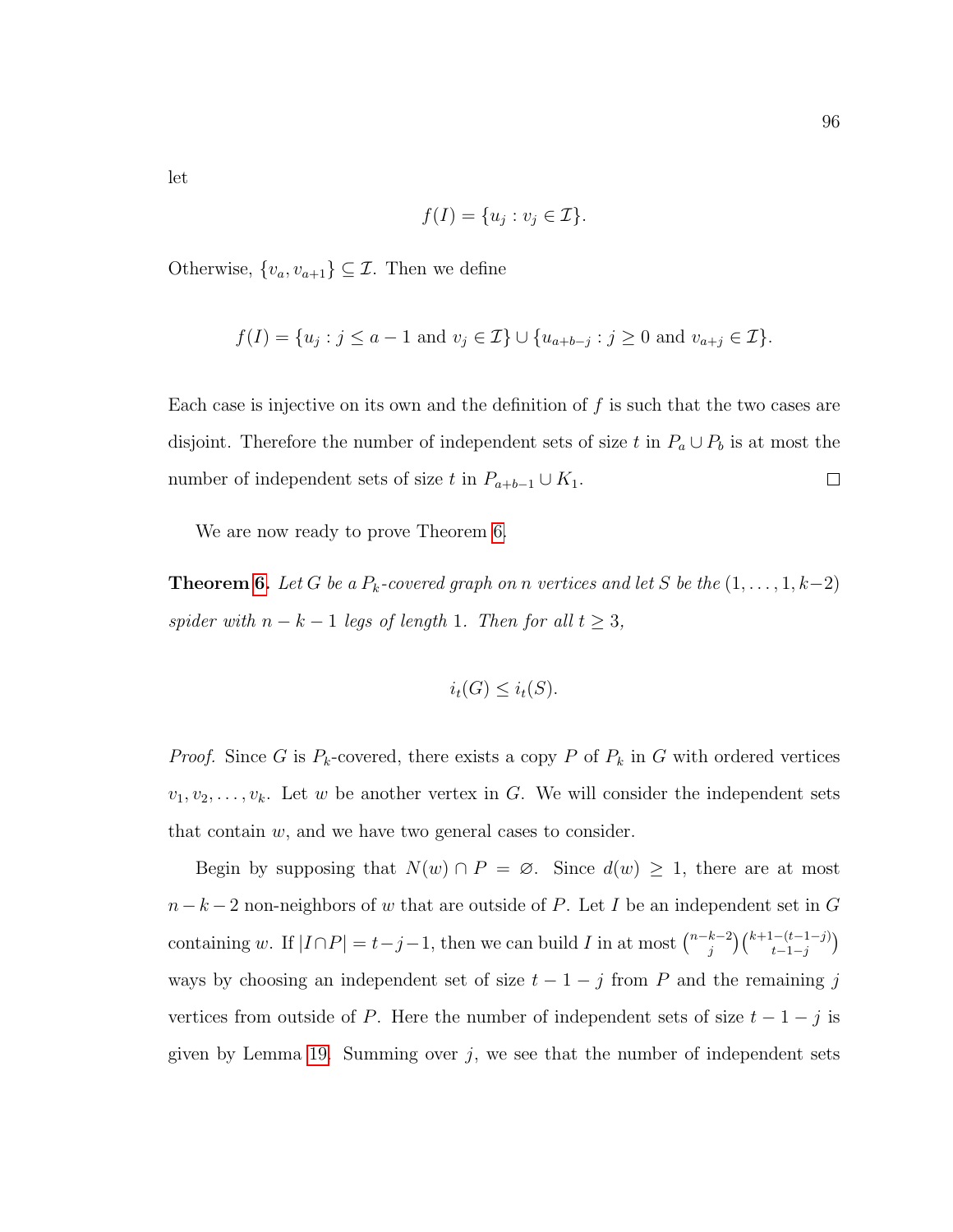let

$$f(I) = \{u_j : v_j \in \mathcal{I}\}.$$

Otherwise, $\{v_a, v_{a+1}\} \subseteq \mathcal{I}$. Then we define

$$f(I) = \{u_j : j \leq a-1 \text{ and } v_j \in \mathcal{I}\} \cup \{u_{a+b-j} : j \geq 0 \text{ and } v_{a+j} \in \mathcal{I}\}.$$

Each case is injective on its own and the definition of $f$ is such that the two cases are disjoint. Therefore the number of independent sets of size $t$ in $P_a \cup P_b$ is at most the number of independent sets of size $t$ in $P_{a+b-1} \cup K_1$. □

We are now ready to prove Theorem 6.

**Theorem 6.** *Let $G$ be a $P_k$-covered graph on $n$ vertices and let $S$ be the $(1, \ldots, 1, k-2)$ spider with $n-k-1$ legs of length 1. Then for all $t \geq 3$,*

$$i_t(G) \leq i_t(S).$$

*Proof.* Since $G$ is $P_k$-covered, there exists a copy $P$ of $P_k$ in $G$ with ordered vertices $v_1, v_2, \ldots, v_k$. Let $w$ be another vertex in $G$. We will consider the independent sets that contain $w$, and we have two general cases to consider.

Begin by supposing that $N(w) \cap P = \varnothing$. Since $d(w) \geq 1$, there are at most $n-k-2$ non-neighbors of $w$ that are outside of $P$. Let $I$ be an independent set in $G$ containing $w$. If $|I \cap P| = t-j-1$, then we can build $I$ in at most $\binom{n-k-2}{j}\binom{k+1-(t-1-j)}{t-1-j}$ ways by choosing an independent set of size $t-1-j$ from $P$ and the remaining $j$ vertices from outside of $P$. Here the number of independent sets of size $t-1-j$ is given by Lemma 19. Summing over $j$, we see that the number of independent sets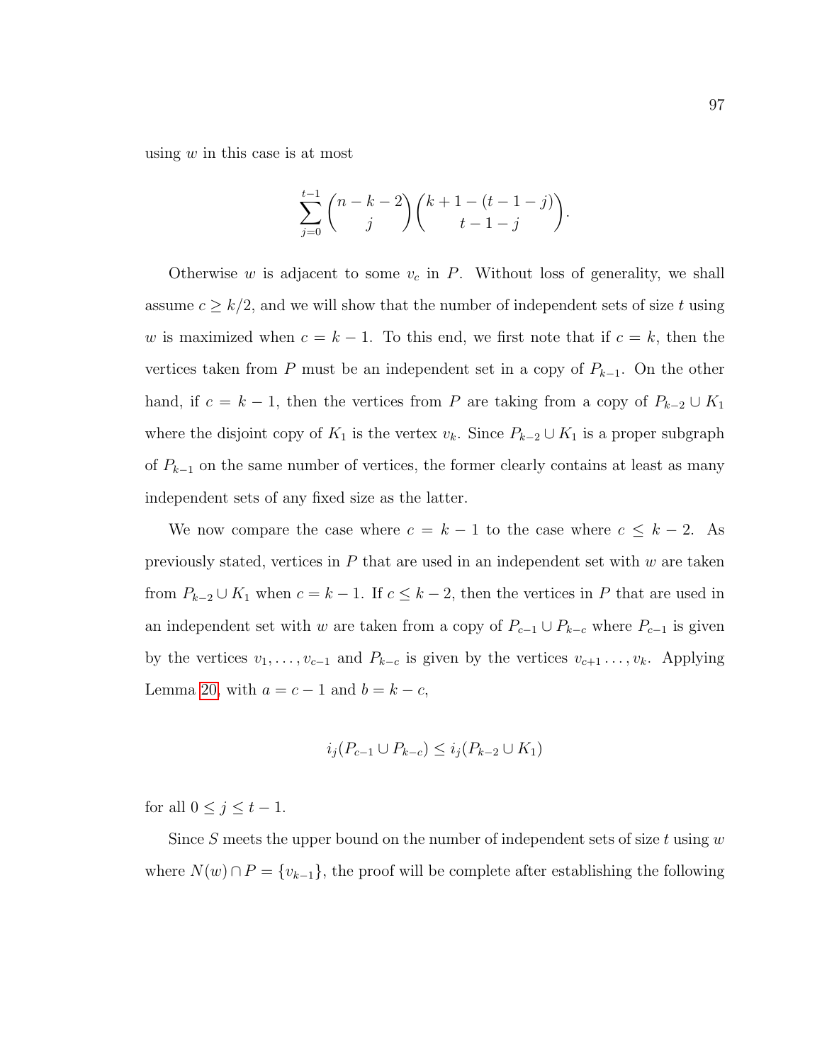using $w$ in this case is at most

$$\sum_{j=0}^{t-1} \binom{n-k-2}{j} \binom{k+1-(t-1-j)}{t-1-j}.$$

Otherwise $w$ is adjacent to some $v_c$ in $P$. Without loss of generality, we shall assume $c \geq k/2$, and we will show that the number of independent sets of size $t$ using $w$ is maximized when $c = k-1$. To this end, we first note that if $c = k$, then the vertices taken from $P$ must be an independent set in a copy of $P_{k-1}$. On the other hand, if $c = k-1$, then the vertices from $P$ are taking from a copy of $P_{k-2} \cup K_1$ where the disjoint copy of $K_1$ is the vertex $v_k$. Since $P_{k-2} \cup K_1$ is a proper subgraph of $P_{k-1}$ on the same number of vertices, the former clearly contains at least as many independent sets of any fixed size as the latter.

We now compare the case where $c = k-1$ to the case where $c \leq k-2$. As previously stated, vertices in $P$ that are used in an independent set with $w$ are taken from $P_{k-2} \cup K_1$ when $c = k-1$. If $c \leq k-2$, then the vertices in $P$ that are used in an independent set with $w$ are taken from a copy of $P_{c-1} \cup P_{k-c}$ where $P_{c-1}$ is given by the vertices $v_1, \ldots, v_{c-1}$ and $P_{k-c}$ is given by the vertices $v_{c+1} \ldots, v_k$. Applying Lemma 20, with $a = c-1$ and $b = k-c$,

$$i_j(P_{c-1} \cup P_{k-c}) \leq i_j(P_{k-2} \cup K_1)$$

for all $0 \leq j \leq t-1$.

Since $S$ meets the upper bound on the number of independent sets of size $t$ using $w$ where $N(w) \cap P = \{v_{k-1}\}$, the proof will be complete after establishing the following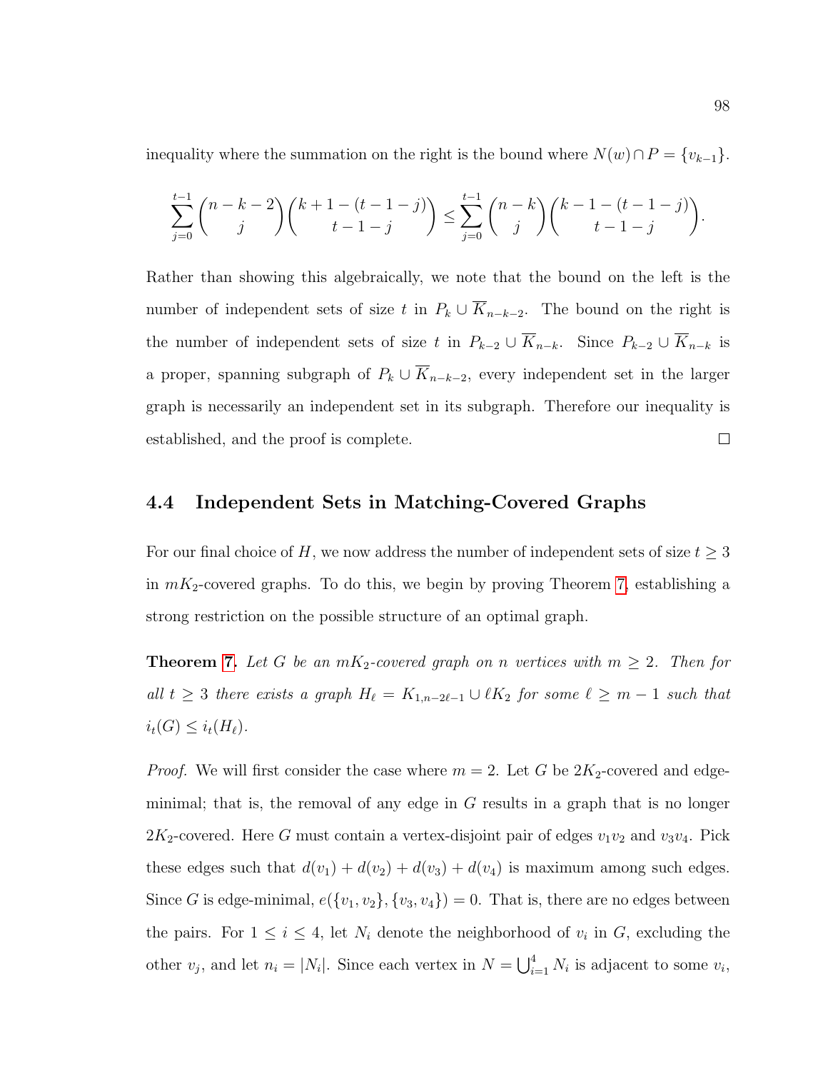inequality where the summation on the right is the bound where $N(w) \cap P = \{v_{k-1}\}$.

$$\sum_{j=0}^{t-1} \binom{n-k-2}{j} \binom{k+1-(t-1-j)}{t-1-j} \leq \sum_{j=0}^{t-1} \binom{n-k}{j} \binom{k-1-(t-1-j)}{t-1-j}.$$

Rather than showing this algebraically, we note that the bound on the left is the number of independent sets of size $t$ in $P_k \cup \overline{K}_{n-k-2}$. The bound on the right is the number of independent sets of size $t$ in $P_{k-2} \cup \overline{K}_{n-k}$. Since $P_{k-2} \cup \overline{K}_{n-k}$ is a proper, spanning subgraph of $P_k \cup \overline{K}_{n-k-2}$, every independent set in the larger graph is necessarily an independent set in its subgraph. Therefore our inequality is established, and the proof is complete. □

## 4.4 Independent Sets in Matching-Covered Graphs

For our final choice of $H$, we now address the number of independent sets of size $t \geq 3$ in $mK_2$-covered graphs. To do this, we begin by proving Theorem 7, establishing a strong restriction on the possible structure of an optimal graph.

**Theorem 7.** *Let $G$ be an $mK_2$-covered graph on $n$ vertices with $m \geq 2$. Then for all $t \geq 3$ there exists a graph $H_\ell = K_{1,n-2\ell-1} \cup \ell K_2$ for some $\ell \geq m-1$ such that $i_t(G) \leq i_t(H_\ell)$.*

*Proof.* We will first consider the case where $m = 2$. Let $G$ be $2K_2$-covered and edge-minimal; that is, the removal of any edge in $G$ results in a graph that is no longer $2K_2$-covered. Here $G$ must contain a vertex-disjoint pair of edges $v_1v_2$ and $v_3v_4$. Pick these edges such that $d(v_1) + d(v_2) + d(v_3) + d(v_4)$ is maximum among such edges. Since $G$ is edge-minimal, $e(\{v_1, v_2\}, \{v_3, v_4\}) = 0$. That is, there are no edges between the pairs. For $1 \leq i \leq 4$, let $N_i$ denote the neighborhood of $v_i$ in $G$, excluding the other $v_j$, and let $n_i = |N_i|$. Since each vertex in $N = \bigcup_{i=1}^{4} N_i$ is adjacent to some $v_i$,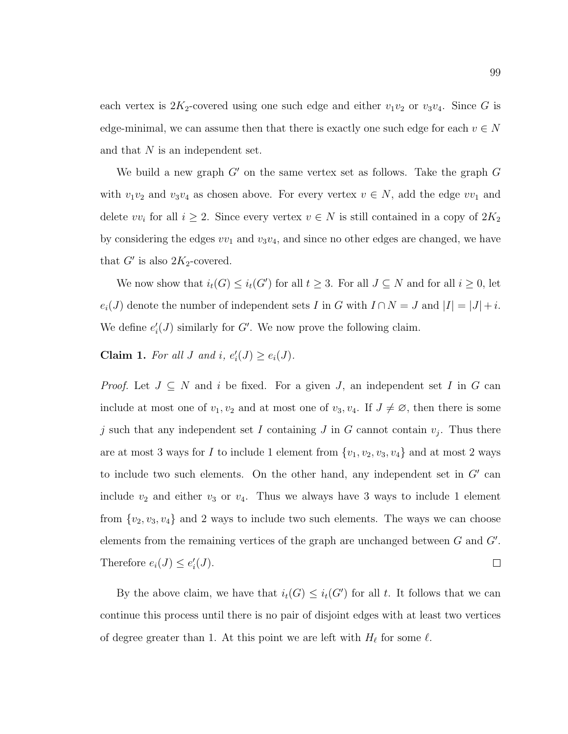each vertex is $2K_2$-covered using one such edge and either $v_1v_2$ or $v_3v_4$. Since $G$ is edge-minimal, we can assume then that there is exactly one such edge for each $v \in N$ and that $N$ is an independent set.

We build a new graph $G'$ on the same vertex set as follows. Take the graph $G$ with $v_1v_2$ and $v_3v_4$ as chosen above. For every vertex $v \in N$, add the edge $vv_1$ and delete $vv_i$ for all $i \geq 2$. Since every vertex $v \in N$ is still contained in a copy of $2K_2$ by considering the edges $vv_1$ and $v_3v_4$, and since no other edges are changed, we have that $G'$ is also $2K_2$-covered.

We now show that $i_t(G) \leq i_t(G')$ for all $t \geq 3$. For all $J \subseteq N$ and for all $i \geq 0$, let $e_i(J)$ denote the number of independent sets $I$ in $G$ with $I \cap N = J$ and $|I| = |J| + i$. We define $e'_i(J)$ similarly for $G'$. We now prove the following claim.

**Claim 1.** *For all $J$ and $i$, $e'_i(J) \geq e_i(J)$.*

*Proof.* Let $J \subseteq N$ and $i$ be fixed. For a given $J$, an independent set $I$ in $G$ can include at most one of $v_1, v_2$ and at most one of $v_3, v_4$. If $J \neq \varnothing$, then there is some $j$ such that any independent set $I$ containing $J$ in $G$ cannot contain $v_j$. Thus there are at most 3 ways for $I$ to include 1 element from $\{v_1, v_2, v_3, v_4\}$ and at most 2 ways to include two such elements. On the other hand, any independent set in $G'$ can include $v_2$ and either $v_3$ or $v_4$. Thus we always have 3 ways to include 1 element from $\{v_2, v_3, v_4\}$ and 2 ways to include two such elements. The ways we can choose elements from the remaining vertices of the graph are unchanged between $G$ and $G'$. Therefore $e_i(J) \leq e'_i(J)$. □

By the above claim, we have that $i_t(G) \leq i_t(G')$ for all $t$. It follows that we can continue this process until there is no pair of disjoint edges with at least two vertices of degree greater than 1. At this point we are left with $H_\ell$ for some $\ell$.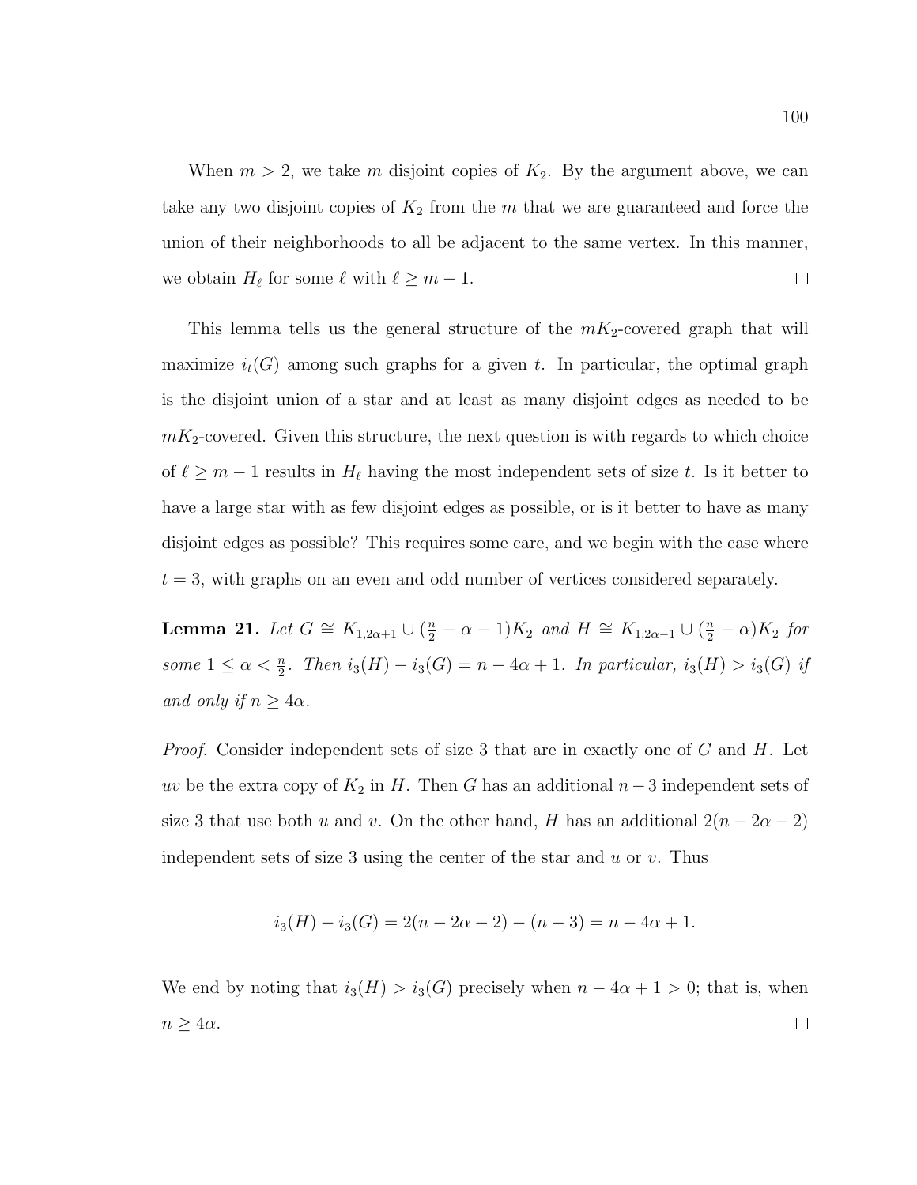When $m > 2$, we take $m$ disjoint copies of $K_2$. By the argument above, we can take any two disjoint copies of $K_2$ from the $m$ that we are guaranteed and force the union of their neighborhoods to all be adjacent to the same vertex. In this manner, we obtain $H_\ell$ for some $\ell$ with $\ell \geq m - 1$. □

This lemma tells us the general structure of the $mK_2$-covered graph that will maximize $i_t(G)$ among such graphs for a given $t$. In particular, the optimal graph is the disjoint union of a star and at least as many disjoint edges as needed to be $mK_2$-covered. Given this structure, the next question is with regards to which choice of $\ell \geq m - 1$ results in $H_\ell$ having the most independent sets of size $t$. Is it better to have a large star with as few disjoint edges as possible, or is it better to have as many disjoint edges as possible? This requires some care, and we begin with the case where $t = 3$, with graphs on an even and odd number of vertices considered separately.

**Lemma 21.** *Let $G \cong K_{1,2\alpha+1} \cup (\frac{n}{2} - \alpha - 1)K_2$ and $H \cong K_{1,2\alpha-1} \cup (\frac{n}{2} - \alpha)K_2$ for some $1 \leq \alpha < \frac{n}{2}$. Then $i_3(H) - i_3(G) = n - 4\alpha + 1$. In particular, $i_3(H) > i_3(G)$ if and only if $n \geq 4\alpha$.*

*Proof.* Consider independent sets of size 3 that are in exactly one of $G$ and $H$. Let $uv$ be the extra copy of $K_2$ in $H$. Then $G$ has an additional $n-3$ independent sets of size 3 that use both $u$ and $v$. On the other hand, $H$ has an additional $2(n - 2\alpha - 2)$ independent sets of size 3 using the center of the star and $u$ or $v$. Thus

$$i_3(H) - i_3(G) = 2(n - 2\alpha - 2) - (n - 3) = n - 4\alpha + 1.$$

We end by noting that $i_3(H) > i_3(G)$ precisely when $n - 4\alpha + 1 > 0$; that is, when $n \geq 4\alpha$. □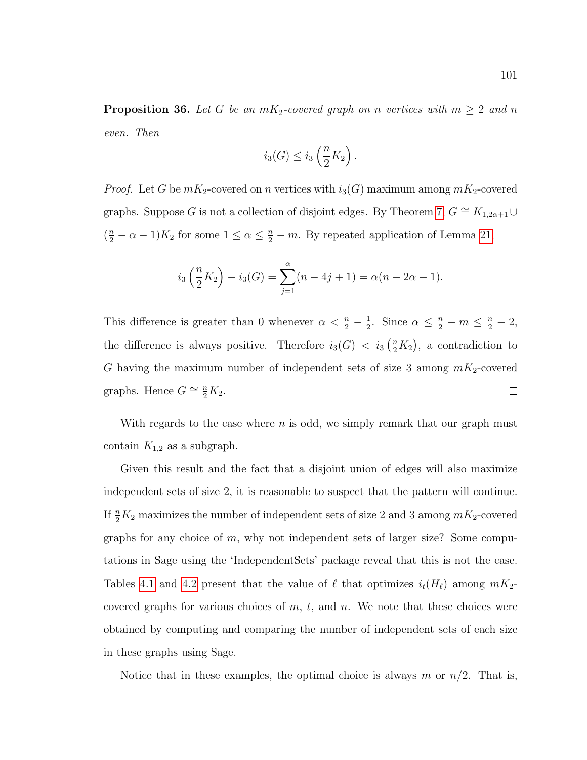**Proposition 36.** *Let $G$ be an $mK_2$-covered graph on $n$ vertices with $m \geq 2$ and $n$ even. Then*

$$i_3(G) \leq i_3\left(\frac{n}{2}K_2\right).$$

*Proof.* Let $G$ be $mK_2$-covered on $n$ vertices with $i_3(G)$ maximum among $mK_2$-covered graphs. Suppose $G$ is not a collection of disjoint edges. By Theorem 7, $G \cong K_{1,2\alpha+1} \cup (\frac{n}{2} - \alpha - 1)K_2$ for some $1 \leq \alpha \leq \frac{n}{2} - m$. By repeated application of Lemma 21,

$$i_3\left(\frac{n}{2}K_2\right) - i_3(G) = \sum_{j=1}^{\alpha}(n - 4j + 1) = \alpha(n - 2\alpha - 1).$$

This difference is greater than 0 whenever $\alpha < \frac{n}{2} - \frac{1}{2}$. Since $\alpha \leq \frac{n}{2} - m \leq \frac{n}{2} - 2$, the difference is always positive. Therefore $i_3(G) < i_3\left(\frac{n}{2}K_2\right)$, a contradiction to $G$ having the maximum number of independent sets of size 3 among $mK_2$-covered graphs. Hence $G \cong \frac{n}{2}K_2$. □

With regards to the case where $n$ is odd, we simply remark that our graph must contain $K_{1,2}$ as a subgraph.

Given this result and the fact that a disjoint union of edges will also maximize independent sets of size 2, it is reasonable to suspect that the pattern will continue. If $\frac{n}{2}K_2$ maximizes the number of independent sets of size 2 and 3 among $mK_2$-covered graphs for any choice of $m$, why not independent sets of larger size? Some computations in Sage using the 'IndependentSets' package reveal that this is not the case. Tables 4.1 and 4.2 present that the value of $\ell$ that optimizes $i_t(H_\ell)$ among $mK_2$-covered graphs for various choices of $m$, $t$, and $n$. We note that these choices were obtained by computing and comparing the number of independent sets of each size in these graphs using Sage.

Notice that in these examples, the optimal choice is always $m$ or $n/2$. That is,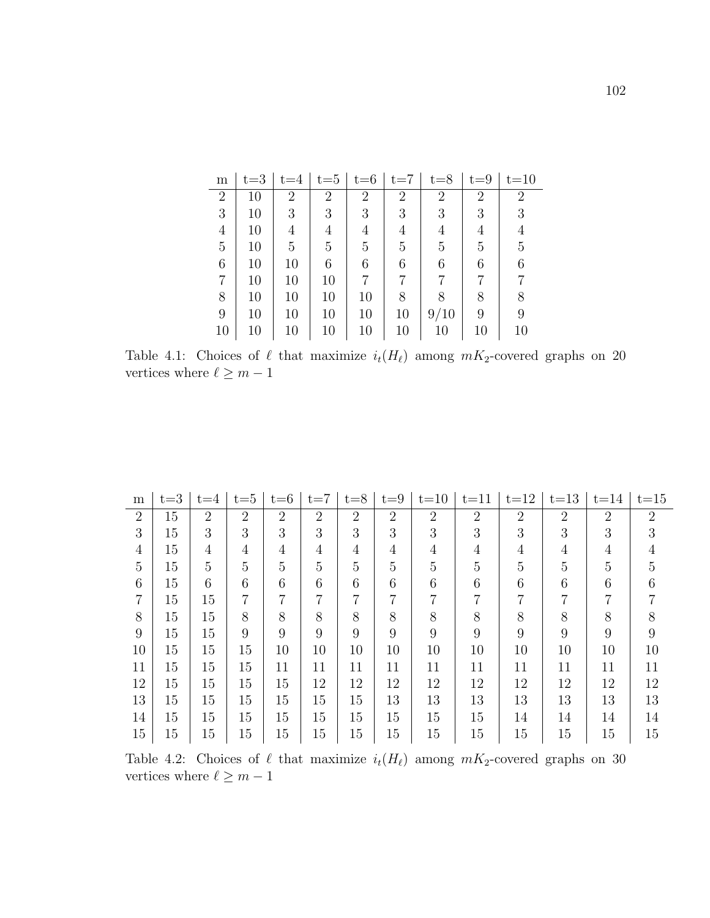| m | t=3 | t=4 | t=5 | t=6 | t=7 | t=8 | t=9 | t=10 |
|---|---|---|---|---|---|---|---|---|
| 2 | 10 | 2 | 2 | 2 | 2 | 2 | 2 | 2 |
| 3 | 10 | 3 | 3 | 3 | 3 | 3 | 3 | 3 |
| 4 | 10 | 4 | 4 | 4 | 4 | 4 | 4 | 4 |
| 5 | 10 | 5 | 5 | 5 | 5 | 5 | 5 | 5 |
| 6 | 10 | 10 | 6 | 6 | 6 | 6 | 6 | 6 |
| 7 | 10 | 10 | 10 | 7 | 7 | 7 | 7 | 7 |
| 8 | 10 | 10 | 10 | 10 | 8 | 8 | 8 | 8 |
| 9 | 10 | 10 | 10 | 10 | 10 | 9/10 | 9 | 9 |
| 10 | 10 | 10 | 10 | 10 | 10 | 10 | 10 | 10 |

Table 4.1: Choices of $\ell$ that maximize $i_t(H_\ell)$ among $mK_2$-covered graphs on 20 vertices where $\ell \geq m-1$

| m | t=3 | t=4 | t=5 | t=6 | t=7 | t=8 | t=9 | t=10 | t=11 | t=12 | t=13 | t=14 | t=15 |
|---|---|---|---|---|---|---|---|---|---|---|---|---|---|
| 2 | 15 | 2 | 2 | 2 | 2 | 2 | 2 | 2 | 2 | 2 | 2 | 2 | 2 |
| 3 | 15 | 3 | 3 | 3 | 3 | 3 | 3 | 3 | 3 | 3 | 3 | 3 | 3 |
| 4 | 15 | 4 | 4 | 4 | 4 | 4 | 4 | 4 | 4 | 4 | 4 | 4 | 4 |
| 5 | 15 | 5 | 5 | 5 | 5 | 5 | 5 | 5 | 5 | 5 | 5 | 5 | 5 |
| 6 | 15 | 6 | 6 | 6 | 6 | 6 | 6 | 6 | 6 | 6 | 6 | 6 | 6 |
| 7 | 15 | 15 | 7 | 7 | 7 | 7 | 7 | 7 | 7 | 7 | 7 | 7 | 7 |
| 8 | 15 | 15 | 8 | 8 | 8 | 8 | 8 | 8 | 8 | 8 | 8 | 8 | 8 |
| 9 | 15 | 15 | 9 | 9 | 9 | 9 | 9 | 9 | 9 | 9 | 9 | 9 | 9 |
| 10 | 15 | 15 | 15 | 10 | 10 | 10 | 10 | 10 | 10 | 10 | 10 | 10 | 10 |
| 11 | 15 | 15 | 15 | 11 | 11 | 11 | 11 | 11 | 11 | 11 | 11 | 11 | 11 |
| 12 | 15 | 15 | 15 | 15 | 12 | 12 | 12 | 12 | 12 | 12 | 12 | 12 | 12 |
| 13 | 15 | 15 | 15 | 15 | 15 | 15 | 13 | 13 | 13 | 13 | 13 | 13 | 13 |
| 14 | 15 | 15 | 15 | 15 | 15 | 15 | 15 | 15 | 15 | 14 | 14 | 14 | 14 |
| 15 | 15 | 15 | 15 | 15 | 15 | 15 | 15 | 15 | 15 | 15 | 15 | 15 | 15 |

Table 4.2: Choices of $\ell$ that maximize $i_t(H_\ell)$ among $mK_2$-covered graphs on 30 vertices where $\ell \geq m-1$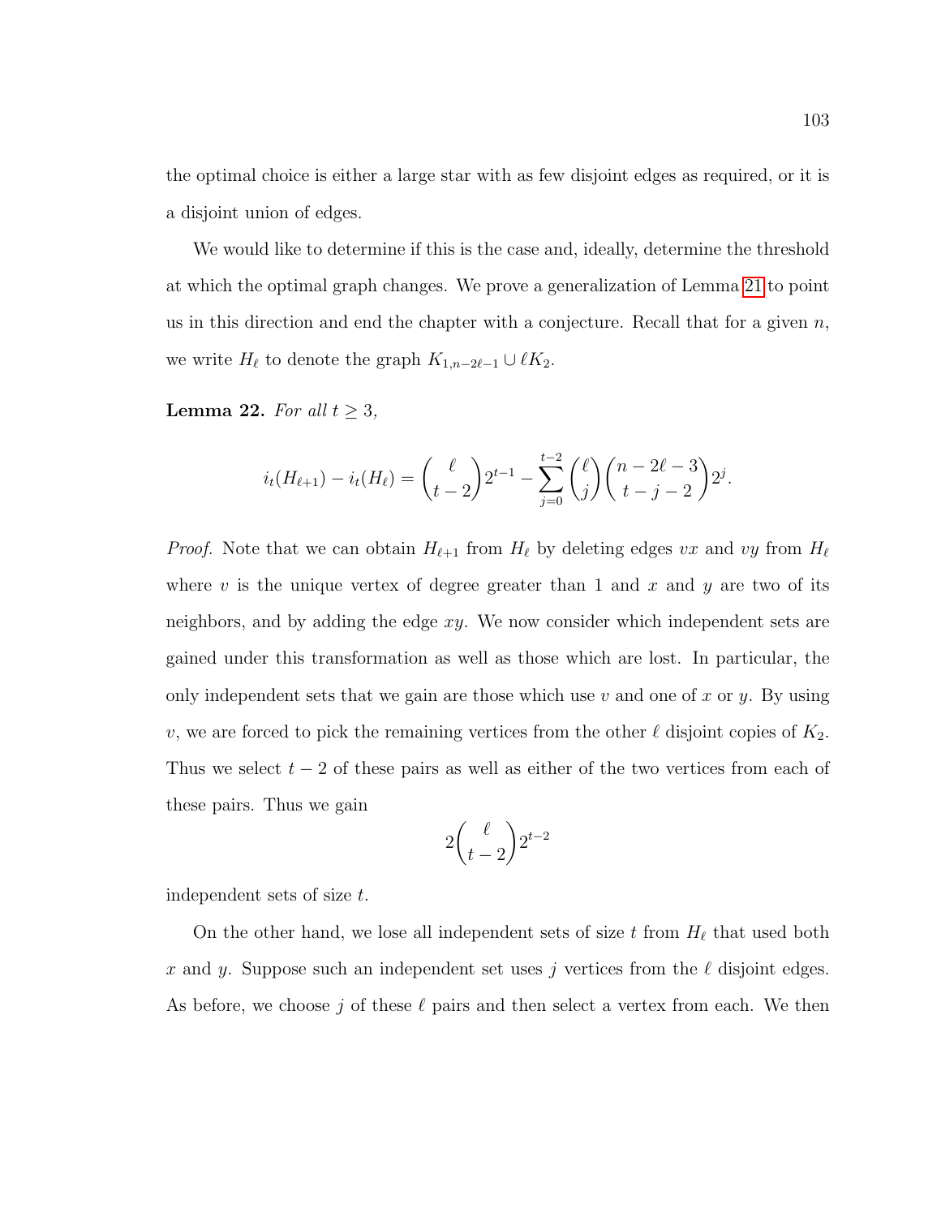the optimal choice is either a large star with as few disjoint edges as required, or it is a disjoint union of edges.

We would like to determine if this is the case and, ideally, determine the threshold at which the optimal graph changes. We prove a generalization of Lemma 21 to point us in this direction and end the chapter with a conjecture. Recall that for a given $n$, we write $H_\ell$ to denote the graph $K_{1,n-2\ell-1} \cup \ell K_2$.

**Lemma 22.** *For all $t \geq 3$,*

$$i_t(H_{\ell+1}) - i_t(H_\ell) = \binom{\ell}{t-2}2^{t-1} - \sum_{j=0}^{t-2}\binom{\ell}{j}\binom{n-2\ell-3}{t-j-2}2^j.$$

*Proof.* Note that we can obtain $H_{\ell+1}$ from $H_\ell$ by deleting edges $vx$ and $vy$ from $H_\ell$ where $v$ is the unique vertex of degree greater than 1 and $x$ and $y$ are two of its neighbors, and by adding the edge $xy$. We now consider which independent sets are gained under this transformation as well as those which are lost. In particular, the only independent sets that we gain are those which use $v$ and one of $x$ or $y$. By using $v$, we are forced to pick the remaining vertices from the other $\ell$ disjoint copies of $K_2$. Thus we select $t-2$ of these pairs as well as either of the two vertices from each of these pairs. Thus we gain

$$2\binom{\ell}{t-2}2^{t-2}$$

independent sets of size $t$.

On the other hand, we lose all independent sets of size $t$ from $H_\ell$ that used both $x$ and $y$. Suppose such an independent set uses $j$ vertices from the $\ell$ disjoint edges. As before, we choose $j$ of these $\ell$ pairs and then select a vertex from each. We then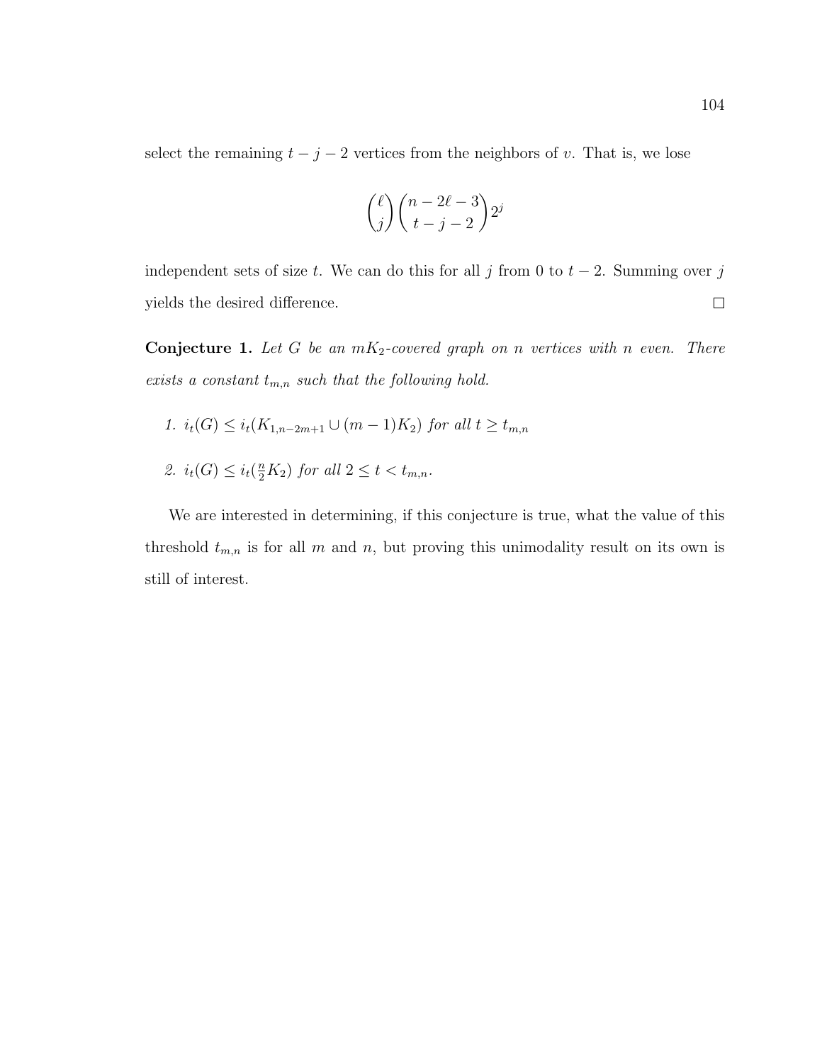select the remaining $t-j-2$ vertices from the neighbors of $v$. That is, we lose

$$\binom{\ell}{j}\binom{n-2\ell-3}{t-j-2}2^j$$

independent sets of size $t$. We can do this for all $j$ from 0 to $t-2$. Summing over $j$ yields the desired difference. $\square$

**Conjecture 1.** *Let $G$ be an $mK_2$-covered graph on $n$ vertices with $n$ even. There exists a constant $t_{m,n}$ such that the following hold.*

1. $i_t(G) \leq i_t(K_{1,n-2m+1} \cup (m-1)K_2)$ *for all* $t \geq t_{m,n}$
2. $i_t(G) \leq i_t(\frac{n}{2}K_2)$ *for all* $2 \leq t < t_{m,n}$.

We are interested in determining, if this conjecture is true, what the value of this threshold $t_{m,n}$ is for all $m$ and $n$, but proving this unimodality result on its own is still of interest.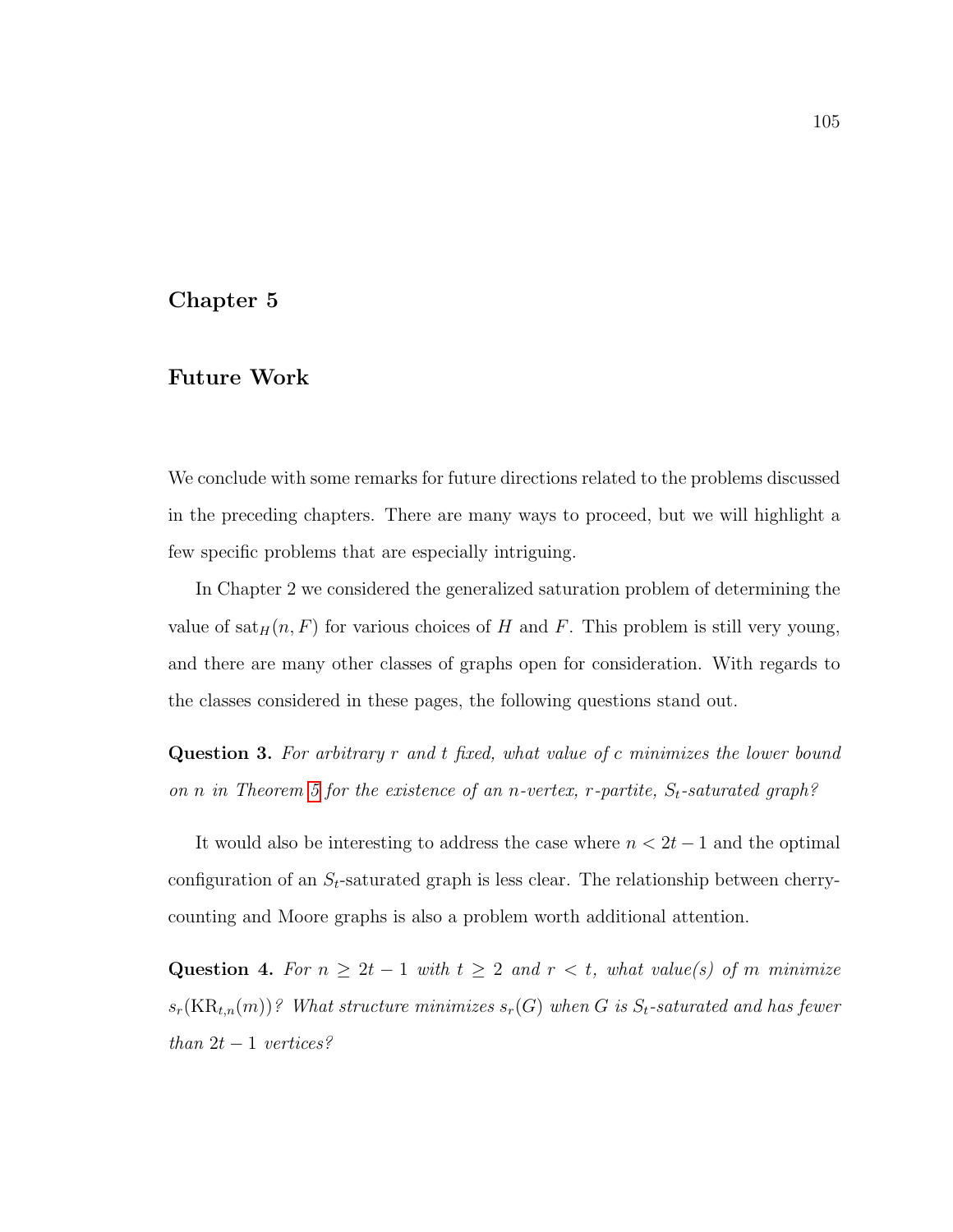# Chapter 5

## Future Work

We conclude with some remarks for future directions related to the problems discussed in the preceding chapters. There are many ways to proceed, but we will highlight a few specific problems that are especially intriguing.

In Chapter 2 we considered the generalized saturation problem of determining the value of $\mathrm{sat}_H(n, F)$ for various choices of $H$ and $F$. This problem is still very young, and there are many other classes of graphs open for consideration. With regards to the classes considered in these pages, the following questions stand out.

**Question 3.** *For arbitrary $r$ and $t$ fixed, what value of $c$ minimizes the lower bound on $n$ in Theorem 5 for the existence of an $n$-vertex, $r$-partite, $S_t$-saturated graph?*

It would also be interesting to address the case where $n < 2t - 1$ and the optimal configuration of an $S_t$-saturated graph is less clear. The relationship between cherry-counting and Moore graphs is also a problem worth additional attention.

**Question 4.** *For $n \geq 2t - 1$ with $t \geq 2$ and $r < t$, what value(s) of $m$ minimize $s_r(\mathrm{KR}_{t,n}(m))$? What structure minimizes $s_r(G)$ when $G$ is $S_t$-saturated and has fewer than $2t - 1$ vertices?*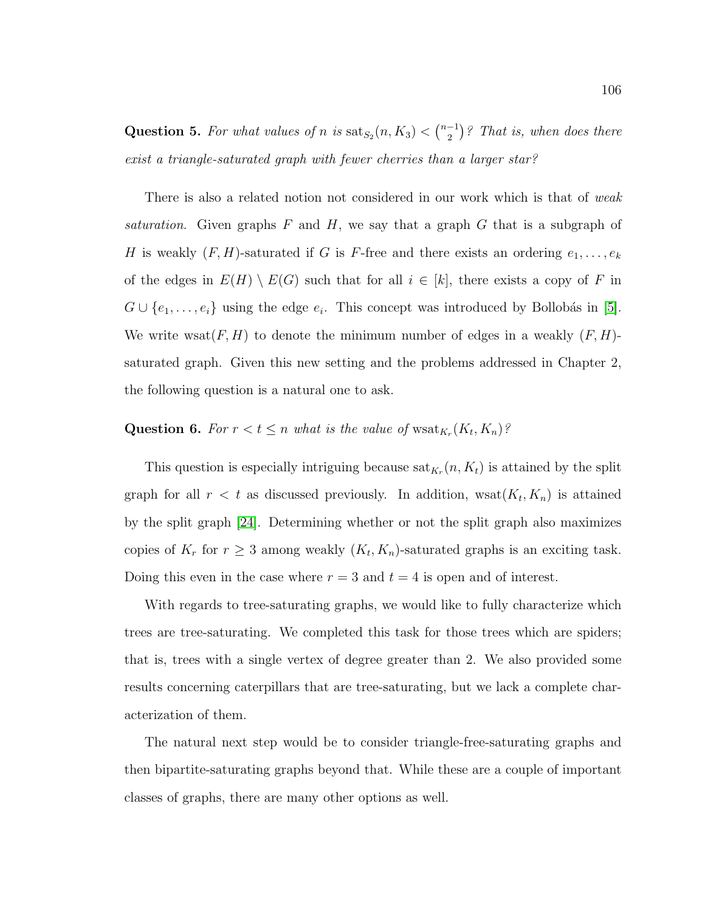**Question 5.** *For what values of $n$ is $\operatorname{sat}_{S_2}(n, K_3) < \binom{n-1}{2}$? That is, when does there exist a triangle-saturated graph with fewer cherries than a larger star?*

There is also a related notion not considered in our work which is that of *weak saturation*. Given graphs $F$ and $H$, we say that a graph $G$ that is a subgraph of $H$ is weakly $(F, H)$-saturated if $G$ is $F$-free and there exists an ordering $e_1, \ldots, e_k$ of the edges in $E(H) \setminus E(G)$ such that for all $i \in [k]$, there exists a copy of $F$ in $G \cup \{e_1, \ldots, e_i\}$ using the edge $e_i$. This concept was introduced by Bollobás in [5]. We write $\operatorname{wsat}(F, H)$ to denote the minimum number of edges in a weakly $(F, H)$-saturated graph. Given this new setting and the problems addressed in Chapter 2, the following question is a natural one to ask.

**Question 6.** *For $r < t \leq n$ what is the value of $\operatorname{wsat}_{K_r}(K_t, K_n)$?*

This question is especially intriguing because $\operatorname{sat}_{K_r}(n, K_t)$ is attained by the split graph for all $r < t$ as discussed previously. In addition, $\operatorname{wsat}(K_t, K_n)$ is attained by the split graph [24]. Determining whether or not the split graph also maximizes copies of $K_r$ for $r \geq 3$ among weakly $(K_t, K_n)$-saturated graphs is an exciting task. Doing this even in the case where $r = 3$ and $t = 4$ is open and of interest.

With regards to tree-saturating graphs, we would like to fully characterize which trees are tree-saturating. We completed this task for those trees which are spiders; that is, trees with a single vertex of degree greater than 2. We also provided some results concerning caterpillars that are tree-saturating, but we lack a complete characterization of them.

The natural next step would be to consider triangle-free-saturating graphs and then bipartite-saturating graphs beyond that. While these are a couple of important classes of graphs, there are many other options as well.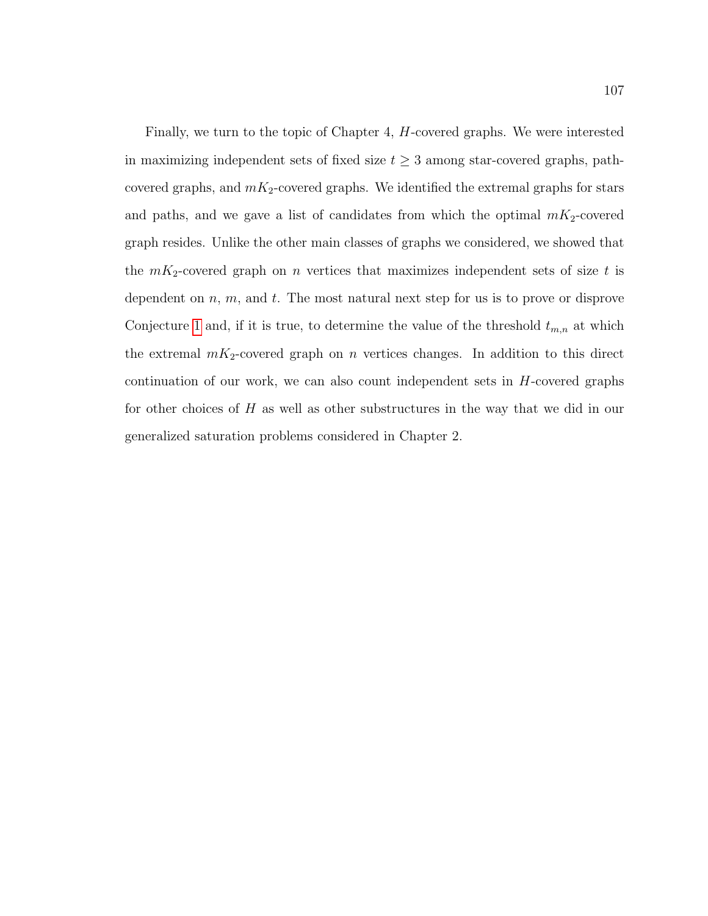Finally, we turn to the topic of Chapter 4, $H$-covered graphs. We were interested in maximizing independent sets of fixed size $t \geq 3$ among star-covered graphs, path-covered graphs, and $mK_2$-covered graphs. We identified the extremal graphs for stars and paths, and we gave a list of candidates from which the optimal $mK_2$-covered graph resides. Unlike the other main classes of graphs we considered, we showed that the $mK_2$-covered graph on $n$ vertices that maximizes independent sets of size $t$ is dependent on $n$, $m$, and $t$. The most natural next step for us is to prove or disprove Conjecture 1 and, if it is true, to determine the value of the threshold $t_{m,n}$ at which the extremal $mK_2$-covered graph on $n$ vertices changes. In addition to this direct continuation of our work, we can also count independent sets in $H$-covered graphs for other choices of $H$ as well as other substructures in the way that we did in our generalized saturation problems considered in Chapter 2.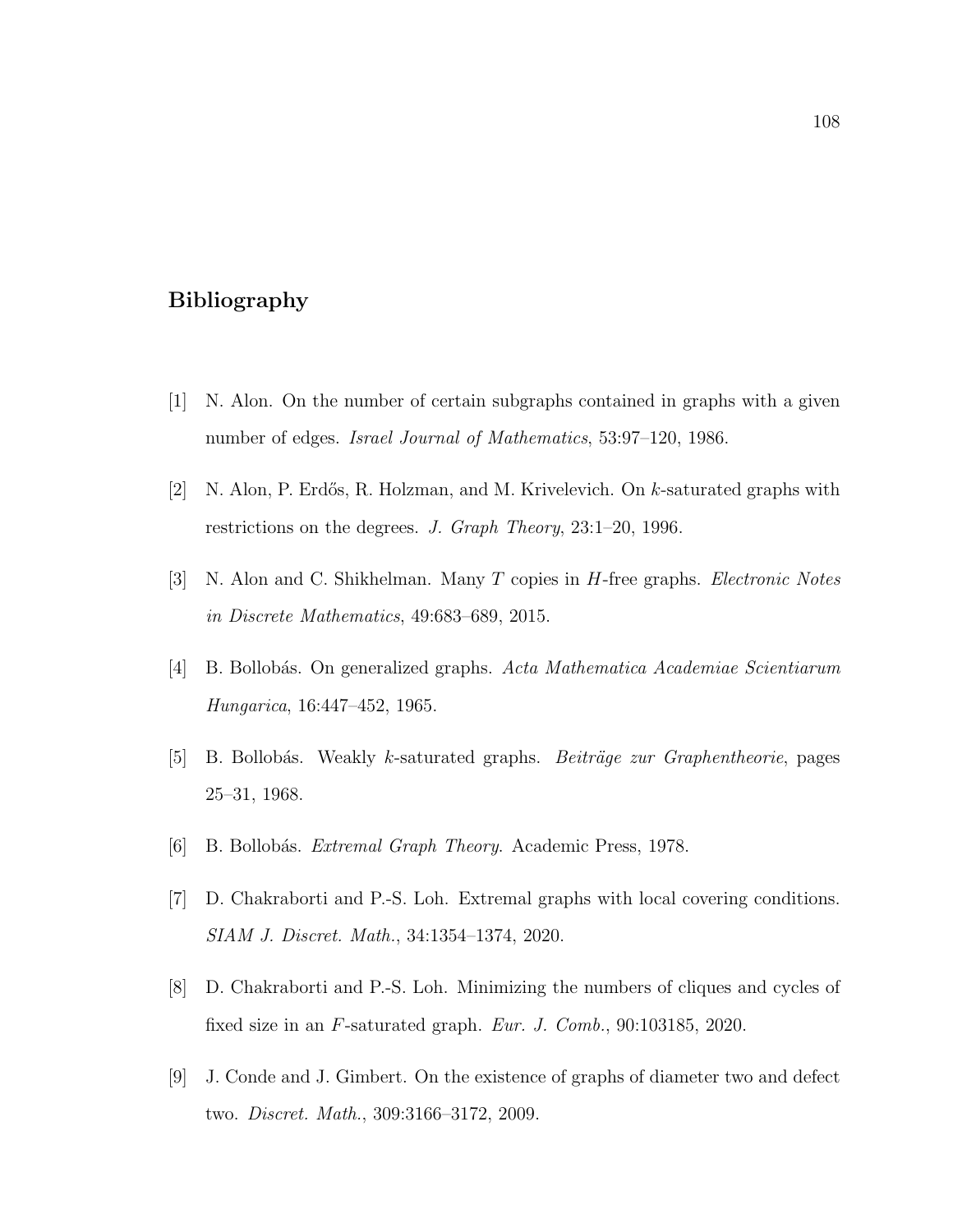# Bibliography

[1] N. Alon. On the number of certain subgraphs contained in graphs with a given number of edges. *Israel Journal of Mathematics*, 53:97–120, 1986.

[2] N. Alon, P. Erdős, R. Holzman, and M. Krivelevich. On $k$-saturated graphs with restrictions on the degrees. *J. Graph Theory*, 23:1–20, 1996.

[3] N. Alon and C. Shikhelman. Many $T$ copies in $H$-free graphs. *Electronic Notes in Discrete Mathematics*, 49:683–689, 2015.

[4] B. Bollobás. On generalized graphs. *Acta Mathematica Academiae Scientiarum Hungarica*, 16:447–452, 1965.

[5] B. Bollobás. Weakly $k$-saturated graphs. *Beiträge zur Graphentheorie*, pages 25–31, 1968.

[6] B. Bollobás. *Extremal Graph Theory.* Academic Press, 1978.

[7] D. Chakraborti and P.-S. Loh. Extremal graphs with local covering conditions. *SIAM J. Discret. Math.*, 34:1354–1374, 2020.

[8] D. Chakraborti and P.-S. Loh. Minimizing the numbers of cliques and cycles of fixed size in an $F$-saturated graph. *Eur. J. Comb.*, 90:103185, 2020.

[9] J. Conde and J. Gimbert. On the existence of graphs of diameter two and defect two. *Discret. Math.*, 309:3166–3172, 2009.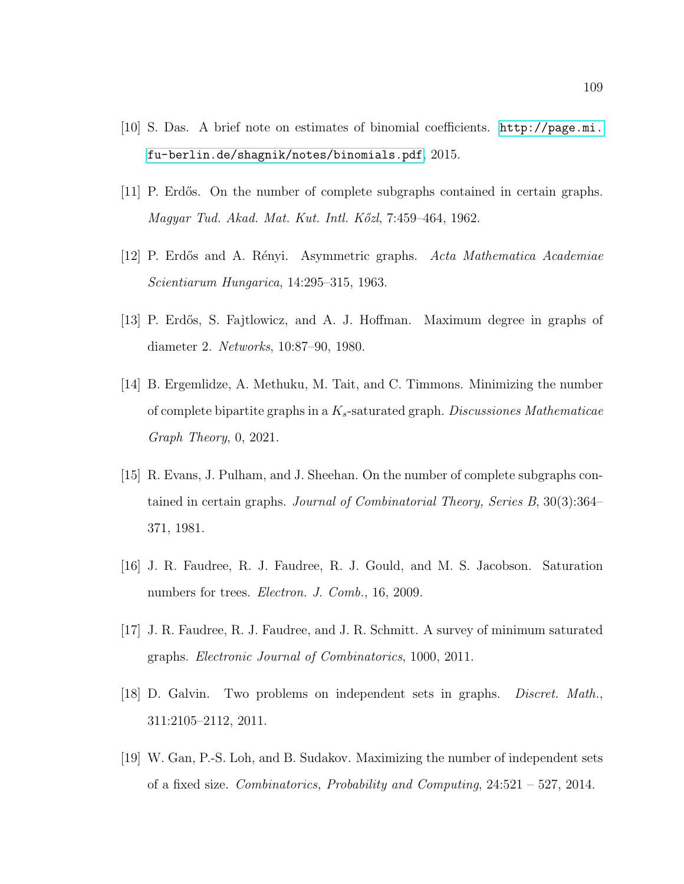[10] S. Das. A brief note on estimates of binomial coefficients. http://page.mi.fu-berlin.de/shagnik/notes/binomials.pdf, 2015.

[11] P. Erdős. On the number of complete subgraphs contained in certain graphs. *Magyar Tud. Akad. Mat. Kut. Intl. Kőzl*, 7:459–464, 1962.

[12] P. Erdős and A. Rényi. Asymmetric graphs. *Acta Mathematica Academiae Scientiarum Hungarica*, 14:295–315, 1963.

[13] P. Erdős, S. Fajtlowicz, and A. J. Hoffman. Maximum degree in graphs of diameter 2. *Networks*, 10:87–90, 1980.

[14] B. Ergemlidze, A. Methuku, M. Tait, and C. Timmons. Minimizing the number of complete bipartite graphs in a $K_s$-saturated graph. *Discussiones Mathematicae Graph Theory*, 0, 2021.

[15] R. Evans, J. Pulham, and J. Sheehan. On the number of complete subgraphs contained in certain graphs. *Journal of Combinatorial Theory, Series B*, 30(3):364–371, 1981.

[16] J. R. Faudree, R. J. Faudree, R. J. Gould, and M. S. Jacobson. Saturation numbers for trees. *Electron. J. Comb.*, 16, 2009.

[17] J. R. Faudree, R. J. Faudree, and J. R. Schmitt. A survey of minimum saturated graphs. *Electronic Journal of Combinatorics*, 1000, 2011.

[18] D. Galvin. Two problems on independent sets in graphs. *Discret. Math.*, 311:2105–2112, 2011.

[19] W. Gan, P.-S. Loh, and B. Sudakov. Maximizing the number of independent sets of a fixed size. *Combinatorics, Probability and Computing*, 24:521 – 527, 2014.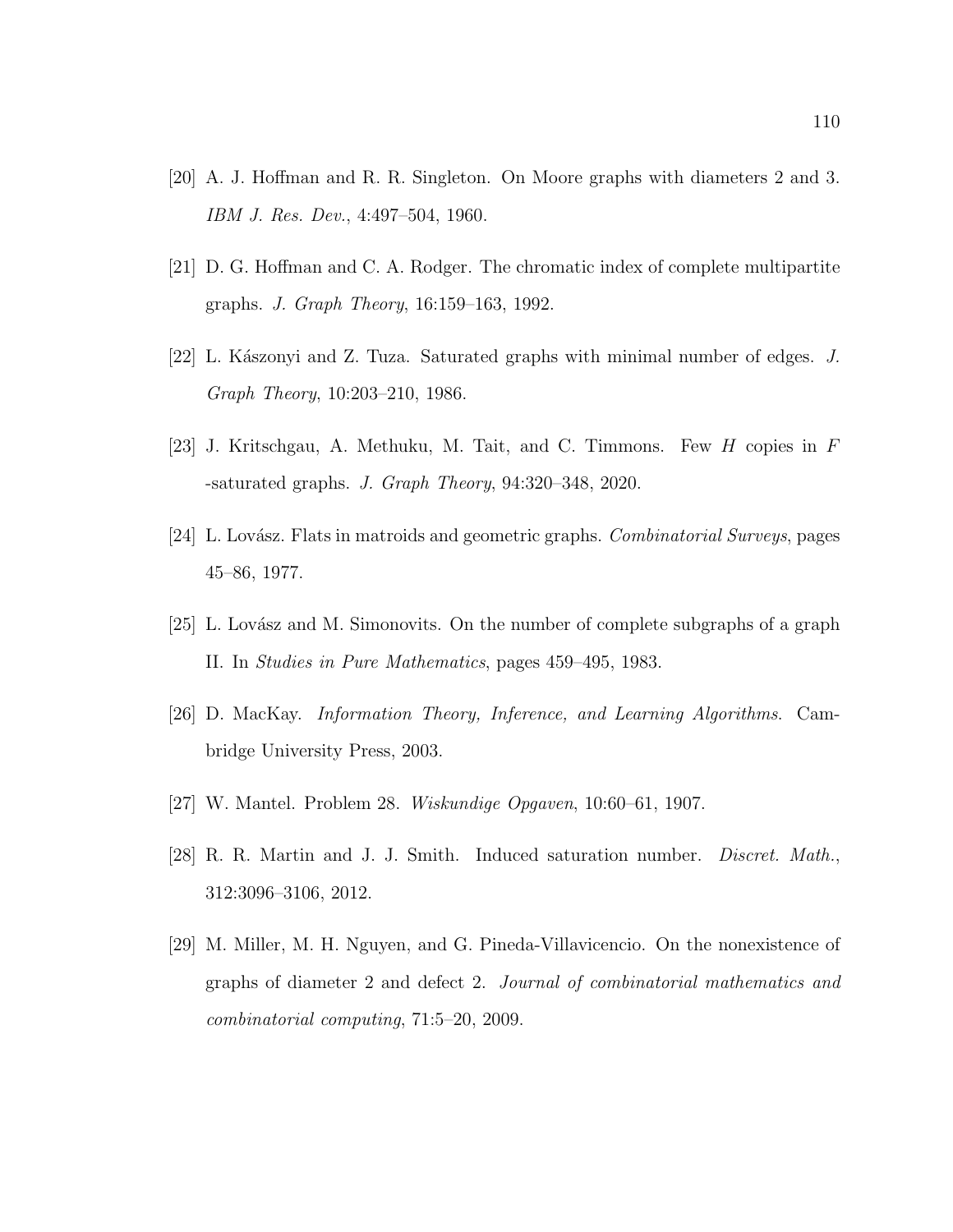[20] A. J. Hoffman and R. R. Singleton. On Moore graphs with diameters 2 and 3. *IBM J. Res. Dev.*, 4:497–504, 1960.

[21] D. G. Hoffman and C. A. Rodger. The chromatic index of complete multipartite graphs. *J. Graph Theory*, 16:159–163, 1992.

[22] L. Kászonyi and Z. Tuza. Saturated graphs with minimal number of edges. *J. Graph Theory*, 10:203–210, 1986.

[23] J. Kritschgau, A. Methuku, M. Tait, and C. Timmons. Few $H$ copies in $F$ -saturated graphs. *J. Graph Theory*, 94:320–348, 2020.

[24] L. Lovász. Flats in matroids and geometric graphs. *Combinatorial Surveys*, pages 45–86, 1977.

[25] L. Lovász and M. Simonovits. On the number of complete subgraphs of a graph II. In *Studies in Pure Mathematics*, pages 459–495, 1983.

[26] D. MacKay. *Information Theory, Inference, and Learning Algorithms*. Cambridge University Press, 2003.

[27] W. Mantel. Problem 28. *Wiskundige Opgaven*, 10:60–61, 1907.

[28] R. R. Martin and J. J. Smith. Induced saturation number. *Discret. Math.*, 312:3096–3106, 2012.

[29] M. Miller, M. H. Nguyen, and G. Pineda-Villavicencio. On the nonexistence of graphs of diameter 2 and defect 2. *Journal of combinatorial mathematics and combinatorial computing*, 71:5–20, 2009.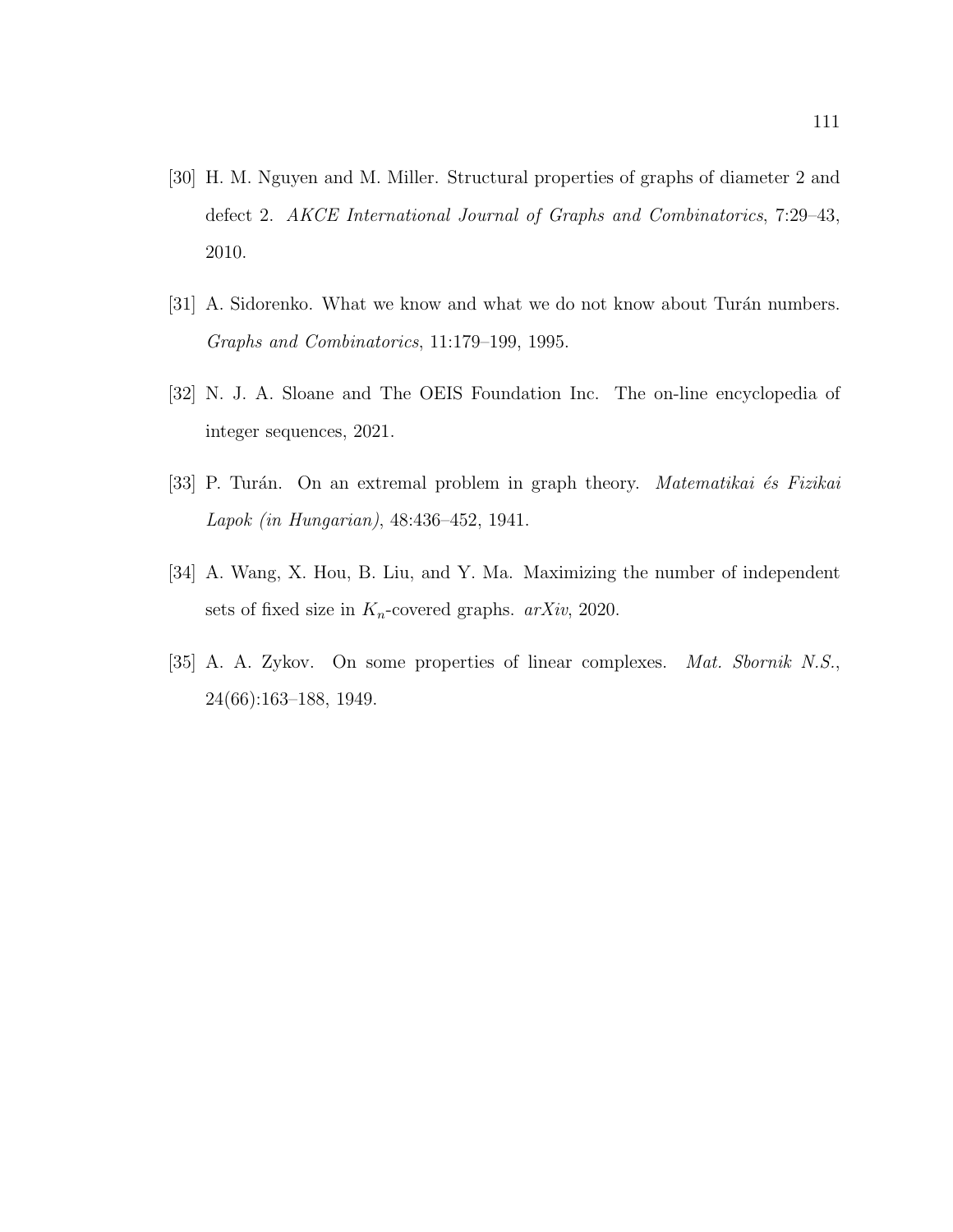[30] H. M. Nguyen and M. Miller. Structural properties of graphs of diameter 2 and defect 2. *AKCE International Journal of Graphs and Combinatorics*, 7:29–43, 2010.

[31] A. Sidorenko. What we know and what we do not know about Turán numbers. *Graphs and Combinatorics*, 11:179–199, 1995.

[32] N. J. A. Sloane and The OEIS Foundation Inc. The on-line encyclopedia of integer sequences, 2021.

[33] P. Turán. On an extremal problem in graph theory. *Matematikai és Fizikai Lapok (in Hungarian)*, 48:436–452, 1941.

[34] A. Wang, X. Hou, B. Liu, and Y. Ma. Maximizing the number of independent sets of fixed size in $K_n$-covered graphs. *arXiv*, 2020.

[35] A. A. Zykov. On some properties of linear complexes. *Mat. Sbornik N.S.*, 24(66):163–188, 1949.